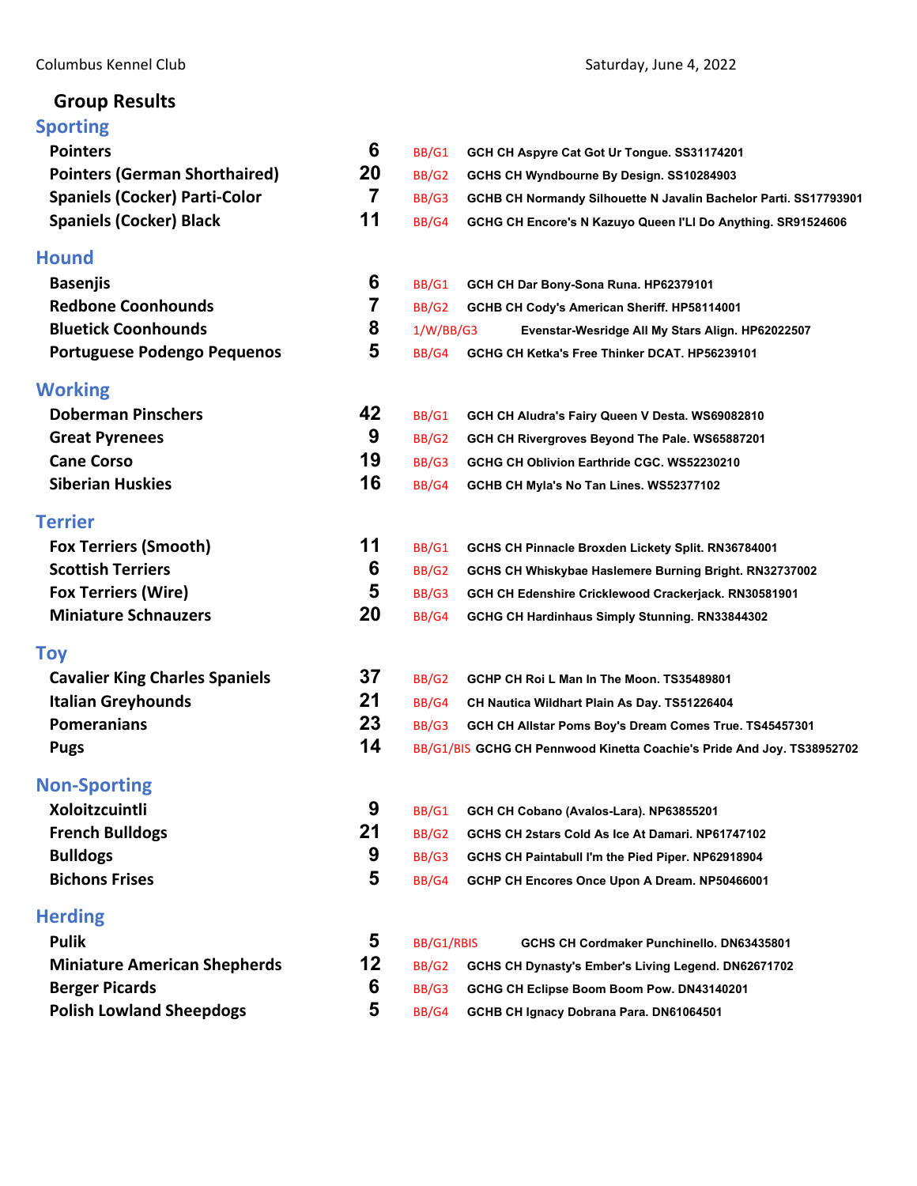Columbus Kennel Club — Saturday, June 4, 2022

# Group Results

## Sporting

| Breed | Entries | Award | Dog |
|---|---|---|---|
| Pointers | 6 | BB/G1 | GCH CH Aspyre Cat Got Ur Tongue. SS31174201 |
| Pointers (German Shorthaired) | 20 | BB/G2 | GCHS CH Wyndbourne By Design. SS10284903 |
| Spaniels (Cocker) Parti-Color | 7 | BB/G3 | GCHB CH Normandy Silhouette N Javalin Bachelor Parti. SS17793901 |
| Spaniels (Cocker) Black | 11 | BB/G4 | GCHG CH Encore's N Kazuyo Queen I'Ll Do Anything. SR91524606 |

## Hound

| Breed | Entries | Award | Dog |
|---|---|---|---|
| Basenjis | 6 | BB/G1 | GCH CH Dar Bony-Sona Runa. HP62379101 |
| Redbone Coonhounds | 7 | BB/G2 | GCHB CH Cody's American Sheriff. HP58114001 |
| Bluetick Coonhounds | 8 | 1/W/BB/G3 | Evenstar-Wesridge All My Stars Align. HP62022507 |
| Portuguese Podengo Pequenos | 5 | BB/G4 | GCHG CH Ketka's Free Thinker DCAT. HP56239101 |

## Working

| Breed | Entries | Award | Dog |
|---|---|---|---|
| Doberman Pinschers | 42 | BB/G1 | GCH CH Aludra's Fairy Queen V Desta. WS69082810 |
| Great Pyrenees | 9 | BB/G2 | GCH CH Rivergroves Beyond The Pale. WS65887201 |
| Cane Corso | 19 | BB/G3 | GCHG CH Oblivion Earthride CGC. WS52230210 |
| Siberian Huskies | 16 | BB/G4 | GCHB CH Myla's No Tan Lines. WS52377102 |

## Terrier

| Breed | Entries | Award | Dog |
|---|---|---|---|
| Fox Terriers (Smooth) | 11 | BB/G1 | GCHS CH Pinnacle Broxden Lickety Split. RN36784001 |
| Scottish Terriers | 6 | BB/G2 | GCHS CH Whiskybae Haslemere Burning Bright. RN32737002 |
| Fox Terriers (Wire) | 5 | BB/G3 | GCH CH Edenshire Cricklewood Crackerjack. RN30581901 |
| Miniature Schnauzers | 20 | BB/G4 | GCHG CH Hardinhaus Simply Stunning. RN33844302 |

## Toy

| Breed | Entries | Award | Dog |
|---|---|---|---|
| Cavalier King Charles Spaniels | 37 | BB/G2 | GCHP CH Roi L Man In The Moon. TS35489801 |
| Italian Greyhounds | 21 | BB/G4 | CH Nautica Wildhart Plain As Day. TS51226404 |
| Pomeranians | 23 | BB/G3 | GCH CH Allstar Poms Boy's Dream Comes True. TS45457301 |
| Pugs | 14 | BB/G1/BIS | GCHG CH Pennwood Kinetta Coachie's Pride And Joy. TS38952702 |

## Non-Sporting

| Breed | Entries | Award | Dog |
|---|---|---|---|
| Xoloitzcuintli | 9 | BB/G1 | GCH CH Cobano (Avalos-Lara). NP63855201 |
| French Bulldogs | 21 | BB/G2 | GCHS CH 2stars Cold As Ice At Damari. NP61747102 |
| Bulldogs | 9 | BB/G3 | GCHS CH Paintabull I'm the Pied Piper. NP62918904 |
| Bichons Frises | 5 | BB/G4 | GCHP CH Encores Once Upon A Dream. NP50466001 |

## Herding

| Breed | Entries | Award | Dog |
|---|---|---|---|
| Pulik | 5 | BB/G1/RBIS | GCHS CH Cordmaker Punchinello. DN63435801 |
| Miniature American Shepherds | 12 | BB/G2 | GCHS CH Dynasty's Ember's Living Legend. DN62671702 |
| Berger Picards | 6 | BB/G3 | GCHG CH Eclipse Boom Boom Pow. DN43140201 |
| Polish Lowland Sheepdogs | 5 | BB/G4 | GCHB CH Ignacy Dobrana Para. DN61064501 |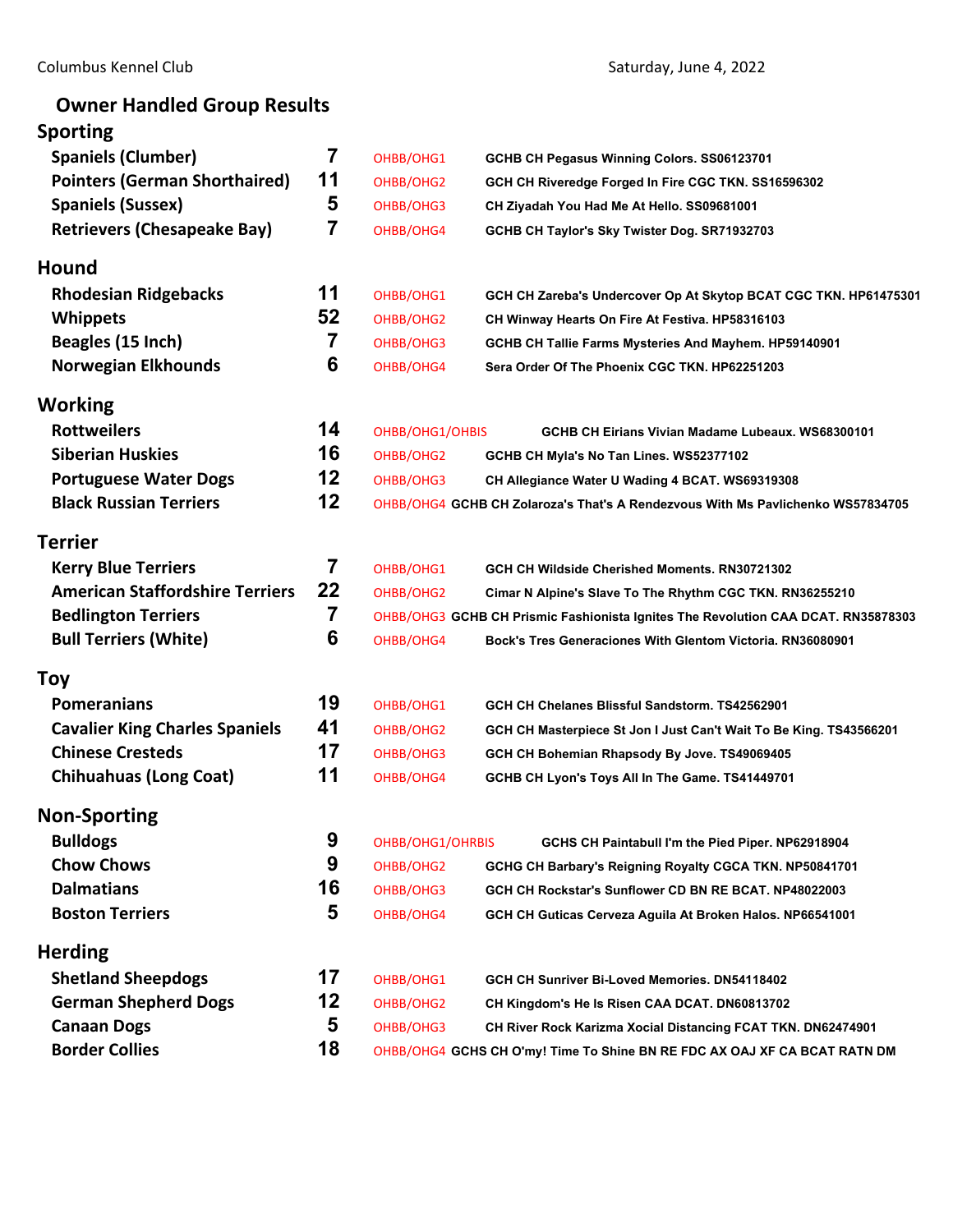Columbus Kennel Club — Saturday, June 4, 2022

# Owner Handled Group Results

## Sporting

| Breed | Entries | Award | Dog |
|---|---|---|---|
| Spaniels (Clumber) | 7 | OHBB/OHG1 | GCHB CH Pegasus Winning Colors. SS06123701 |
| Pointers (German Shorthaired) | 11 | OHBB/OHG2 | GCH CH Riveredge Forged In Fire CGC TKN. SS16596302 |
| Spaniels (Sussex) | 5 | OHBB/OHG3 | CH Ziyadah You Had Me At Hello. SS09681001 |
| Retrievers (Chesapeake Bay) | 7 | OHBB/OHG4 | GCHB CH Taylor's Sky Twister Dog. SR71932703 |

## Hound

| Breed | Entries | Award | Dog |
|---|---|---|---|
| Rhodesian Ridgebacks | 11 | OHBB/OHG1 | GCH CH Zareba's Undercover Op At Skytop BCAT CGC TKN. HP61475301 |
| Whippets | 52 | OHBB/OHG2 | CH Winway Hearts On Fire At Festiva. HP58316103 |
| Beagles (15 Inch) | 7 | OHBB/OHG3 | GCHB CH Tallie Farms Mysteries And Mayhem. HP59140901 |
| Norwegian Elkhounds | 6 | OHBB/OHG4 | Sera Order Of The Phoenix CGC TKN. HP62251203 |

## Working

| Breed | Entries | Award | Dog |
|---|---|---|---|
| Rottweilers | 14 | OHBB/OHG1/OHBIS | GCHB CH Eirians Vivian Madame Lubeaux. WS68300101 |
| Siberian Huskies | 16 | OHBB/OHG2 | GCHB CH Myla's No Tan Lines. WS52377102 |
| Portuguese Water Dogs | 12 | OHBB/OHG3 | CH Allegiance Water U Wading 4 BCAT. WS69319308 |
| Black Russian Terriers | 12 | OHBB/OHG4 | GCHB CH Zolaroza's That's A Rendezvous With Ms Pavlichenko WS57834705 |

## Terrier

| Breed | Entries | Award | Dog |
|---|---|---|---|
| Kerry Blue Terriers | 7 | OHBB/OHG1 | GCH CH Wildside Cherished Moments. RN30721302 |
| American Staffordshire Terriers | 22 | OHBB/OHG2 | Cimar N Alpine's Slave To The Rhythm CGC TKN. RN36255210 |
| Bedlington Terriers | 7 | OHBB/OHG3 | GCHB CH Prismic Fashionista Ignites The Revolution CAA DCAT. RN35878303 |
| Bull Terriers (White) | 6 | OHBB/OHG4 | Bock's Tres Generaciones With Glentom Victoria. RN36080901 |

## Toy

| Breed | Entries | Award | Dog |
|---|---|---|---|
| Pomeranians | 19 | OHBB/OHG1 | GCH CH Chelanes Blissful Sandstorm. TS42562901 |
| Cavalier King Charles Spaniels | 41 | OHBB/OHG2 | GCH CH Masterpiece St Jon I Just Can't Wait To Be King. TS43566201 |
| Chinese Cresteds | 17 | OHBB/OHG3 | GCH CH Bohemian Rhapsody By Jove. TS49069405 |
| Chihuahuas (Long Coat) | 11 | OHBB/OHG4 | GCHB CH Lyon's Toys All In The Game. TS41449701 |

## Non-Sporting

| Breed | Entries | Award | Dog |
|---|---|---|---|
| Bulldogs | 9 | OHBB/OHG1/OHRBIS | GCHS CH Paintabull I'm the Pied Piper. NP62918904 |
| Chow Chows | 9 | OHBB/OHG2 | GCHG CH Barbary's Reigning Royalty CGCA TKN. NP50841701 |
| Dalmatians | 16 | OHBB/OHG3 | GCH CH Rockstar's Sunflower CD BN RE BCAT. NP48022003 |
| Boston Terriers | 5 | OHBB/OHG4 | GCH CH Guticas Cerveza Aguila At Broken Halos. NP66541001 |

## Herding

| Breed | Entries | Award | Dog |
|---|---|---|---|
| Shetland Sheepdogs | 17 | OHBB/OHG1 | GCH CH Sunriver Bi-Loved Memories. DN54118402 |
| German Shepherd Dogs | 12 | OHBB/OHG2 | CH Kingdom's He Is Risen CAA DCAT. DN60813702 |
| Canaan Dogs | 5 | OHBB/OHG3 | CH River Rock Karizma Xocial Distancing FCAT TKN. DN62474901 |
| Border Collies | 18 | OHBB/OHG4 | GCHS CH O'my! Time To Shine BN RE FDC AX OAJ XF CA BCAT RATN DM |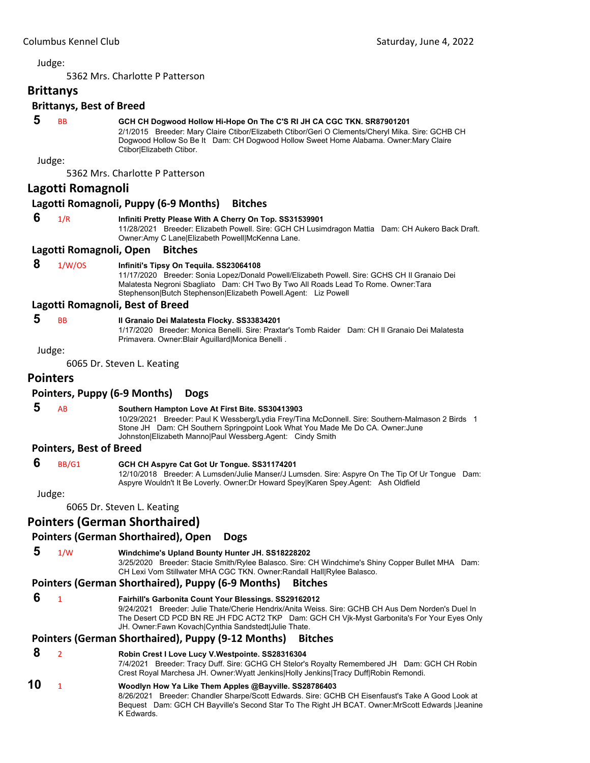Judge:

5362 Mrs. Charlotte P Patterson

## Brittanys

### Brittanys, Best of Breed

**5** BB **GCH CH Dogwood Hollow Hi-Hope On The C'S RI JH CA CGC TKN. SR87901201**
2/1/2015 Breeder: Mary Claire Ctibor/Elizabeth Ctibor/Geri O Clements/Cheryl Mika. Sire: GCHB CH Dogwood Hollow So Be It Dam: CH Dogwood Hollow Sweet Home Alabama. Owner:Mary Claire Ctibor|Elizabeth Ctibor.

Judge:

5362 Mrs. Charlotte P Patterson

## Lagotti Romagnoli

### Lagotti Romagnoli, Puppy (6-9 Months) Bitches

**6** 1/R **Infiniti Pretty Please With A Cherry On Top. SS31539901**
11/28/2021 Breeder: Elizabeth Powell. Sire: GCH CH Lusimdragon Mattia Dam: CH Aukero Back Draft. Owner:Amy C Lane|Elizabeth Powell|McKenna Lane.

### Lagotti Romagnoli, Open Bitches

**8** 1/W/OS **Infiniti's Tipsy On Tequila. SS23064108**
11/17/2020 Breeder: Sonia Lopez/Donald Powell/Elizabeth Powell. Sire: GCHS CH Il Granaio Dei Malatesta Negroni Sbagliato Dam: CH Two By Two All Roads Lead To Rome. Owner:Tara Stephenson|Butch Stephenson|Elizabeth Powell.Agent: Liz Powell

### Lagotti Romagnoli, Best of Breed

**5** BB **Il Granaio Dei Malatesta Flocky. SS33834201**
1/17/2020 Breeder: Monica Benelli. Sire: Praxtar's Tomb Raider Dam: CH Il Granaio Dei Malatesta Primavera. Owner:Blair Aguillard|Monica Benelli .

Judge:

6065 Dr. Steven L. Keating

## Pointers

### Pointers, Puppy (6-9 Months) Dogs

**5** AB **Southern Hampton Love At First Bite. SS30413903**
10/29/2021 Breeder: Paul K Wessberg/Lydia Frey/Tina McDonnell. Sire: Southern-Malmason 2 Birds 1 Stone JH Dam: CH Southern Springpoint Look What You Made Me Do CA. Owner:June Johnston|Elizabeth Manno|Paul Wessberg.Agent: Cindy Smith

### Pointers, Best of Breed

**6** BB/G1 **GCH CH Aspyre Cat Got Ur Tongue. SS31174201**
12/10/2018 Breeder: A Lumsden/Julie Manser/J Lumsden. Sire: Aspyre On The Tip Of Ur Tongue Dam: Aspyre Wouldn't It Be Loverly. Owner:Dr Howard Spey|Karen Spey.Agent: Ash Oldfield

Judge:

6065 Dr. Steven L. Keating

## Pointers (German Shorthaired)

### Pointers (German Shorthaired), Open Dogs

**5** 1/W **Windchime's Upland Bounty Hunter JH. SS18228202**
3/25/2020 Breeder: Stacie Smith/Rylee Balasco. Sire: CH Windchime's Shiny Copper Bullet MHA Dam: CH Lexi Vom Stillwater MHA CGC TKN. Owner:Randall Hall|Rylee Balasco.

### Pointers (German Shorthaired), Puppy (6-9 Months) Bitches

**6** 1 **Fairhill's Garbonita Count Your Blessings. SS29162012**
9/24/2021 Breeder: Julie Thate/Cherie Hendrix/Anita Weiss. Sire: GCHB CH Aus Dem Norden's Duel In The Desert CD PCD BN RE JH FDC ACT2 TKP Dam: GCH CH Vjk-Myst Garbonita's For Your Eyes Only JH. Owner:Fawn Kovach|Cynthia Sandstedt|Julie Thate.

### Pointers (German Shorthaired), Puppy (9-12 Months) Bitches

**8** 2 **Robin Crest I Love Lucy V.Westpointe. SS28316304**
7/4/2021 Breeder: Tracy Duff. Sire: GCHG CH Stelor's Royalty Remembered JH Dam: GCH CH Robin Crest Royal Marchesa JH. Owner:Wyatt Jenkins|Holly Jenkins|Tracy Duff|Robin Remondi.

**10** 1 **Woodlyn How Ya Like Them Apples @Bayville. SS28786403**
8/26/2021 Breeder: Chandler Sharpe/Scott Edwards. Sire: GCHB CH Eisenfaust's Take A Good Look at Bequest Dam: GCH CH Bayville's Second Star To The Right JH BCAT. Owner:MrScott Edwards |Jeanine K Edwards.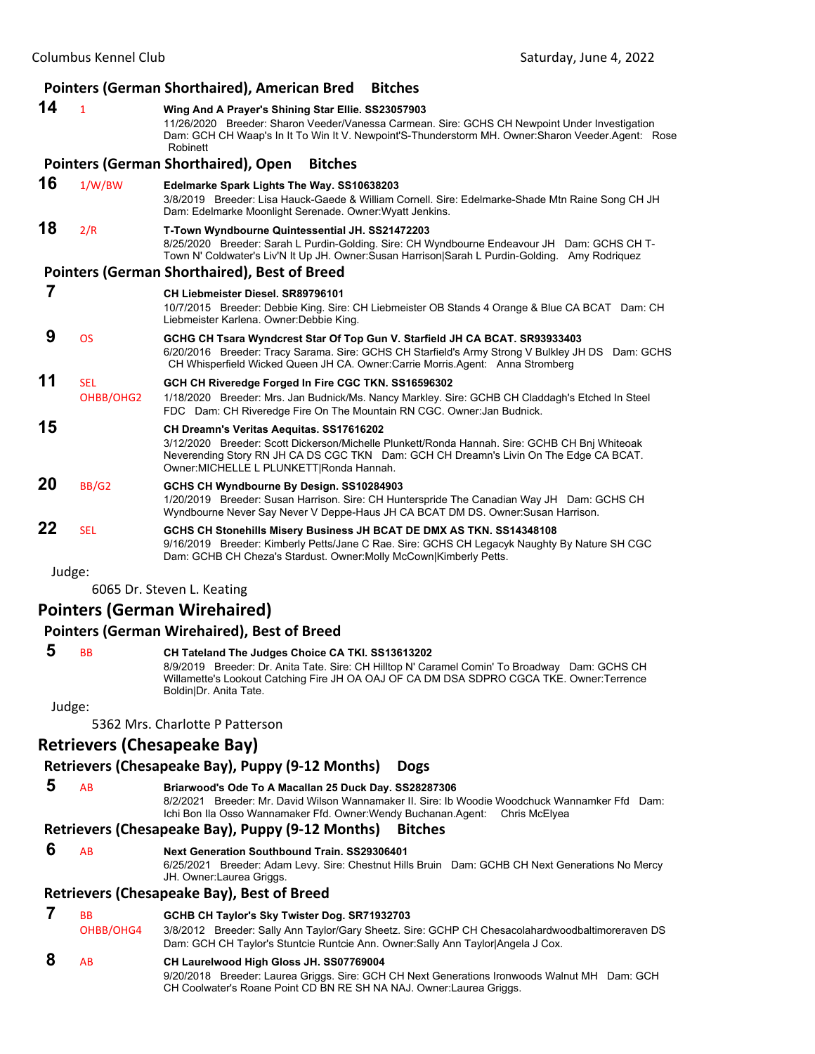### Pointers (German Shorthaired), American Bred Bitches

**14** 1 **Wing And A Prayer's Shining Star Ellie. SS23057903**
11/26/2020 Breeder: Sharon Veeder/Vanessa Carmean. Sire: GCHS CH Newpoint Under Investigation Dam: GCH CH Waap's In It To Win It V. Newpoint'S-Thunderstorm MH. Owner:Sharon Veeder.Agent: Rose Robinett

### Pointers (German Shorthaired), Open Bitches

**16** 1/W/BW **Edelmarke Spark Lights The Way. SS10638203**
3/8/2019 Breeder: Lisa Hauck-Gaede & William Cornell. Sire: Edelmarke-Shade Mtn Raine Song CH JH Dam: Edelmarke Moonlight Serenade. Owner:Wyatt Jenkins.

**18** 2/R **T-Town Wyndbourne Quintessential JH. SS21472203**
8/25/2020 Breeder: Sarah L Purdin-Golding. Sire: CH Wyndbourne Endeavour JH Dam: GCHS CH T-Town N' Coldwater's Liv'N It Up JH. Owner:Susan Harrison|Sarah L Purdin-Golding. Amy Rodriquez

### Pointers (German Shorthaired), Best of Breed

**7** **CH Liebmeister Diesel. SR89796101**
10/7/2015 Breeder: Debbie King. Sire: CH Liebmeister OB Stands 4 Orange & Blue CA BCAT Dam: CH Liebmeister Karlena. Owner:Debbie King.

**9** OS **GCHG CH Tsara Wyndcrest Star Of Top Gun V. Starfield JH CA BCAT. SR93933403**
6/20/2016 Breeder: Tracy Sarama. Sire: GCHS CH Starfield's Army Strong V Bulkley JH DS Dam: GCHS CH Whisperfield Wicked Queen JH CA. Owner:Carrie Morris.Agent: Anna Stromberg

**11** SEL OHBB/OHG2 **GCH CH Riveredge Forged In Fire CGC TKN. SS16596302**
1/18/2020 Breeder: Mrs. Jan Budnick/Ms. Nancy Markley. Sire: GCHB CH Claddagh's Etched In Steel FDC Dam: CH Riveredge Fire On The Mountain RN CGC. Owner:Jan Budnick.

**15** **CH Dreamn's Veritas Aequitas. SS17616202**
3/12/2020 Breeder: Scott Dickerson/Michelle Plunkett/Ronda Hannah. Sire: GCHB CH Bnj Whiteoak Neverending Story RN JH CA DS CGC TKN Dam: GCH CH Dreamn's Livin On The Edge CA BCAT. Owner:MICHELLE L PLUNKETT|Ronda Hannah.

**20** BB/G2 **GCHS CH Wyndbourne By Design. SS10284903**
1/20/2019 Breeder: Susan Harrison. Sire: CH Hunterspride The Canadian Way JH Dam: GCHS CH Wyndbourne Never Say Never V Deppe-Haus JH CA BCAT DM DS. Owner:Susan Harrison.

**22** SEL **GCHS CH Stonehills Misery Business JH BCAT DE DMX AS TKN. SS14348108**
9/16/2019 Breeder: Kimberly Petts/Jane C Rae. Sire: GCHS CH Legacyk Naughty By Nature SH CGC Dam: GCHB CH Cheza's Stardust. Owner:Molly McCown|Kimberly Petts.

Judge:

6065 Dr. Steven L. Keating

## Pointers (German Wirehaired)

### Pointers (German Wirehaired), Best of Breed

**5** BB **CH Tateland The Judges Choice CA TKI. SS13613202**
8/9/2019 Breeder: Dr. Anita Tate. Sire: CH Hilltop N' Caramel Comin' To Broadway Dam: GCHS CH Willamette's Lookout Catching Fire JH OA OAJ OF CA DM DSA SDPRO CGCA TKE. Owner:Terrence Boldin|Dr. Anita Tate.

Judge:

5362 Mrs. Charlotte P Patterson

## Retrievers (Chesapeake Bay)

### Retrievers (Chesapeake Bay), Puppy (9-12 Months) Dogs

**5** AB **Briarwood's Ode To A Macallan 25 Duck Day. SS28287306**
8/2/2021 Breeder: Mr. David Wilson Wannamaker II. Sire: Ib Woodie Woodchuck Wannamker Ffd Dam: Ichi Bon Ila Osso Wannamaker Ffd. Owner:Wendy Buchanan.Agent: Chris McElyea

### Retrievers (Chesapeake Bay), Puppy (9-12 Months) Bitches

**6** AB **Next Generation Southbound Train. SS29306401**
6/25/2021 Breeder: Adam Levy. Sire: Chestnut Hills Bruin Dam: GCHB CH Next Generations No Mercy JH. Owner:Laurea Griggs.

### Retrievers (Chesapeake Bay), Best of Breed

**7** BB OHBB/OHG4 **GCHB CH Taylor's Sky Twister Dog. SR71932703**
3/8/2012 Breeder: Sally Ann Taylor/Gary Sheetz. Sire: GCHP CH Chesacolahardwoodbaltimoreraven DS Dam: GCH CH Taylor's Stuntcie Runtcie Ann. Owner:Sally Ann Taylor|Angela J Cox.

**8** AB **CH Laurelwood High Gloss JH. SS07769004**
9/20/2018 Breeder: Laurea Griggs. Sire: GCH CH Next Generations Ironwoods Walnut MH Dam: GCH CH Coolwater's Roane Point CD BN RE SH NA NAJ. Owner:Laurea Griggs.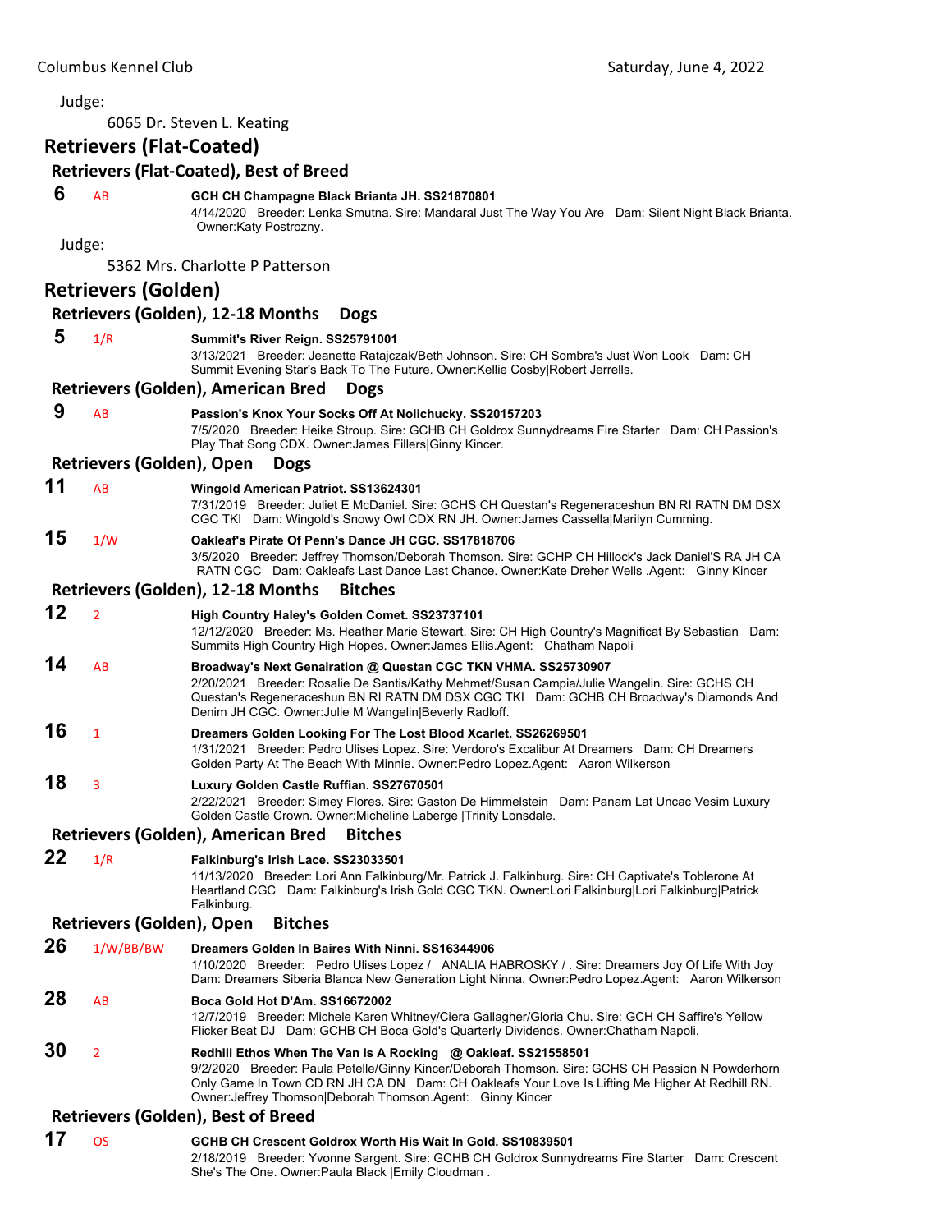Judge:

6065 Dr. Steven L. Keating

## Retrievers (Flat-Coated)

### Retrievers (Flat-Coated), Best of Breed

**6** AB **GCH CH Champagne Black Brianta JH. SS21870801**
4/14/2020 Breeder: Lenka Smutna. Sire: Mandaral Just The Way You Are Dam: Silent Night Black Brianta. Owner:Katy Postrozny.

Judge:

5362 Mrs. Charlotte P Patterson

## Retrievers (Golden)

### Retrievers (Golden), 12-18 Months Dogs

**5** 1/R **Summit's River Reign. SS25791001**
3/13/2021 Breeder: Jeanette Ratajczak/Beth Johnson. Sire: CH Sombra's Just Won Look Dam: CH Summit Evening Star's Back To The Future. Owner:Kellie Cosby|Robert Jerrells.

### Retrievers (Golden), American Bred Dogs

**9** AB **Passion's Knox Your Socks Off At Nolichucky. SS20157203**
7/5/2020 Breeder: Heike Stroup. Sire: GCHB CH Goldrox Sunnydreams Fire Starter Dam: CH Passion's Play That Song CDX. Owner:James Fillers|Ginny Kincer.

### Retrievers (Golden), Open Dogs

**11** AB **Wingold American Patriot. SS13624301**
7/31/2019 Breeder: Juliet E McDaniel. Sire: GCHS CH Questan's Regeneraceshun BN RI RATN DM DSX CGC TKI Dam: Wingold's Snowy Owl CDX RN JH. Owner:James Cassella|Marilyn Cumming.

**15** 1/W **Oakleaf's Pirate Of Penn's Dance JH CGC. SS17818706**
3/5/2020 Breeder: Jeffrey Thomson/Deborah Thomson. Sire: GCHP CH Hillock's Jack Daniel'S RA JH CA RATN CGC Dam: Oakleafs Last Dance Last Chance. Owner:Kate Dreher Wells .Agent: Ginny Kincer

### Retrievers (Golden), 12-18 Months Bitches

**12** 2 **High Country Haley's Golden Comet. SS23737101**
12/12/2020 Breeder: Ms. Heather Marie Stewart. Sire: CH High Country's Magnificat By Sebastian Dam: Summits High Country High Hopes. Owner:James Ellis.Agent: Chatham Napoli

**14** AB **Broadway's Next Genairation @ Questan CGC TKN VHMA. SS25730907**
2/20/2021 Breeder: Rosalie De Santis/Kathy Mehmet/Susan Campia/Julie Wangelin. Sire: GCHS CH Questan's Regeneraceshun BN RI RATN DM DSX CGC TKI Dam: GCHB CH Broadway's Diamonds And Denim JH CGC. Owner:Julie M Wangelin|Beverly Radloff.

**16** 1 **Dreamers Golden Looking For The Lost Blood Xcarlet. SS26269501**
1/31/2021 Breeder: Pedro Ulises Lopez. Sire: Verdoro's Excalibur At Dreamers Dam: CH Dreamers Golden Party At The Beach With Minnie. Owner:Pedro Lopez.Agent: Aaron Wilkerson

**18** 3 **Luxury Golden Castle Ruffian. SS27670501**
2/22/2021 Breeder: Simey Flores. Sire: Gaston De Himmelstein Dam: Panam Lat Uncac Vesim Luxury Golden Castle Crown. Owner:Micheline Laberge |Trinity Lonsdale.

### Retrievers (Golden), American Bred Bitches

**22** 1/R **Falkinburg's Irish Lace. SS23033501**
11/13/2020 Breeder: Lori Ann Falkinburg/Mr. Patrick J. Falkinburg. Sire: CH Captivate's Toblerone At Heartland CGC Dam: Falkinburg's Irish Gold CGC TKN. Owner:Lori Falkinburg|Lori Falkinburg|Patrick Falkinburg.

### Retrievers (Golden), Open Bitches

**26** 1/W/BB/BW **Dreamers Golden In Baires With Ninni. SS16344906**
1/10/2020 Breeder: Pedro Ulises Lopez / ANALIA HABROSKY / . Sire: Dreamers Joy Of Life With Joy Dam: Dreamers Siberia Blanca New Generation Light Ninna. Owner:Pedro Lopez.Agent: Aaron Wilkerson

**28** AB **Boca Gold Hot D'Am. SS16672002**
12/7/2019 Breeder: Michele Karen Whitney/Ciera Gallagher/Gloria Chu. Sire: GCH CH Saffire's Yellow Flicker Beat DJ Dam: GCHB CH Boca Gold's Quarterly Dividends. Owner:Chatham Napoli.

**30** 2 **Redhill Ethos When The Van Is A Rocking @ Oakleaf. SS21558501**
9/2/2020 Breeder: Paula Petelle/Ginny Kincer/Deborah Thomson. Sire: GCHS CH Passion N Powderhorn Only Game In Town CD RN JH CA DN Dam: CH Oakleafs Your Love Is Lifting Me Higher At Redhill RN. Owner:Jeffrey Thomson|Deborah Thomson.Agent: Ginny Kincer

### Retrievers (Golden), Best of Breed

**17** OS **GCHB CH Crescent Goldrox Worth His Wait In Gold. SS10839501**
2/18/2019 Breeder: Yvonne Sargent. Sire: GCHB CH Goldrox Sunnydreams Fire Starter Dam: Crescent She's The One. Owner:Paula Black |Emily Cloudman .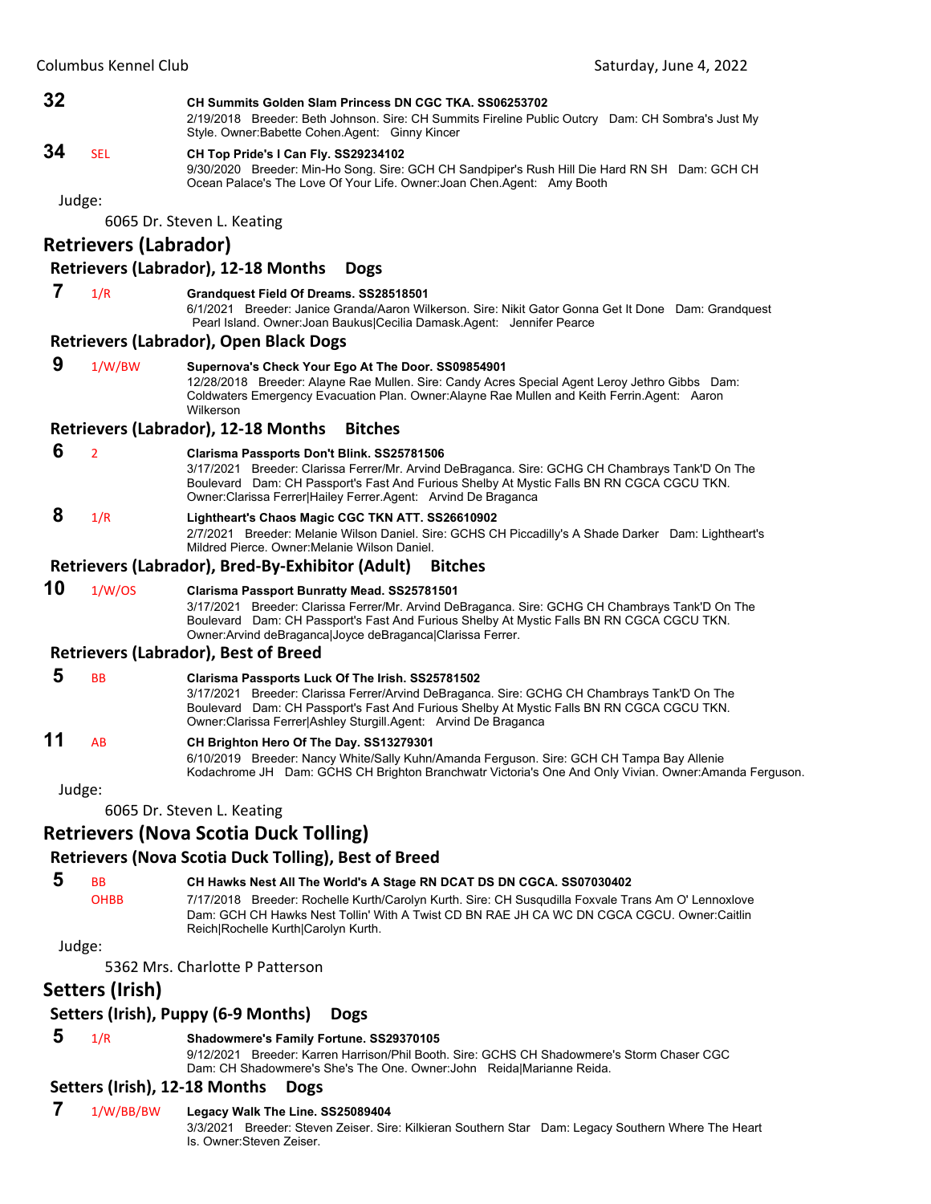**32** CH Summits Golden Slam Princess DN CGC TKA. SS06253702
2/19/2018 Breeder: Beth Johnson. Sire: CH Summits Fireline Public Outcry Dam: CH Sombra's Just My Style. Owner:Babette Cohen.Agent: Ginny Kincer

**34** SEL **CH Top Pride's I Can Fly. SS29234102**
9/30/2020 Breeder: Min-Ho Song. Sire: GCH CH Sandpiper's Rush Hill Die Hard RN SH Dam: GCH CH Ocean Palace's The Love Of Your Life. Owner:Joan Chen.Agent: Amy Booth

Judge:

6065 Dr. Steven L. Keating

## Retrievers (Labrador)

### Retrievers (Labrador), 12-18 Months Dogs

**7** 1/R **Grandquest Field Of Dreams. SS28518501**
6/1/2021 Breeder: Janice Granda/Aaron Wilkerson. Sire: Nikit Gator Gonna Get It Done Dam: Grandquest Pearl Island. Owner:Joan Baukus|Cecilia Damask.Agent: Jennifer Pearce

### Retrievers (Labrador), Open Black Dogs

**9** 1/W/BW **Supernova's Check Your Ego At The Door. SS09854901**
12/28/2018 Breeder: Alayne Rae Mullen. Sire: Candy Acres Special Agent Leroy Jethro Gibbs Dam: Coldwaters Emergency Evacuation Plan. Owner:Alayne Rae Mullen and Keith Ferrin.Agent: Aaron Wilkerson

### Retrievers (Labrador), 12-18 Months Bitches

**6** 2 **Clarisma Passports Don't Blink. SS25781506**
3/17/2021 Breeder: Clarissa Ferrer/Mr. Arvind DeBraganca. Sire: GCHG CH Chambrays Tank'D On The Boulevard Dam: CH Passport's Fast And Furious Shelby At Mystic Falls BN RN CGCA CGCU TKN. Owner:Clarissa Ferrer|Hailey Ferrer.Agent: Arvind De Braganca

**8** 1/R **Lightheart's Chaos Magic CGC TKN ATT. SS26610902**
2/7/2021 Breeder: Melanie Wilson Daniel. Sire: GCHS CH Piccadilly's A Shade Darker Dam: Lightheart's Mildred Pierce. Owner:Melanie Wilson Daniel.

### Retrievers (Labrador), Bred-By-Exhibitor (Adult) Bitches

**10** 1/W/OS **Clarisma Passport Bunratty Mead. SS25781501**
3/17/2021 Breeder: Clarissa Ferrer/Mr. Arvind DeBraganca. Sire: GCHG CH Chambrays Tank'D On The Boulevard Dam: CH Passport's Fast And Furious Shelby At Mystic Falls BN RN CGCA CGCU TKN. Owner:Arvind deBraganca|Joyce deBraganca|Clarissa Ferrer.

### Retrievers (Labrador), Best of Breed

**5** BB **Clarisma Passports Luck Of The Irish. SS25781502**
3/17/2021 Breeder: Clarissa Ferrer/Arvind DeBraganca. Sire: GCHG CH Chambrays Tank'D On The Boulevard Dam: CH Passport's Fast And Furious Shelby At Mystic Falls BN RN CGCA CGCU TKN. Owner:Clarissa Ferrer|Ashley Sturgill.Agent: Arvind De Braganca

**11** AB **CH Brighton Hero Of The Day. SS13279301**
6/10/2019 Breeder: Nancy White/Sally Kuhn/Amanda Ferguson. Sire: GCH CH Tampa Bay Allenie Kodachrome JH Dam: GCHS CH Brighton Branchwatr Victoria's One And Only Vivian. Owner:Amanda Ferguson.

Judge:

6065 Dr. Steven L. Keating

## Retrievers (Nova Scotia Duck Tolling)

### Retrievers (Nova Scotia Duck Tolling), Best of Breed

**5** BB OHBB **CH Hawks Nest All The World's A Stage RN DCAT DS DN CGCA. SS07030402**
7/17/2018 Breeder: Rochelle Kurth/Carolyn Kurth. Sire: CH Susqudilla Foxvale Trans Am O' Lennoxlove Dam: GCH CH Hawks Nest Tollin' With A Twist CD BN RAE JH CA WC DN CGCA CGCU. Owner:Caitlin Reich|Rochelle Kurth|Carolyn Kurth.

Judge:

5362 Mrs. Charlotte P Patterson

## Setters (Irish)

### Setters (Irish), Puppy (6-9 Months) Dogs

**5** 1/R **Shadowmere's Family Fortune. SS29370105**
9/12/2021 Breeder: Karren Harrison/Phil Booth. Sire: GCHS CH Shadowmere's Storm Chaser CGC Dam: CH Shadowmere's She's The One. Owner:John Reida|Marianne Reida.

### Setters (Irish), 12-18 Months Dogs

**7** 1/W/BB/BW **Legacy Walk The Line. SS25089404**
3/3/2021 Breeder: Steven Zeiser. Sire: Kilkieran Southern Star Dam: Legacy Southern Where The Heart Is. Owner:Steven Zeiser.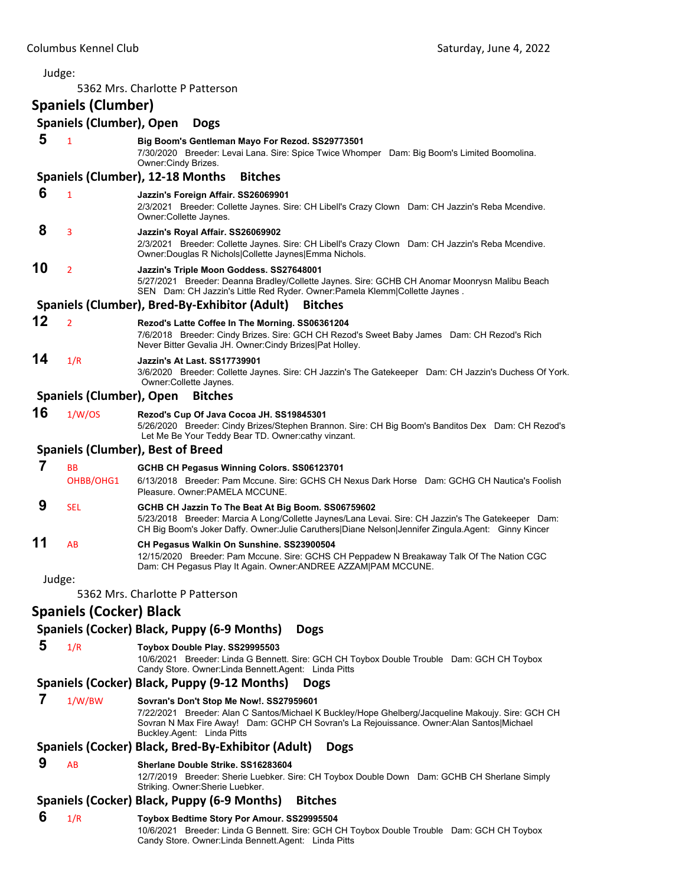Judge:

5362 Mrs. Charlotte P Patterson

## Spaniels (Clumber)

### Spaniels (Clumber), Open Dogs

**5** 1 **Big Boom's Gentleman Mayo For Rezod. SS29773501**
7/30/2020 Breeder: Levai Lana. Sire: Spice Twice Whomper Dam: Big Boom's Limited Boomolina. Owner:Cindy Brizes.

### Spaniels (Clumber), 12-18 Months Bitches

**6** 1 **Jazzin's Foreign Affair. SS26069901**
2/3/2021 Breeder: Collette Jaynes. Sire: CH Libell's Crazy Clown Dam: CH Jazzin's Reba Mcendive. Owner:Collette Jaynes.

**8** 3 **Jazzin's Royal Affair. SS26069902**
2/3/2021 Breeder: Collette Jaynes. Sire: CH Libell's Crazy Clown Dam: CH Jazzin's Reba Mcendive. Owner:Douglas R Nichols|Collette Jaynes|Emma Nichols.

**10** 2 **Jazzin's Triple Moon Goddess. SS27648001**
5/27/2021 Breeder: Deanna Bradley/Collette Jaynes. Sire: GCHB CH Anomar Moonrysn Malibu Beach SEN Dam: CH Jazzin's Little Red Ryder. Owner:Pamela Klemm|Collette Jaynes .

### Spaniels (Clumber), Bred-By-Exhibitor (Adult) Bitches

**12** 2 **Rezod's Latte Coffee In The Morning. SS06361204**
7/6/2018 Breeder: Cindy Brizes. Sire: GCH CH Rezod's Sweet Baby James Dam: CH Rezod's Rich Never Bitter Gevalia JH. Owner:Cindy Brizes|Pat Holley.

**14** 1/R **Jazzin's At Last. SS17739901**
3/6/2020 Breeder: Collette Jaynes. Sire: CH Jazzin's The Gatekeeper Dam: CH Jazzin's Duchess Of York. Owner:Collette Jaynes.

### Spaniels (Clumber), Open Bitches

**16** 1/W/OS **Rezod's Cup Of Java Cocoa JH. SS19845301**
5/26/2020 Breeder: Cindy Brizes/Stephen Brannon. Sire: CH Big Boom's Banditos Dex Dam: CH Rezod's Let Me Be Your Teddy Bear TD. Owner:cathy vinzant.

### Spaniels (Clumber), Best of Breed

**7** BB OHBB/OHG1 **GCHB CH Pegasus Winning Colors. SS06123701**
6/13/2018 Breeder: Pam Mccune. Sire: GCHS CH Nexus Dark Horse Dam: GCHG CH Nautica's Foolish Pleasure. Owner:PAMELA MCCUNE.

**9** SEL **GCHB CH Jazzin To The Beat At Big Boom. SS06759602**
5/23/2018 Breeder: Marcia A Long/Collette Jaynes/Lana Levai. Sire: CH Jazzin's The Gatekeeper Dam: CH Big Boom's Joker Daffy. Owner:Julie Caruthers|Diane Nelson|Jennifer Zingula.Agent: Ginny Kincer

**11** AB **CH Pegasus Walkin On Sunshine. SS23900504**
12/15/2020 Breeder: Pam Mccune. Sire: GCHS CH Peppadew N Breakaway Talk Of The Nation CGC Dam: CH Pegasus Play It Again. Owner:ANDREE AZZAM|PAM MCCUNE.

Judge:

5362 Mrs. Charlotte P Patterson

## Spaniels (Cocker) Black

### Spaniels (Cocker) Black, Puppy (6-9 Months) Dogs

**5** 1/R **Toybox Double Play. SS29995503**
10/6/2021 Breeder: Linda G Bennett. Sire: GCH CH Toybox Double Trouble Dam: GCH CH Toybox Candy Store. Owner:Linda Bennett.Agent: Linda Pitts

### Spaniels (Cocker) Black, Puppy (9-12 Months) Dogs

**7** 1/W/BW **Sovran's Don't Stop Me Now!. SS27959601**
7/22/2021 Breeder: Alan C Santos/Michael K Buckley/Hope Ghelberg/Jacqueline Makoujy. Sire: GCH CH Sovran N Max Fire Away! Dam: GCHP CH Sovran's La Rejouissance. Owner:Alan Santos|Michael Buckley.Agent: Linda Pitts

### Spaniels (Cocker) Black, Bred-By-Exhibitor (Adult) Dogs

**9** AB **Sherlane Double Strike. SS16283604**
12/7/2019 Breeder: Sherie Luebker. Sire: CH Toybox Double Down Dam: GCHB CH Sherlane Simply Striking. Owner:Sherie Luebker.

### Spaniels (Cocker) Black, Puppy (6-9 Months) Bitches

**6** 1/R **Toybox Bedtime Story Por Amour. SS29995504**
10/6/2021 Breeder: Linda G Bennett. Sire: GCH CH Toybox Double Trouble Dam: GCH CH Toybox Candy Store. Owner:Linda Bennett.Agent: Linda Pitts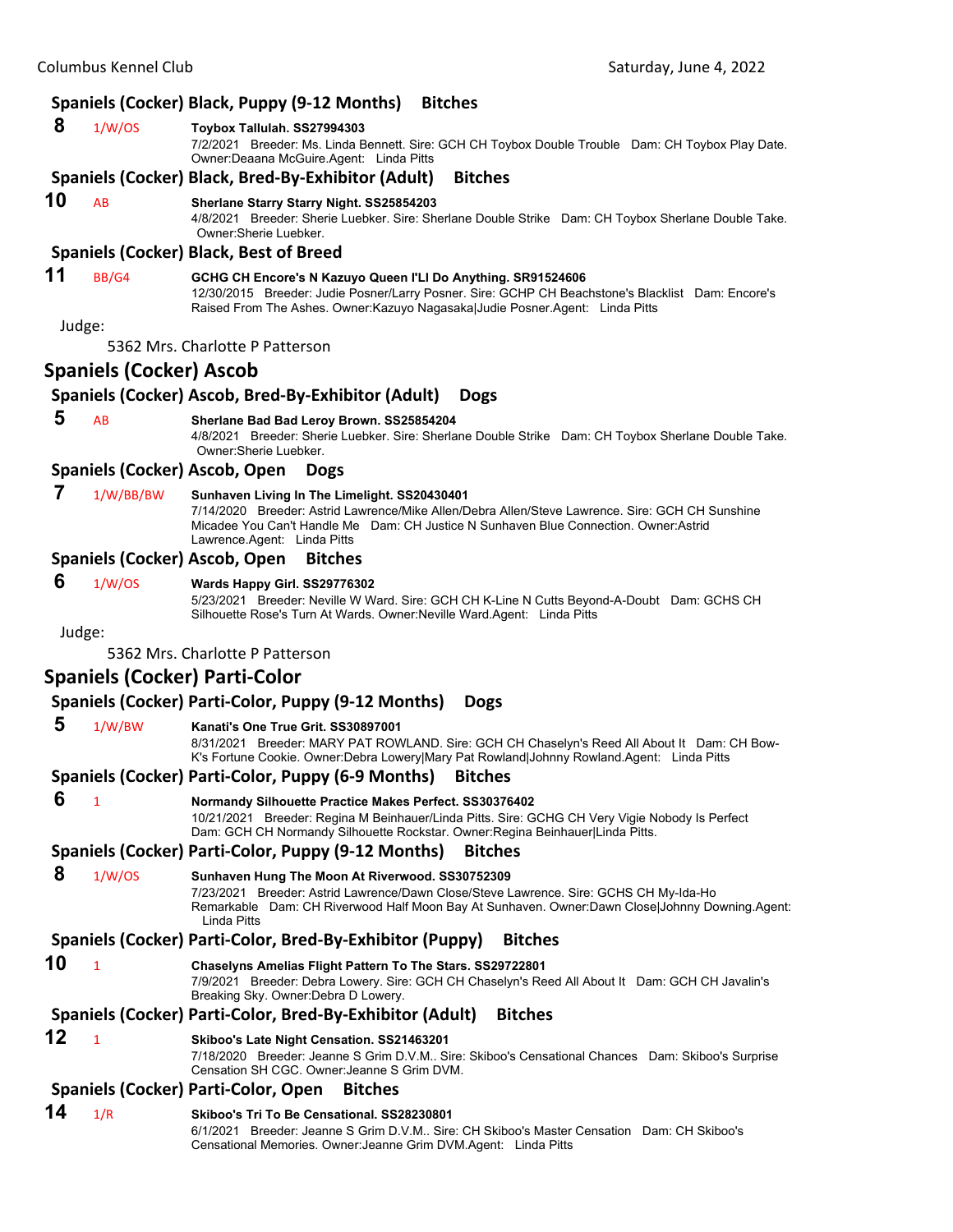### Spaniels (Cocker) Black, Puppy (9-12 Months) Bitches

**8** 1/W/OS **Toybox Tallulah. SS27994303**
7/2/2021 Breeder: Ms. Linda Bennett. Sire: GCH CH Toybox Double Trouble Dam: CH Toybox Play Date. Owner:Deaana McGuire.Agent: Linda Pitts

### Spaniels (Cocker) Black, Bred-By-Exhibitor (Adult) Bitches

**10** AB **Sherlane Starry Starry Night. SS25854203**
4/8/2021 Breeder: Sherie Luebker. Sire: Sherlane Double Strike Dam: CH Toybox Sherlane Double Take. Owner:Sherie Luebker.

### Spaniels (Cocker) Black, Best of Breed

**11** BB/G4 **GCHG CH Encore's N Kazuyo Queen I'Ll Do Anything. SR91524606**
12/30/2015 Breeder: Judie Posner/Larry Posner. Sire: GCHP CH Beachstone's Blacklist Dam: Encore's Raised From The Ashes. Owner:Kazuyo Nagasaka|Judie Posner.Agent: Linda Pitts

Judge:

5362 Mrs. Charlotte P Patterson

## Spaniels (Cocker) Ascob

### Spaniels (Cocker) Ascob, Bred-By-Exhibitor (Adult) Dogs

**5** AB **Sherlane Bad Bad Leroy Brown. SS25854204**
4/8/2021 Breeder: Sherie Luebker. Sire: Sherlane Double Strike Dam: CH Toybox Sherlane Double Take. Owner:Sherie Luebker.

### Spaniels (Cocker) Ascob, Open Dogs

**7** 1/W/BB/BW **Sunhaven Living In The Limelight. SS20430401**
7/14/2020 Breeder: Astrid Lawrence/Mike Allen/Debra Allen/Steve Lawrence. Sire: GCH CH Sunshine Micadee You Can't Handle Me Dam: CH Justice N Sunhaven Blue Connection. Owner:Astrid Lawrence.Agent: Linda Pitts

### Spaniels (Cocker) Ascob, Open Bitches

**6** 1/W/OS **Wards Happy Girl. SS29776302**
5/23/2021 Breeder: Neville W Ward. Sire: GCH CH K-Line N Cutts Beyond-A-Doubt Dam: GCHS CH Silhouette Rose's Turn At Wards. Owner:Neville Ward.Agent: Linda Pitts

Judge:

5362 Mrs. Charlotte P Patterson

## Spaniels (Cocker) Parti-Color

### Spaniels (Cocker) Parti-Color, Puppy (9-12 Months) Dogs

**5** 1/W/BW **Kanati's One True Grit. SS30897001**
8/31/2021 Breeder: MARY PAT ROWLAND. Sire: GCH CH Chaselyn's Reed All About It Dam: CH Bow-K's Fortune Cookie. Owner:Debra Lowery|Mary Pat Rowland|Johnny Rowland.Agent: Linda Pitts

### Spaniels (Cocker) Parti-Color, Puppy (6-9 Months) Bitches

**6** 1 **Normandy Silhouette Practice Makes Perfect. SS30376402**
10/21/2021 Breeder: Regina M Beinhauer/Linda Pitts. Sire: GCHG CH Very Vigie Nobody Is Perfect Dam: GCH CH Normandy Silhouette Rockstar. Owner:Regina Beinhauer|Linda Pitts.

### Spaniels (Cocker) Parti-Color, Puppy (9-12 Months) Bitches

**8** 1/W/OS **Sunhaven Hung The Moon At Riverwood. SS30752309**
7/23/2021 Breeder: Astrid Lawrence/Dawn Close/Steve Lawrence. Sire: GCHS CH My-Ida-Ho Remarkable Dam: CH Riverwood Half Moon Bay At Sunhaven. Owner:Dawn Close|Johnny Downing.Agent: Linda Pitts

### Spaniels (Cocker) Parti-Color, Bred-By-Exhibitor (Puppy) Bitches

**10** 1 **Chaselyns Amelias Flight Pattern To The Stars. SS29722801**
7/9/2021 Breeder: Debra Lowery. Sire: GCH CH Chaselyn's Reed All About It Dam: GCH CH Javalin's Breaking Sky. Owner:Debra D Lowery.

### Spaniels (Cocker) Parti-Color, Bred-By-Exhibitor (Adult) Bitches

**12** 1 **Skiboo's Late Night Censation. SS21463201**
7/18/2020 Breeder: Jeanne S Grim D.V.M.. Sire: Skiboo's Censational Chances Dam: Skiboo's Surprise Censation SH CGC. Owner:Jeanne S Grim DVM.

### Spaniels (Cocker) Parti-Color, Open Bitches

**14** 1/R **Skiboo's Tri To Be Censational. SS28230801**
6/1/2021 Breeder: Jeanne S Grim D.V.M.. Sire: CH Skiboo's Master Censation Dam: CH Skiboo's Censational Memories. Owner:Jeanne Grim DVM.Agent: Linda Pitts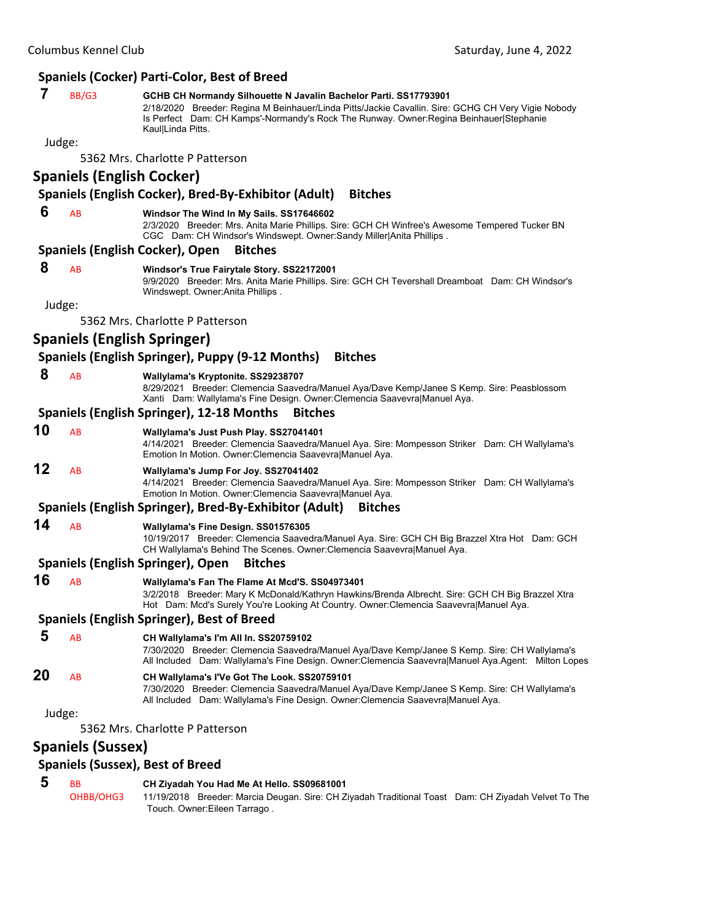## Spaniels (Cocker) Parti-Color, Best of Breed

**7** BB/G3 **GCHB CH Normandy Silhouette N Javalin Bachelor Parti. SS17793901**
2/18/2020 Breeder: Regina M Beinhauer/Linda Pitts/Jackie Cavallin. Sire: GCHG CH Very Vigie Nobody Is Perfect Dam: CH Kamps'-Normandy's Rock The Runway. Owner:Regina Beinhauer|Stephanie Kaul|Linda Pitts.

Judge:

5362 Mrs. Charlotte P Patterson

# Spaniels (English Cocker)

## Spaniels (English Cocker), Bred-By-Exhibitor (Adult) Bitches

**6** AB **Windsor The Wind In My Sails. SS17646602**
2/3/2020 Breeder: Mrs. Anita Marie Phillips. Sire: GCH CH Winfree's Awesome Tempered Tucker BN CGC Dam: CH Windsor's Windswept. Owner:Sandy Miller|Anita Phillips .

## Spaniels (English Cocker), Open Bitches

**8** AB **Windsor's True Fairytale Story. SS22172001**
9/9/2020 Breeder: Mrs. Anita Marie Phillips. Sire: GCH CH Tevershall Dreamboat Dam: CH Windsor's Windswept. Owner:Anita Phillips .

Judge:

5362 Mrs. Charlotte P Patterson

# Spaniels (English Springer)

## Spaniels (English Springer), Puppy (9-12 Months) Bitches

**8** AB **Wallylama's Kryptonite. SS29238707**
8/29/2021 Breeder: Clemencia Saavedra/Manuel Aya/Dave Kemp/Janee S Kemp. Sire: Peasblossom Xanti Dam: Wallylama's Fine Design. Owner:Clemencia Saavevra|Manuel Aya.

## Spaniels (English Springer), 12-18 Months Bitches

**10** AB **Wallylama's Just Push Play. SS27041401**
4/14/2021 Breeder: Clemencia Saavedra/Manuel Aya. Sire: Mompesson Striker Dam: CH Wallylama's Emotion In Motion. Owner:Clemencia Saavevra|Manuel Aya.

**12** AB **Wallylama's Jump For Joy. SS27041402**
4/14/2021 Breeder: Clemencia Saavedra/Manuel Aya. Sire: Mompesson Striker Dam: CH Wallylama's Emotion In Motion. Owner:Clemencia Saavevra|Manuel Aya.

## Spaniels (English Springer), Bred-By-Exhibitor (Adult) Bitches

**14** AB **Wallylama's Fine Design. SS01576305**
10/19/2017 Breeder: Clemencia Saavedra/Manuel Aya. Sire: GCH CH Big Brazzel Xtra Hot Dam: GCH CH Wallylama's Behind The Scenes. Owner:Clemencia Saavevra|Manuel Aya.

## Spaniels (English Springer), Open Bitches

**16** AB **Wallylama's Fan The Flame At Mcd'S. SS04973401**
3/2/2018 Breeder: Mary K McDonald/Kathryn Hawkins/Brenda Albrecht. Sire: GCH CH Big Brazzel Xtra Hot Dam: Mcd's Surely You're Looking At Country. Owner:Clemencia Saavevra|Manuel Aya.

## Spaniels (English Springer), Best of Breed

**5** AB **CH Wallylama's I'm All In. SS20759102**
7/30/2020 Breeder: Clemencia Saavedra/Manuel Aya/Dave Kemp/Janee S Kemp. Sire: CH Wallylama's All Included Dam: Wallylama's Fine Design. Owner:Clemencia Saavevra|Manuel Aya.Agent: Milton Lopes

**20** AB **CH Wallylama's I'Ve Got The Look. SS20759101**
7/30/2020 Breeder: Clemencia Saavedra/Manuel Aya/Dave Kemp/Janee S Kemp. Sire: CH Wallylama's All Included Dam: Wallylama's Fine Design. Owner:Clemencia Saavevra|Manuel Aya.

Judge:

5362 Mrs. Charlotte P Patterson

# Spaniels (Sussex)

## Spaniels (Sussex), Best of Breed

**5** BB OHBB/OHG3 **CH Ziyadah You Had Me At Hello. SS09681001**
11/19/2018 Breeder: Marcia Deugan. Sire: CH Ziyadah Traditional Toast Dam: CH Ziyadah Velvet To The Touch. Owner:Eileen Tarrago .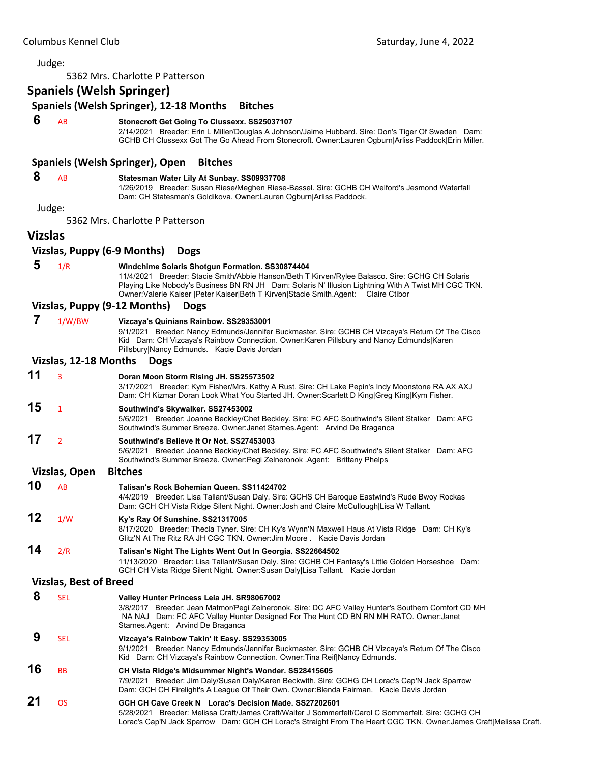Judge:

5362 Mrs. Charlotte P Patterson

## Spaniels (Welsh Springer)

### Spaniels (Welsh Springer), 12-18 Months Bitches

**6** AB **Stonecroft Get Going To Clussexx. SS25037107**
2/14/2021 Breeder: Erin L Miller/Douglas A Johnson/Jaime Hubbard. Sire: Don's Tiger Of Sweden Dam: GCHB CH Clussexx Got The Go Ahead From Stonecroft. Owner:Lauren Ogburn|Arliss Paddock|Erin Miller.

### Spaniels (Welsh Springer), Open Bitches

**8** AB **Statesman Water Lily At Sunbay. SS09937708**
1/26/2019 Breeder: Susan Riese/Meghen Riese-Bassel. Sire: GCHB CH Welford's Jesmond Waterfall Dam: CH Statesman's Goldikova. Owner:Lauren Ogburn|Arliss Paddock.

Judge:

5362 Mrs. Charlotte P Patterson

## Vizslas

### Vizslas, Puppy (6-9 Months) Dogs

**5** 1/R **Windchime Solaris Shotgun Formation. SS30874404**
11/4/2021 Breeder: Stacie Smith/Abbie Hanson/Beth T Kirven/Rylee Balasco. Sire: GCHG CH Solaris Playing Like Nobody's Business BN RN JH Dam: Solaris N' Illusion Lightning With A Twist MH CGC TKN. Owner:Valerie Kaiser |Peter Kaiser|Beth T Kirven|Stacie Smith.Agent: Claire Ctibor

### Vizslas, Puppy (9-12 Months) Dogs

**7** 1/W/BW **Vizcaya's Quinians Rainbow. SS29353001**
9/1/2021 Breeder: Nancy Edmunds/Jennifer Buckmaster. Sire: GCHB CH Vizcaya's Return Of The Cisco Kid Dam: CH Vizcaya's Rainbow Connection. Owner:Karen Pillsbury and Nancy Edmunds|Karen Pillsbury|Nancy Edmunds. Kacie Davis Jordan

### Vizslas, 12-18 Months Dogs

**11** 3 **Doran Moon Storm Rising JH. SS25573502**
3/17/2021 Breeder: Kym Fisher/Mrs. Kathy A Rust. Sire: CH Lake Pepin's Indy Moonstone RA AX AXJ Dam: CH Kizmar Doran Look What You Started JH. Owner:Scarlett D King|Greg King|Kym Fisher.

**15** 1 **Southwind's Skywalker. SS27453002**
5/6/2021 Breeder: Joanne Beckley/Chet Beckley. Sire: FC AFC Southwind's Silent Stalker Dam: AFC Southwind's Summer Breeze. Owner:Janet Starnes.Agent: Arvind De Braganca

**17** 2 **Southwind's Believe It Or Not. SS27453003**
5/6/2021 Breeder: Joanne Beckley/Chet Beckley. Sire: FC AFC Southwind's Silent Stalker Dam: AFC Southwind's Summer Breeze. Owner:Pegi Zelneronok .Agent: Brittany Phelps

### Vizslas, Open Bitches

**10** AB **Talisan's Rock Bohemian Queen. SS11424702**
4/4/2019 Breeder: Lisa Tallant/Susan Daly. Sire: GCHS CH Baroque Eastwind's Rude Bwoy Rockas Dam: GCH CH Vista Ridge Silent Night. Owner:Josh and Claire McCullough|Lisa W Tallant.

**12** 1/W **Ky's Ray Of Sunshine. SS21317005**
8/17/2020 Breeder: Thecla Tyner. Sire: CH Ky's Wynn'N Maxwell Haus At Vista Ridge Dam: CH Ky's Glitz'N At The Ritz RA JH CGC TKN. Owner:Jim Moore . Kacie Davis Jordan

**14** 2/R **Talisan's Night The Lights Went Out In Georgia. SS22664502**
11/13/2020 Breeder: Lisa Tallant/Susan Daly. Sire: GCHB CH Fantasy's Little Golden Horseshoe Dam: GCH CH Vista Ridge Silent Night. Owner:Susan Daly|Lisa Tallant. Kacie Jordan

### Vizslas, Best of Breed

**8** SEL **Valley Hunter Princess Leia JH. SR98067002**
3/8/2017 Breeder: Jean Matmor/Pegi Zelneronok. Sire: DC AFC Valley Hunter's Southern Comfort CD MH NA NAJ Dam: FC AFC Valley Hunter Designed For The Hunt CD BN RN MH RATO. Owner:Janet Starnes.Agent: Arvind De Braganca

**9** SEL **Vizcaya's Rainbow Takin' It Easy. SS29353005**
9/1/2021 Breeder: Nancy Edmunds/Jennifer Buckmaster. Sire: GCHB CH Vizcaya's Return Of The Cisco Kid Dam: CH Vizcaya's Rainbow Connection. Owner:Tina Reif|Nancy Edmunds.

**16** BB **CH Vista Ridge's Midsummer Night's Wonder. SS28415605**
7/9/2021 Breeder: Jim Daly/Susan Daly/Karen Beckwith. Sire: GCHG CH Lorac's Cap'N Jack Sparrow Dam: GCH CH Firelight's A League Of Their Own. Owner:Blenda Fairman. Kacie Davis Jordan

**21** OS **GCH CH Cave Creek N Lorac's Decision Made. SS27202601**
5/28/2021 Breeder: Melissa Craft/James Craft/Walter J Sommerfelt/Carol C Sommerfelt. Sire: GCHG CH Lorac's Cap'N Jack Sparrow Dam: GCH CH Lorac's Straight From The Heart CGC TKN. Owner:James Craft|Melissa Craft.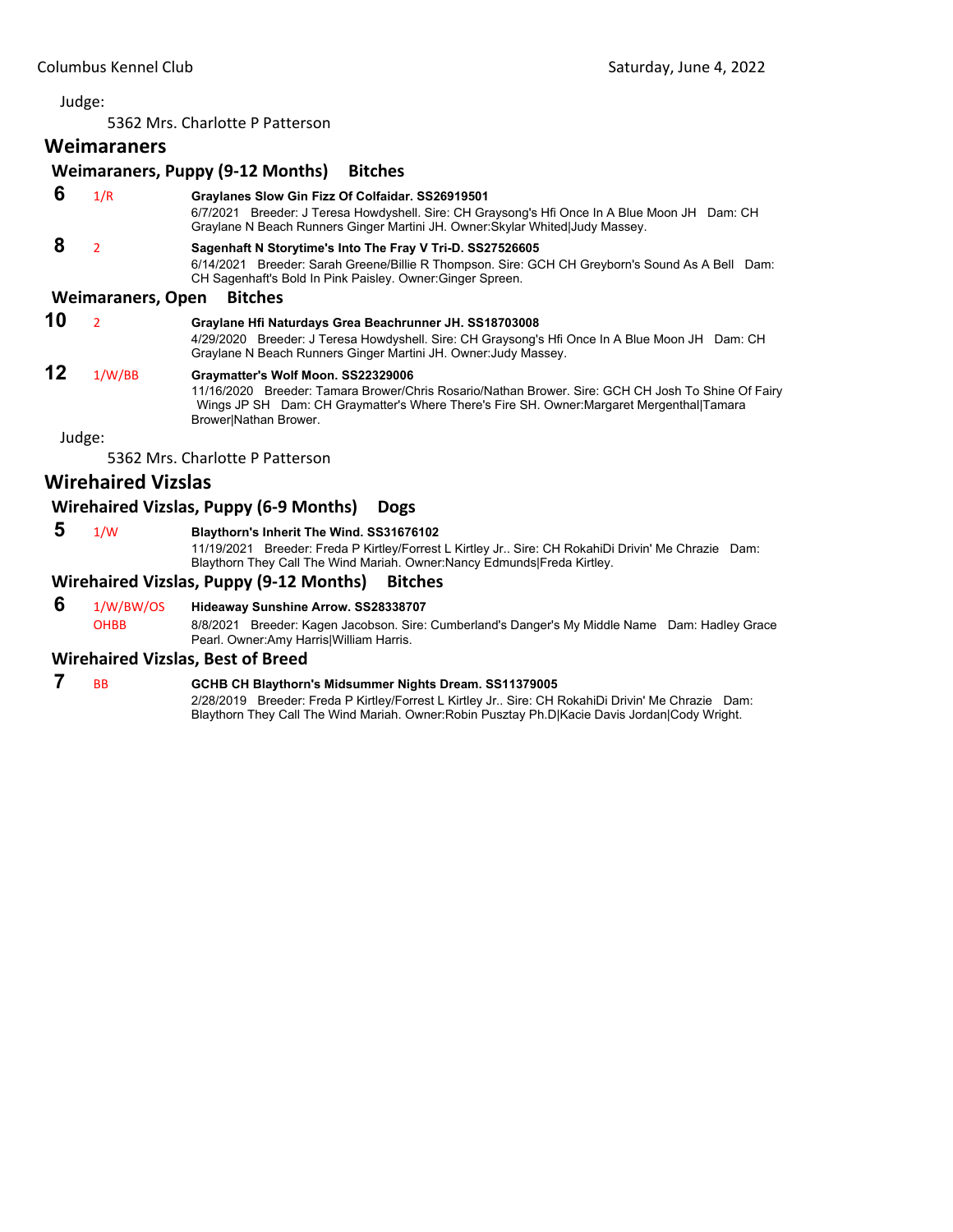Judge:

5362 Mrs. Charlotte P Patterson

## Weimaraners

### Weimaraners, Puppy (9-12 Months) Bitches

**6** 1/R **Graylanes Slow Gin Fizz Of Colfaidar. SS26919501**
6/7/2021 Breeder: J Teresa Howdyshell. Sire: CH Graysong's Hfi Once In A Blue Moon JH Dam: CH Graylane N Beach Runners Ginger Martini JH. Owner:Skylar Whited|Judy Massey.

**8** 2 **Sagenhaft N Storytime's Into The Fray V Tri-D. SS27526605**
6/14/2021 Breeder: Sarah Greene/Billie R Thompson. Sire: GCH CH Greyborn's Sound As A Bell Dam: CH Sagenhaft's Bold In Pink Paisley. Owner:Ginger Spreen.

### Weimaraners, Open Bitches

**10** 2 **Graylane Hfi Naturdays Grea Beachrunner JH. SS18703008**
4/29/2020 Breeder: J Teresa Howdyshell. Sire: CH Graysong's Hfi Once In A Blue Moon JH Dam: CH Graylane N Beach Runners Ginger Martini JH. Owner:Judy Massey.

**12** 1/W/BB **Graymatter's Wolf Moon. SS22329006**
11/16/2020 Breeder: Tamara Brower/Chris Rosario/Nathan Brower. Sire: GCH CH Josh To Shine Of Fairy Wings JP SH Dam: CH Graymatter's Where There's Fire SH. Owner:Margaret Mergenthal|Tamara Brower|Nathan Brower.

Judge:

5362 Mrs. Charlotte P Patterson

## Wirehaired Vizslas

### Wirehaired Vizslas, Puppy (6-9 Months) Dogs

**5** 1/W **Blaythorn's Inherit The Wind. SS31676102**
11/19/2021 Breeder: Freda P Kirtley/Forrest L Kirtley Jr.. Sire: CH RokahiDi Drivin' Me Chrazie Dam: Blaythorn They Call The Wind Mariah. Owner:Nancy Edmunds|Freda Kirtley.

### Wirehaired Vizslas, Puppy (9-12 Months) Bitches

**6** 1/W/BW/OS OHBB **Hideaway Sunshine Arrow. SS28338707**
8/8/2021 Breeder: Kagen Jacobson. Sire: Cumberland's Danger's My Middle Name Dam: Hadley Grace Pearl. Owner:Amy Harris|William Harris.

### Wirehaired Vizslas, Best of Breed

**7** BB **GCHB CH Blaythorn's Midsummer Nights Dream. SS11379005**
2/28/2019 Breeder: Freda P Kirtley/Forrest L Kirtley Jr.. Sire: CH RokahiDi Drivin' Me Chrazie Dam: Blaythorn They Call The Wind Mariah. Owner:Robin Pusztay Ph.D|Kacie Davis Jordan|Cody Wright.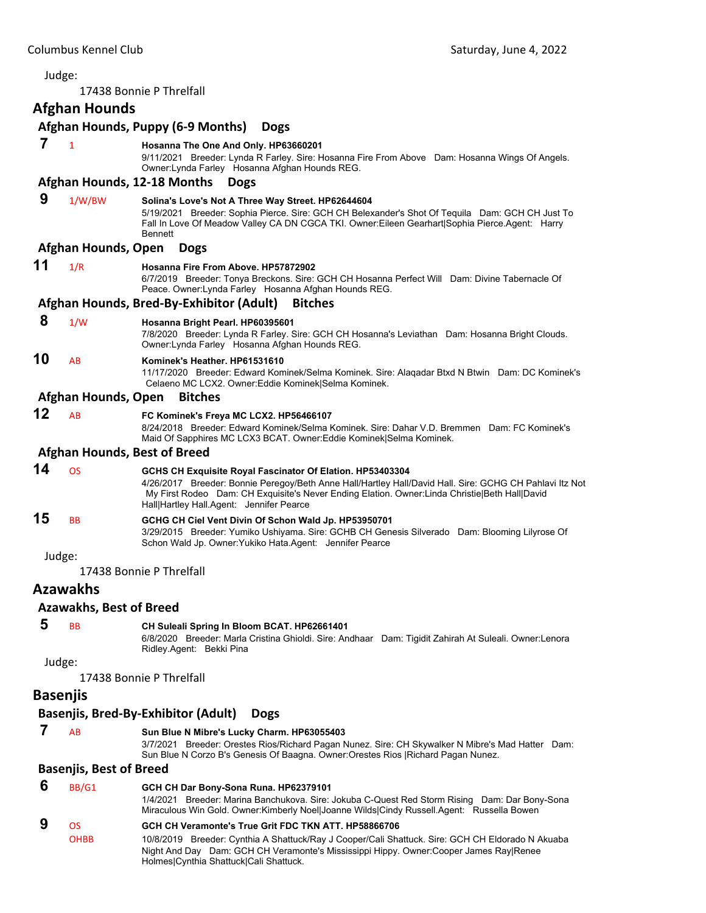Judge:

17438 Bonnie P Threlfall

## Afghan Hounds

### Afghan Hounds, Puppy (6-9 Months) Dogs

**7** 1 **Hosanna The One And Only. HP63660201**
9/11/2021 Breeder: Lynda R Farley. Sire: Hosanna Fire From Above Dam: Hosanna Wings Of Angels. Owner:Lynda Farley Hosanna Afghan Hounds REG.

### Afghan Hounds, 12-18 Months Dogs

**9** 1/W/BW **Solina's Love's Not A Three Way Street. HP62644604**
5/19/2021 Breeder: Sophia Pierce. Sire: GCH CH Belexander's Shot Of Tequila Dam: GCH CH Just To Fall In Love Of Meadow Valley CA DN CGCA TKI. Owner:Eileen Gearhart|Sophia Pierce.Agent: Harry Bennett

### Afghan Hounds, Open Dogs

**11** 1/R **Hosanna Fire From Above. HP57872902**
6/7/2019 Breeder: Tonya Breckons. Sire: GCH CH Hosanna Perfect Will Dam: Divine Tabernacle Of Peace. Owner:Lynda Farley Hosanna Afghan Hounds REG.

### Afghan Hounds, Bred-By-Exhibitor (Adult) Bitches

**8** 1/W **Hosanna Bright Pearl. HP60395601**
7/8/2020 Breeder: Lynda R Farley. Sire: GCH CH Hosanna's Leviathan Dam: Hosanna Bright Clouds. Owner:Lynda Farley Hosanna Afghan Hounds REG.

**10** AB **Kominek's Heather. HP61531610**
11/17/2020 Breeder: Edward Kominek/Selma Kominek. Sire: Alaqadar Btxd N Btwin Dam: DC Kominek's Celaeno MC LCX2. Owner:Eddie Kominek|Selma Kominek.

### Afghan Hounds, Open Bitches

**12** AB **FC Kominek's Freya MC LCX2. HP56466107**
8/24/2018 Breeder: Edward Kominek/Selma Kominek. Sire: Dahar V.D. Bremmen Dam: FC Kominek's Maid Of Sapphires MC LCX3 BCAT. Owner:Eddie Kominek|Selma Kominek.

### Afghan Hounds, Best of Breed

**14** OS **GCHS CH Exquisite Royal Fascinator Of Elation. HP53403304**
4/26/2017 Breeder: Bonnie Peregoy/Beth Anne Hall/Hartley Hall/David Hall. Sire: GCHG CH Pahlavi Itz Not My First Rodeo Dam: CH Exquisite's Never Ending Elation. Owner:Linda Christie|Beth Hall|David Hall|Hartley Hall.Agent: Jennifer Pearce

**15** BB **GCHG CH Ciel Vent Divin Of Schon Wald Jp. HP53950701**
3/29/2015 Breeder: Yumiko Ushiyama. Sire: GCHB CH Genesis Silverado Dam: Blooming Lilyrose Of Schon Wald Jp. Owner:Yukiko Hata.Agent: Jennifer Pearce

Judge:

17438 Bonnie P Threlfall

## Azawakhs

### Azawakhs, Best of Breed

**5** BB **CH Suleali Spring In Bloom BCAT. HP62661401**
6/8/2020 Breeder: Marla Cristina Ghioldi. Sire: Andhaar Dam: Tigidit Zahirah At Suleali. Owner:Lenora Ridley.Agent: Bekki Pina

Judge:

17438 Bonnie P Threlfall

## Basenjis

### Basenjis, Bred-By-Exhibitor (Adult) Dogs

**7** AB **Sun Blue N Mibre's Lucky Charm. HP63055403**
3/7/2021 Breeder: Orestes Rios/Richard Pagan Nunez. Sire: CH Skywalker N Mibre's Mad Hatter Dam: Sun Blue N Corzo B's Genesis Of Baagna. Owner:Orestes Rios |Richard Pagan Nunez.

### Basenjis, Best of Breed

**6** BB/G1 **GCH CH Dar Bony-Sona Runa. HP62379101**
1/4/2021 Breeder: Marina Banchukova. Sire: Jokuba C-Quest Red Storm Rising Dam: Dar Bony-Sona Miraculous Win Gold. Owner:Kimberly Noel|Joanne Wilds|Cindy Russell.Agent: Russella Bowen

**9** OS OHBB **GCH CH Veramonte's True Grit FDC TKN ATT. HP58866706**
10/8/2019 Breeder: Cynthia A Shattuck/Ray J Cooper/Cali Shattuck. Sire: GCH CH Eldorado N Akuaba Night And Day Dam: GCH CH Veramonte's Mississippi Hippy. Owner:Cooper James Ray|Renee Holmes|Cynthia Shattuck|Cali Shattuck.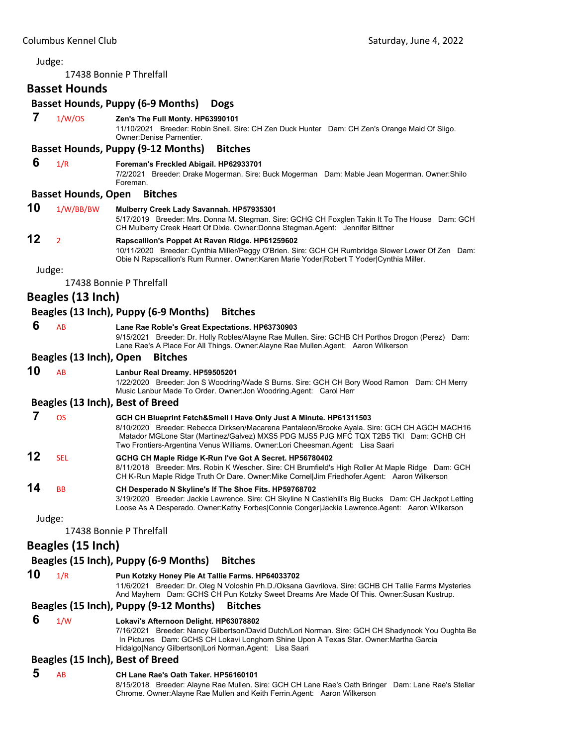Judge:

17438 Bonnie P Threlfall

## Basset Hounds

### Basset Hounds, Puppy (6-9 Months) Dogs

**7** 1/W/OS **Zen's The Full Monty. HP63990101**
11/10/2021 Breeder: Robin Snell. Sire: CH Zen Duck Hunter Dam: CH Zen's Orange Maid Of Sligo. Owner:Denise Parnentier.

### Basset Hounds, Puppy (9-12 Months) Bitches

**6** 1/R **Foreman's Freckled Abigail. HP62933701**
7/2/2021 Breeder: Drake Mogerman. Sire: Buck Mogerman Dam: Mable Jean Mogerman. Owner:Shilo Foreman.

### Basset Hounds, Open Bitches

**10** 1/W/BB/BW **Mulberry Creek Lady Savannah. HP57935301**
5/17/2019 Breeder: Mrs. Donna M. Stegman. Sire: GCHG CH Foxglen Takin It To The House Dam: GCH CH Mulberry Creek Heart Of Dixie. Owner:Donna Stegman.Agent: Jennifer Bittner

**12** 2 **Rapscallion's Poppet At Raven Ridge. HP61259602**
10/11/2020 Breeder: Cynthia Miller/Peggy O'Brien. Sire: GCH CH Rumbridge Slower Lower Of Zen Dam: Obie N Rapscallion's Rum Runner. Owner:Karen Marie Yoder|Robert T Yoder|Cynthia Miller.

Judge:

17438 Bonnie P Threlfall

## Beagles (13 Inch)

### Beagles (13 Inch), Puppy (6-9 Months) Bitches

**6** AB **Lane Rae Roble's Great Expectations. HP63730903**
9/15/2021 Breeder: Dr. Holly Robles/Alayne Rae Mullen. Sire: GCHB CH Porthos Drogon (Perez) Dam: Lane Rae's A Place For All Things. Owner:Alayne Rae Mullen.Agent: Aaron Wilkerson

### Beagles (13 Inch), Open Bitches

**10** AB **Lanbur Real Dreamy. HP59505201**
1/22/2020 Breeder: Jon S Woodring/Wade S Burns. Sire: GCH CH Bory Wood Ramon Dam: CH Merry Music Lanbur Made To Order. Owner:Jon Woodring.Agent: Carol Herr

### Beagles (13 Inch), Best of Breed

**7** OS **GCH CH Blueprint Fetch&Smell I Have Only Just A Minute. HP61311503**
8/10/2020 Breeder: Rebecca Dirksen/Macarena Pantaleon/Brooke Ayala. Sire: GCH CH AGCH MACH16 Matador MGLone Star (Martinez/Galvez) MXS5 PDG MJS5 PJG MFC TQX T2B5 TKI Dam: GCHB CH Two Frontiers-Argentina Venus Williams. Owner:Lori Cheesman.Agent: Lisa Saari

**12** SEL **GCHG CH Maple Ridge K-Run I've Got A Secret. HP56780402**
8/11/2018 Breeder: Mrs. Robin K Wescher. Sire: CH Brumfield's High Roller At Maple Ridge Dam: GCH CH K-Run Maple Ridge Truth Or Dare. Owner:Mike Cornel|Jim Friedhofer.Agent: Aaron Wilkerson

**14** BB **CH Desperado N Skyline's If The Shoe Fits. HP59768702**
3/19/2020 Breeder: Jackie Lawrence. Sire: CH Skyline N Castlehill's Big Bucks Dam: CH Jackpot Letting Loose As A Desperado. Owner:Kathy Forbes|Connie Conger|Jackie Lawrence.Agent: Aaron Wilkerson

Judge:

17438 Bonnie P Threlfall

## Beagles (15 Inch)

### Beagles (15 Inch), Puppy (6-9 Months) Bitches

**10** 1/R **Pun Kotzky Honey Pie At Tallie Farms. HP64033702**
11/6/2021 Breeder: Dr. Oleg N Voloshin Ph.D./Oksana Gavrilova. Sire: GCHB CH Tallie Farms Mysteries And Mayhem Dam: GCHS CH Pun Kotzky Sweet Dreams Are Made Of This. Owner:Susan Kustrup.

### Beagles (15 Inch), Puppy (9-12 Months) Bitches

**6** 1/W **Lokavi's Afternoon Delight. HP63078802**
7/16/2021 Breeder: Nancy Gilbertson/David Dutch/Lori Norman. Sire: GCH CH Shadynook You Oughta Be In Pictures Dam: GCHS CH Lokavi Longhorn Shine Upon A Texas Star. Owner:Martha Garcia Hidalgo|Nancy Gilbertson|Lori Norman.Agent: Lisa Saari

### Beagles (15 Inch), Best of Breed

**5** AB **CH Lane Rae's Oath Taker. HP56160101**
8/15/2018 Breeder: Alayne Rae Mullen. Sire: GCH CH Lane Rae's Oath Bringer Dam: Lane Rae's Stellar Chrome. Owner:Alayne Rae Mullen and Keith Ferrin.Agent: Aaron Wilkerson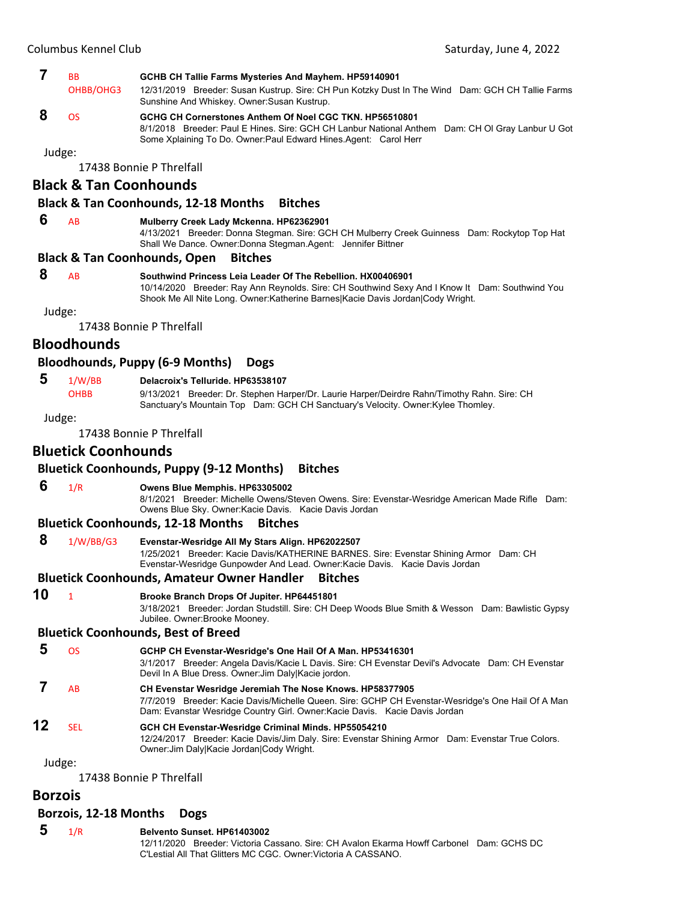**7** BB OHBB/OHG3 **GCHB CH Tallie Farms Mysteries And Mayhem. HP59140901**
12/31/2019 Breeder: Susan Kustrup. Sire: CH Pun Kotzky Dust In The Wind Dam: GCH CH Tallie Farms Sunshine And Whiskey. Owner:Susan Kustrup.

**8** OS **GCHG CH Cornerstones Anthem Of Noel CGC TKN. HP56510801**
8/1/2018 Breeder: Paul E Hines. Sire: GCH CH Lanbur National Anthem Dam: CH Ol Gray Lanbur U Got Some Xplaining To Do. Owner:Paul Edward Hines.Agent: Carol Herr

Judge:

17438 Bonnie P Threlfall

## Black & Tan Coonhounds

### Black & Tan Coonhounds, 12-18 Months Bitches

**6** AB **Mulberry Creek Lady Mckenna. HP62362901**
4/13/2021 Breeder: Donna Stegman. Sire: GCH CH Mulberry Creek Guinness Dam: Rockytop Top Hat Shall We Dance. Owner:Donna Stegman.Agent: Jennifer Bittner

### Black & Tan Coonhounds, Open Bitches

**8** AB **Southwind Princess Leia Leader Of The Rebellion. HX00406901**
10/14/2020 Breeder: Ray Ann Reynolds. Sire: CH Southwind Sexy And I Know It Dam: Southwind You Shook Me All Nite Long. Owner:Katherine Barnes|Kacie Davis Jordan|Cody Wright.

Judge:

17438 Bonnie P Threlfall

## Bloodhounds

### Bloodhounds, Puppy (6-9 Months) Dogs

**5** 1/W/BB OHBB **Delacroix's Telluride. HP63538107**
9/13/2021 Breeder: Dr. Stephen Harper/Dr. Laurie Harper/Deirdre Rahn/Timothy Rahn. Sire: CH Sanctuary's Mountain Top Dam: GCH CH Sanctuary's Velocity. Owner:Kylee Thomley.

Judge:

17438 Bonnie P Threlfall

## Bluetick Coonhounds

### Bluetick Coonhounds, Puppy (9-12 Months) Bitches

**6** 1/R **Owens Blue Memphis. HP63305002**
8/1/2021 Breeder: Michelle Owens/Steven Owens. Sire: Evenstar-Wesridge American Made Rifle Dam: Owens Blue Sky. Owner:Kacie Davis. Kacie Davis Jordan

### Bluetick Coonhounds, 12-18 Months Bitches

**8** 1/W/BB/G3 **Evenstar-Wesridge All My Stars Align. HP62022507**
1/25/2021 Breeder: Kacie Davis/KATHERINE BARNES. Sire: Evenstar Shining Armor Dam: CH Evenstar-Wesridge Gunpowder And Lead. Owner:Kacie Davis. Kacie Davis Jordan

### Bluetick Coonhounds, Amateur Owner Handler Bitches

**10** 1 **Brooke Branch Drops Of Jupiter. HP64451801**
3/18/2021 Breeder: Jordan Studstill. Sire: CH Deep Woods Blue Smith & Wesson Dam: Bawlistic Gypsy Jubilee. Owner:Brooke Mooney.

### Bluetick Coonhounds, Best of Breed

**5** OS **GCHP CH Evenstar-Wesridge's One Hail Of A Man. HP53416301**
3/1/2017 Breeder: Angela Davis/Kacie L Davis. Sire: CH Evenstar Devil's Advocate Dam: CH Evenstar Devil In A Blue Dress. Owner:Jim Daly|Kacie jordon.

**7** AB **CH Evenstar Wesridge Jeremiah The Nose Knows. HP58377905**
7/7/2019 Breeder: Kacie Davis/Michelle Queen. Sire: GCHP CH Evenstar-Wesridge's One Hail Of A Man Dam: Evanstar Wesridge Country Girl. Owner:Kacie Davis. Kacie Davis Jordan

**12** SEL **GCH CH Evenstar-Wesridge Criminal Minds. HP55054210**
12/24/2017 Breeder: Kacie Davis/Jim Daly. Sire: Evenstar Shining Armor Dam: Evenstar True Colors. Owner:Jim Daly|Kacie Jordan|Cody Wright.

Judge:

17438 Bonnie P Threlfall

## Borzois

### Borzois, 12-18 Months Dogs

**5** 1/R **Belvento Sunset. HP61403002**
12/11/2020 Breeder: Victoria Cassano. Sire: CH Avalon Ekarma Howff Carbonel Dam: GCHS DC C'Lestial All That Glitters MC CGC. Owner:Victoria A CASSANO.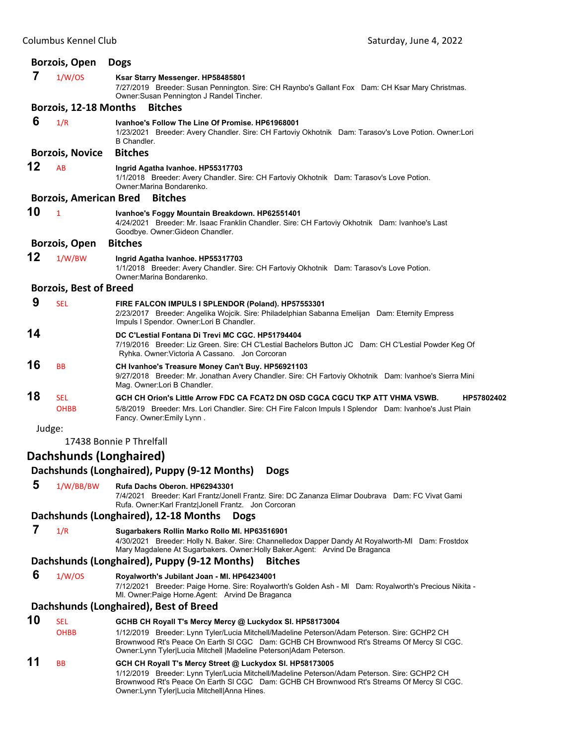### Borzois, Open Dogs

**7** 1/W/OS **Ksar Starry Messenger. HP58485801**
7/27/2019 Breeder: Susan Pennington. Sire: CH Raynbo's Gallant Fox Dam: CH Ksar Mary Christmas. Owner:Susan Pennington J Randel Tincher.

### Borzois, 12-18 Months Bitches

**6** 1/R **Ivanhoe's Follow The Line Of Promise. HP61968001**
1/23/2021 Breeder: Avery Chandler. Sire: CH Fartoviy Okhotnik Dam: Tarasov's Love Potion. Owner:Lori B Chandler.

### Borzois, Novice Bitches

**12** AB **Ingrid Agatha Ivanhoe. HP55317703**
1/1/2018 Breeder: Avery Chandler. Sire: CH Fartoviy Okhotnik Dam: Tarasov's Love Potion. Owner:Marina Bondarenko.

### Borzois, American Bred Bitches

**10** 1 **Ivanhoe's Foggy Mountain Breakdown. HP62551401**
4/24/2021 Breeder: Mr. Isaac Franklin Chandler. Sire: CH Fartoviy Okhotnik Dam: Ivanhoe's Last Goodbye. Owner:Gideon Chandler.

### Borzois, Open Bitches

**12** 1/W/BW **Ingrid Agatha Ivanhoe. HP55317703**
1/1/2018 Breeder: Avery Chandler. Sire: CH Fartoviy Okhotnik Dam: Tarasov's Love Potion. Owner:Marina Bondarenko.

### Borzois, Best of Breed

**9** SEL **FIRE FALCON IMPULS I SPLENDOR (Poland). HP57553301**
2/23/2017 Breeder: Angelika Wojcik. Sire: Philadelphian Sabanna Emelijan Dam: Eternity Empress Impuls I Spendor. Owner:Lori B Chandler.

**14** **DC C'Lestial Fontana Di Trevi MC CGC. HP51794404**
7/19/2016 Breeder: Liz Green. Sire: CH C'Lestial Bachelors Button JC Dam: CH C'Lestial Powder Keg Of Ryhka. Owner:Victoria A Cassano. Jon Corcoran

**16** BB **CH Ivanhoe's Treasure Money Can't Buy. HP56921103**
9/27/2018 Breeder: Mr. Jonathan Avery Chandler. Sire: CH Fartoviy Okhotnik Dam: Ivanhoe's Sierra Mini Mag. Owner:Lori B Chandler.

**18** SEL OHBB **GCH CH Orion's Little Arrow FDC CA FCAT2 DN OSD CGCA CGCU TKP ATT VHMA VSWB. HP57802402**
5/8/2019 Breeder: Mrs. Lori Chandler. Sire: CH Fire Falcon Impuls I Splendor Dam: Ivanhoe's Just Plain Fancy. Owner:Emily Lynn .

Judge:

17438 Bonnie P Threlfall

## Dachshunds (Longhaired)

### Dachshunds (Longhaired), Puppy (9-12 Months) Dogs

**5** 1/W/BB/BW **Rufa Dachs Oberon. HP62943301**
7/4/2021 Breeder: Karl Frantz/Jonell Frantz. Sire: DC Zananza Elimar Doubrava Dam: FC Vivat Gami Rufa. Owner:Karl Frantz|Jonell Frantz. Jon Corcoran

### Dachshunds (Longhaired), 12-18 Months Dogs

**7** 1/R **Sugarbakers Rollin Marko Rollo Ml. HP63516901**
4/30/2021 Breeder: Holly N. Baker. Sire: Channelledox Dapper Dandy At Royalworth-Ml Dam: Frostdox Mary Magdalene At Sugarbakers. Owner:Holly Baker.Agent: Arvind De Braganca

### Dachshunds (Longhaired), Puppy (9-12 Months) Bitches

**6** 1/W/OS **Royalworth's Jubilant Joan - Ml. HP64234001**
7/12/2021 Breeder: Paige Horne. Sire: Royalworth's Golden Ash - Ml Dam: Royalworth's Precious Nikita - Ml. Owner:Paige Horne.Agent: Arvind De Braganca

### Dachshunds (Longhaired), Best of Breed

**10** SEL OHBB **GCHB CH Royall T's Mercy Mercy @ Luckydox Sl. HP58173004**
1/12/2019 Breeder: Lynn Tyler/Lucia Mitchell/Madeline Peterson/Adam Peterson. Sire: GCHP2 CH Brownwood Rt's Peace On Earth Sl CGC Dam: GCHB CH Brownwood Rt's Streams Of Mercy Sl CGC. Owner:Lynn Tyler|Lucia Mitchell |Madeline Peterson|Adam Peterson.

**11** BB **GCH CH Royall T's Mercy Street @ Luckydox Sl. HP58173005**
1/12/2019 Breeder: Lynn Tyler/Lucia Mitchell/Madeline Peterson/Adam Peterson. Sire: GCHP2 CH Brownwood Rt's Peace On Earth Sl CGC Dam: GCHB CH Brownwood Rt's Streams Of Mercy Sl CGC. Owner:Lynn Tyler|Lucia Mitchell|Anna Hines.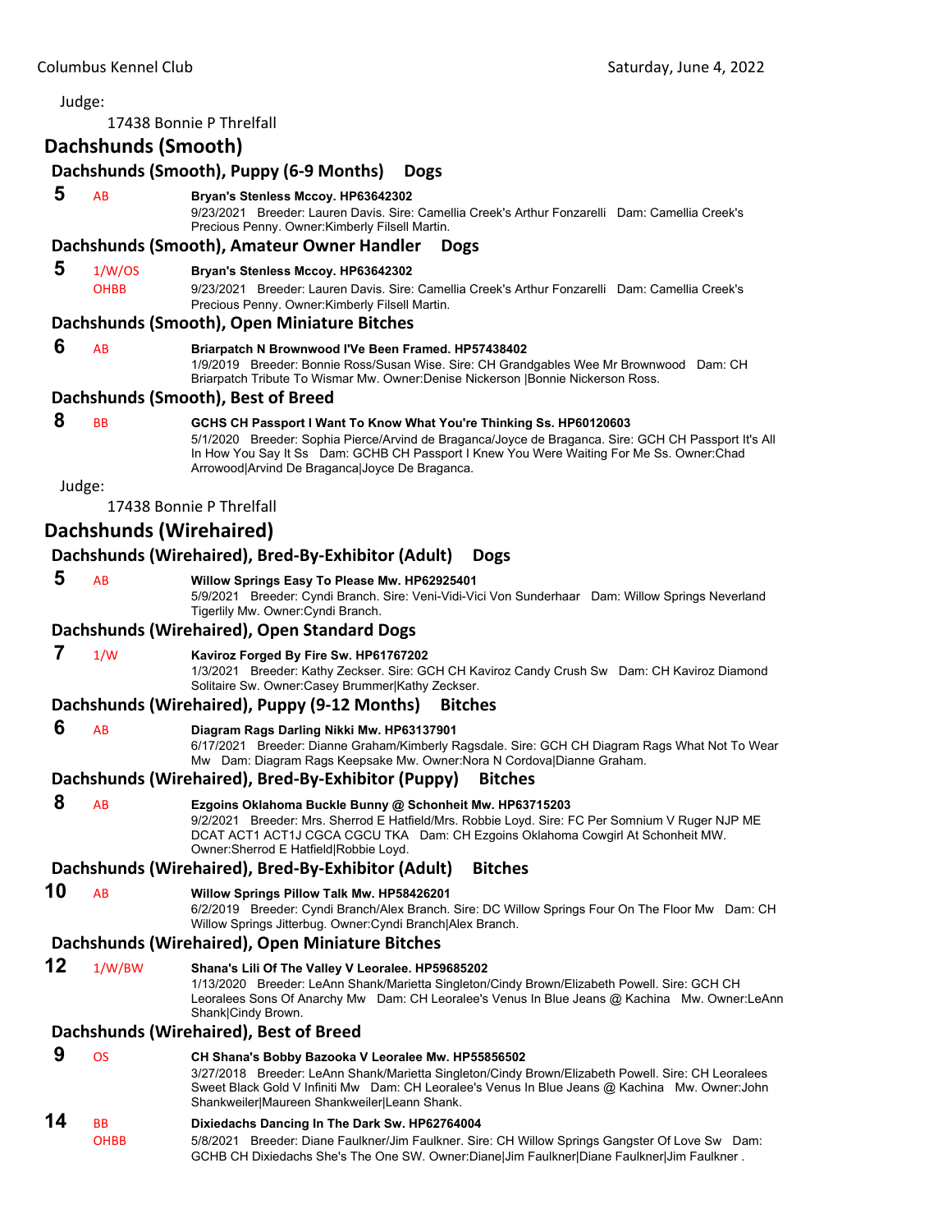Judge:

17438 Bonnie P Threlfall

## Dachshunds (Smooth)

### Dachshunds (Smooth), Puppy (6-9 Months) Dogs

**5** AB **Bryan's Stenless Mccoy. HP63642302**
9/23/2021 Breeder: Lauren Davis. Sire: Camellia Creek's Arthur Fonzarelli Dam: Camellia Creek's Precious Penny. Owner:Kimberly Filsell Martin.

### Dachshunds (Smooth), Amateur Owner Handler Dogs

**5** 1/W/OS OHBB **Bryan's Stenless Mccoy. HP63642302**
9/23/2021 Breeder: Lauren Davis. Sire: Camellia Creek's Arthur Fonzarelli Dam: Camellia Creek's Precious Penny. Owner:Kimberly Filsell Martin.

### Dachshunds (Smooth), Open Miniature Bitches

**6** AB **Briarpatch N Brownwood I'Ve Been Framed. HP57438402**
1/9/2019 Breeder: Bonnie Ross/Susan Wise. Sire: CH Grandgables Wee Mr Brownwood Dam: CH Briarpatch Tribute To Wismar Mw. Owner:Denise Nickerson |Bonnie Nickerson Ross.

### Dachshunds (Smooth), Best of Breed

**8** BB **GCHS CH Passport I Want To Know What You're Thinking Ss. HP60120603**
5/1/2020 Breeder: Sophia Pierce/Arvind de Braganca/Joyce de Braganca. Sire: GCH CH Passport It's All In How You Say It Ss Dam: GCHB CH Passport I Knew You Were Waiting For Me Ss. Owner:Chad Arrowood|Arvind De Braganca|Joyce De Braganca.

Judge:

17438 Bonnie P Threlfall

## Dachshunds (Wirehaired)

### Dachshunds (Wirehaired), Bred-By-Exhibitor (Adult) Dogs

**5** AB **Willow Springs Easy To Please Mw. HP62925401**
5/9/2021 Breeder: Cyndi Branch. Sire: Veni-Vidi-Vici Von Sunderhaar Dam: Willow Springs Neverland Tigerlily Mw. Owner:Cyndi Branch.

### Dachshunds (Wirehaired), Open Standard Dogs

**7** 1/W **Kaviroz Forged By Fire Sw. HP61767202**
1/3/2021 Breeder: Kathy Zeckser. Sire: GCH CH Kaviroz Candy Crush Sw Dam: CH Kaviroz Diamond Solitaire Sw. Owner:Casey Brummer|Kathy Zeckser.

### Dachshunds (Wirehaired), Puppy (9-12 Months) Bitches

**6** AB **Diagram Rags Darling Nikki Mw. HP63137901**
6/17/2021 Breeder: Dianne Graham/Kimberly Ragsdale. Sire: GCH CH Diagram Rags What Not To Wear Mw Dam: Diagram Rags Keepsake Mw. Owner:Nora N Cordova|Dianne Graham.

### Dachshunds (Wirehaired), Bred-By-Exhibitor (Puppy) Bitches

**8** AB **Ezgoins Oklahoma Buckle Bunny @ Schonheit Mw. HP63715203**
9/2/2021 Breeder: Mrs. Sherrod E Hatfield/Mrs. Robbie Loyd. Sire: FC Per Somnium V Ruger NJP ME DCAT ACT1 ACT1J CGCA CGCU TKA Dam: CH Ezgoins Oklahoma Cowgirl At Schonheit MW. Owner:Sherrod E Hatfield|Robbie Loyd.

### Dachshunds (Wirehaired), Bred-By-Exhibitor (Adult) Bitches

**10** AB **Willow Springs Pillow Talk Mw. HP58426201**
6/2/2019 Breeder: Cyndi Branch/Alex Branch. Sire: DC Willow Springs Four On The Floor Mw Dam: CH Willow Springs Jitterbug. Owner:Cyndi Branch|Alex Branch.

### Dachshunds (Wirehaired), Open Miniature Bitches

**12** 1/W/BW **Shana's Lili Of The Valley V Leoralee. HP59685202**
1/13/2020 Breeder: LeAnn Shank/Marietta Singleton/Cindy Brown/Elizabeth Powell. Sire: GCH CH Leoralees Sons Of Anarchy Mw Dam: CH Leoralee's Venus In Blue Jeans @ Kachina Mw. Owner:LeAnn Shank|Cindy Brown.

### Dachshunds (Wirehaired), Best of Breed

**9** OS **CH Shana's Bobby Bazooka V Leoralee Mw. HP55856502**
3/27/2018 Breeder: LeAnn Shank/Marietta Singleton/Cindy Brown/Elizabeth Powell. Sire: CH Leoralees Sweet Black Gold V Infiniti Mw Dam: CH Leoralee's Venus In Blue Jeans @ Kachina Mw. Owner:John Shankweiler|Maureen Shankweiler|Leann Shank.

**14** BB OHBB **Dixiedachs Dancing In The Dark Sw. HP62764004**
5/8/2021 Breeder: Diane Faulkner/Jim Faulkner. Sire: CH Willow Springs Gangster Of Love Sw Dam: GCHB CH Dixiedachs She's The One SW. Owner:Diane|Jim Faulkner|Diane Faulkner|Jim Faulkner .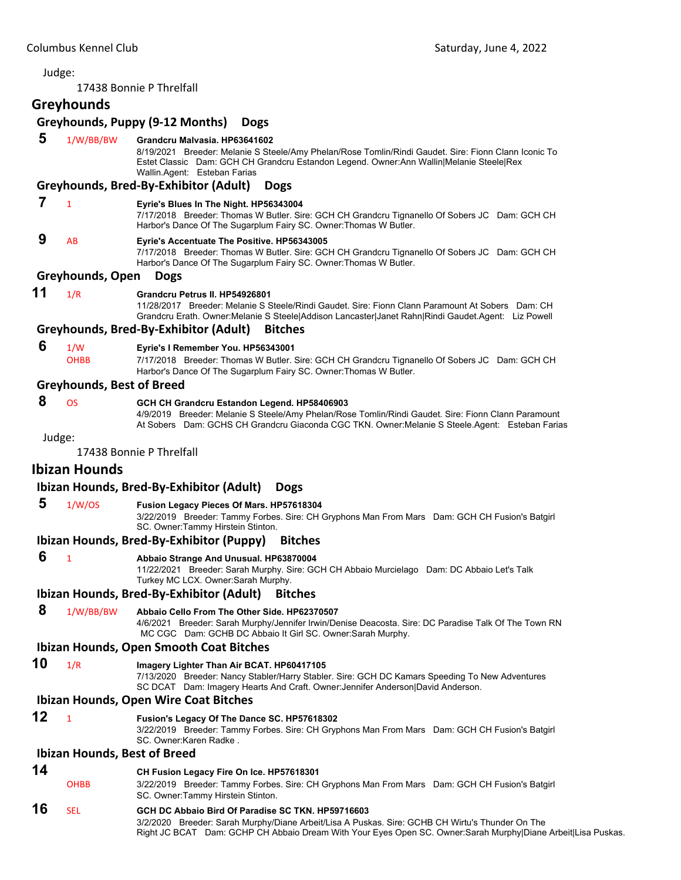Judge:

17438 Bonnie P Threlfall

## Greyhounds

### Greyhounds, Puppy (9-12 Months) Dogs

**5** 1/W/BB/BW **Grandcru Malvasia. HP63641602**
8/19/2021 Breeder: Melanie S Steele/Amy Phelan/Rose Tomlin/Rindi Gaudet. Sire: Fionn Clann Iconic To Estet Classic Dam: GCH CH Grandcru Estandon Legend. Owner:Ann Wallin|Melanie Steele|Rex Wallin.Agent: Esteban Farias

### Greyhounds, Bred-By-Exhibitor (Adult) Dogs

**7** 1 **Eyrie's Blues In The Night. HP56343004**
7/17/2018 Breeder: Thomas W Butler. Sire: GCH CH Grandcru Tignanello Of Sobers JC Dam: GCH CH Harbor's Dance Of The Sugarplum Fairy SC. Owner:Thomas W Butler.

**9** AB **Eyrie's Accentuate The Positive. HP56343005**
7/17/2018 Breeder: Thomas W Butler. Sire: GCH CH Grandcru Tignanello Of Sobers JC Dam: GCH CH Harbor's Dance Of The Sugarplum Fairy SC. Owner:Thomas W Butler.

### Greyhounds, Open Dogs

**11** 1/R **Grandcru Petrus II. HP54926801**
11/28/2017 Breeder: Melanie S Steele/Rindi Gaudet. Sire: Fionn Clann Paramount At Sobers Dam: CH Grandcru Erath. Owner:Melanie S Steele|Addison Lancaster|Janet Rahn|Rindi Gaudet.Agent: Liz Powell

### Greyhounds, Bred-By-Exhibitor (Adult) Bitches

**6** 1/W OHBB **Eyrie's I Remember You. HP56343001**
7/17/2018 Breeder: Thomas W Butler. Sire: GCH CH Grandcru Tignanello Of Sobers JC Dam: GCH CH Harbor's Dance Of The Sugarplum Fairy SC. Owner:Thomas W Butler.

### Greyhounds, Best of Breed

**8** OS **GCH CH Grandcru Estandon Legend. HP58406903**
4/9/2019 Breeder: Melanie S Steele/Amy Phelan/Rose Tomlin/Rindi Gaudet. Sire: Fionn Clann Paramount At Sobers Dam: GCHS CH Grandcru Giaconda CGC TKN. Owner:Melanie S Steele.Agent: Esteban Farias

Judge:

17438 Bonnie P Threlfall

## Ibizan Hounds

### Ibizan Hounds, Bred-By-Exhibitor (Adult) Dogs

**5** 1/W/OS **Fusion Legacy Pieces Of Mars. HP57618304**
3/22/2019 Breeder: Tammy Forbes. Sire: CH Gryphons Man From Mars Dam: GCH CH Fusion's Batgirl SC. Owner:Tammy Hirstein Stinton.

### Ibizan Hounds, Bred-By-Exhibitor (Puppy) Bitches

**6** 1 **Abbaio Strange And Unusual. HP63870004**
11/22/2021 Breeder: Sarah Murphy. Sire: GCH CH Abbaio Murcielago Dam: DC Abbaio Let's Talk Turkey MC LCX. Owner:Sarah Murphy.

### Ibizan Hounds, Bred-By-Exhibitor (Adult) Bitches

**8** 1/W/BB/BW **Abbaio Cello From The Other Side. HP62370507**
4/6/2021 Breeder: Sarah Murphy/Jennifer Irwin/Denise Deacosta. Sire: DC Paradise Talk Of The Town RN MC CGC Dam: GCHB DC Abbaio It Girl SC. Owner:Sarah Murphy.

### Ibizan Hounds, Open Smooth Coat Bitches

**10** 1/R **Imagery Lighter Than Air BCAT. HP60417105**
7/13/2020 Breeder: Nancy Stabler/Harry Stabler. Sire: GCH DC Kamars Speeding To New Adventures SC DCAT Dam: Imagery Hearts And Craft. Owner:Jennifer Anderson|David Anderson.

### Ibizan Hounds, Open Wire Coat Bitches

**12** 1 **Fusion's Legacy Of The Dance SC. HP57618302**
3/22/2019 Breeder: Tammy Forbes. Sire: CH Gryphons Man From Mars Dam: GCH CH Fusion's Batgirl SC. Owner:Karen Radke .

### Ibizan Hounds, Best of Breed

**14** OHBB **CH Fusion Legacy Fire On Ice. HP57618301**
3/22/2019 Breeder: Tammy Forbes. Sire: CH Gryphons Man From Mars Dam: GCH CH Fusion's Batgirl SC. Owner:Tammy Hirstein Stinton.

**16** SEL **GCH DC Abbaio Bird Of Paradise SC TKN. HP59716603**
3/2/2020 Breeder: Sarah Murphy/Diane Arbeit/Lisa A Puskas. Sire: GCHB CH Wirtu's Thunder On The Right JC BCAT Dam: GCHP CH Abbaio Dream With Your Eyes Open SC. Owner:Sarah Murphy|Diane Arbeit|Lisa Puskas.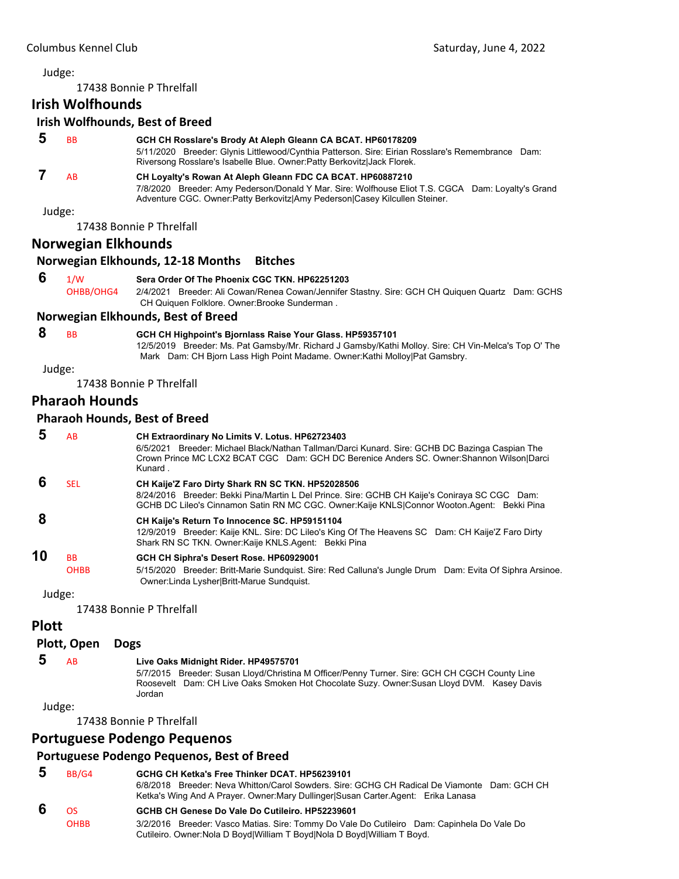Judge:

17438 Bonnie P Threlfall

## Irish Wolfhounds

### Irish Wolfhounds, Best of Breed

**5** BB **GCH CH Rosslare's Brody At Aleph Gleann CA BCAT. HP60178209**
5/11/2020 Breeder: Glynis Littlewood/Cynthia Patterson. Sire: Eirian Rosslare's Remembrance Dam: Riversong Rosslare's Isabelle Blue. Owner:Patty Berkovitz|Jack Florek.

**7** AB **CH Loyalty's Rowan At Aleph Gleann FDC CA BCAT. HP60887210**
7/8/2020 Breeder: Amy Pederson/Donald Y Mar. Sire: Wolfhouse Eliot T.S. CGCA Dam: Loyalty's Grand Adventure CGC. Owner:Patty Berkovitz|Amy Pederson|Casey Kilcullen Steiner.

Judge:

17438 Bonnie P Threlfall

## Norwegian Elkhounds

### Norwegian Elkhounds, 12-18 Months Bitches

**6** 1/W OHBB/OHG4 **Sera Order Of The Phoenix CGC TKN. HP62251203**
2/4/2021 Breeder: Ali Cowan/Renea Cowan/Jennifer Stastny. Sire: GCH CH Quiquen Quartz Dam: GCHS CH Quiquen Folklore. Owner:Brooke Sunderman .

### Norwegian Elkhounds, Best of Breed

**8** BB **GCH CH Highpoint's Bjornlass Raise Your Glass. HP59357101**
12/5/2019 Breeder: Ms. Pat Gamsby/Mr. Richard J Gamsby/Kathi Molloy. Sire: CH Vin-Melca's Top O' The Mark Dam: CH Bjorn Lass High Point Madame. Owner:Kathi Molloy|Pat Gamsbry.

Judge:

17438 Bonnie P Threlfall

## Pharaoh Hounds

### Pharaoh Hounds, Best of Breed

**5** AB **CH Extraordinary No Limits V. Lotus. HP62723403**
6/5/2021 Breeder: Michael Black/Nathan Tallman/Darci Kunard. Sire: GCHB DC Bazinga Caspian The Crown Prince MC LCX2 BCAT CGC Dam: GCH DC Berenice Anders SC. Owner:Shannon Wilson|Darci Kunard .

**6** SEL **CH Kaije'Z Faro Dirty Shark RN SC TKN. HP52028506**
8/24/2016 Breeder: Bekki Pina/Martin L Del Prince. Sire: GCHB CH Kaije's Coniraya SC CGC Dam: GCHB DC Lileo's Cinnamon Satin RN MC CGC. Owner:Kaije KNLS|Connor Wooton.Agent: Bekki Pina

**8** **CH Kaije's Return To Innocence SC. HP59151104**
12/9/2019 Breeder: Kaije KNL. Sire: DC Lileo's King Of The Heavens SC Dam: CH Kaije'Z Faro Dirty Shark RN SC TKN. Owner:Kaije KNLS.Agent: Bekki Pina

**10** BB OHBB **GCH CH Siphra's Desert Rose. HP60929001**
5/15/2020 Breeder: Britt-Marie Sundquist. Sire: Red Calluna's Jungle Drum Dam: Evita Of Siphra Arsinoe. Owner:Linda Lysher|Britt-Marue Sundquist.

Judge:

17438 Bonnie P Threlfall

## Plott

### Plott, Open Dogs

**5** AB **Live Oaks Midnight Rider. HP49575701**
5/7/2015 Breeder: Susan Lloyd/Christina M Officer/Penny Turner. Sire: GCH CH CGCH County Line Roosevelt Dam: CH Live Oaks Smoken Hot Chocolate Suzy. Owner:Susan Lloyd DVM. Kasey Davis Jordan

Judge:

17438 Bonnie P Threlfall

## Portuguese Podengo Pequenos

### Portuguese Podengo Pequenos, Best of Breed

**5** BB/G4 **GCHG CH Ketka's Free Thinker DCAT. HP56239101**
6/8/2018 Breeder: Neva Whitton/Carol Sowders. Sire: GCHG CH Radical De Viamonte Dam: GCH CH Ketka's Wing And A Prayer. Owner:Mary Dullinger|Susan Carter.Agent: Erika Lanasa

**6** OS OHBB **GCHB CH Genese Do Vale Do Cutileiro. HP52239601**
3/2/2016 Breeder: Vasco Matias. Sire: Tommy Do Vale Do Cutileiro Dam: Capinhela Do Vale Do Cutileiro. Owner:Nola D Boyd|William T Boyd|Nola D Boyd|William T Boyd.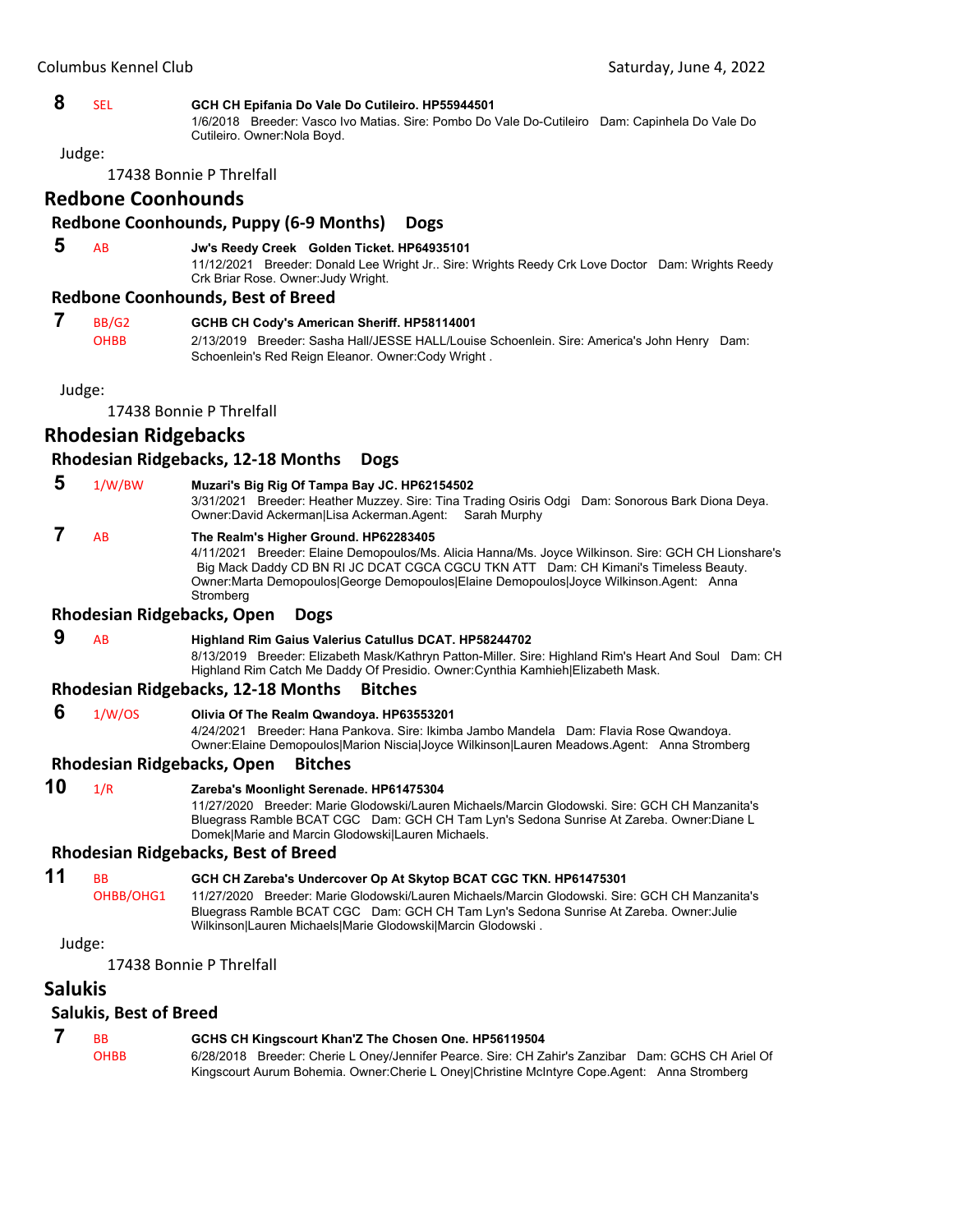**8** SEL **GCH CH Epifania Do Vale Do Cutileiro. HP55944501**
1/6/2018 Breeder: Vasco Ivo Matias. Sire: Pombo Do Vale Do-Cutileiro Dam: Capinhela Do Vale Do Cutileiro. Owner:Nola Boyd.

Judge:

17438 Bonnie P Threlfall

## Redbone Coonhounds

### Redbone Coonhounds, Puppy (6-9 Months) Dogs

**5** AB **Jw's Reedy Creek Golden Ticket. HP64935101**
11/12/2021 Breeder: Donald Lee Wright Jr.. Sire: Wrights Reedy Crk Love Doctor Dam: Wrights Reedy Crk Briar Rose. Owner:Judy Wright.

### Redbone Coonhounds, Best of Breed

**7** BB/G2 OHBB **GCHB CH Cody's American Sheriff. HP58114001**
2/13/2019 Breeder: Sasha Hall/JESSE HALL/Louise Schoenlein. Sire: America's John Henry Dam: Schoenlein's Red Reign Eleanor. Owner:Cody Wright .

Judge:

17438 Bonnie P Threlfall

## Rhodesian Ridgebacks

### Rhodesian Ridgebacks, 12-18 Months Dogs

**5** 1/W/BW **Muzari's Big Rig Of Tampa Bay JC. HP62154502**
3/31/2021 Breeder: Heather Muzzey. Sire: Tina Trading Osiris Odgi Dam: Sonorous Bark Diona Deya. Owner:David Ackerman|Lisa Ackerman.Agent: Sarah Murphy

**7** AB **The Realm's Higher Ground. HP62283405**
4/11/2021 Breeder: Elaine Demopoulos/Ms. Alicia Hanna/Ms. Joyce Wilkinson. Sire: GCH CH Lionshare's Big Mack Daddy CD BN RI JC DCAT CGCA CGCU TKN ATT Dam: CH Kimani's Timeless Beauty. Owner:Marta Demopoulos|George Demopoulos|Elaine Demopoulos|Joyce Wilkinson.Agent: Anna Stromberg

### Rhodesian Ridgebacks, Open Dogs

**9** AB **Highland Rim Gaius Valerius Catullus DCAT. HP58244702**
8/13/2019 Breeder: Elizabeth Mask/Kathryn Patton-Miller. Sire: Highland Rim's Heart And Soul Dam: CH Highland Rim Catch Me Daddy Of Presidio. Owner:Cynthia Kamhieh|Elizabeth Mask.

### Rhodesian Ridgebacks, 12-18 Months Bitches

**6** 1/W/OS **Olivia Of The Realm Qwandoya. HP63553201**
4/24/2021 Breeder: Hana Pankova. Sire: Ikimba Jambo Mandela Dam: Flavia Rose Qwandoya. Owner:Elaine Demopoulos|Marion Niscia|Joyce Wilkinson|Lauren Meadows.Agent: Anna Stromberg

### Rhodesian Ridgebacks, Open Bitches

**10** 1/R **Zareba's Moonlight Serenade. HP61475304**
11/27/2020 Breeder: Marie Glodowski/Lauren Michaels/Marcin Glodowski. Sire: GCH CH Manzanita's Bluegrass Ramble BCAT CGC Dam: GCH CH Tam Lyn's Sedona Sunrise At Zareba. Owner:Diane L Domek|Marie and Marcin Glodowski|Lauren Michaels.

### Rhodesian Ridgebacks, Best of Breed

**11** BB OHBB/OHG1 **GCH CH Zareba's Undercover Op At Skytop BCAT CGC TKN. HP61475301**
11/27/2020 Breeder: Marie Glodowski/Lauren Michaels/Marcin Glodowski. Sire: GCH CH Manzanita's Bluegrass Ramble BCAT CGC Dam: GCH CH Tam Lyn's Sedona Sunrise At Zareba. Owner:Julie Wilkinson|Lauren Michaels|Marie Glodowski|Marcin Glodowski .

Judge:

17438 Bonnie P Threlfall

## Salukis

### Salukis, Best of Breed

**7** BB OHBB **GCHS CH Kingscourt Khan'Z The Chosen One. HP56119504**
6/28/2018 Breeder: Cherie L Oney/Jennifer Pearce. Sire: CH Zahir's Zanzibar Dam: GCHS CH Ariel Of Kingscourt Aurum Bohemia. Owner:Cherie L Oney|Christine McIntyre Cope.Agent: Anna Stromberg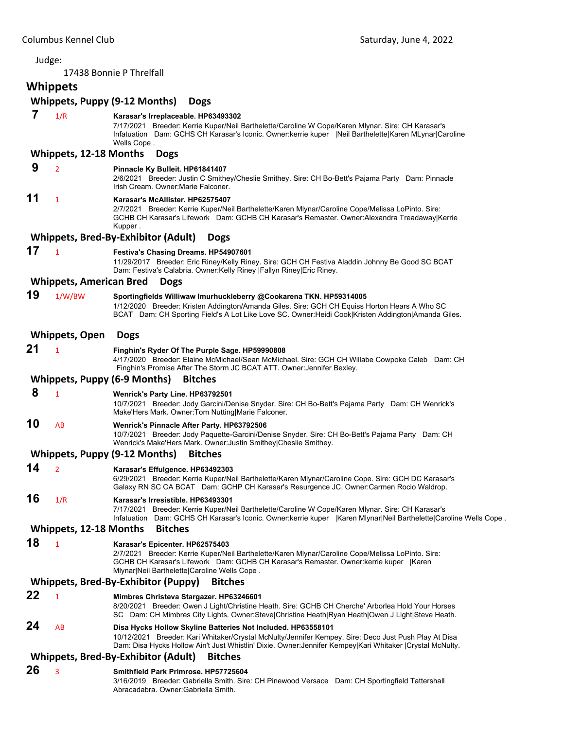Judge:

17438 Bonnie P Threlfall

## Whippets

### Whippets, Puppy (9-12 Months) Dogs

**7** 1/R **Karasar's Irreplaceable. HP63493302**
7/17/2021 Breeder: Kerrie Kuper/Neil Barthelette/Caroline W Cope/Karen Mlynar. Sire: CH Karasar's Infatuation Dam: GCHS CH Karasar's Iconic. Owner:kerrie kuper |Neil Barthelette|Karen MLynar|Caroline Wells Cope .

### Whippets, 12-18 Months Dogs

**9** 2 **Pinnacle Ky Bulleit. HP61841407**
2/6/2021 Breeder: Justin C Smithey/Cheslie Smithey. Sire: CH Bo-Bett's Pajama Party Dam: Pinnacle Irish Cream. Owner:Marie Falconer.

**11** 1 **Karasar's McAllister. HP62575407**
2/7/2021 Breeder: Kerrie Kuper/Neil Barthelette/Karen Mlynar/Caroline Cope/Melissa LoPinto. Sire: GCHB CH Karasar's Lifework Dam: GCHB CH Karasar's Remaster. Owner:Alexandra Treadaway|Kerrie Kupper .

### Whippets, Bred-By-Exhibitor (Adult) Dogs

**17** 1 **Festiva's Chasing Dreams. HP54907601**
11/29/2017 Breeder: Eric Riney/Kelly Riney. Sire: GCH CH Festiva Aladdin Johnny Be Good SC BCAT Dam: Festiva's Calabria. Owner:Kelly Riney |Fallyn Riney|Eric Riney.

### Whippets, American Bred Dogs

**19** 1/W/BW **Sportingfields Williwaw Imurhuckleberry @Cookarena TKN. HP59314005**
1/12/2020 Breeder: Kristen Addington/Amanda Giles. Sire: GCH CH Equiss Horton Hears A Who SC BCAT Dam: CH Sporting Field's A Lot Like Love SC. Owner:Heidi Cook|Kristen Addington|Amanda Giles.

### Whippets, Open Dogs

**21** 1 **Finghin's Ryder Of The Purple Sage. HP59990808**
4/17/2020 Breeder: Elaine McMichael/Sean McMichael. Sire: GCH CH Willabe Cowpoke Caleb Dam: CH Finghin's Promise After The Storm JC BCAT ATT. Owner:Jennifer Bexley.

### Whippets, Puppy (6-9 Months) Bitches

**8** 1 **Wenrick's Party Line. HP63792501**
10/7/2021 Breeder: Jody Garcini/Denise Snyder. Sire: CH Bo-Bett's Pajama Party Dam: CH Wenrick's Make'Hers Mark. Owner:Tom Nutting|Marie Falconer.

**10** AB **Wenrick's Pinnacle After Party. HP63792506**
10/7/2021 Breeder: Jody Paquette-Garcini/Denise Snyder. Sire: CH Bo-Bett's Pajama Party Dam: CH Wenrick's Make'Hers Mark. Owner:Justin Smithey|Cheslie Smithey.

### Whippets, Puppy (9-12 Months) Bitches

**14** 2 **Karasar's Effulgence. HP63492303**
6/29/2021 Breeder: Kerrie Kuper/Neil Barthelette/Karen Mlynar/Caroline Cope. Sire: GCH DC Karasar's Galaxy RN SC CA BCAT Dam: GCHP CH Karasar's Resurgence JC. Owner:Carmen Rocio Waldrop.

**16** 1/R **Karasar's Irresistible. HP63493301**
7/17/2021 Breeder: Kerrie Kuper/Neil Barthelette/Caroline W Cope/Karen Mlynar. Sire: CH Karasar's Infatuation Dam: GCHS CH Karasar's Iconic. Owner:kerrie kuper |Karen Mlynar|Neil Barthelette|Caroline Wells Cope .

### Whippets, 12-18 Months Bitches

**18** 1 **Karasar's Epicenter. HP62575403**
2/7/2021 Breeder: Kerrie Kuper/Neil Barthelette/Karen Mlynar/Caroline Cope/Melissa LoPinto. Sire: GCHB CH Karasar's Lifework Dam: GCHB CH Karasar's Remaster. Owner:kerrie kuper |Karen Mlynar|Neil Barthelette|Caroline Wells Cope .

### Whippets, Bred-By-Exhibitor (Puppy) Bitches

**22** 1 **Mimbres Christeva Stargazer. HP63246601**
8/20/2021 Breeder: Owen J Light/Christine Heath. Sire: GCHB CH Cherche' Arborlea Hold Your Horses SC Dam: CH Mimbres City Lights. Owner:Steve|Christine Heath|Ryan Heath|Owen J Light|Steve Heath.

**24** AB **Disa Hycks Hollow Skyline Batteries Not Included. HP63558101**
10/12/2021 Breeder: Kari Whitaker/Crystal McNulty/Jennifer Kempey. Sire: Deco Just Push Play At Disa Dam: Disa Hycks Hollow Ain't Just Whistlin' Dixie. Owner:Jennifer Kempey|Kari Whitaker |Crystal McNulty.

### Whippets, Bred-By-Exhibitor (Adult) Bitches

**26** 3 **Smithfield Park Primrose. HP57725604**
3/16/2019 Breeder: Gabriella Smith. Sire: CH Pinewood Versace Dam: CH Sportingfield Tattershall Abracadabra. Owner:Gabriella Smith.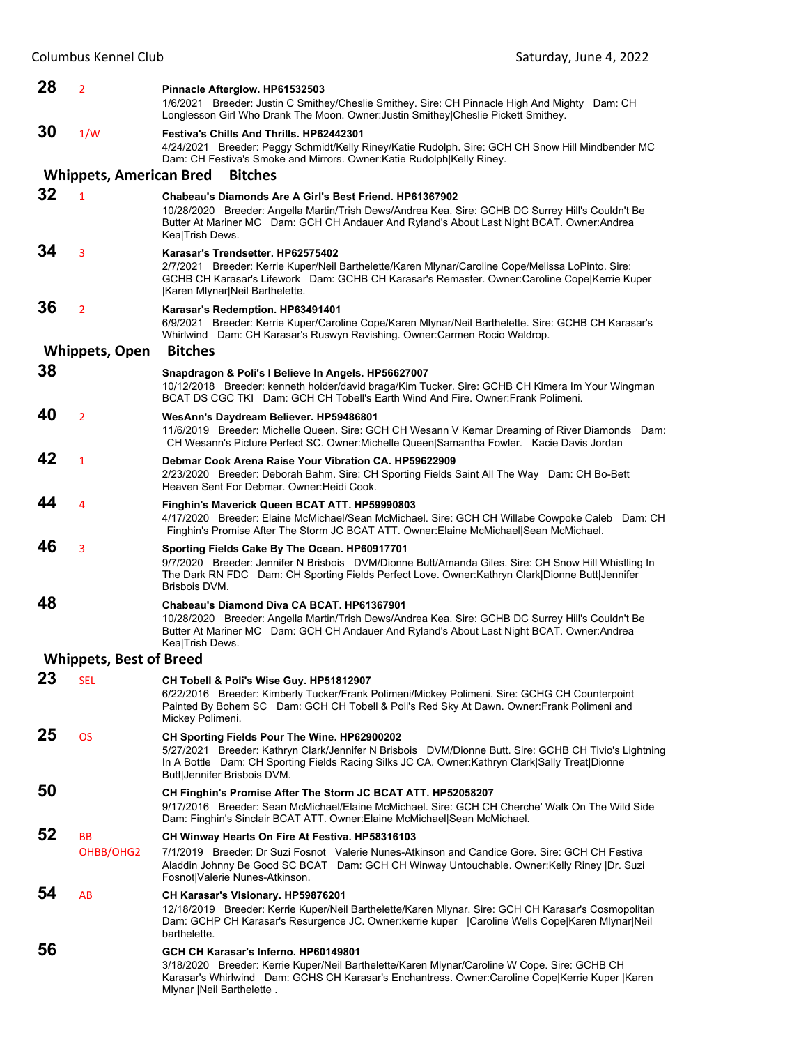**28** 2 **Pinnacle Afterglow. HP61532503**
1/6/2021 Breeder: Justin C Smithey/Cheslie Smithey. Sire: CH Pinnacle High And Mighty Dam: CH Longlesson Girl Who Drank The Moon. Owner:Justin Smithey|Cheslie Pickett Smithey.

**30** 1/W **Festiva's Chills And Thrills. HP62442301**
4/24/2021 Breeder: Peggy Schmidt/Kelly Riney/Katie Rudolph. Sire: GCH CH Snow Hill Mindbender MC Dam: CH Festiva's Smoke and Mirrors. Owner:Katie Rudolph|Kelly Riney.

## Whippets, American Bred Bitches

**32** 1 **Chabeau's Diamonds Are A Girl's Best Friend. HP61367902**
10/28/2020 Breeder: Angella Martin/Trish Dews/Andrea Kea. Sire: GCHB DC Surrey Hill's Couldn't Be Butter At Mariner MC Dam: GCH CH Andauer And Ryland's About Last Night BCAT. Owner:Andrea Kea|Trish Dews.

**34** 3 **Karasar's Trendsetter. HP62575402**
2/7/2021 Breeder: Kerrie Kuper/Neil Barthelette/Karen Mlynar/Caroline Cope/Melissa LoPinto. Sire: GCHB CH Karasar's Lifework Dam: GCHB CH Karasar's Remaster. Owner:Caroline Cope|Kerrie Kuper |Karen Mlynar|Neil Barthelette.

**36** 2 **Karasar's Redemption. HP63491401**
6/9/2021 Breeder: Kerrie Kuper/Caroline Cope/Karen Mlynar/Neil Barthelette. Sire: GCHB CH Karasar's Whirlwind Dam: CH Karasar's Ruswyn Ravishing. Owner:Carmen Rocio Waldrop.

## Whippets, Open Bitches

**38** **Snapdragon & Poli's I Believe In Angels. HP56627007**
10/12/2018 Breeder: kenneth holder/david braga/Kim Tucker. Sire: GCHB CH Kimera Im Your Wingman BCAT DS CGC TKI Dam: GCH CH Tobell's Earth Wind And Fire. Owner:Frank Polimeni.

**40** 2 **WesAnn's Daydream Believer. HP59486801**
11/6/2019 Breeder: Michelle Queen. Sire: GCH CH Wesann V Kemar Dreaming of River Diamonds Dam: CH Wesann's Picture Perfect SC. Owner:Michelle Queen|Samantha Fowler. Kacie Davis Jordan

**42** 1 **Debmar Cook Arena Raise Your Vibration CA. HP59622909**
2/23/2020 Breeder: Deborah Bahm. Sire: CH Sporting Fields Saint All The Way Dam: CH Bo-Bett Heaven Sent For Debmar. Owner:Heidi Cook.

**44** 4 **Finghin's Maverick Queen BCAT ATT. HP59990803**
4/17/2020 Breeder: Elaine McMichael/Sean McMichael. Sire: GCH CH Willabe Cowpoke Caleb Dam: CH Finghin's Promise After The Storm JC BCAT ATT. Owner:Elaine McMichael|Sean McMichael.

**46** 3 **Sporting Fields Cake By The Ocean. HP60917701**
9/7/2020 Breeder: Jennifer N Brisbois DVM/Dionne Butt/Amanda Giles. Sire: CH Snow Hill Whistling In The Dark RN FDC Dam: CH Sporting Fields Perfect Love. Owner:Kathryn Clark|Dionne Butt|Jennifer Brisbois DVM.

**48** **Chabeau's Diamond Diva CA BCAT. HP61367901**
10/28/2020 Breeder: Angella Martin/Trish Dews/Andrea Kea. Sire: GCHB DC Surrey Hill's Couldn't Be Butter At Mariner MC Dam: GCH CH Andauer And Ryland's About Last Night BCAT. Owner:Andrea Kea|Trish Dews.

## Whippets, Best of Breed

**23** SEL **CH Tobell & Poli's Wise Guy. HP51812907**
6/22/2016 Breeder: Kimberly Tucker/Frank Polimeni/Mickey Polimeni. Sire: GCHG CH Counterpoint Painted By Bohem SC Dam: GCH CH Tobell & Poli's Red Sky At Dawn. Owner:Frank Polimeni and Mickey Polimeni.

**25** OS **CH Sporting Fields Pour The Wine. HP62900202**
5/27/2021 Breeder: Kathryn Clark/Jennifer N Brisbois DVM/Dionne Butt. Sire: GCHB CH Tivio's Lightning In A Bottle Dam: CH Sporting Fields Racing Silks JC CA. Owner:Kathryn Clark|Sally Treat|Dionne Butt|Jennifer Brisbois DVM.

**50** **CH Finghin's Promise After The Storm JC BCAT ATT. HP52058207**
9/17/2016 Breeder: Sean McMichael/Elaine McMichael. Sire: CH Cherche' Walk On The Wild Side Dam: Finghin's Sinclair BCAT ATT. Owner:Elaine McMichael|Sean McMichael.

**52** BB OHBB/OHG2 **CH Winway Hearts On Fire At Festiva. HP58316103**
7/1/2019 Breeder: Dr Suzi Fosnot Valerie Nunes-Atkinson and Candice Gore. Sire: GCH CH Festiva Aladdin Johnny Be Good SC BCAT Dam: GCH CH Winway Untouchable. Owner:Kelly Riney |Dr. Suzi Fosnot|Valerie Nunes-Atkinson.

**54** AB **CH Karasar's Visionary. HP59876201**
12/18/2019 Breeder: Kerrie Kuper/Neil Barthelette/Karen Mlynar. Sire: GCH CH Karasar's Cosmopolitan Dam: GCHP CH Karasar's Resurgence JC. Owner:kerrie kuper |Caroline Wells Cope|Karen Mlynar|Neil barthelette.

**56** **GCH CH Karasar's Inferno. HP60149801**
3/18/2020 Breeder: Kerrie Kuper/Neil Barthelette/Karen Mlynar/Caroline W Cope. Sire: GCHB CH Karasar's Whirlwind Dam: GCHS CH Karasar's Enchantress. Owner:Caroline Cope|Kerrie Kuper |Karen Mlynar |Neil Barthelette .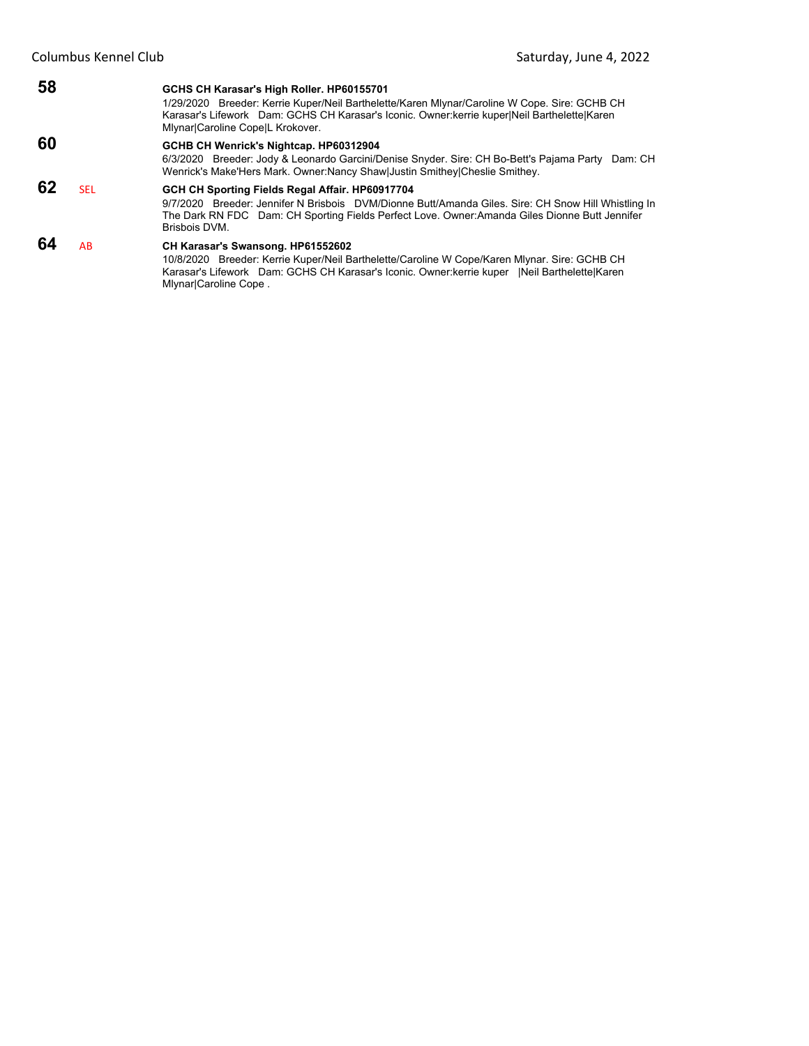**58** **GCHS CH Karasar's High Roller. HP60155701**
1/29/2020 Breeder: Kerrie Kuper/Neil Barthelette/Karen Mlynar/Caroline W Cope. Sire: GCHB CH Karasar's Lifework Dam: GCHS CH Karasar's Iconic. Owner:kerrie kuper|Neil Barthelette|Karen Mlynar|Caroline Cope|L Krokover.

**60** **GCHB CH Wenrick's Nightcap. HP60312904**
6/3/2020 Breeder: Jody & Leonardo Garcini/Denise Snyder. Sire: CH Bo-Bett's Pajama Party Dam: CH Wenrick's Make'Hers Mark. Owner:Nancy Shaw|Justin Smithey|Cheslie Smithey.

**62** SEL **GCH CH Sporting Fields Regal Affair. HP60917704**
9/7/2020 Breeder: Jennifer N Brisbois DVM/Dionne Butt/Amanda Giles. Sire: CH Snow Hill Whistling In The Dark RN FDC Dam: CH Sporting Fields Perfect Love. Owner:Amanda Giles Dionne Butt Jennifer Brisbois DVM.

**64** AB **CH Karasar's Swansong. HP61552602**
10/8/2020 Breeder: Kerrie Kuper/Neil Barthelette/Caroline W Cope/Karen Mlynar. Sire: GCHB CH Karasar's Lifework Dam: GCHS CH Karasar's Iconic. Owner:kerrie kuper |Neil Barthelette|Karen Mlynar|Caroline Cope .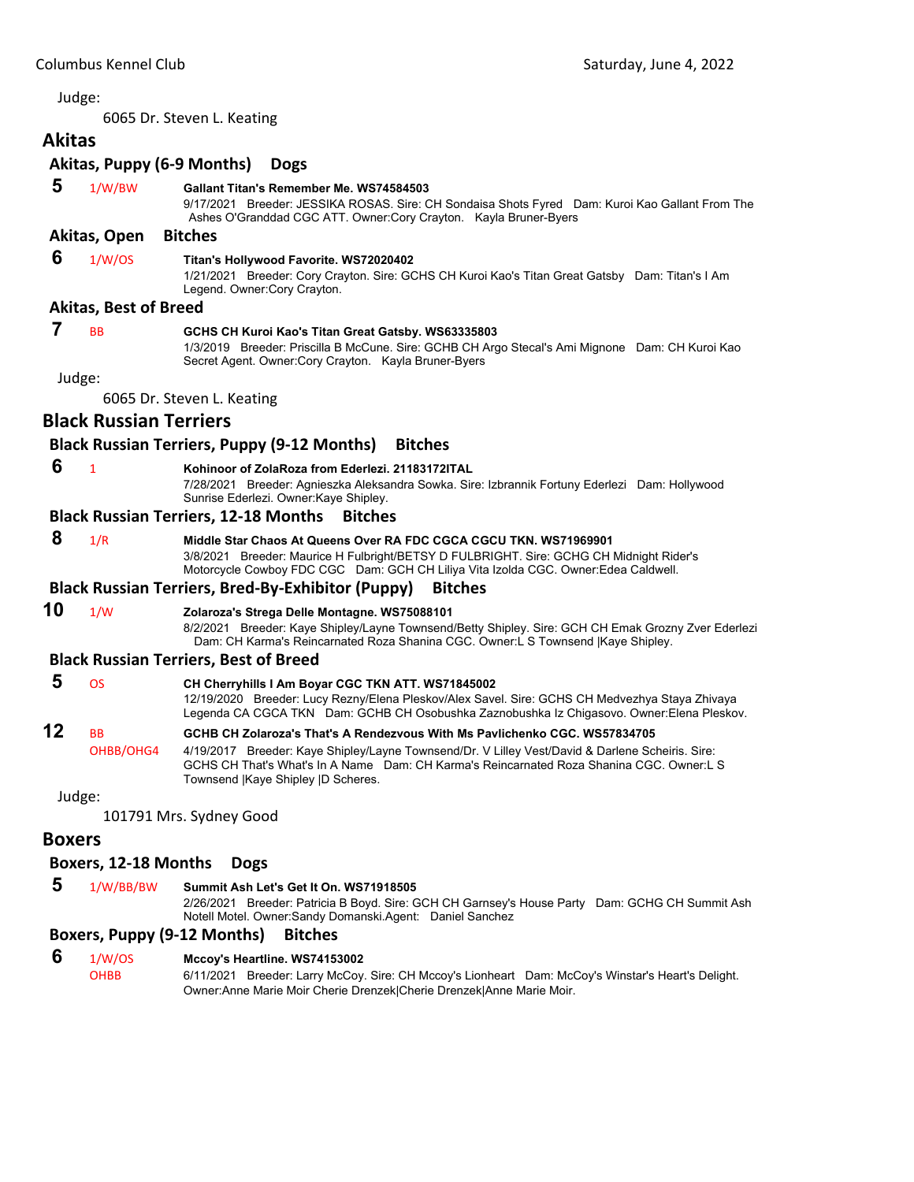Judge:

6065 Dr. Steven L. Keating

## Akitas

### Akitas, Puppy (6-9 Months) Dogs

**5** 1/W/BW **Gallant Titan's Remember Me. WS74584503**
9/17/2021 Breeder: JESSIKA ROSAS. Sire: CH Sondaisa Shots Fyred Dam: Kuroi Kao Gallant From The Ashes O'Granddad CGC ATT. Owner:Cory Crayton. Kayla Bruner-Byers

### Akitas, Open Bitches

**6** 1/W/OS **Titan's Hollywood Favorite. WS72020402**
1/21/2021 Breeder: Cory Crayton. Sire: GCHS CH Kuroi Kao's Titan Great Gatsby Dam: Titan's I Am Legend. Owner:Cory Crayton.

### Akitas, Best of Breed

**7** BB **GCHS CH Kuroi Kao's Titan Great Gatsby. WS63335803**
1/3/2019 Breeder: Priscilla B McCune. Sire: GCHB CH Argo Stecal's Ami Mignone Dam: CH Kuroi Kao Secret Agent. Owner:Cory Crayton. Kayla Bruner-Byers

Judge:

6065 Dr. Steven L. Keating

## Black Russian Terriers

### Black Russian Terriers, Puppy (9-12 Months) Bitches

**6** 1 **Kohinoor of ZolaRoza from Ederlezi. 21183172ITAL**
7/28/2021 Breeder: Agnieszka Aleksandra Sowka. Sire: Izbrannik Fortuny Ederlezi Dam: Hollywood Sunrise Ederlezi. Owner:Kaye Shipley.

### Black Russian Terriers, 12-18 Months Bitches

**8** 1/R **Middle Star Chaos At Queens Over RA FDC CGCA CGCU TKN. WS71969901**
3/8/2021 Breeder: Maurice H Fulbright/BETSY D FULBRIGHT. Sire: GCHG CH Midnight Rider's Motorcycle Cowboy FDC CGC Dam: GCH CH Liliya Vita Izolda CGC. Owner:Edea Caldwell.

### Black Russian Terriers, Bred-By-Exhibitor (Puppy) Bitches

**10** 1/W **Zolaroza's Strega Delle Montagne. WS75088101**
8/2/2021 Breeder: Kaye Shipley/Layne Townsend/Betty Shipley. Sire: GCH CH Emak Grozny Zver Ederlezi Dam: CH Karma's Reincarnated Roza Shanina CGC. Owner:L S Townsend |Kaye Shipley.

### Black Russian Terriers, Best of Breed

**5** OS **CH Cherryhills I Am Boyar CGC TKN ATT. WS71845002**
12/19/2020 Breeder: Lucy Rezny/Elena Pleskov/Alex Savel. Sire: GCHS CH Medvezhya Staya Zhivaya Legenda CA CGCA TKN Dam: GCHB CH Osobushka Zaznobushka Iz Chigasovo. Owner:Elena Pleskov.

**12** BB OHBB/OHG4 **GCHB CH Zolaroza's That's A Rendezvous With Ms Pavlichenko CGC. WS57834705**
4/19/2017 Breeder: Kaye Shipley/Layne Townsend/Dr. V Lilley Vest/David & Darlene Scheiris. Sire: GCHS CH That's What's In A Name Dam: CH Karma's Reincarnated Roza Shanina CGC. Owner:L S Townsend |Kaye Shipley |D Scheres.

Judge:

101791 Mrs. Sydney Good

## Boxers

### Boxers, 12-18 Months Dogs

**5** 1/W/BB/BW **Summit Ash Let's Get It On. WS71918505**
2/26/2021 Breeder: Patricia B Boyd. Sire: GCH CH Garnsey's House Party Dam: GCHG CH Summit Ash Notell Motel. Owner:Sandy Domanski.Agent: Daniel Sanchez

### Boxers, Puppy (9-12 Months) Bitches

**6** 1/W/OS OHBB **Mccoy's Heartline. WS74153002**
6/11/2021 Breeder: Larry McCoy. Sire: CH Mccoy's Lionheart Dam: McCoy's Winstar's Heart's Delight. Owner:Anne Marie Moir Cherie Drenzek|Cherie Drenzek|Anne Marie Moir.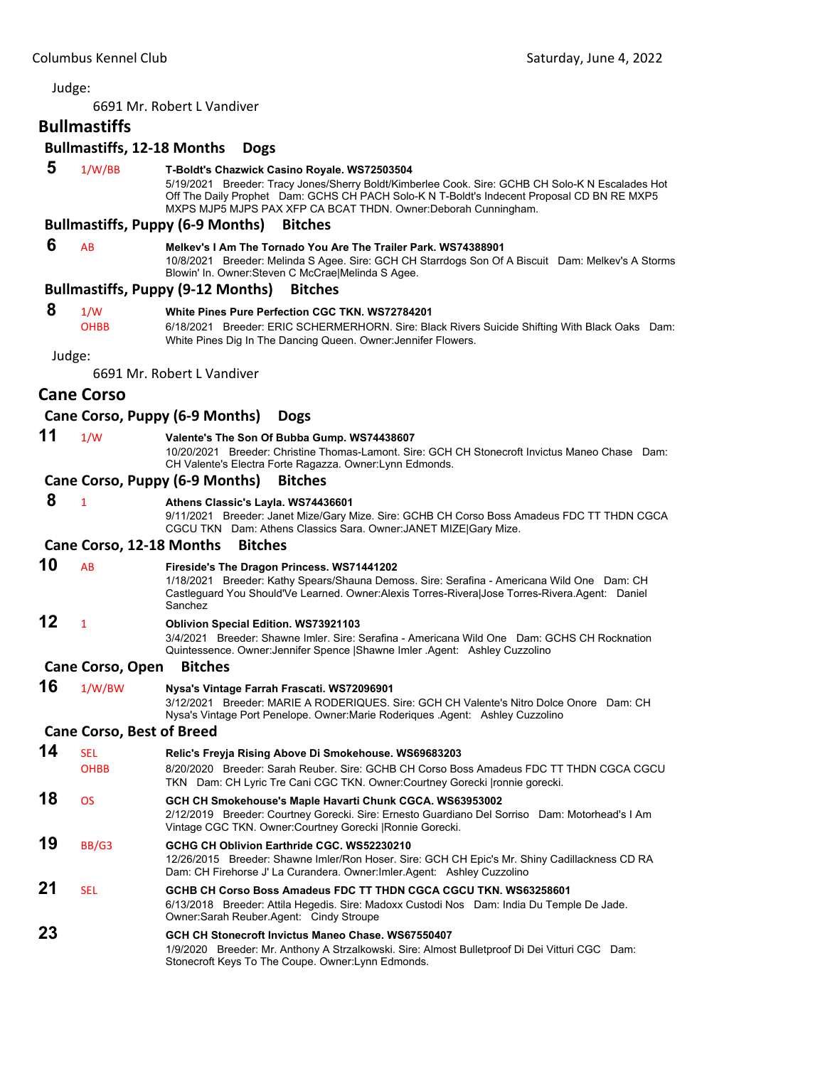Judge:

6691 Mr. Robert L Vandiver

## Bullmastiffs

### Bullmastiffs, 12-18 Months Dogs

**5** 1/W/BB **T-Boldt's Chazwick Casino Royale. WS72503504**
5/19/2021 Breeder: Tracy Jones/Sherry Boldt/Kimberlee Cook. Sire: GCHB CH Solo-K N Escalades Hot Off The Daily Prophet Dam: GCHS CH PACH Solo-K N T-Boldt's Indecent Proposal CD BN RE MXP5 MXPS MJP5 MJPS PAX XFP CA BCAT THDN. Owner:Deborah Cunningham.

### Bullmastiffs, Puppy (6-9 Months) Bitches

**6** AB **Melkev's I Am The Tornado You Are The Trailer Park. WS74388901**
10/8/2021 Breeder: Melinda S Agee. Sire: GCH CH Starrdogs Son Of A Biscuit Dam: Melkev's A Storms Blowin' In. Owner:Steven C McCrae|Melinda S Agee.

### Bullmastiffs, Puppy (9-12 Months) Bitches

**8** 1/W OHBB **White Pines Pure Perfection CGC TKN. WS72784201**
6/18/2021 Breeder: ERIC SCHERMERHORN. Sire: Black Rivers Suicide Shifting With Black Oaks Dam: White Pines Dig In The Dancing Queen. Owner:Jennifer Flowers.

Judge:

6691 Mr. Robert L Vandiver

## Cane Corso

### Cane Corso, Puppy (6-9 Months) Dogs

**11** 1/W **Valente's The Son Of Bubba Gump. WS74438607**
10/20/2021 Breeder: Christine Thomas-Lamont. Sire: GCH CH Stonecroft Invictus Maneo Chase Dam: CH Valente's Electra Forte Ragazza. Owner:Lynn Edmonds.

### Cane Corso, Puppy (6-9 Months) Bitches

**8** 1 **Athens Classic's Layla. WS74436601**
9/11/2021 Breeder: Janet Mize/Gary Mize. Sire: GCHB CH Corso Boss Amadeus FDC TT THDN CGCA CGCU TKN Dam: Athens Classics Sara. Owner:JANET MIZE|Gary Mize.

### Cane Corso, 12-18 Months Bitches

**10** AB **Fireside's The Dragon Princess. WS71441202**
1/18/2021 Breeder: Kathy Spears/Shauna Demoss. Sire: Serafina - Americana Wild One Dam: CH Castleguard You Should'Ve Learned. Owner:Alexis Torres-Rivera|Jose Torres-Rivera.Agent: Daniel Sanchez

**12** 1 **Oblivion Special Edition. WS73921103**
3/4/2021 Breeder: Shawne Imler. Sire: Serafina - Americana Wild One Dam: GCHS CH Rocknation Quintessence. Owner:Jennifer Spence |Shawne Imler .Agent: Ashley Cuzzolino

### Cane Corso, Open Bitches

**16** 1/W/BW **Nysa's Vintage Farrah Frascati. WS72096901**
3/12/2021 Breeder: MARIE A RODERIQUES. Sire: GCH CH Valente's Nitro Dolce Onore Dam: CH Nysa's Vintage Port Penelope. Owner:Marie Roderiques .Agent: Ashley Cuzzolino

### Cane Corso, Best of Breed

**14** SEL OHBB **Relic's Freyja Rising Above Di Smokehouse. WS69683203**
8/20/2020 Breeder: Sarah Reuber. Sire: GCHB CH Corso Boss Amadeus FDC TT THDN CGCA CGCU TKN Dam: CH Lyric Tre Cani CGC TKN. Owner:Courtney Gorecki |ronnie gorecki.

**18** OS **GCH CH Smokehouse's Maple Havarti Chunk CGCA. WS63953002**
2/12/2019 Breeder: Courtney Gorecki. Sire: Ernesto Guardiano Del Sorriso Dam: Motorhead's I Am Vintage CGC TKN. Owner:Courtney Gorecki |Ronnie Gorecki.

**19** BB/G3 **GCHG CH Oblivion Earthride CGC. WS52230210**
12/26/2015 Breeder: Shawne Imler/Ron Hoser. Sire: GCH CH Epic's Mr. Shiny Cadillackness CD RA Dam: CH Firehorse J' La Curandera. Owner:Imler.Agent: Ashley Cuzzolino

**21** SEL **GCHB CH Corso Boss Amadeus FDC TT THDN CGCA CGCU TKN. WS63258601**
6/13/2018 Breeder: Attila Hegedis. Sire: Madoxx Custodi Nos Dam: India Du Temple De Jade. Owner:Sarah Reuber.Agent: Cindy Stroupe

**23** **GCH CH Stonecroft Invictus Maneo Chase. WS67550407**
1/9/2020 Breeder: Mr. Anthony A Strzalkowski. Sire: Almost Bulletproof Di Dei Vitturi CGC Dam: Stonecroft Keys To The Coupe. Owner:Lynn Edmonds.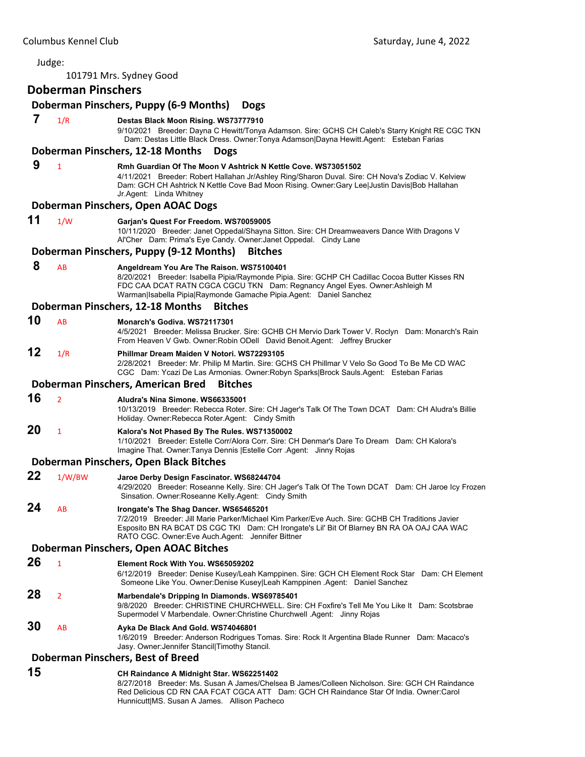Judge:

101791 Mrs. Sydney Good

## Doberman Pinschers

### Doberman Pinschers, Puppy (6-9 Months) Dogs

**7** 1/R **Destas Black Moon Rising. WS73777910**
9/10/2021 Breeder: Dayna C Hewitt/Tonya Adamson. Sire: GCHS CH Caleb's Starry Knight RE CGC TKN Dam: Destas Little Black Dress. Owner:Tonya Adamson|Dayna Hewitt.Agent: Esteban Farias

### Doberman Pinschers, 12-18 Months Dogs

**9** 1 **Rmh Guardian Of The Moon V Ashtrick N Kettle Cove. WS73051502**
4/11/2021 Breeder: Robert Hallahan Jr/Ashley Ring/Sharon Duval. Sire: CH Nova's Zodiac V. Kelview Dam: GCH CH Ashtrick N Kettle Cove Bad Moon Rising. Owner:Gary Lee|Justin Davis|Bob Hallahan Jr.Agent: Linda Whitney

### Doberman Pinschers, Open AOAC Dogs

**11** 1/W **Garjan's Quest For Freedom. WS70059005**
10/11/2020 Breeder: Janet Oppedal/Shayna Sitton. Sire: CH Dreamweavers Dance With Dragons V Al'Cher Dam: Prima's Eye Candy. Owner:Janet Oppedal. Cindy Lane

### Doberman Pinschers, Puppy (9-12 Months) Bitches

**8** AB **Angeldream You Are The Raison. WS75100401**
8/20/2021 Breeder: Isabella Pipia/Raymonde Pipia. Sire: GCHP CH Cadillac Cocoa Butter Kisses RN FDC CAA DCAT RATN CGCA CGCU TKN Dam: Regnancy Angel Eyes. Owner:Ashleigh M Warman|Isabella Pipia|Raymonde Gamache Pipia.Agent: Daniel Sanchez

### Doberman Pinschers, 12-18 Months Bitches

**10** AB **Monarch's Godiva. WS72117301**
4/5/2021 Breeder: Melissa Brucker. Sire: GCHB CH Mervio Dark Tower V. Roclyn Dam: Monarch's Rain From Heaven V Gwb. Owner:Robin ODell David Benoit.Agent: Jeffrey Brucker

**12** 1/R **Phillmar Dream Maiden V Notori. WS72293105**
2/28/2021 Breeder: Mr. Philip M Martin. Sire: GCHS CH Phillmar V Velo So Good To Be Me CD WAC CGC Dam: Ycazi De Las Armonias. Owner:Robyn Sparks|Brock Sauls.Agent: Esteban Farias

### Doberman Pinschers, American Bred Bitches

**16** 2 **Aludra's Nina Simone. WS66335001**
10/13/2019 Breeder: Rebecca Roter. Sire: CH Jager's Talk Of The Town DCAT Dam: CH Aludra's Billie Holiday. Owner:Rebecca Roter.Agent: Cindy Smith

**20** 1 **Kalora's Not Phased By The Rules. WS71350002**
1/10/2021 Breeder: Estelle Corr/Alora Corr. Sire: CH Denmar's Dare To Dream Dam: CH Kalora's Imagine That. Owner:Tanya Dennis |Estelle Corr .Agent: Jinny Rojas

### Doberman Pinschers, Open Black Bitches

**22** 1/W/BW **Jaroe Derby Design Fascinator. WS68244704**
4/29/2020 Breeder: Roseanne Kelly. Sire: CH Jager's Talk Of The Town DCAT Dam: CH Jaroe Icy Frozen Sinsation. Owner:Roseanne Kelly.Agent: Cindy Smith

**24** AB **Irongate's The Shag Dancer. WS65465201**
7/2/2019 Breeder: Jill Marie Parker/Michael Kim Parker/Eve Auch. Sire: GCHB CH Traditions Javier Esposito BN RA BCAT DS CGC TKI Dam: CH Irongate's Lil' Bit Of Blarney BN RA OA OAJ CAA WAC RATO CGC. Owner:Eve Auch.Agent: Jennifer Bittner

### Doberman Pinschers, Open AOAC Bitches

**26** 1 **Element Rock With You. WS65059202**
6/12/2019 Breeder: Denise Kusey/Leah Kamppinen. Sire: GCH CH Element Rock Star Dam: CH Element Someone Like You. Owner:Denise Kusey|Leah Kamppinen .Agent: Daniel Sanchez

**28** 2 **Marbendale's Dripping In Diamonds. WS69785401**
9/8/2020 Breeder: CHRISTINE CHURCHWELL. Sire: CH Foxfire's Tell Me You Like It Dam: Scotsbrae Supermodel V Marbendale. Owner:Christine Churchwell .Agent: Jinny Rojas

**30** AB **Ayka De Black And Gold. WS74046801**
1/6/2019 Breeder: Anderson Rodrigues Tomas. Sire: Rock It Argentina Blade Runner Dam: Macaco's Jasy. Owner:Jennifer Stancil|Timothy Stancil.

### Doberman Pinschers, Best of Breed

**15** **CH Raindance A Midnight Star. WS62251402**
8/27/2018 Breeder: Ms. Susan A James/Chelsea B James/Colleen Nicholson. Sire: GCH CH Raindance Red Delicious CD RN CAA FCAT CGCA ATT Dam: GCH CH Raindance Star Of India. Owner:Carol Hunnicutt|MS. Susan A James. Allison Pacheco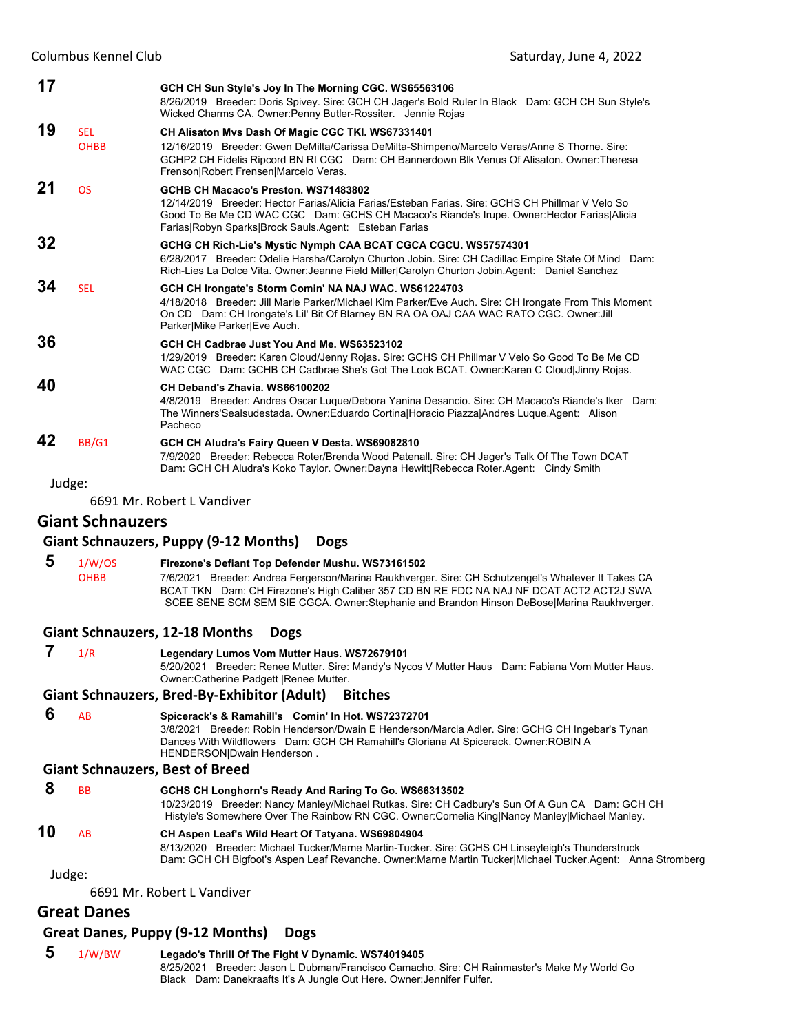**17** GCH CH Sun Style's Joy In The Morning CGC. WS65563106
8/26/2019 Breeder: Doris Spivey. Sire: GCH CH Jager's Bold Ruler In Black Dam: GCH CH Sun Style's Wicked Charms CA. Owner:Penny Butler-Rossiter. Jennie Rojas

**19** SEL OHBB **CH Alisaton Mvs Dash Of Magic CGC TKI. WS67331401**
12/16/2019 Breeder: Gwen DeMilta/Carissa DeMilta-Shimpeno/Marcelo Veras/Anne S Thorne. Sire: GCHP2 CH Fidelis Ripcord BN RI CGC Dam: CH Bannerdown Blk Venus Of Alisaton. Owner:Theresa Frenson|Robert Frensen|Marcelo Veras.

**21** OS **GCHB CH Macaco's Preston. WS71483802**
12/14/2019 Breeder: Hector Farias/Alicia Farias/Esteban Farias. Sire: GCHS CH Phillmar V Velo So Good To Be Me CD WAC CGC Dam: GCHS CH Macaco's Riande's Irupe. Owner:Hector Farias|Alicia Farias|Robyn Sparks|Brock Sauls.Agent: Esteban Farias

**32** **GCHG CH Rich-Lie's Mystic Nymph CAA BCAT CGCA CGCU. WS57574301**
6/28/2017 Breeder: Odelie Harsha/Carolyn Churton Jobin. Sire: CH Cadillac Empire State Of Mind Dam: Rich-Lies La Dolce Vita. Owner:Jeanne Field Miller|Carolyn Churton Jobin.Agent: Daniel Sanchez

**34** SEL **GCH CH Irongate's Storm Comin' NA NAJ WAC. WS61224703**
4/18/2018 Breeder: Jill Marie Parker/Michael Kim Parker/Eve Auch. Sire: CH Irongate From This Moment On CD Dam: CH Irongate's Lil' Bit Of Blarney BN RA OA OAJ CAA WAC RATO CGC. Owner:Jill Parker|Mike Parker|Eve Auch.

**36** **GCH CH Cadbrae Just You And Me. WS63523102**
1/29/2019 Breeder: Karen Cloud/Jenny Rojas. Sire: GCHS CH Phillmar V Velo So Good To Be Me CD WAC CGC Dam: GCHB CH Cadbrae She's Got The Look BCAT. Owner:Karen C Cloud|Jinny Rojas.

**40** **CH Deband's Zhavia. WS66100202**
4/8/2019 Breeder: Andres Oscar Luque/Debora Yanina Desancio. Sire: CH Macaco's Riande's Iker Dam: The Winners'Sealsudestada. Owner:Eduardo Cortina|Horacio Piazza|Andres Luque.Agent: Alison Pacheco

**42** BB/G1 **GCH CH Aludra's Fairy Queen V Desta. WS69082810**
7/9/2020 Breeder: Rebecca Roter/Brenda Wood Patenall. Sire: CH Jager's Talk Of The Town DCAT Dam: GCH CH Aludra's Koko Taylor. Owner:Dayna Hewitt|Rebecca Roter.Agent: Cindy Smith

Judge:

6691 Mr. Robert L Vandiver

## Giant Schnauzers

### Giant Schnauzers, Puppy (9-12 Months) Dogs

**5** 1/W/OS OHBB **Firezone's Defiant Top Defender Mushu. WS73161502**
7/6/2021 Breeder: Andrea Fergerson/Marina Raukhverger. Sire: CH Schutzengel's Whatever It Takes CA BCAT TKN Dam: CH Firezone's High Caliber 357 CD BN RE FDC NA NAJ NF DCAT ACT2 ACT2J SWA SCEE SENE SCM SEM SIE CGCA. Owner:Stephanie and Brandon Hinson DeBose|Marina Raukhverger.

### Giant Schnauzers, 12-18 Months Dogs

**7** 1/R **Legendary Lumos Vom Mutter Haus. WS72679101**
5/20/2021 Breeder: Renee Mutter. Sire: Mandy's Nycos V Mutter Haus Dam: Fabiana Vom Mutter Haus. Owner:Catherine Padgett |Renee Mutter.

### Giant Schnauzers, Bred-By-Exhibitor (Adult) Bitches

**6** AB **Spicerack's & Ramahill's Comin' In Hot. WS72372701**
3/8/2021 Breeder: Robin Henderson/Dwain E Henderson/Marcia Adler. Sire: GCHG CH Ingebar's Tynan Dances With Wildflowers Dam: GCH CH Ramahill's Gloriana At Spicerack. Owner:ROBIN A HENDERSON|Dwain Henderson .

### Giant Schnauzers, Best of Breed

**8** BB **GCHS CH Longhorn's Ready And Raring To Go. WS66313502**
10/23/2019 Breeder: Nancy Manley/Michael Rutkas. Sire: CH Cadbury's Sun Of A Gun CA Dam: GCH CH Histyle's Somewhere Over The Rainbow RN CGC. Owner:Cornelia King|Nancy Manley|Michael Manley.

**10** AB **CH Aspen Leaf's Wild Heart Of Tatyana. WS69804904**
8/13/2020 Breeder: Michael Tucker/Marne Martin-Tucker. Sire: GCHS CH Linseyleigh's Thunderstruck Dam: GCH CH Bigfoot's Aspen Leaf Revanche. Owner:Marne Martin Tucker|Michael Tucker.Agent: Anna Stromberg

Judge:

6691 Mr. Robert L Vandiver

## Great Danes

### Great Danes, Puppy (9-12 Months) Dogs

**5** 1/W/BW **Legado's Thrill Of The Fight V Dynamic. WS74019405**
8/25/2021 Breeder: Jason L Dubman/Francisco Camacho. Sire: CH Rainmaster's Make My World Go Black Dam: Danekraafts It's A Jungle Out Here. Owner:Jennifer Fulfer.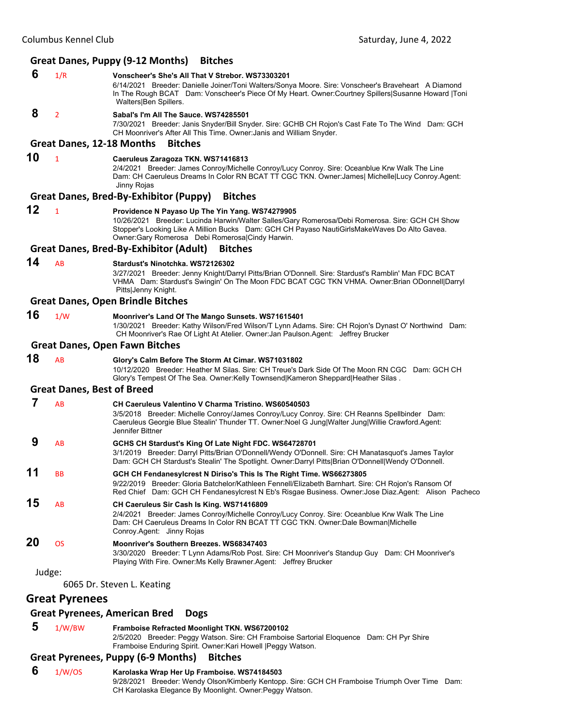### Great Danes, Puppy (9-12 Months) Bitches

**6** 1/R **Vonscheer's She's All That V Strebor. WS73303201**
6/14/2021 Breeder: Danielle Joiner/Toni Walters/Sonya Moore. Sire: Vonscheer's Braveheart A Diamond In The Rough BCAT Dam: Vonscheer's Piece Of My Heart. Owner:Courtney Spillers|Susanne Howard |Toni Walters|Ben Spillers.

**8** 2 **Sabal's I'm All The Sauce. WS74285501**
7/30/2021 Breeder: Janis Snyder/Bill Snyder. Sire: GCHB CH Rojon's Cast Fate To The Wind Dam: GCH CH Moonriver's After All This Time. Owner:Janis and William Snyder.

### Great Danes, 12-18 Months Bitches

**10** 1 **Caeruleus Zaragoza TKN. WS71416813**
2/4/2021 Breeder: James Conroy/Michelle Conroy/Lucy Conroy. Sire: Oceanblue Krw Walk The Line Dam: CH Caeruleus Dreams In Color RN BCAT TT CGC TKN. Owner:James| Michelle|Lucy Conroy.Agent: Jinny Rojas

### Great Danes, Bred-By-Exhibitor (Puppy) Bitches

**12** 1 **Providence N Payaso Up The Yin Yang. WS74279905**
10/26/2021 Breeder: Lucinda Harwin/Walter Salles/Gary Romerosa/Debi Romerosa. Sire: GCH CH Show Stopper's Looking Like A Million Bucks Dam: GCH CH Payaso NautiGirlsMakeWaves Do Alto Gavea. Owner:Gary Romerosa Debi Romerosa|Cindy Harwin.

### Great Danes, Bred-By-Exhibitor (Adult) Bitches

**14** AB **Stardust's Ninotchka. WS72126302**
3/27/2021 Breeder: Jenny Knight/Darryl Pitts/Brian O'Donnell. Sire: Stardust's Ramblin' Man FDC BCAT VHMA Dam: Stardust's Swingin' On The Moon FDC BCAT CGC TKN VHMA. Owner:Brian ODonnell|Darryl Pitts|Jenny Knight.

### Great Danes, Open Brindle Bitches

**16** 1/W **Moonriver's Land Of The Mango Sunsets. WS71615401**
1/30/2021 Breeder: Kathy Wilson/Fred Wilson/T Lynn Adams. Sire: CH Rojon's Dynast O' Northwind Dam: CH Moonriver's Rae Of Light At Atelier. Owner:Jan Paulson.Agent: Jeffrey Brucker

### Great Danes, Open Fawn Bitches

**18** AB **Glory's Calm Before The Storm At Cimar. WS71031802**
10/12/2020 Breeder: Heather M Silas. Sire: CH Treue's Dark Side Of The Moon RN CGC Dam: GCH CH Glory's Tempest Of The Sea. Owner:Kelly Townsend|Kameron Sheppard|Heather Silas .

### Great Danes, Best of Breed

**7** AB **CH Caeruleus Valentino V Charma Tristino. WS60540503**
3/5/2018 Breeder: Michelle Conroy/James Conroy/Lucy Conroy. Sire: CH Reanns Spellbinder Dam: Caeruleus Georgie Blue Stealin' Thunder TT. Owner:Noel G Jung|Walter Jung|Willie Crawford.Agent: Jennifer Bittner

**9** AB **GCHS CH Stardust's King Of Late Night FDC. WS64728701**
3/1/2019 Breeder: Darryl Pitts/Brian O'Donnell/Wendy O'Donnell. Sire: CH Manatasquot's James Taylor Dam: GCH CH Stardust's Stealin' The Spotlight. Owner:Darryl Pitts|Brian O'Donnell|Wendy O'Donnell.

**11** BB **GCH CH Fendanesylcrest N Diriso's This Is The Right Time. WS66273805**
9/22/2019 Breeder: Gloria Batchelor/Kathleen Fennell/Elizabeth Barnhart. Sire: CH Rojon's Ransom Of Red Chief Dam: GCH CH Fendanesylcrest N Eb's Risgae Business. Owner:Jose Diaz.Agent: Alison Pacheco

**15** AB **CH Caeruleus Sir Cash Is King. WS71416809**
2/4/2021 Breeder: James Conroy/Michelle Conroy/Lucy Conroy. Sire: Oceanblue Krw Walk The Line Dam: CH Caeruleus Dreams In Color RN BCAT TT CGC TKN. Owner:Dale Bowman|Michelle Conroy.Agent: Jinny Rojas

**20** OS **Moonriver's Southern Breezes. WS68347403**
3/30/2020 Breeder: T Lynn Adams/Rob Post. Sire: CH Moonriver's Standup Guy Dam: CH Moonriver's Playing With Fire. Owner:Ms Kelly Brawner.Agent: Jeffrey Brucker

Judge:

6065 Dr. Steven L. Keating

## Great Pyrenees

### Great Pyrenees, American Bred Dogs

**5** 1/W/BW **Framboise Refracted Moonlight TKN. WS67200102**
2/5/2020 Breeder: Peggy Watson. Sire: CH Framboise Sartorial Eloquence Dam: CH Pyr Shire Framboise Enduring Spirit. Owner:Kari Howell |Peggy Watson.

### Great Pyrenees, Puppy (6-9 Months) Bitches

**6** 1/W/OS **Karolaska Wrap Her Up Framboise. WS74184503**
9/28/2021 Breeder: Wendy Olson/Kimberly Kentopp. Sire: GCH CH Framboise Triumph Over Time Dam: CH Karolaska Elegance By Moonlight. Owner:Peggy Watson.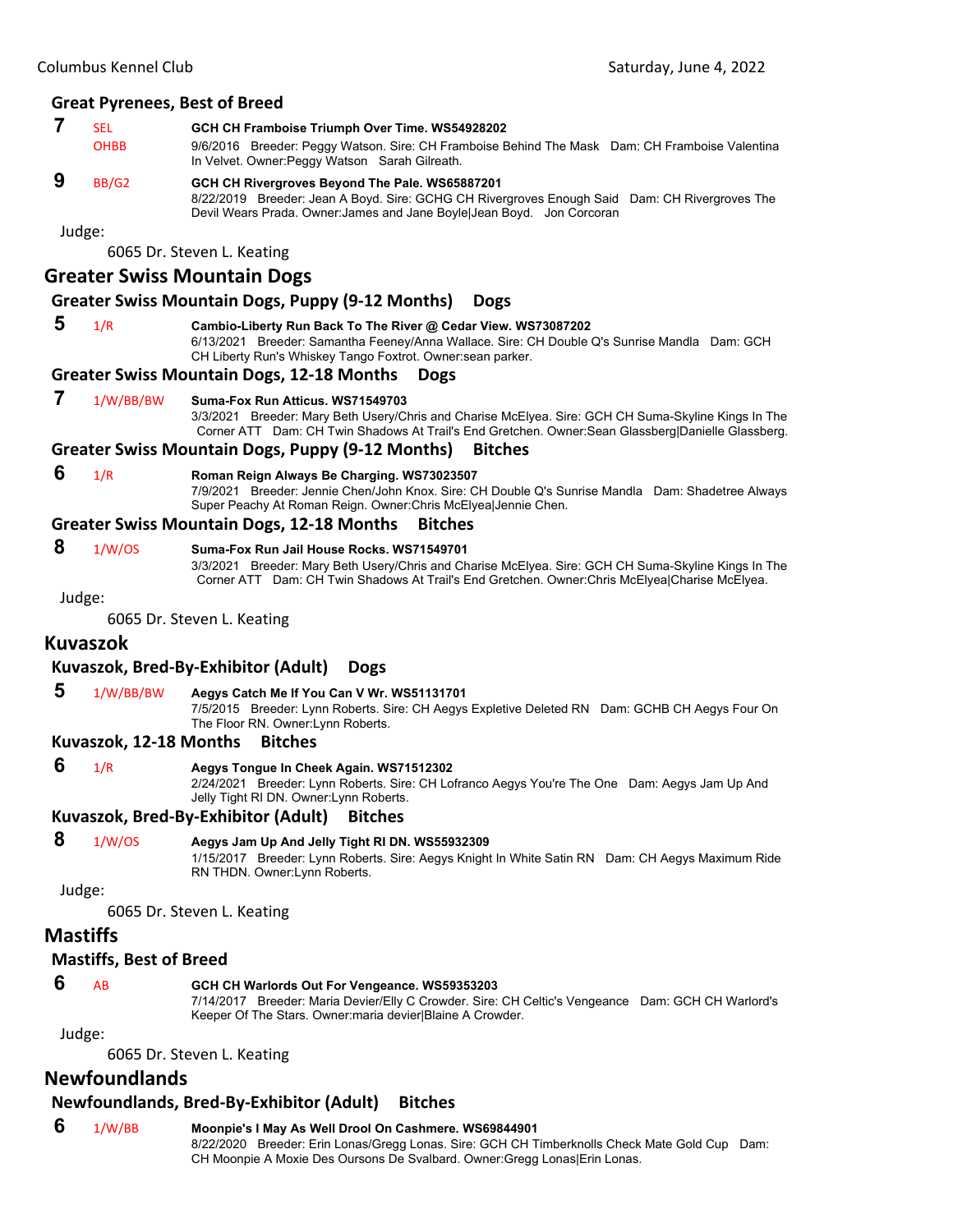### Great Pyrenees, Best of Breed

**7** SEL OHBB **GCH CH Framboise Triumph Over Time. WS54928202**
9/6/2016 Breeder: Peggy Watson. Sire: CH Framboise Behind The Mask Dam: CH Framboise Valentina In Velvet. Owner:Peggy Watson Sarah Gilreath.

**9** BB/G2 **GCH CH Rivergroves Beyond The Pale. WS65887201**
8/22/2019 Breeder: Jean A Boyd. Sire: GCHG CH Rivergroves Enough Said Dam: CH Rivergroves The Devil Wears Prada. Owner:James and Jane Boyle|Jean Boyd. Jon Corcoran

Judge:
6065 Dr. Steven L. Keating

## Greater Swiss Mountain Dogs

### Greater Swiss Mountain Dogs, Puppy (9-12 Months) Dogs

**5** 1/R **Cambio-Liberty Run Back To The River @ Cedar View. WS73087202**
6/13/2021 Breeder: Samantha Feeney/Anna Wallace. Sire: CH Double Q's Sunrise Mandla Dam: GCH CH Liberty Run's Whiskey Tango Foxtrot. Owner:sean parker.

### Greater Swiss Mountain Dogs, 12-18 Months Dogs

**7** 1/W/BB/BW **Suma-Fox Run Atticus. WS71549703**
3/3/2021 Breeder: Mary Beth Usery/Chris and Charise McElyea. Sire: GCH CH Suma-Skyline Kings In The Corner ATT Dam: CH Twin Shadows At Trail's End Gretchen. Owner:Sean Glassberg|Danielle Glassberg.

### Greater Swiss Mountain Dogs, Puppy (9-12 Months) Bitches

**6** 1/R **Roman Reign Always Be Charging. WS73023507**
7/9/2021 Breeder: Jennie Chen/John Knox. Sire: CH Double Q's Sunrise Mandla Dam: Shadetree Always Super Peachy At Roman Reign. Owner:Chris McElyea|Jennie Chen.

### Greater Swiss Mountain Dogs, 12-18 Months Bitches

**8** 1/W/OS **Suma-Fox Run Jail House Rocks. WS71549701**
3/3/2021 Breeder: Mary Beth Usery/Chris and Charise McElyea. Sire: GCH CH Suma-Skyline Kings In The Corner ATT Dam: CH Twin Shadows At Trail's End Gretchen. Owner:Chris McElyea|Charise McElyea.

Judge:
6065 Dr. Steven L. Keating

## Kuvaszok

### Kuvaszok, Bred-By-Exhibitor (Adult) Dogs

**5** 1/W/BB/BW **Aegys Catch Me If You Can V Wr. WS51131701**
7/5/2015 Breeder: Lynn Roberts. Sire: CH Aegys Expletive Deleted RN Dam: GCHB CH Aegys Four On The Floor RN. Owner:Lynn Roberts.

### Kuvaszok, 12-18 Months Bitches

**6** 1/R **Aegys Tongue In Cheek Again. WS71512302**
2/24/2021 Breeder: Lynn Roberts. Sire: CH Lofranco Aegys You're The One Dam: Aegys Jam Up And Jelly Tight RI DN. Owner:Lynn Roberts.

### Kuvaszok, Bred-By-Exhibitor (Adult) Bitches

**8** 1/W/OS **Aegys Jam Up And Jelly Tight RI DN. WS55932309**
1/15/2017 Breeder: Lynn Roberts. Sire: Aegys Knight In White Satin RN Dam: CH Aegys Maximum Ride RN THDN. Owner:Lynn Roberts.

Judge:
6065 Dr. Steven L. Keating

## Mastiffs

### Mastiffs, Best of Breed

**6** AB **GCH CH Warlords Out For Vengeance. WS59353203**
7/14/2017 Breeder: Maria Devier/Elly C Crowder. Sire: CH Celtic's Vengeance Dam: GCH CH Warlord's Keeper Of The Stars. Owner:maria devier|Blaine A Crowder.

Judge:
6065 Dr. Steven L. Keating

## Newfoundlands

### Newfoundlands, Bred-By-Exhibitor (Adult) Bitches

**6** 1/W/BB **Moonpie's I May As Well Drool On Cashmere. WS69844901**
8/22/2020 Breeder: Erin Lonas/Gregg Lonas. Sire: GCH CH Timberknolls Check Mate Gold Cup Dam: CH Moonpie A Moxie Des Oursons De Svalbard. Owner:Gregg Lonas|Erin Lonas.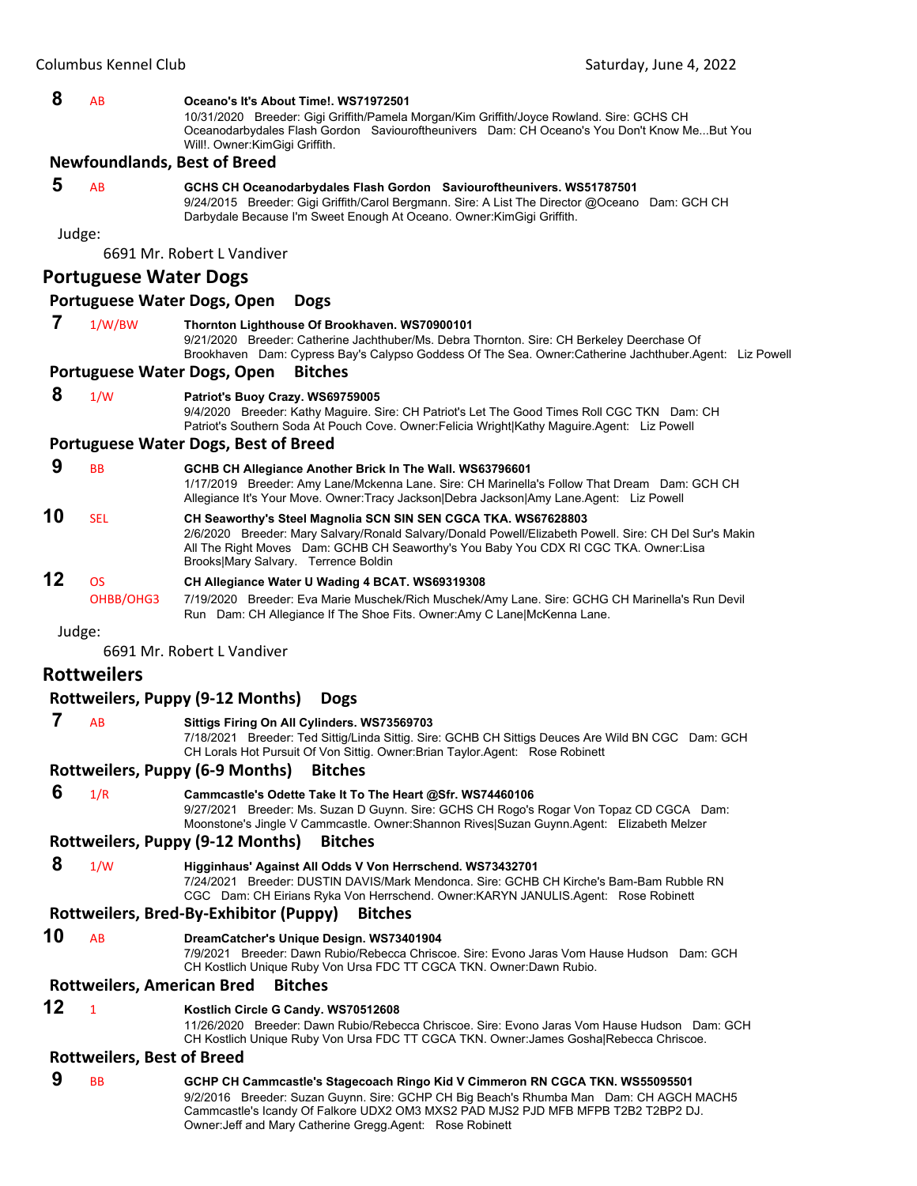**8** AB **Oceano's It's About Time!. WS71972501**
10/31/2020 Breeder: Gigi Griffith/Pamela Morgan/Kim Griffith/Joyce Rowland. Sire: GCHS CH Oceanodarbydales Flash Gordon Saviouroftheunivers Dam: CH Oceano's You Don't Know Me...But You Will!. Owner:KimGigi Griffith.

### Newfoundlands, Best of Breed

**5** AB **GCHS CH Oceanodarbydales Flash Gordon Saviouroftheunivers. WS51787501**
9/24/2015 Breeder: Gigi Griffith/Carol Bergmann. Sire: A List The Director @Oceano Dam: GCH CH Darbydale Because I'm Sweet Enough At Oceano. Owner:KimGigi Griffith.

Judge:

6691 Mr. Robert L Vandiver

## Portuguese Water Dogs

### Portuguese Water Dogs, Open Dogs

**7** 1/W/BW **Thornton Lighthouse Of Brookhaven. WS70900101**
9/21/2020 Breeder: Catherine Jachthuber/Ms. Debra Thornton. Sire: CH Berkeley Deerchase Of Brookhaven Dam: Cypress Bay's Calypso Goddess Of The Sea. Owner:Catherine Jachthuber.Agent: Liz Powell

### Portuguese Water Dogs, Open Bitches

**8** 1/W **Patriot's Buoy Crazy. WS69759005**
9/4/2020 Breeder: Kathy Maguire. Sire: CH Patriot's Let The Good Times Roll CGC TKN Dam: CH Patriot's Southern Soda At Pouch Cove. Owner:Felicia Wright|Kathy Maguire.Agent: Liz Powell

### Portuguese Water Dogs, Best of Breed

**9** BB **GCHB CH Allegiance Another Brick In The Wall. WS63796601**
1/17/2019 Breeder: Amy Lane/Mckenna Lane. Sire: CH Marinella's Follow That Dream Dam: GCH CH Allegiance It's Your Move. Owner:Tracy Jackson|Debra Jackson|Amy Lane.Agent: Liz Powell

**10** SEL **CH Seaworthy's Steel Magnolia SCN SIN SEN CGCA TKA. WS67628803**
2/6/2020 Breeder: Mary Salvary/Ronald Salvary/Donald Powell/Elizabeth Powell. Sire: CH Del Sur's Makin All The Right Moves Dam: GCHB CH Seaworthy's You Baby You CDX RI CGC TKA. Owner:Lisa Brooks|Mary Salvary. Terrence Boldin

**12** OS OHBB/OHG3 **CH Allegiance Water U Wading 4 BCAT. WS69319308**
7/19/2020 Breeder: Eva Marie Muschek/Rich Muschek/Amy Lane. Sire: GCHG CH Marinella's Run Devil Run Dam: CH Allegiance If The Shoe Fits. Owner:Amy C Lane|McKenna Lane.

Judge:

6691 Mr. Robert L Vandiver

## Rottweilers

### Rottweilers, Puppy (9-12 Months) Dogs

**7** AB **Sittigs Firing On All Cylinders. WS73569703**
7/18/2021 Breeder: Ted Sittig/Linda Sittig. Sire: GCHB CH Sittigs Deuces Are Wild BN CGC Dam: GCH CH Lorals Hot Pursuit Of Von Sittig. Owner:Brian Taylor.Agent: Rose Robinett

### Rottweilers, Puppy (6-9 Months) Bitches

**6** 1/R **Cammcastle's Odette Take It To The Heart @Sfr. WS74460106**
9/27/2021 Breeder: Ms. Suzan D Guynn. Sire: GCHS CH Rogo's Rogar Von Topaz CD CGCA Dam: Moonstone's Jingle V Cammcastle. Owner:Shannon Rives|Suzan Guynn.Agent: Elizabeth Melzer

### Rottweilers, Puppy (9-12 Months) Bitches

**8** 1/W **Higginhaus' Against All Odds V Von Herrschend. WS73432701**
7/24/2021 Breeder: DUSTIN DAVIS/Mark Mendonca. Sire: GCHB CH Kirche's Bam-Bam Rubble RN CGC Dam: CH Eirians Ryka Von Herrschend. Owner:KARYN JANULIS.Agent: Rose Robinett

### Rottweilers, Bred-By-Exhibitor (Puppy) Bitches

**10** AB **DreamCatcher's Unique Design. WS73401904**
7/9/2021 Breeder: Dawn Rubio/Rebecca Chriscoe. Sire: Evono Jaras Vom Hause Hudson Dam: GCH CH Kostlich Unique Ruby Von Ursa FDC TT CGCA TKN. Owner:Dawn Rubio.

### Rottweilers, American Bred Bitches

**12** 1 **Kostlich Circle G Candy. WS70512608**
11/26/2020 Breeder: Dawn Rubio/Rebecca Chriscoe. Sire: Evono Jaras Vom Hause Hudson Dam: GCH CH Kostlich Unique Ruby Von Ursa FDC TT CGCA TKN. Owner:James Gosha|Rebecca Chriscoe.

### Rottweilers, Best of Breed

**9** BB **GCHP CH Cammcastle's Stagecoach Ringo Kid V Cimmeron RN CGCA TKN. WS55095501**
9/2/2016 Breeder: Suzan Guynn. Sire: GCHP CH Big Beach's Rhumba Man Dam: CH AGCH MACH5 Cammcastle's Icandy Of Falkore UDX2 OM3 MXS2 PAD MJS2 PJD MFB MFPB T2B2 T2BP2 DJ. Owner:Jeff and Mary Catherine Gregg.Agent: Rose Robinett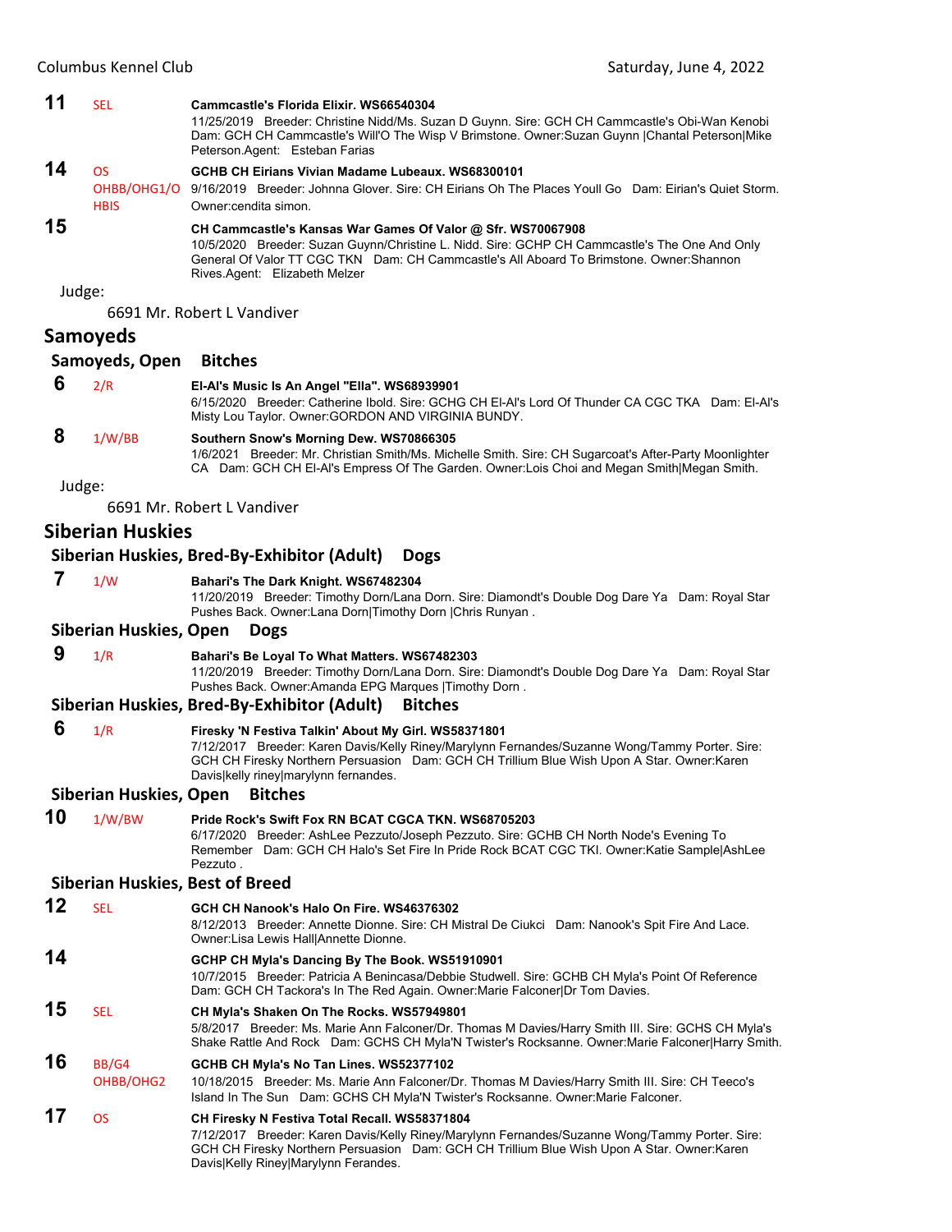**11** SEL **Cammcastle's Florida Elixir. WS66540304**
11/25/2019 Breeder: Christine Nidd/Ms. Suzan D Guynn. Sire: GCH CH Cammcastle's Obi-Wan Kenobi Dam: GCH CH Cammcastle's Will'O The Wisp V Brimstone. Owner:Suzan Guynn |Chantal Peterson|Mike Peterson.Agent: Esteban Farias

**14** OS OHBB/OHG1/OHBIS **GCHB CH Eirians Vivian Madame Lubeaux. WS68300101**
9/16/2019 Breeder: Johnna Glover. Sire: CH Eirians Oh The Places Youll Go Dam: Eirian's Quiet Storm. Owner:cendita simon.

**15** **CH Cammcastle's Kansas War Games Of Valor @ Sfr. WS70067908**
10/5/2020 Breeder: Suzan Guynn/Christine L. Nidd. Sire: GCHP CH Cammcastle's The One And Only General Of Valor TT CGC TKN Dam: CH Cammcastle's All Aboard To Brimstone. Owner:Shannon Rives.Agent: Elizabeth Melzer

Judge:

6691 Mr. Robert L Vandiver

## Samoyeds

### Samoyeds, Open Bitches

**6** 2/R **El-Al's Music Is An Angel "Ella". WS68939901**
6/15/2020 Breeder: Catherine Ibold. Sire: GCHG CH El-Al's Lord Of Thunder CA CGC TKA Dam: El-Al's Misty Lou Taylor. Owner:GORDON AND VIRGINIA BUNDY.

**8** 1/W/BB **Southern Snow's Morning Dew. WS70866305**
1/6/2021 Breeder: Mr. Christian Smith/Ms. Michelle Smith. Sire: CH Sugarcoat's After-Party Moonlighter CA Dam: GCH CH El-Al's Empress Of The Garden. Owner:Lois Choi and Megan Smith|Megan Smith.

Judge:

6691 Mr. Robert L Vandiver

## Siberian Huskies

### Siberian Huskies, Bred-By-Exhibitor (Adult) Dogs

**7** 1/W **Bahari's The Dark Knight. WS67482304**
11/20/2019 Breeder: Timothy Dorn/Lana Dorn. Sire: Diamondt's Double Dog Dare Ya Dam: Royal Star Pushes Back. Owner:Lana Dorn|Timothy Dorn |Chris Runyan .

### Siberian Huskies, Open Dogs

**9** 1/R **Bahari's Be Loyal To What Matters. WS67482303**
11/20/2019 Breeder: Timothy Dorn/Lana Dorn. Sire: Diamondt's Double Dog Dare Ya Dam: Royal Star Pushes Back. Owner:Amanda EPG Marques |Timothy Dorn .

### Siberian Huskies, Bred-By-Exhibitor (Adult) Bitches

**6** 1/R **Firesky 'N Festiva Talkin' About My Girl. WS58371801**
7/12/2017 Breeder: Karen Davis/Kelly Riney/Marylynn Fernandes/Suzanne Wong/Tammy Porter. Sire: GCH CH Firesky Northern Persuasion Dam: GCH CH Trillium Blue Wish Upon A Star. Owner:Karen Davis|kelly riney|marylynn fernandes.

### Siberian Huskies, Open Bitches

**10** 1/W/BW **Pride Rock's Swift Fox RN BCAT CGCA TKN. WS68705203**
6/17/2020 Breeder: AshLee Pezzuto/Joseph Pezzuto. Sire: GCHB CH North Node's Evening To Remember Dam: GCH CH Halo's Set Fire In Pride Rock BCAT CGC TKI. Owner:Katie Sample|AshLee Pezzuto .

### Siberian Huskies, Best of Breed

**12** SEL **GCH CH Nanook's Halo On Fire. WS46376302**
8/12/2013 Breeder: Annette Dionne. Sire: CH Mistral De Ciukci Dam: Nanook's Spit Fire And Lace. Owner:Lisa Lewis Hall|Annette Dionne.

**14** **GCHP CH Myla's Dancing By The Book. WS51910901**
10/7/2015 Breeder: Patricia A Benincasa/Debbie Studwell. Sire: GCHB CH Myla's Point Of Reference Dam: GCH CH Tackora's In The Red Again. Owner:Marie Falconer|Dr Tom Davies.

**15** SEL **CH Myla's Shaken On The Rocks. WS57949801**
5/8/2017 Breeder: Ms. Marie Ann Falconer/Dr. Thomas M Davies/Harry Smith III. Sire: GCHS CH Myla's Shake Rattle And Rock Dam: GCHS CH Myla'N Twister's Rocksanne. Owner:Marie Falconer|Harry Smith.

**16** BB/G4 OHBB/OHG2 **GCHB CH Myla's No Tan Lines. WS52377102**
10/18/2015 Breeder: Ms. Marie Ann Falconer/Dr. Thomas M Davies/Harry Smith III. Sire: CH Teeco's Island In The Sun Dam: GCHS CH Myla'N Twister's Rocksanne. Owner:Marie Falconer.

**17** OS **CH Firesky N Festiva Total Recall. WS58371804**
7/12/2017 Breeder: Karen Davis/Kelly Riney/Marylynn Fernandes/Suzanne Wong/Tammy Porter. Sire: GCH CH Firesky Northern Persuasion Dam: GCH CH Trillium Blue Wish Upon A Star. Owner:Karen Davis|Kelly Riney|Marylynn Ferandes.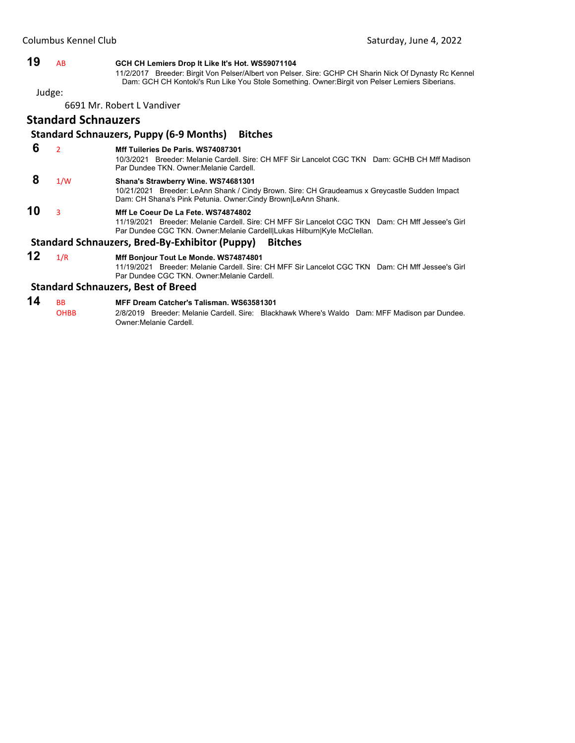**19** AB **GCH CH Lemiers Drop It Like It's Hot. WS59071104**
11/2/2017 Breeder: Birgit Von Pelser/Albert von Pelser. Sire: GCHP CH Sharin Nick Of Dynasty Rc Kennel Dam: GCH CH Kontoki's Run Like You Stole Something. Owner:Birgit von Pelser Lemiers Siberians.

Judge:

6691 Mr. Robert L Vandiver

## Standard Schnauzers

### Standard Schnauzers, Puppy (6-9 Months) Bitches

**6** 2 **Mff Tuileries De Paris. WS74087301**
10/3/2021 Breeder: Melanie Cardell. Sire: CH MFF Sir Lancelot CGC TKN Dam: GCHB CH Mff Madison Par Dundee TKN. Owner:Melanie Cardell.

**8** 1/W **Shana's Strawberry Wine. WS74681301**
10/21/2021 Breeder: LeAnn Shank / Cindy Brown. Sire: CH Graudeamus x Greycastle Sudden Impact Dam: CH Shana's Pink Petunia. Owner:Cindy Brown|LeAnn Shank.

**10** 3 **Mff Le Coeur De La Fete. WS74874802**
11/19/2021 Breeder: Melanie Cardell. Sire: CH MFF Sir Lancelot CGC TKN Dam: CH Mff Jessee's Girl Par Dundee CGC TKN. Owner:Melanie Cardell|Lukas Hilburn|Kyle McClellan.

### Standard Schnauzers, Bred-By-Exhibitor (Puppy) Bitches

**12** 1/R **Mff Bonjour Tout Le Monde. WS74874801**
11/19/2021 Breeder: Melanie Cardell. Sire: CH MFF Sir Lancelot CGC TKN Dam: CH Mff Jessee's Girl Par Dundee CGC TKN. Owner:Melanie Cardell.

### Standard Schnauzers, Best of Breed

**14** BB OHBB **MFF Dream Catcher's Talisman. WS63581301**
2/8/2019 Breeder: Melanie Cardell. Sire: Blackhawk Where's Waldo Dam: MFF Madison par Dundee. Owner:Melanie Cardell.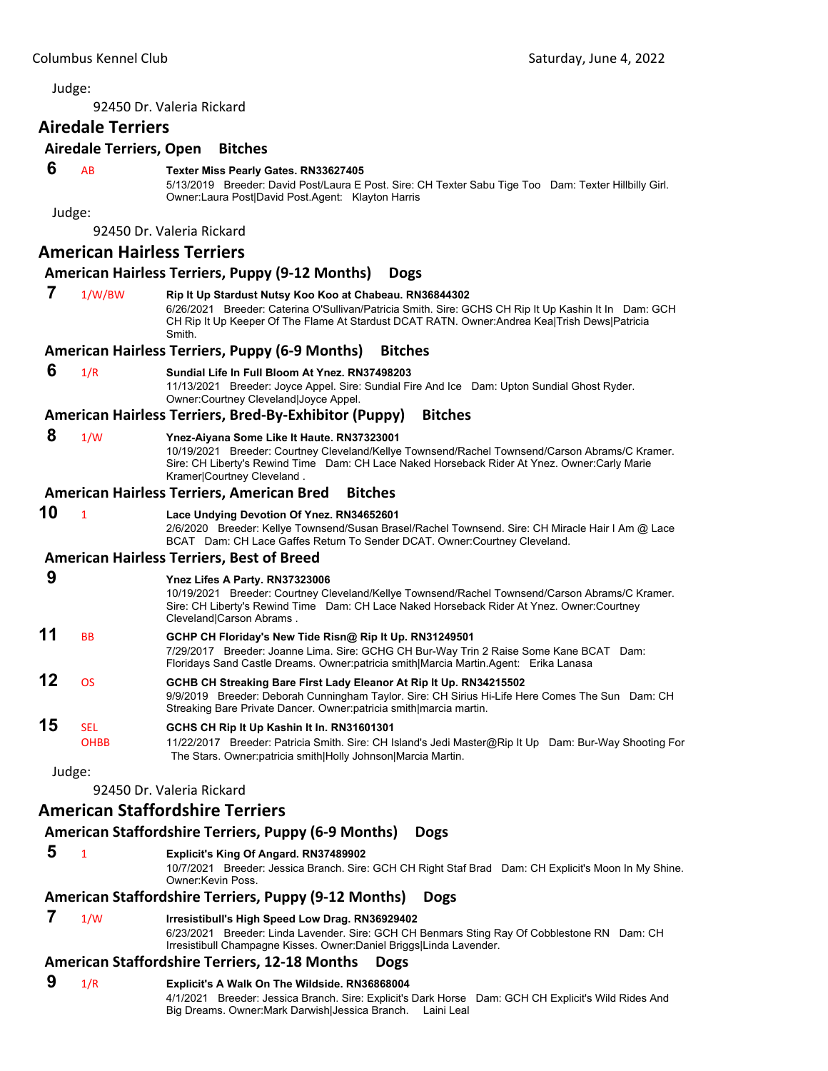Judge:

92450 Dr. Valeria Rickard

## Airedale Terriers

### Airedale Terriers, Open Bitches

**6** AB **Texter Miss Pearly Gates. RN33627405**
5/13/2019 Breeder: David Post/Laura E Post. Sire: CH Texter Sabu Tige Too Dam: Texter Hillbilly Girl. Owner:Laura Post|David Post.Agent: Klayton Harris

Judge:

92450 Dr. Valeria Rickard

## American Hairless Terriers

### American Hairless Terriers, Puppy (9-12 Months) Dogs

**7** 1/W/BW **Rip It Up Stardust Nutsy Koo Koo at Chabeau. RN36844302**
6/26/2021 Breeder: Caterina O'Sullivan/Patricia Smith. Sire: GCHS CH Rip It Up Kashin It In Dam: GCH CH Rip It Up Keeper Of The Flame At Stardust DCAT RATN. Owner:Andrea Kea|Trish Dews|Patricia Smith.

### American Hairless Terriers, Puppy (6-9 Months) Bitches

**6** 1/R **Sundial Life In Full Bloom At Ynez. RN37498203**
11/13/2021 Breeder: Joyce Appel. Sire: Sundial Fire And Ice Dam: Upton Sundial Ghost Ryder. Owner:Courtney Cleveland|Joyce Appel.

### American Hairless Terriers, Bred-By-Exhibitor (Puppy) Bitches

**8** 1/W **Ynez-Aiyana Some Like It Haute. RN37323001**
10/19/2021 Breeder: Courtney Cleveland/Kellye Townsend/Rachel Townsend/Carson Abrams/C Kramer. Sire: CH Liberty's Rewind Time Dam: CH Lace Naked Horseback Rider At Ynez. Owner:Carly Marie Kramer|Courtney Cleveland .

### American Hairless Terriers, American Bred Bitches

**10** 1 **Lace Undying Devotion Of Ynez. RN34652601**
2/6/2020 Breeder: Kellye Townsend/Susan Brasel/Rachel Townsend. Sire: CH Miracle Hair I Am @ Lace BCAT Dam: CH Lace Gaffes Return To Sender DCAT. Owner:Courtney Cleveland.

### American Hairless Terriers, Best of Breed

**9** **Ynez Lifes A Party. RN37323006**
10/19/2021 Breeder: Courtney Cleveland/Kellye Townsend/Rachel Townsend/Carson Abrams/C Kramer. Sire: CH Liberty's Rewind Time Dam: CH Lace Naked Horseback Rider At Ynez. Owner:Courtney Cleveland|Carson Abrams .

**11** BB **GCHP CH Floriday's New Tide Risn@ Rip It Up. RN31249501**
7/29/2017 Breeder: Joanne Lima. Sire: GCHG CH Bur-Way Trin 2 Raise Some Kane BCAT Dam: Floridays Sand Castle Dreams. Owner:patricia smith|Marcia Martin.Agent: Erika Lanasa

**12** OS **GCHB CH Streaking Bare First Lady Eleanor At Rip It Up. RN34215502**
9/9/2019 Breeder: Deborah Cunningham Taylor. Sire: CH Sirius Hi-Life Here Comes The Sun Dam: CH Streaking Bare Private Dancer. Owner:patricia smith|marcia martin.

**15** SEL OHBB **GCHS CH Rip It Up Kashin It In. RN31601301**
11/22/2017 Breeder: Patricia Smith. Sire: CH Island's Jedi Master@Rip It Up Dam: Bur-Way Shooting For The Stars. Owner:patricia smith|Holly Johnson|Marcia Martin.

Judge:

92450 Dr. Valeria Rickard

## American Staffordshire Terriers

### American Staffordshire Terriers, Puppy (6-9 Months) Dogs

**5** 1 **Explicit's King Of Angard. RN37489902**
10/7/2021 Breeder: Jessica Branch. Sire: GCH CH Right Staf Brad Dam: CH Explicit's Moon In My Shine. Owner:Kevin Poss.

### American Staffordshire Terriers, Puppy (9-12 Months) Dogs

**7** 1/W **Irresistibull's High Speed Low Drag. RN36929402**
6/23/2021 Breeder: Linda Lavender. Sire: GCH CH Benmars Sting Ray Of Cobblestone RN Dam: CH Irresistibull Champagne Kisses. Owner:Daniel Briggs|Linda Lavender.

### American Staffordshire Terriers, 12-18 Months Dogs

**9** 1/R **Explicit's A Walk On The Wildside. RN36868004**
4/1/2021 Breeder: Jessica Branch. Sire: Explicit's Dark Horse Dam: GCH CH Explicit's Wild Rides And Big Dreams. Owner:Mark Darwish|Jessica Branch. Laini Leal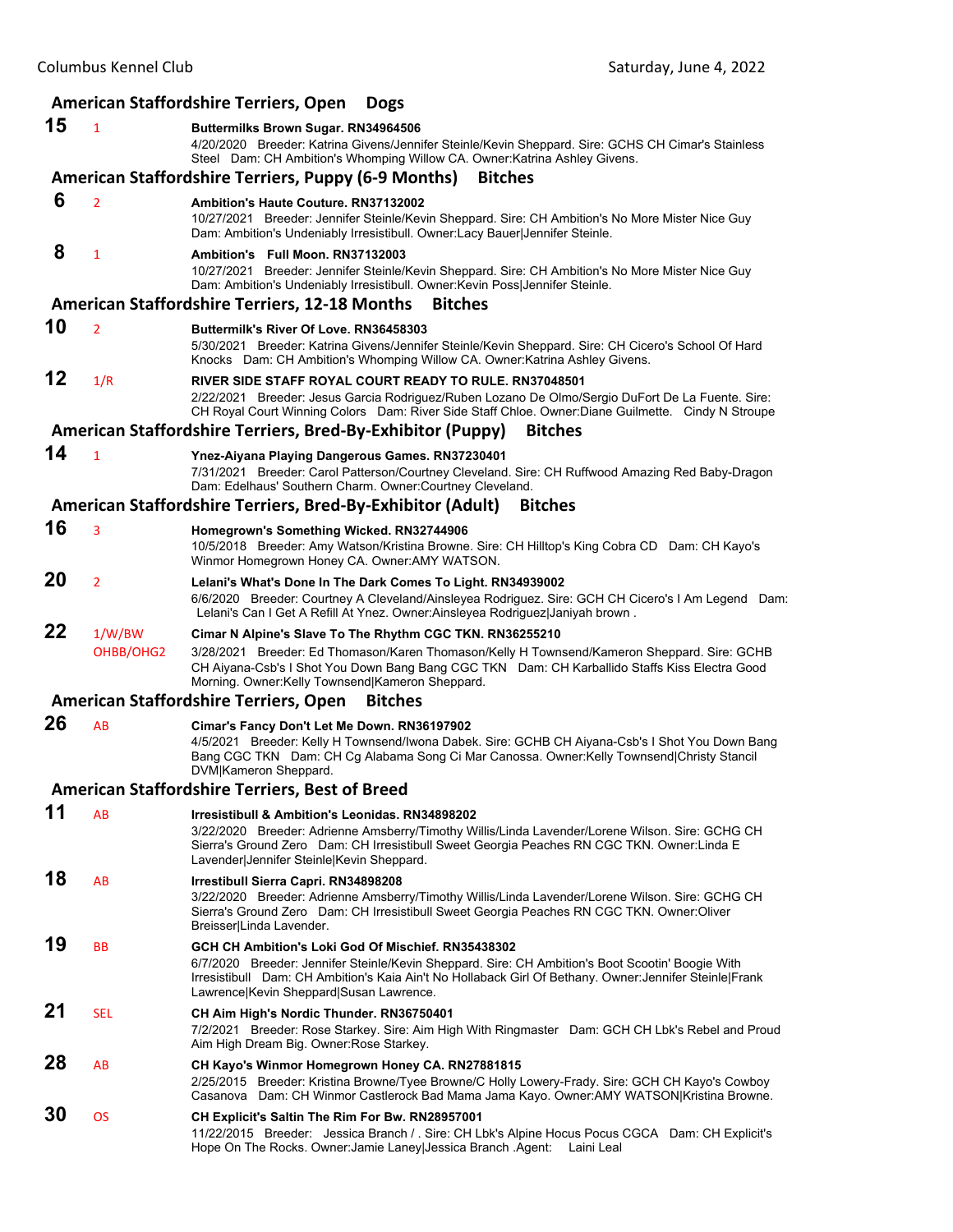## American Staffordshire Terriers, Open Dogs

**15** 1 **Buttermilks Brown Sugar. RN34964506**
4/20/2020 Breeder: Katrina Givens/Jennifer Steinle/Kevin Sheppard. Sire: GCHS CH Cimar's Stainless Steel Dam: CH Ambition's Whomping Willow CA. Owner:Katrina Ashley Givens.

## American Staffordshire Terriers, Puppy (6-9 Months) Bitches

**6** 2 **Ambition's Haute Couture. RN37132002**
10/27/2021 Breeder: Jennifer Steinle/Kevin Sheppard. Sire: CH Ambition's No More Mister Nice Guy Dam: Ambition's Undeniably Irresistibull. Owner:Lacy Bauer|Jennifer Steinle.

**8** 1 **Ambition's Full Moon. RN37132003**
10/27/2021 Breeder: Jennifer Steinle/Kevin Sheppard. Sire: CH Ambition's No More Mister Nice Guy Dam: Ambition's Undeniably Irresistibull. Owner:Kevin Poss|Jennifer Steinle.

## American Staffordshire Terriers, 12-18 Months Bitches

**10** 2 **Buttermilk's River Of Love. RN36458303**
5/30/2021 Breeder: Katrina Givens/Jennifer Steinle/Kevin Sheppard. Sire: CH Cicero's School Of Hard Knocks Dam: CH Ambition's Whomping Willow CA. Owner:Katrina Ashley Givens.

**12** 1/R **RIVER SIDE STAFF ROYAL COURT READY TO RULE. RN37048501**
2/22/2021 Breeder: Jesus Garcia Rodriguez/Ruben Lozano De Olmo/Sergio DuFort De La Fuente. Sire: CH Royal Court Winning Colors Dam: River Side Staff Chloe. Owner:Diane Guilmette. Cindy N Stroupe

## American Staffordshire Terriers, Bred-By-Exhibitor (Puppy) Bitches

**14** 1 **Ynez-Aiyana Playing Dangerous Games. RN37230401**
7/31/2021 Breeder: Carol Patterson/Courtney Cleveland. Sire: CH Ruffwood Amazing Red Baby-Dragon Dam: Edelhaus' Southern Charm. Owner:Courtney Cleveland.

## American Staffordshire Terriers, Bred-By-Exhibitor (Adult) Bitches

**16** 3 **Homegrown's Something Wicked. RN32744906**
10/5/2018 Breeder: Amy Watson/Kristina Browne. Sire: CH Hilltop's King Cobra CD Dam: CH Kayo's Winmor Homegrown Honey CA. Owner:AMY WATSON.

**20** 2 **Lelani's What's Done In The Dark Comes To Light. RN34939002**
6/6/2020 Breeder: Courtney A Cleveland/Ainsleyea Rodriguez. Sire: GCH CH Cicero's I Am Legend Dam: Lelani's Can I Get A Refill At Ynez. Owner:Ainsleyea Rodriguez|Janiyah brown .

**22** 1/W/BW OHBB/OHG2 **Cimar N Alpine's Slave To The Rhythm CGC TKN. RN36255210**
3/28/2021 Breeder: Ed Thomason/Karen Thomason/Kelly H Townsend/Kameron Sheppard. Sire: GCHB CH Aiyana-Csb's I Shot You Down Bang Bang CGC TKN Dam: CH Karballido Staffs Kiss Electra Good Morning. Owner:Kelly Townsend|Kameron Sheppard.

## American Staffordshire Terriers, Open Bitches

**26** AB **Cimar's Fancy Don't Let Me Down. RN36197902**
4/5/2021 Breeder: Kelly H Townsend/Iwona Dabek. Sire: GCHB CH Aiyana-Csb's I Shot You Down Bang Bang CGC TKN Dam: CH Cg Alabama Song Ci Mar Canossa. Owner:Kelly Townsend|Christy Stancil DVM|Kameron Sheppard.

## American Staffordshire Terriers, Best of Breed

**11** AB **Irresistibull & Ambition's Leonidas. RN34898202**
3/22/2020 Breeder: Adrienne Amsberry/Timothy Willis/Linda Lavender/Lorene Wilson. Sire: GCHG CH Sierra's Ground Zero Dam: CH Irresistibull Sweet Georgia Peaches RN CGC TKN. Owner:Linda E Lavender|Jennifer Steinle|Kevin Sheppard.

**18** AB **Irrestibull Sierra Capri. RN34898208**
3/22/2020 Breeder: Adrienne Amsberry/Timothy Willis/Linda Lavender/Lorene Wilson. Sire: GCHG CH Sierra's Ground Zero Dam: CH Irresistibull Sweet Georgia Peaches RN CGC TKN. Owner:Oliver Breisser|Linda Lavender.

**19** BB **GCH CH Ambition's Loki God Of Mischief. RN35438302**
6/7/2020 Breeder: Jennifer Steinle/Kevin Sheppard. Sire: CH Ambition's Boot Scootin' Boogie With Irresistibull Dam: CH Ambition's Kaia Ain't No Hollaback Girl Of Bethany. Owner:Jennifer Steinle|Frank Lawrence|Kevin Sheppard|Susan Lawrence.

**21** SEL **CH Aim High's Nordic Thunder. RN36750401**
7/2/2021 Breeder: Rose Starkey. Sire: Aim High With Ringmaster Dam: GCH CH Lbk's Rebel and Proud Aim High Dream Big. Owner:Rose Starkey.

**28** AB **CH Kayo's Winmor Homegrown Honey CA. RN27881815**
2/25/2015 Breeder: Kristina Browne/Tyee Browne/C Holly Lowery-Frady. Sire: GCH CH Kayo's Cowboy Casanova Dam: CH Winmor Castlerock Bad Mama Jama Kayo. Owner:AMY WATSON|Kristina Browne.

**30** OS **CH Explicit's Saltin The Rim For Bw. RN28957001**
11/22/2015 Breeder: Jessica Branch / . Sire: CH Lbk's Alpine Hocus Pocus CGCA Dam: CH Explicit's Hope On The Rocks. Owner:Jamie Laney|Jessica Branch .Agent: Laini Leal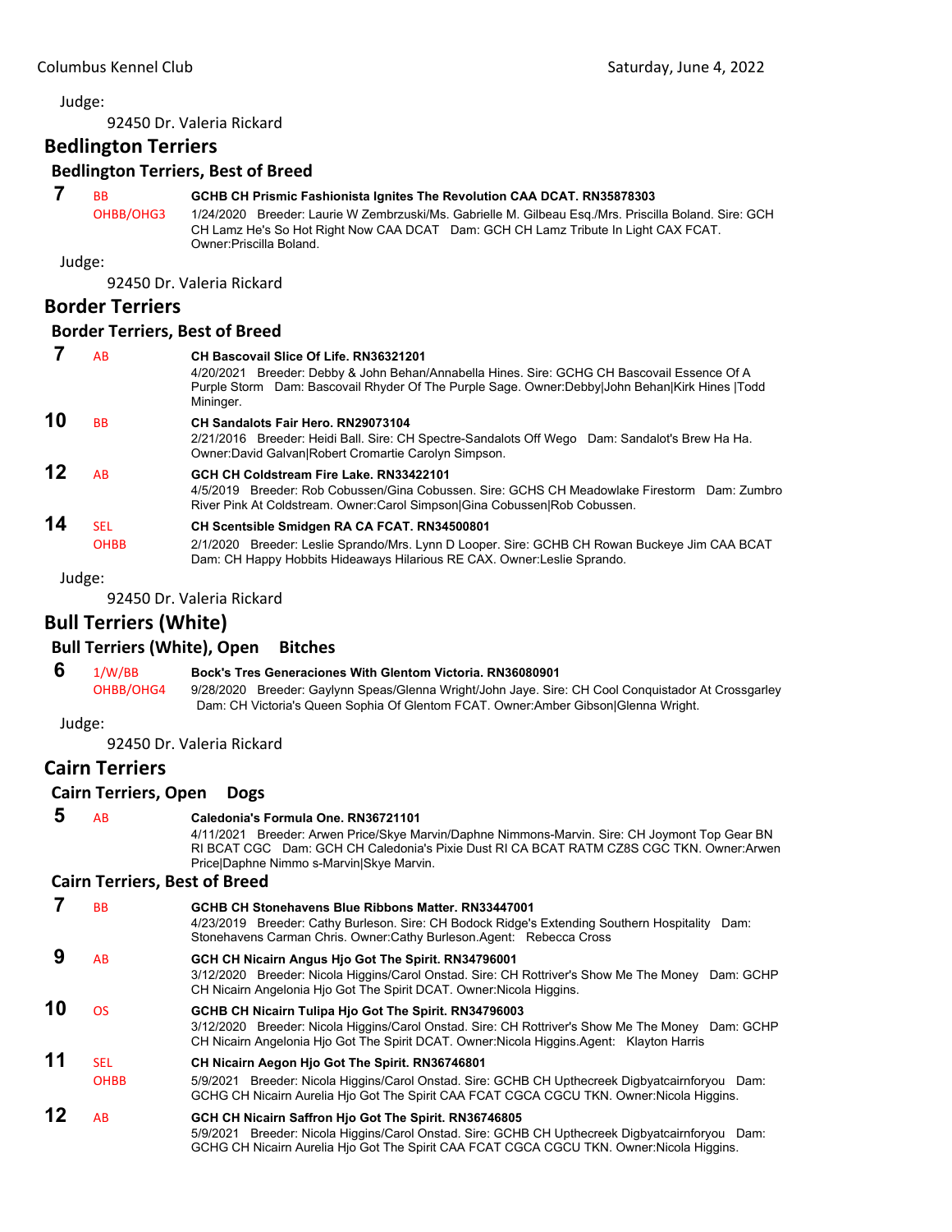Judge:

92450 Dr. Valeria Rickard

## Bedlington Terriers

### Bedlington Terriers, Best of Breed

**7** BB OHBB/OHG3 **GCHB CH Prismic Fashionista Ignites The Revolution CAA DCAT. RN35878303**
1/24/2020 Breeder: Laurie W Zembrzuski/Ms. Gabrielle M. Gilbeau Esq./Mrs. Priscilla Boland. Sire: GCH CH Lamz He's So Hot Right Now CAA DCAT Dam: GCH CH Lamz Tribute In Light CAX FCAT. Owner:Priscilla Boland.

Judge:

92450 Dr. Valeria Rickard

## Border Terriers

### Border Terriers, Best of Breed

**7** AB **CH Bascovail Slice Of Life. RN36321201**
4/20/2021 Breeder: Debby & John Behan/Annabella Hines. Sire: GCHG CH Bascovail Essence Of A Purple Storm Dam: Bascovail Rhyder Of The Purple Sage. Owner:Debby|John Behan|Kirk Hines |Todd Mininger.

**10** BB **CH Sandalots Fair Hero. RN29073104**
2/21/2016 Breeder: Heidi Ball. Sire: CH Spectre-Sandalots Off Wego Dam: Sandalot's Brew Ha Ha. Owner:David Galvan|Robert Cromartie Carolyn Simpson.

**12** AB **GCH CH Coldstream Fire Lake. RN33422101**
4/5/2019 Breeder: Rob Cobussen/Gina Cobussen. Sire: GCHS CH Meadowlake Firestorm Dam: Zumbro River Pink At Coldstream. Owner:Carol Simpson|Gina Cobussen|Rob Cobussen.

**14** SEL OHBB **CH Scentsible Smidgen RA CA FCAT. RN34500801**
2/1/2020 Breeder: Leslie Sprando/Mrs. Lynn D Looper. Sire: GCHB CH Rowan Buckeye Jim CAA BCAT Dam: CH Happy Hobbits Hideaways Hilarious RE CAX. Owner:Leslie Sprando.

Judge:

92450 Dr. Valeria Rickard

## Bull Terriers (White)

### Bull Terriers (White), Open Bitches

**6** 1/W/BB OHBB/OHG4 **Bock's Tres Generaciones With Glentom Victoria. RN36080901**
9/28/2020 Breeder: Gaylynn Speas/Glenna Wright/John Jaye. Sire: CH Cool Conquistador At Crossgarley Dam: CH Victoria's Queen Sophia Of Glentom FCAT. Owner:Amber Gibson|Glenna Wright.

Judge:

92450 Dr. Valeria Rickard

## Cairn Terriers

### Cairn Terriers, Open Dogs

**5** AB **Caledonia's Formula One. RN36721101**
4/11/2021 Breeder: Arwen Price/Skye Marvin/Daphne Nimmons-Marvin. Sire: CH Joymont Top Gear BN RI BCAT CGC Dam: GCH CH Caledonia's Pixie Dust RI CA BCAT RATM CZ8S CGC TKN. Owner:Arwen Price|Daphne Nimmo s-Marvin|Skye Marvin.

### Cairn Terriers, Best of Breed

**7** BB **GCHB CH Stonehavens Blue Ribbons Matter. RN33447001**
4/23/2019 Breeder: Cathy Burleson. Sire: CH Bodock Ridge's Extending Southern Hospitality Dam: Stonehavens Carman Chris. Owner:Cathy Burleson.Agent: Rebecca Cross

**9** AB **GCH CH Nicairn Angus Hjo Got The Spirit. RN34796001**
3/12/2020 Breeder: Nicola Higgins/Carol Onstad. Sire: CH Rottriver's Show Me The Money Dam: GCHP CH Nicairn Angelonia Hjo Got The Spirit DCAT. Owner:Nicola Higgins.

**10** OS **GCHB CH Nicairn Tulipa Hjo Got The Spirit. RN34796003**
3/12/2020 Breeder: Nicola Higgins/Carol Onstad. Sire: CH Rottriver's Show Me The Money Dam: GCHP CH Nicairn Angelonia Hjo Got The Spirit DCAT. Owner:Nicola Higgins.Agent: Klayton Harris

**11** SEL OHBB **CH Nicairn Aegon Hjo Got The Spirit. RN36746801**
5/9/2021 Breeder: Nicola Higgins/Carol Onstad. Sire: GCHB CH Upthecreek Digbyatcairnforyou Dam: GCHG CH Nicairn Aurelia Hjo Got The Spirit CAA FCAT CGCA CGCU TKN. Owner:Nicola Higgins.

**12** AB **GCH CH Nicairn Saffron Hjo Got The Spirit. RN36746805**
5/9/2021 Breeder: Nicola Higgins/Carol Onstad. Sire: GCHB CH Upthecreek Digbyatcairnforyou Dam: GCHG CH Nicairn Aurelia Hjo Got The Spirit CAA FCAT CGCA CGCU TKN. Owner:Nicola Higgins.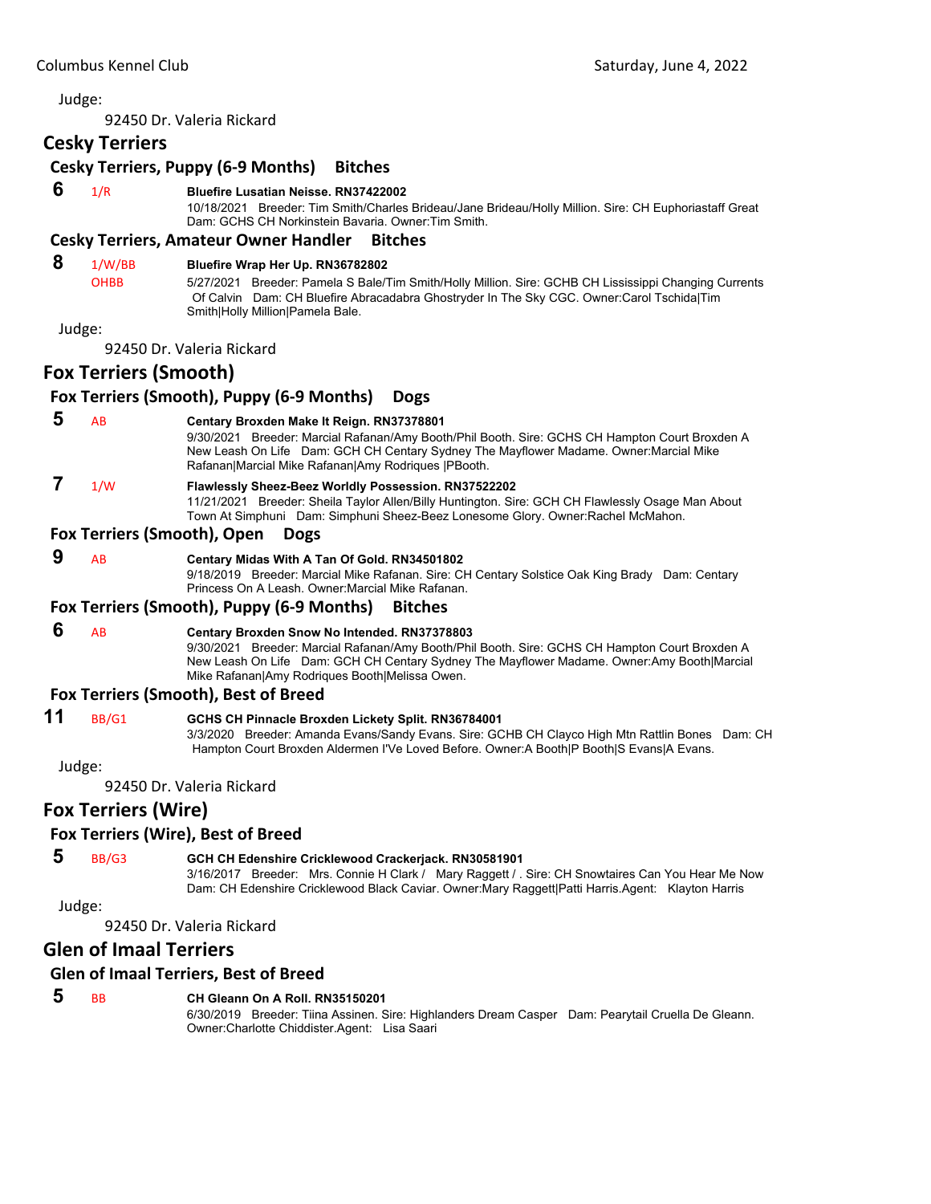Judge:

92450 Dr. Valeria Rickard

## Cesky Terriers

### Cesky Terriers, Puppy (6-9 Months) Bitches

**6** 1/R **Bluefire Lusatian Neisse. RN37422002**
10/18/2021 Breeder: Tim Smith/Charles Brideau/Jane Brideau/Holly Million. Sire: CH Euphoriastaff Great Dam: GCHS CH Norkinstein Bavaria. Owner:Tim Smith.

### Cesky Terriers, Amateur Owner Handler Bitches

**8** 1/W/BB OHBB **Bluefire Wrap Her Up. RN36782802**
5/27/2021 Breeder: Pamela S Bale/Tim Smith/Holly Million. Sire: GCHB CH Lississippi Changing Currents Of Calvin Dam: CH Bluefire Abracadabra Ghostryder In The Sky CGC. Owner:Carol Tschida|Tim Smith|Holly Million|Pamela Bale.

Judge:

92450 Dr. Valeria Rickard

## Fox Terriers (Smooth)

### Fox Terriers (Smooth), Puppy (6-9 Months) Dogs

**5** AB **Centary Broxden Make It Reign. RN37378801**
9/30/2021 Breeder: Marcial Rafanan/Amy Booth/Phil Booth. Sire: GCHS CH Hampton Court Broxden A New Leash On Life Dam: GCH CH Centary Sydney The Mayflower Madame. Owner:Marcial Mike Rafanan|Marcial Mike Rafanan|Amy Rodriques |PBooth.

**7** 1/W **Flawlessly Sheez-Beez Worldly Possession. RN37522202**
11/21/2021 Breeder: Sheila Taylor Allen/Billy Huntington. Sire: GCH CH Flawlessly Osage Man About Town At Simphuni Dam: Simphuni Sheez-Beez Lonesome Glory. Owner:Rachel McMahon.

### Fox Terriers (Smooth), Open Dogs

**9** AB **Centary Midas With A Tan Of Gold. RN34501802**
9/18/2019 Breeder: Marcial Mike Rafanan. Sire: CH Centary Solstice Oak King Brady Dam: Centary Princess On A Leash. Owner:Marcial Mike Rafanan.

### Fox Terriers (Smooth), Puppy (6-9 Months) Bitches

**6** AB **Centary Broxden Snow No Intended. RN37378803**
9/30/2021 Breeder: Marcial Rafanan/Amy Booth/Phil Booth. Sire: GCHS CH Hampton Court Broxden A New Leash On Life Dam: GCH CH Centary Sydney The Mayflower Madame. Owner:Amy Booth|Marcial Mike Rafanan|Amy Rodriques Booth|Melissa Owen.

### Fox Terriers (Smooth), Best of Breed

**11** BB/G1 **GCHS CH Pinnacle Broxden Lickety Split. RN36784001**
3/3/2020 Breeder: Amanda Evans/Sandy Evans. Sire: GCHB CH Clayco High Mtn Rattlin Bones Dam: CH Hampton Court Broxden Aldermen I'Ve Loved Before. Owner:A Booth|P Booth|S Evans|A Evans.

Judge:

92450 Dr. Valeria Rickard

## Fox Terriers (Wire)

### Fox Terriers (Wire), Best of Breed

**5** BB/G3 **GCH CH Edenshire Cricklewood Crackerjack. RN30581901**
3/16/2017 Breeder: Mrs. Connie H Clark / Mary Raggett / . Sire: CH Snowtaires Can You Hear Me Now Dam: CH Edenshire Cricklewood Black Caviar. Owner:Mary Raggett|Patti Harris.Agent: Klayton Harris

Judge:

92450 Dr. Valeria Rickard

## Glen of Imaal Terriers

### Glen of Imaal Terriers, Best of Breed

**5** BB **CH Gleann On A Roll. RN35150201**
6/30/2019 Breeder: Tiina Assinen. Sire: Highlanders Dream Casper Dam: Pearytail Cruella De Gleann. Owner:Charlotte Chiddister.Agent: Lisa Saari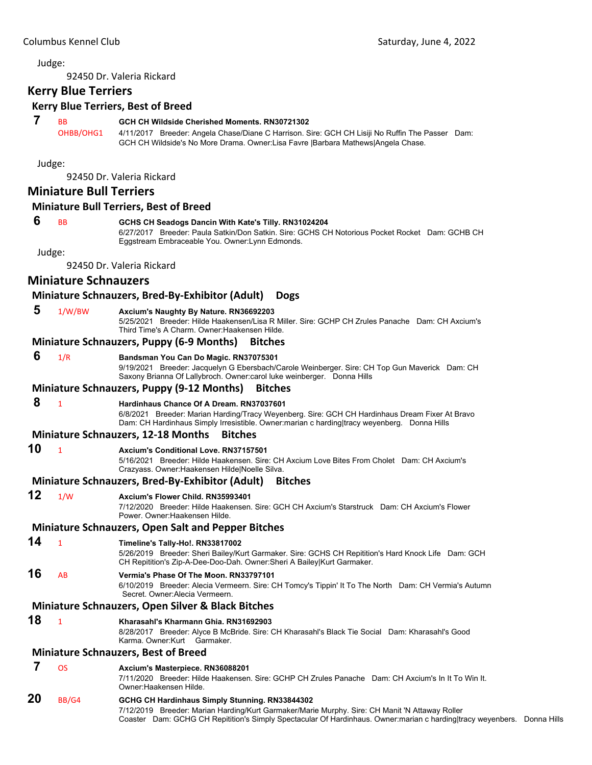Judge:

92450 Dr. Valeria Rickard

## Kerry Blue Terriers

### Kerry Blue Terriers, Best of Breed

**7** BB OHBB/OHG1 **GCH CH Wildside Cherished Moments. RN30721302**
4/11/2017 Breeder: Angela Chase/Diane C Harrison. Sire: GCH CH Lisiji No Ruffin The Passer Dam: GCH CH Wildside's No More Drama. Owner:Lisa Favre |Barbara Mathews|Angela Chase.

Judge:

92450 Dr. Valeria Rickard

## Miniature Bull Terriers

### Miniature Bull Terriers, Best of Breed

**6** BB **GCHS CH Seadogs Dancin With Kate's Tilly. RN31024204**
6/27/2017 Breeder: Paula Satkin/Don Satkin. Sire: GCHS CH Notorious Pocket Rocket Dam: GCHB CH Eggstream Embraceable You. Owner:Lynn Edmonds.

Judge:

92450 Dr. Valeria Rickard

## Miniature Schnauzers

### Miniature Schnauzers, Bred-By-Exhibitor (Adult) Dogs

**5** 1/W/BW **Axcium's Naughty By Nature. RN36692203**
5/25/2021 Breeder: Hilde Haakensen/Lisa R Miller. Sire: GCHP CH Zrules Panache Dam: CH Axcium's Third Time's A Charm. Owner:Haakensen Hilde.

### Miniature Schnauzers, Puppy (6-9 Months) Bitches

**6** 1/R **Bandsman You Can Do Magic. RN37075301**
9/19/2021 Breeder: Jacquelyn G Ebersbach/Carole Weinberger. Sire: CH Top Gun Maverick Dam: CH Saxony Brianna Of Lallybroch. Owner:carol luke weinberger. Donna Hills

### Miniature Schnauzers, Puppy (9-12 Months) Bitches

**8** 1 **Hardinhaus Chance Of A Dream. RN37037601**
6/8/2021 Breeder: Marian Harding/Tracy Weyenberg. Sire: GCH CH Hardinhaus Dream Fixer At Bravo Dam: CH Hardinhaus Simply Irresistible. Owner:marian c harding|tracy weyenberg. Donna Hills

### Miniature Schnauzers, 12-18 Months Bitches

**10** 1 **Axcium's Conditional Love. RN37157501**
5/16/2021 Breeder: Hilde Haakensen. Sire: CH Axcium Love Bites From Cholet Dam: CH Axcium's Crazyass. Owner:Haakensen Hilde|Noelle Silva.

### Miniature Schnauzers, Bred-By-Exhibitor (Adult) Bitches

**12** 1/W **Axcium's Flower Child. RN35993401**
7/12/2020 Breeder: Hilde Haakensen. Sire: GCH CH Axcium's Starstruck Dam: CH Axcium's Flower Power. Owner:Haakensen Hilde.

### Miniature Schnauzers, Open Salt and Pepper Bitches

**14** 1 **Timeline's Tally-Ho!. RN33817002**
5/26/2019 Breeder: Sheri Bailey/Kurt Garmaker. Sire: GCHS CH Repitition's Hard Knock Life Dam: GCH CH Repitition's Zip-A-Dee-Doo-Dah. Owner:Sheri A Bailey|Kurt Garmaker.

**16** AB **Vermia's Phase Of The Moon. RN33797101**
6/10/2019 Breeder: Alecia Vermeern. Sire: CH Tomcy's Tippin' It To The North Dam: CH Vermia's Autumn Secret. Owner:Alecia Vermeern.

### Miniature Schnauzers, Open Silver & Black Bitches

**18** 1 **Kharasahl's Kharmann Ghia. RN31692903**
8/28/2017 Breeder: Alyce B McBride. Sire: CH Kharasahl's Black Tie Social Dam: Kharasahl's Good Karma. Owner:Kurt Garmaker.

### Miniature Schnauzers, Best of Breed

**7** OS **Axcium's Masterpiece. RN36088201**
7/11/2020 Breeder: Hilde Haakensen. Sire: GCHP CH Zrules Panache Dam: CH Axcium's In It To Win It. Owner:Haakensen Hilde.

**20** BB/G4 **GCHG CH Hardinhaus Simply Stunning. RN33844302**
7/12/2019 Breeder: Marian Harding/Kurt Garmaker/Marie Murphy. Sire: CH Manit 'N Attaway Roller Coaster Dam: GCHG CH Repitition's Simply Spectacular Of Hardinhaus. Owner:marian c harding|tracy weyenbers. Donna Hills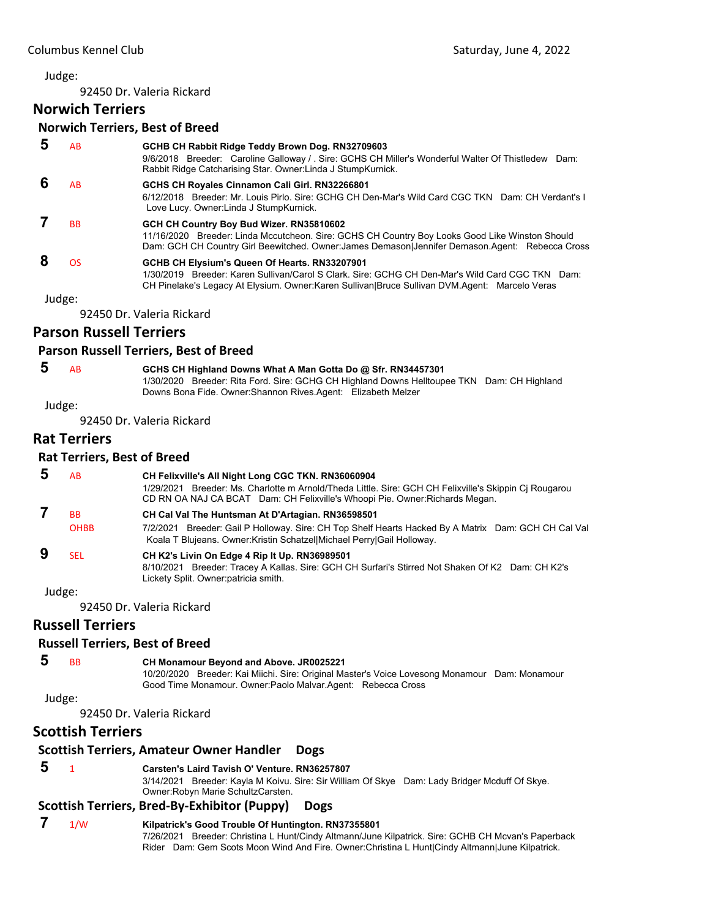Judge:

92450 Dr. Valeria Rickard

## Norwich Terriers

### Norwich Terriers, Best of Breed

**5** AB **GCHB CH Rabbit Ridge Teddy Brown Dog. RN32709603**
9/6/2018 Breeder: Caroline Galloway / . Sire: GCHS CH Miller's Wonderful Walter Of Thistledew Dam: Rabbit Ridge Catcharising Star. Owner:Linda J StumpKurnick.

**6** AB **GCHS CH Royales Cinnamon Cali Girl. RN32266801**
6/12/2018 Breeder: Mr. Louis Pirlo. Sire: GCHG CH Den-Mar's Wild Card CGC TKN Dam: CH Verdant's I Love Lucy. Owner:Linda J StumpKurnick.

**7** BB **GCH CH Country Boy Bud Wizer. RN35810602**
11/16/2020 Breeder: Linda Mccutcheon. Sire: GCHS CH Country Boy Looks Good Like Winston Should Dam: GCH CH Country Girl Beewitched. Owner:James Demason|Jennifer Demason.Agent: Rebecca Cross

**8** OS **GCHB CH Elysium's Queen Of Hearts. RN33207901**
1/30/2019 Breeder: Karen Sullivan/Carol S Clark. Sire: GCHG CH Den-Mar's Wild Card CGC TKN Dam: CH Pinelake's Legacy At Elysium. Owner:Karen Sullivan|Bruce Sullivan DVM.Agent: Marcelo Veras

Judge:

92450 Dr. Valeria Rickard

## Parson Russell Terriers

### Parson Russell Terriers, Best of Breed

**5** AB **GCHS CH Highland Downs What A Man Gotta Do @ Sfr. RN34457301**
1/30/2020 Breeder: Rita Ford. Sire: GCHG CH Highland Downs Helltoupee TKN Dam: CH Highland Downs Bona Fide. Owner:Shannon Rives.Agent: Elizabeth Melzer

Judge:

92450 Dr. Valeria Rickard

## Rat Terriers

### Rat Terriers, Best of Breed

**5** AB **CH Felixville's All Night Long CGC TKN. RN36060904**
1/29/2021 Breeder: Ms. Charlotte m Arnold/Theda Little. Sire: GCH CH Felixville's Skippin Cj Rougarou CD RN OA NAJ CA BCAT Dam: CH Felixville's Whoopi Pie. Owner:Richards Megan.

**7** BB OHBB **CH Cal Val The Huntsman At D'Artagian. RN36598501**
7/2/2021 Breeder: Gail P Holloway. Sire: CH Top Shelf Hearts Hacked By A Matrix Dam: GCH CH Cal Val Koala T Blujeans. Owner:Kristin Schatzel|Michael Perry|Gail Holloway.

**9** SEL **CH K2's Livin On Edge 4 Rip It Up. RN36989501**
8/10/2021 Breeder: Tracey A Kallas. Sire: GCH CH Surfari's Stirred Not Shaken Of K2 Dam: CH K2's Lickety Split. Owner:patricia smith.

Judge:

92450 Dr. Valeria Rickard

## Russell Terriers

### Russell Terriers, Best of Breed

**5** BB **CH Monamour Beyond and Above. JR0025221**
10/20/2020 Breeder: Kai Miichi. Sire: Original Master's Voice Lovesong Monamour Dam: Monamour Good Time Monamour. Owner:Paolo Malvar.Agent: Rebecca Cross

Judge:

92450 Dr. Valeria Rickard

## Scottish Terriers

### Scottish Terriers, Amateur Owner Handler Dogs

**5** 1 **Carsten's Laird Tavish O' Venture. RN36257807**
3/14/2021 Breeder: Kayla M Koivu. Sire: Sir William Of Skye Dam: Lady Bridger Mcduff Of Skye. Owner:Robyn Marie SchultzCarsten.

### Scottish Terriers, Bred-By-Exhibitor (Puppy) Dogs

**7** 1/W **Kilpatrick's Good Trouble Of Huntington. RN37355801**
7/26/2021 Breeder: Christina L Hunt/Cindy Altmann/June Kilpatrick. Sire: GCHB CH Mcvan's Paperback Rider Dam: Gem Scots Moon Wind And Fire. Owner:Christina L Hunt|Cindy Altmann|June Kilpatrick.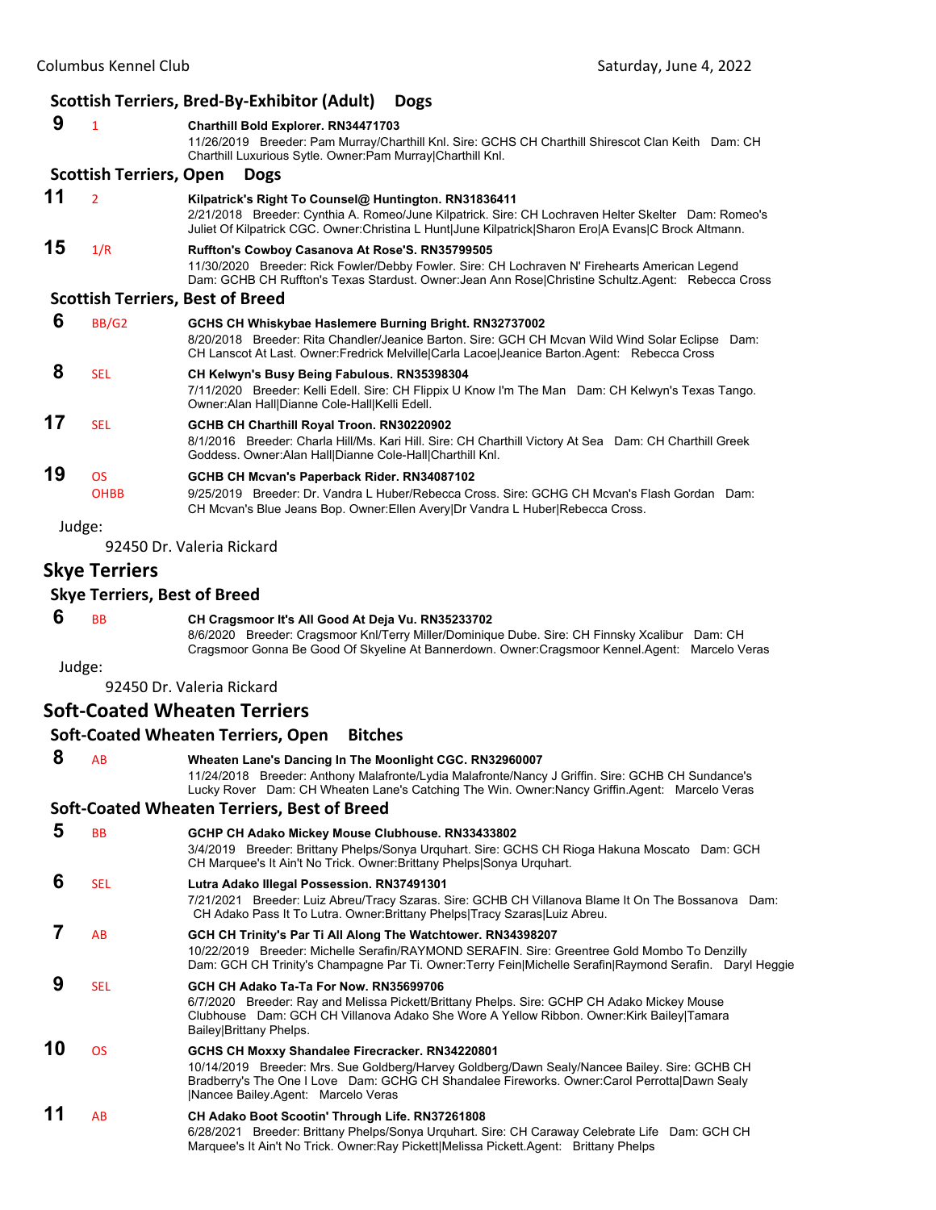### Scottish Terriers, Bred-By-Exhibitor (Adult) Dogs

**9** 1 **Charthill Bold Explorer. RN34471703**
11/26/2019 Breeder: Pam Murray/Charthill Knl. Sire: GCHS CH Charthill Shirescot Clan Keith Dam: CH Charthill Luxurious Sytle. Owner:Pam Murray|Charthill Knl.

### Scottish Terriers, Open Dogs

**11** 2 **Kilpatrick's Right To Counsel@ Huntington. RN31836411**
2/21/2018 Breeder: Cynthia A. Romeo/June Kilpatrick. Sire: CH Lochraven Helter Skelter Dam: Romeo's Juliet Of Kilpatrick CGC. Owner:Christina L Hunt|June Kilpatrick|Sharon Ero|A Evans|C Brock Altmann.

**15** 1/R **Ruffton's Cowboy Casanova At Rose'S. RN35799505**
11/30/2020 Breeder: Rick Fowler/Debby Fowler. Sire: CH Lochraven N' Firehearts American Legend Dam: GCHB CH Ruffton's Texas Stardust. Owner:Jean Ann Rose|Christine Schultz.Agent: Rebecca Cross

### Scottish Terriers, Best of Breed

**6** BB/G2 **GCHS CH Whiskybae Haslemere Burning Bright. RN32737002**
8/20/2018 Breeder: Rita Chandler/Jeanice Barton. Sire: GCH CH Mcvan Wild Wind Solar Eclipse Dam: CH Lanscot At Last. Owner:Fredrick Melville|Carla Lacoe|Jeanice Barton.Agent: Rebecca Cross

**8** SEL **CH Kelwyn's Busy Being Fabulous. RN35398304**
7/11/2020 Breeder: Kelli Edell. Sire: CH Flippix U Know I'm The Man Dam: CH Kelwyn's Texas Tango. Owner:Alan Hall|Dianne Cole-Hall|Kelli Edell.

**17** SEL **GCHB CH Charthill Royal Troon. RN30220902**
8/1/2016 Breeder: Charla Hill/Ms. Kari Hill. Sire: CH Charthill Victory At Sea Dam: CH Charthill Greek Goddess. Owner:Alan Hall|Dianne Cole-Hall|Charthill Knl.

**19** OS OHBB **GCHB CH Mcvan's Paperback Rider. RN34087102**
9/25/2019 Breeder: Dr. Vandra L Huber/Rebecca Cross. Sire: GCHG CH Mcvan's Flash Gordan Dam: CH Mcvan's Blue Jeans Bop. Owner:Ellen Avery|Dr Vandra L Huber|Rebecca Cross.

Judge:
92450 Dr. Valeria Rickard

## Skye Terriers

### Skye Terriers, Best of Breed

**6** BB **CH Cragsmoor It's All Good At Deja Vu. RN35233702**
8/6/2020 Breeder: Cragsmoor Knl/Terry Miller/Dominique Dube. Sire: CH Finnsky Xcalibur Dam: CH Cragsmoor Gonna Be Good Of Skyeline At Bannerdown. Owner:Cragsmoor Kennel.Agent: Marcelo Veras

Judge:
92450 Dr. Valeria Rickard

## Soft-Coated Wheaten Terriers

### Soft-Coated Wheaten Terriers, Open Bitches

**8** AB **Wheaten Lane's Dancing In The Moonlight CGC. RN32960007**
11/24/2018 Breeder: Anthony Malafronte/Lydia Malafronte/Nancy J Griffin. Sire: GCHB CH Sundance's Lucky Rover Dam: CH Wheaten Lane's Catching The Win. Owner:Nancy Griffin.Agent: Marcelo Veras

### Soft-Coated Wheaten Terriers, Best of Breed

**5** BB **GCHP CH Adako Mickey Mouse Clubhouse. RN33433802**
3/4/2019 Breeder: Brittany Phelps/Sonya Urquhart. Sire: GCHS CH Rioga Hakuna Moscato Dam: GCH CH Marquee's It Ain't No Trick. Owner:Brittany Phelps|Sonya Urquhart.

**6** SEL **Lutra Adako Illegal Possession. RN37491301**
7/21/2021 Breeder: Luiz Abreu/Tracy Szaras. Sire: GCHB CH Villanova Blame It On The Bossanova Dam: CH Adako Pass It To Lutra. Owner:Brittany Phelps|Tracy Szaras|Luiz Abreu.

**7** AB **GCH CH Trinity's Par Ti All Along The Watchtower. RN34398207**
10/22/2019 Breeder: Michelle Serafin/RAYMOND SERAFIN. Sire: Greentree Gold Mombo To Denzilly Dam: GCH CH Trinity's Champagne Par Ti. Owner:Terry Fein|Michelle Serafin|Raymond Serafin. Daryl Heggie

**9** SEL **GCH CH Adako Ta-Ta For Now. RN35699706**
6/7/2020 Breeder: Ray and Melissa Pickett/Brittany Phelps. Sire: GCHP CH Adako Mickey Mouse Clubhouse Dam: GCH CH Villanova Adako She Wore A Yellow Ribbon. Owner:Kirk Bailey|Tamara Bailey|Brittany Phelps.

**10** OS **GCHS CH Moxxy Shandalee Firecracker. RN34220801**
10/14/2019 Breeder: Mrs. Sue Goldberg/Harvey Goldberg/Dawn Sealy/Nancee Bailey. Sire: GCHB CH Bradberry's The One I Love Dam: GCHG CH Shandalee Fireworks. Owner:Carol Perrotta|Dawn Sealy |Nancee Bailey.Agent: Marcelo Veras

**11** AB **CH Adako Boot Scootin' Through Life. RN37261808**
6/28/2021 Breeder: Brittany Phelps/Sonya Urquhart. Sire: CH Caraway Celebrate Life Dam: GCH CH Marquee's It Ain't No Trick. Owner:Ray Pickett|Melissa Pickett.Agent: Brittany Phelps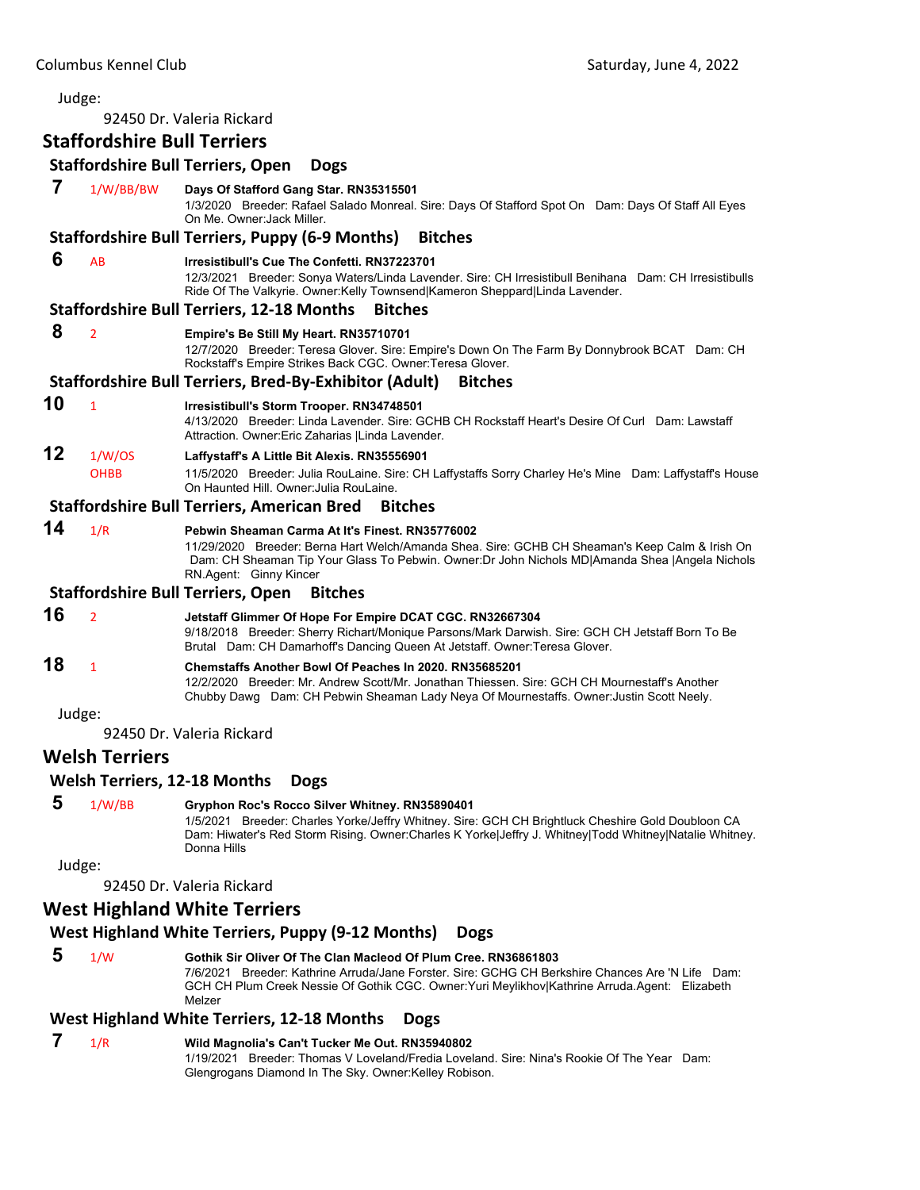Judge:

92450 Dr. Valeria Rickard

## Staffordshire Bull Terriers

### Staffordshire Bull Terriers, Open Dogs

**7** 1/W/BB/BW **Days Of Stafford Gang Star. RN35315501**
1/3/2020 Breeder: Rafael Salado Monreal. Sire: Days Of Stafford Spot On Dam: Days Of Staff All Eyes On Me. Owner:Jack Miller.

### Staffordshire Bull Terriers, Puppy (6-9 Months) Bitches

**6** AB **Irresistibull's Cue The Confetti. RN37223701**
12/3/2021 Breeder: Sonya Waters/Linda Lavender. Sire: CH Irresistibull Benihana Dam: CH Irresistibulls Ride Of The Valkyrie. Owner:Kelly Townsend|Kameron Sheppard|Linda Lavender.

### Staffordshire Bull Terriers, 12-18 Months Bitches

**8** 2 **Empire's Be Still My Heart. RN35710701**
12/7/2020 Breeder: Teresa Glover. Sire: Empire's Down On The Farm By Donnybrook BCAT Dam: CH Rockstaff's Empire Strikes Back CGC. Owner:Teresa Glover.

### Staffordshire Bull Terriers, Bred-By-Exhibitor (Adult) Bitches

**10** 1 **Irresistibull's Storm Trooper. RN34748501**
4/13/2020 Breeder: Linda Lavender. Sire: GCHB CH Rockstaff Heart's Desire Of Curl Dam: Lawstaff Attraction. Owner:Eric Zaharias |Linda Lavender.

**12** 1/W/OS OHBB **Laffystaff's A Little Bit Alexis. RN35556901**
11/5/2020 Breeder: Julia RouLaine. Sire: CH Laffystaffs Sorry Charley He's Mine Dam: Laffystaff's House On Haunted Hill. Owner:Julia RouLaine.

### Staffordshire Bull Terriers, American Bred Bitches

**14** 1/R **Pebwin Sheaman Carma At It's Finest. RN35776002**
11/29/2020 Breeder: Berna Hart Welch/Amanda Shea. Sire: GCHB CH Sheaman's Keep Calm & Irish On Dam: CH Sheaman Tip Your Glass To Pebwin. Owner:Dr John Nichols MD|Amanda Shea |Angela Nichols RN.Agent: Ginny Kincer

### Staffordshire Bull Terriers, Open Bitches

**16** 2 **Jetstaff Glimmer Of Hope For Empire DCAT CGC. RN32667304**
9/18/2018 Breeder: Sherry Richart/Monique Parsons/Mark Darwish. Sire: GCH CH Jetstaff Born To Be Brutal Dam: CH Damarhoff's Dancing Queen At Jetstaff. Owner:Teresa Glover.

**18** 1 **Chemstaffs Another Bowl Of Peaches In 2020. RN35685201**
12/2/2020 Breeder: Mr. Andrew Scott/Mr. Jonathan Thiessen. Sire: GCH CH Mournestaff's Another Chubby Dawg Dam: CH Pebwin Sheaman Lady Neya Of Mournestaffs. Owner:Justin Scott Neely.

Judge:

92450 Dr. Valeria Rickard

## Welsh Terriers

### Welsh Terriers, 12-18 Months Dogs

**5** 1/W/BB **Gryphon Roc's Rocco Silver Whitney. RN35890401**
1/5/2021 Breeder: Charles Yorke/Jeffry Whitney. Sire: GCH CH Brightluck Cheshire Gold Doubloon CA Dam: Hiwater's Red Storm Rising. Owner:Charles K Yorke|Jeffry J. Whitney|Todd Whitney|Natalie Whitney. Donna Hills

Judge:

92450 Dr. Valeria Rickard

## West Highland White Terriers

### West Highland White Terriers, Puppy (9-12 Months) Dogs

**5** 1/W **Gothik Sir Oliver Of The Clan Macleod Of Plum Cree. RN36861803**
7/6/2021 Breeder: Kathrine Arruda/Jane Forster. Sire: GCHG CH Berkshire Chances Are 'N Life Dam: GCH CH Plum Creek Nessie Of Gothik CGC. Owner:Yuri Meylikhov|Kathrine Arruda.Agent: Elizabeth Melzer

### West Highland White Terriers, 12-18 Months Dogs

**7** 1/R **Wild Magnolia's Can't Tucker Me Out. RN35940802**
1/19/2021 Breeder: Thomas V Loveland/Fredia Loveland. Sire: Nina's Rookie Of The Year Dam: Glengrogans Diamond In The Sky. Owner:Kelley Robison.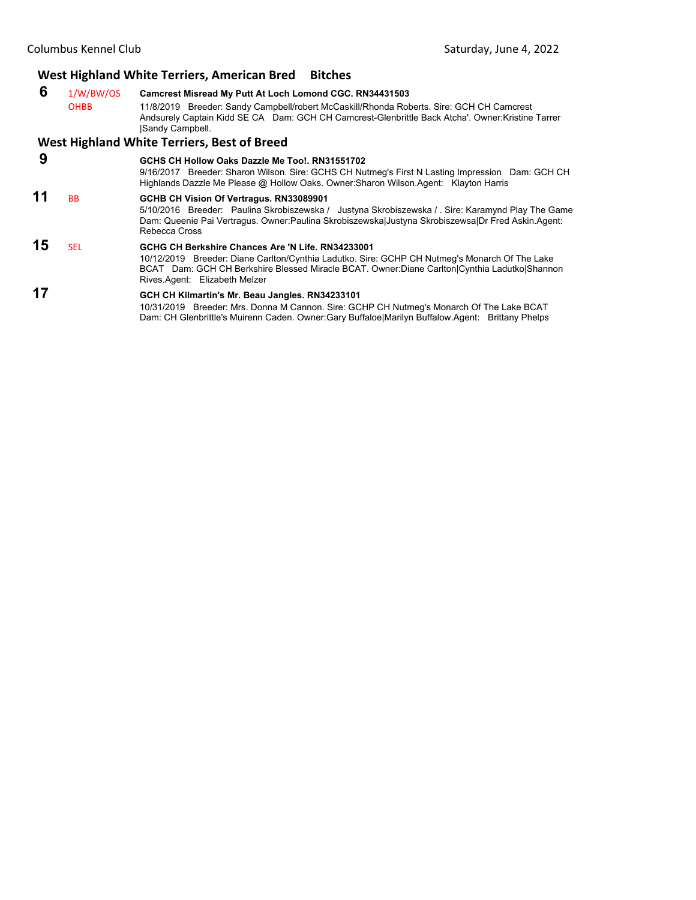## West Highland White Terriers, American Bred Bitches

**6** 1/W/BW/OS OHBB **Camcrest Misread My Putt At Loch Lomond CGC. RN34431503**
11/8/2019 Breeder: Sandy Campbell/robert McCaskill/Rhonda Roberts. Sire: GCH CH Camcrest Andsurely Captain Kidd SE CA Dam: GCH CH Camcrest-Glenbrittle Back Atcha'. Owner:Kristine Tarrer |Sandy Campbell.

## West Highland White Terriers, Best of Breed

**9** **GCHS CH Hollow Oaks Dazzle Me Too!. RN31551702**
9/16/2017 Breeder: Sharon Wilson. Sire: GCHS CH Nutmeg's First N Lasting Impression Dam: GCH CH Highlands Dazzle Me Please @ Hollow Oaks. Owner:Sharon Wilson.Agent: Klayton Harris

**11** BB **GCHB CH Vision Of Vertragus. RN33089901**
5/10/2016 Breeder: Paulina Skrobiszewska / Justyna Skrobiszewska / . Sire: Karamynd Play The Game Dam: Queenie Pai Vertragus. Owner:Paulina Skrobiszewska|Justyna Skrobiszewsa|Dr Fred Askin.Agent: Rebecca Cross

**15** SEL **GCHG CH Berkshire Chances Are 'N Life. RN34233001**
10/12/2019 Breeder: Diane Carlton/Cynthia Ladutko. Sire: GCHP CH Nutmeg's Monarch Of The Lake BCAT Dam: GCH CH Berkshire Blessed Miracle BCAT. Owner:Diane Carlton|Cynthia Ladutko|Shannon Rives.Agent: Elizabeth Melzer

**17** **GCH CH Kilmartin's Mr. Beau Jangles. RN34233101**
10/31/2019 Breeder: Mrs. Donna M Cannon. Sire: GCHP CH Nutmeg's Monarch Of The Lake BCAT Dam: CH Glenbrittle's Muirenn Caden. Owner:Gary Buffaloe|Marilyn Buffalow.Agent: Brittany Phelps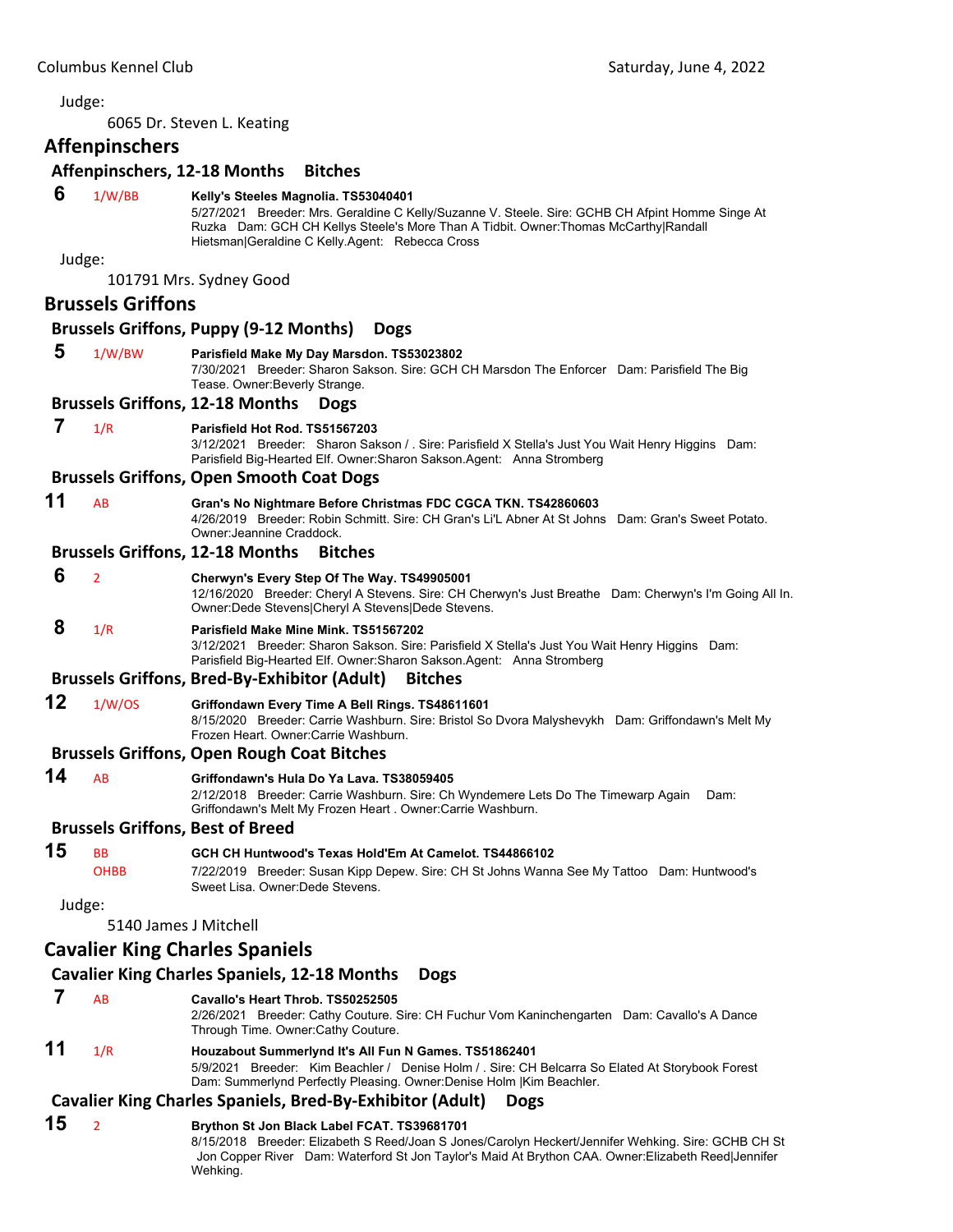Judge:

6065 Dr. Steven L. Keating

## Affenpinschers

### Affenpinschers, 12-18 Months Bitches

**6** 1/W/BB **Kelly's Steeles Magnolia. TS53040401**
5/27/2021 Breeder: Mrs. Geraldine C Kelly/Suzanne V. Steele. Sire: GCHB CH Afpint Homme Singe At Ruzka Dam: GCH CH Kellys Steele's More Than A Tidbit. Owner:Thomas McCarthy|Randall Hietsman|Geraldine C Kelly.Agent: Rebecca Cross

Judge:

101791 Mrs. Sydney Good

## Brussels Griffons

### Brussels Griffons, Puppy (9-12 Months) Dogs

**5** 1/W/BW **Parisfield Make My Day Marsdon. TS53023802**
7/30/2021 Breeder: Sharon Sakson. Sire: GCH CH Marsdon The Enforcer Dam: Parisfield The Big Tease. Owner:Beverly Strange.

### Brussels Griffons, 12-18 Months Dogs

**7** 1/R **Parisfield Hot Rod. TS51567203**
3/12/2021 Breeder: Sharon Sakson / . Sire: Parisfield X Stella's Just You Wait Henry Higgins Dam: Parisfield Big-Hearted Elf. Owner:Sharon Sakson.Agent: Anna Stromberg

### Brussels Griffons, Open Smooth Coat Dogs

**11** AB **Gran's No Nightmare Before Christmas FDC CGCA TKN. TS42860603**
4/26/2019 Breeder: Robin Schmitt. Sire: CH Gran's Li'L Abner At St Johns Dam: Gran's Sweet Potato. Owner:Jeannine Craddock.

### Brussels Griffons, 12-18 Months Bitches

**6** 2 **Cherwyn's Every Step Of The Way. TS49905001**
12/16/2020 Breeder: Cheryl A Stevens. Sire: CH Cherwyn's Just Breathe Dam: Cherwyn's I'm Going All In. Owner:Dede Stevens|Cheryl A Stevens|Dede Stevens.

**8** 1/R **Parisfield Make Mine Mink. TS51567202**
3/12/2021 Breeder: Sharon Sakson. Sire: Parisfield X Stella's Just You Wait Henry Higgins Dam: Parisfield Big-Hearted Elf. Owner:Sharon Sakson.Agent: Anna Stromberg

### Brussels Griffons, Bred-By-Exhibitor (Adult) Bitches

**12** 1/W/OS **Griffondawn Every Time A Bell Rings. TS48611601**
8/15/2020 Breeder: Carrie Washburn. Sire: Bristol So Dvora Malyshevykh Dam: Griffondawn's Melt My Frozen Heart. Owner:Carrie Washburn.

### Brussels Griffons, Open Rough Coat Bitches

**14** AB **Griffondawn's Hula Do Ya Lava. TS38059405**
2/12/2018 Breeder: Carrie Washburn. Sire: Ch Wyndemere Lets Do The Timewarp Again Dam: Griffondawn's Melt My Frozen Heart . Owner:Carrie Washburn.

### Brussels Griffons, Best of Breed

**15** BB OHBB **GCH CH Huntwood's Texas Hold'Em At Camelot. TS44866102**
7/22/2019 Breeder: Susan Kipp Depew. Sire: CH St Johns Wanna See My Tattoo Dam: Huntwood's Sweet Lisa. Owner:Dede Stevens.

Judge:

5140 James J Mitchell

## Cavalier King Charles Spaniels

### Cavalier King Charles Spaniels, 12-18 Months Dogs

**7** AB **Cavallo's Heart Throb. TS50252505**
2/26/2021 Breeder: Cathy Couture. Sire: CH Fuchur Vom Kaninchengarten Dam: Cavallo's A Dance Through Time. Owner:Cathy Couture.

**11** 1/R **Houzabout Summerlynd It's All Fun N Games. TS51862401**
5/9/2021 Breeder: Kim Beachler / Denise Holm / . Sire: CH Belcarra So Elated At Storybook Forest Dam: Summerlynd Perfectly Pleasing. Owner:Denise Holm |Kim Beachler.

### Cavalier King Charles Spaniels, Bred-By-Exhibitor (Adult) Dogs

**15** 2 **Brython St Jon Black Label FCAT. TS39681701**
8/15/2018 Breeder: Elizabeth S Reed/Joan S Jones/Carolyn Heckert/Jennifer Wehking. Sire: GCHB CH St Jon Copper River Dam: Waterford St Jon Taylor's Maid At Brython CAA. Owner:Elizabeth Reed|Jennifer Wehking.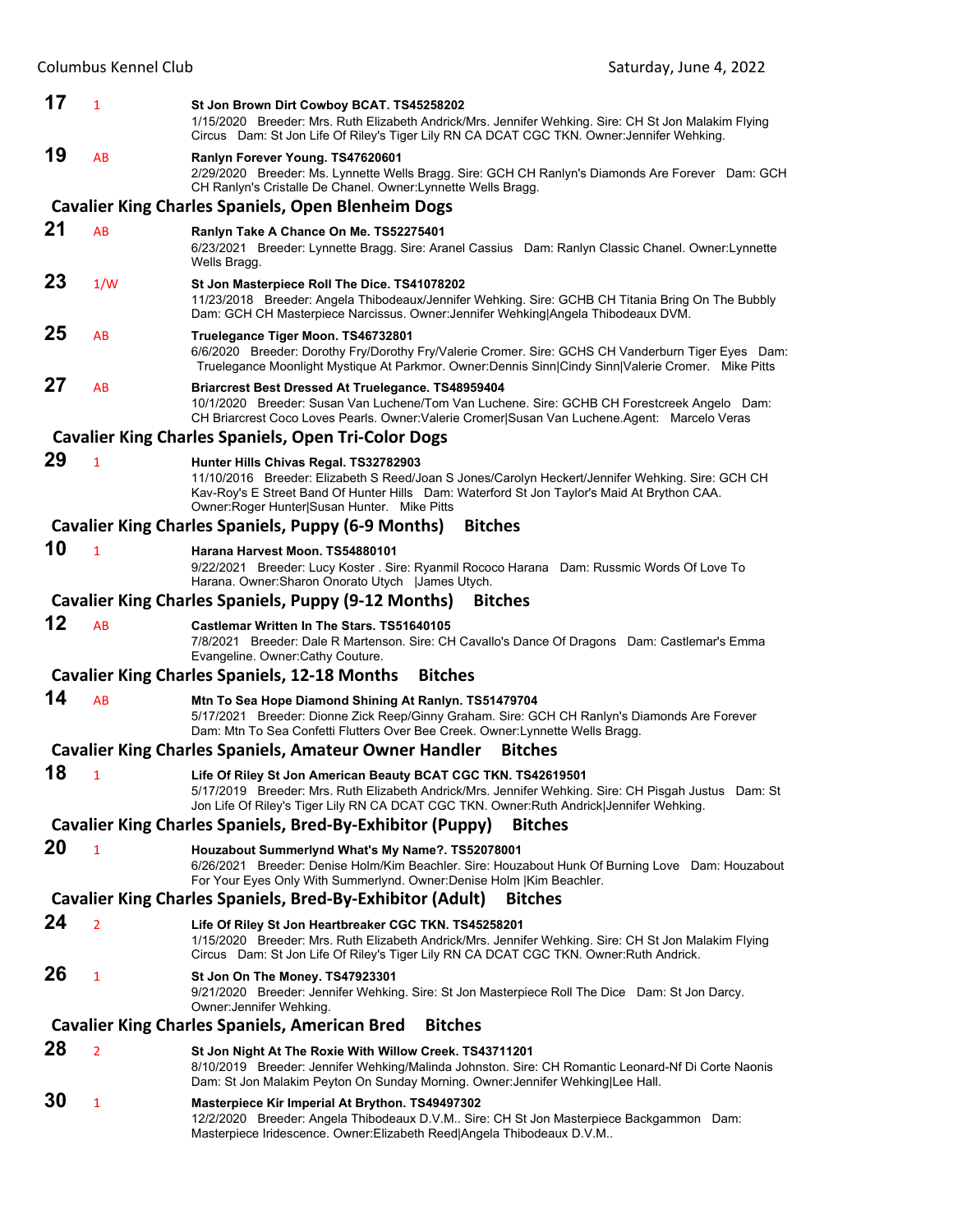**17** 1 **St Jon Brown Dirt Cowboy BCAT. TS45258202**
1/15/2020 Breeder: Mrs. Ruth Elizabeth Andrick/Mrs. Jennifer Wehking. Sire: CH St Jon Malakim Flying Circus Dam: St Jon Life Of Riley's Tiger Lily RN CA DCAT CGC TKN. Owner:Jennifer Wehking.

**19** AB **Ranlyn Forever Young. TS47620601**
2/29/2020 Breeder: Ms. Lynnette Wells Bragg. Sire: GCH CH Ranlyn's Diamonds Are Forever Dam: GCH CH Ranlyn's Cristalle De Chanel. Owner:Lynnette Wells Bragg.

## Cavalier King Charles Spaniels, Open Blenheim Dogs

**21** AB **Ranlyn Take A Chance On Me. TS52275401**
6/23/2021 Breeder: Lynnette Bragg. Sire: Aranel Cassius Dam: Ranlyn Classic Chanel. Owner:Lynnette Wells Bragg.

**23** 1/W **St Jon Masterpiece Roll The Dice. TS41078202**
11/23/2018 Breeder: Angela Thibodeaux/Jennifer Wehking. Sire: GCHB CH Titania Bring On The Bubbly Dam: GCH CH Masterpiece Narcissus. Owner:Jennifer Wehking|Angela Thibodeaux DVM.

**25** AB **Truelegance Tiger Moon. TS46732801**
6/6/2020 Breeder: Dorothy Fry/Dorothy Fry/Valerie Cromer. Sire: GCHS CH Vanderburn Tiger Eyes Dam: Truelegance Moonlight Mystique At Parkmor. Owner:Dennis Sinn|Cindy Sinn|Valerie Cromer. Mike Pitts

**27** AB **Briarcrest Best Dressed At Truelegance. TS48959404**
10/1/2020 Breeder: Susan Van Luchene/Tom Van Luchene. Sire: GCHB CH Forestcreek Angelo Dam: CH Briarcrest Coco Loves Pearls. Owner:Valerie Cromer|Susan Van Luchene.Agent: Marcelo Veras

## Cavalier King Charles Spaniels, Open Tri-Color Dogs

**29** 1 **Hunter Hills Chivas Regal. TS32782903**
11/10/2016 Breeder: Elizabeth S Reed/Joan S Jones/Carolyn Heckert/Jennifer Wehking. Sire: GCH CH Kav-Roy's E Street Band Of Hunter Hills Dam: Waterford St Jon Taylor's Maid At Brython CAA. Owner:Roger Hunter|Susan Hunter. Mike Pitts

## Cavalier King Charles Spaniels, Puppy (6-9 Months) Bitches

**10** 1 **Harana Harvest Moon. TS54880101**
9/22/2021 Breeder: Lucy Koster . Sire: Ryanmil Rococo Harana Dam: Russmic Words Of Love To Harana. Owner:Sharon Onorato Utych |James Utych.

## Cavalier King Charles Spaniels, Puppy (9-12 Months) Bitches

**12** AB **Castlemar Written In The Stars. TS51640105**
7/8/2021 Breeder: Dale R Martenson. Sire: CH Cavallo's Dance Of Dragons Dam: Castlemar's Emma Evangeline. Owner:Cathy Couture.

## Cavalier King Charles Spaniels, 12-18 Months Bitches

**14** AB **Mtn To Sea Hope Diamond Shining At Ranlyn. TS51479704**
5/17/2021 Breeder: Dionne Zick Reep/Ginny Graham. Sire: GCH CH Ranlyn's Diamonds Are Forever Dam: Mtn To Sea Confetti Flutters Over Bee Creek. Owner:Lynnette Wells Bragg.

## Cavalier King Charles Spaniels, Amateur Owner Handler Bitches

**18** 1 **Life Of Riley St Jon American Beauty BCAT CGC TKN. TS42619501**
5/17/2019 Breeder: Mrs. Ruth Elizabeth Andrick/Mrs. Jennifer Wehking. Sire: CH Pisgah Justus Dam: St Jon Life Of Riley's Tiger Lily RN CA DCAT CGC TKN. Owner:Ruth Andrick|Jennifer Wehking.

## Cavalier King Charles Spaniels, Bred-By-Exhibitor (Puppy) Bitches

**20** 1 **Houzabout Summerlynd What's My Name?. TS52078001**
6/26/2021 Breeder: Denise Holm/Kim Beachler. Sire: Houzabout Hunk Of Burning Love Dam: Houzabout For Your Eyes Only With Summerlynd. Owner:Denise Holm |Kim Beachler.

## Cavalier King Charles Spaniels, Bred-By-Exhibitor (Adult) Bitches

**24** 2 **Life Of Riley St Jon Heartbreaker CGC TKN. TS45258201**
1/15/2020 Breeder: Mrs. Ruth Elizabeth Andrick/Mrs. Jennifer Wehking. Sire: CH St Jon Malakim Flying Circus Dam: St Jon Life Of Riley's Tiger Lily RN CA DCAT CGC TKN. Owner:Ruth Andrick.

**26** 1 **St Jon On The Money. TS47923301**
9/21/2020 Breeder: Jennifer Wehking. Sire: St Jon Masterpiece Roll The Dice Dam: St Jon Darcy. Owner:Jennifer Wehking.

## Cavalier King Charles Spaniels, American Bred Bitches

**28** 2 **St Jon Night At The Roxie With Willow Creek. TS43711201**
8/10/2019 Breeder: Jennifer Wehking/Malinda Johnston. Sire: CH Romantic Leonard-Nf Di Corte Naonis Dam: St Jon Malakim Peyton On Sunday Morning. Owner:Jennifer Wehking|Lee Hall.

**30** 1 **Masterpiece Kir Imperial At Brython. TS49497302**
12/2/2020 Breeder: Angela Thibodeaux D.V.M.. Sire: CH St Jon Masterpiece Backgammon Dam: Masterpiece Iridescence. Owner:Elizabeth Reed|Angela Thibodeaux D.V.M..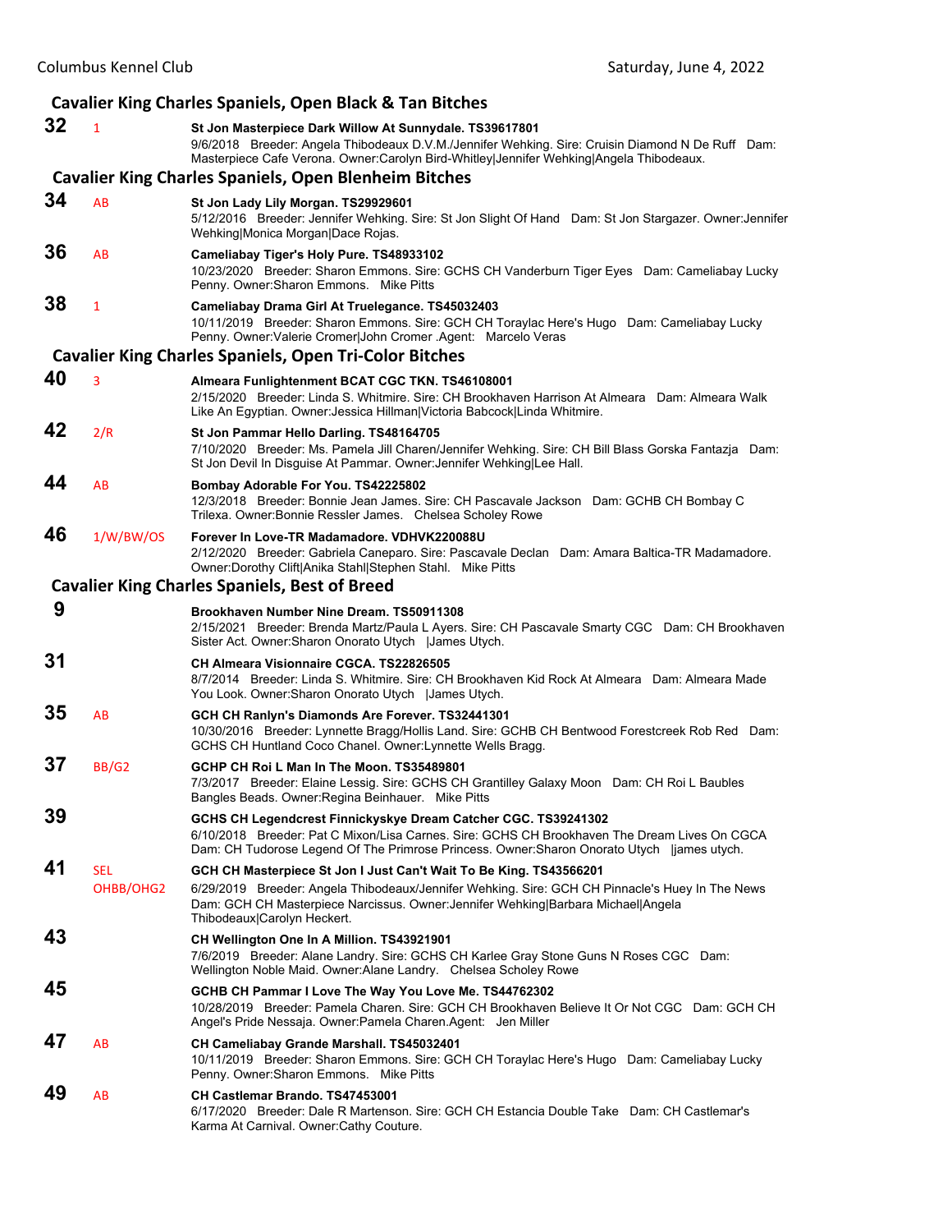## Cavalier King Charles Spaniels, Open Black & Tan Bitches

**32** 1 **St Jon Masterpiece Dark Willow At Sunnydale. TS39617801**
9/6/2018 Breeder: Angela Thibodeaux D.V.M./Jennifer Wehking. Sire: Cruisin Diamond N De Ruff Dam: Masterpiece Cafe Verona. Owner:Carolyn Bird-Whitley|Jennifer Wehking|Angela Thibodeaux.

## Cavalier King Charles Spaniels, Open Blenheim Bitches

**34** AB **St Jon Lady Lily Morgan. TS29929601**
5/12/2016 Breeder: Jennifer Wehking. Sire: St Jon Slight Of Hand Dam: St Jon Stargazer. Owner:Jennifer Wehking|Monica Morgan|Dace Rojas.

**36** AB **Cameliabay Tiger's Holy Pure. TS48933102**
10/23/2020 Breeder: Sharon Emmons. Sire: GCHS CH Vanderburn Tiger Eyes Dam: Cameliabay Lucky Penny. Owner:Sharon Emmons. Mike Pitts

**38** 1 **Cameliabay Drama Girl At Truelegance. TS45032403**
10/11/2019 Breeder: Sharon Emmons. Sire: GCH CH Toraylac Here's Hugo Dam: Cameliabay Lucky Penny. Owner:Valerie Cromer|John Cromer .Agent: Marcelo Veras

## Cavalier King Charles Spaniels, Open Tri-Color Bitches

**40** 3 **Almeara Funlightenment BCAT CGC TKN. TS46108001**
2/15/2020 Breeder: Linda S. Whitmire. Sire: CH Brookhaven Harrison At Almeara Dam: Almeara Walk Like An Egyptian. Owner:Jessica Hillman|Victoria Babcock|Linda Whitmire.

**42** 2/R **St Jon Pammar Hello Darling. TS48164705**
7/10/2020 Breeder: Ms. Pamela Jill Charen/Jennifer Wehking. Sire: CH Bill Blass Gorska Fantazja Dam: St Jon Devil In Disguise At Pammar. Owner:Jennifer Wehking|Lee Hall.

**44** AB **Bombay Adorable For You. TS42225802**
12/3/2018 Breeder: Bonnie Jean James. Sire: CH Pascavale Jackson Dam: GCHB CH Bombay C Trilexa. Owner:Bonnie Ressler James. Chelsea Scholey Rowe

**46** 1/W/BW/OS **Forever In Love-TR Madamadore. VDHVK220088U**
2/12/2020 Breeder: Gabriela Caneparo. Sire: Pascavale Declan Dam: Amara Baltica-TR Madamadore. Owner:Dorothy Clift|Anika Stahl|Stephen Stahl. Mike Pitts

## Cavalier King Charles Spaniels, Best of Breed

**9** **Brookhaven Number Nine Dream. TS50911308**
2/15/2021 Breeder: Brenda Martz/Paula L Ayers. Sire: CH Pascavale Smarty CGC Dam: CH Brookhaven Sister Act. Owner:Sharon Onorato Utych |James Utych.

**31** **CH Almeara Visionnaire CGCA. TS22826505**
8/7/2014 Breeder: Linda S. Whitmire. Sire: CH Brookhaven Kid Rock At Almeara Dam: Almeara Made You Look. Owner:Sharon Onorato Utych |James Utych.

**35** AB **GCH CH Ranlyn's Diamonds Are Forever. TS32441301**
10/30/2016 Breeder: Lynnette Bragg/Hollis Land. Sire: GCHB CH Bentwood Forestcreek Rob Red Dam: GCHS CH Huntland Coco Chanel. Owner:Lynnette Wells Bragg.

**37** BB/G2 **GCHP CH Roi L Man In The Moon. TS35489801**
7/3/2017 Breeder: Elaine Lessig. Sire: GCHS CH Grantilley Galaxy Moon Dam: CH Roi L Baubles Bangles Beads. Owner:Regina Beinhauer. Mike Pitts

**39** **GCHS CH Legendcrest Finnickyskye Dream Catcher CGC. TS39241302**
6/10/2018 Breeder: Pat C Mixon/Lisa Carnes. Sire: GCHS CH Brookhaven The Dream Lives On CGCA Dam: CH Tudorose Legend Of The Primrose Princess. Owner:Sharon Onorato Utych |james utych.

**41** SEL OHBB/OHG2 **GCH CH Masterpiece St Jon I Just Can't Wait To Be King. TS43566201**
6/29/2019 Breeder: Angela Thibodeaux/Jennifer Wehking. Sire: GCH CH Pinnacle's Huey In The News Dam: GCH CH Masterpiece Narcissus. Owner:Jennifer Wehking|Barbara Michael|Angela Thibodeaux|Carolyn Heckert.

**43** **CH Wellington One In A Million. TS43921901**
7/6/2019 Breeder: Alane Landry. Sire: GCHS CH Karlee Gray Stone Guns N Roses CGC Dam: Wellington Noble Maid. Owner:Alane Landry. Chelsea Scholey Rowe

**45** **GCHB CH Pammar I Love The Way You Love Me. TS44762302**
10/28/2019 Breeder: Pamela Charen. Sire: GCH CH Brookhaven Believe It Or Not CGC Dam: GCH CH Angel's Pride Nessaja. Owner:Pamela Charen.Agent: Jen Miller

**47** AB **CH Cameliabay Grande Marshall. TS45032401**
10/11/2019 Breeder: Sharon Emmons. Sire: GCH CH Toraylac Here's Hugo Dam: Cameliabay Lucky Penny. Owner:Sharon Emmons. Mike Pitts

**49** AB **CH Castlemar Brando. TS47453001**
6/17/2020 Breeder: Dale R Martenson. Sire: GCH CH Estancia Double Take Dam: CH Castlemar's Karma At Carnival. Owner:Cathy Couture.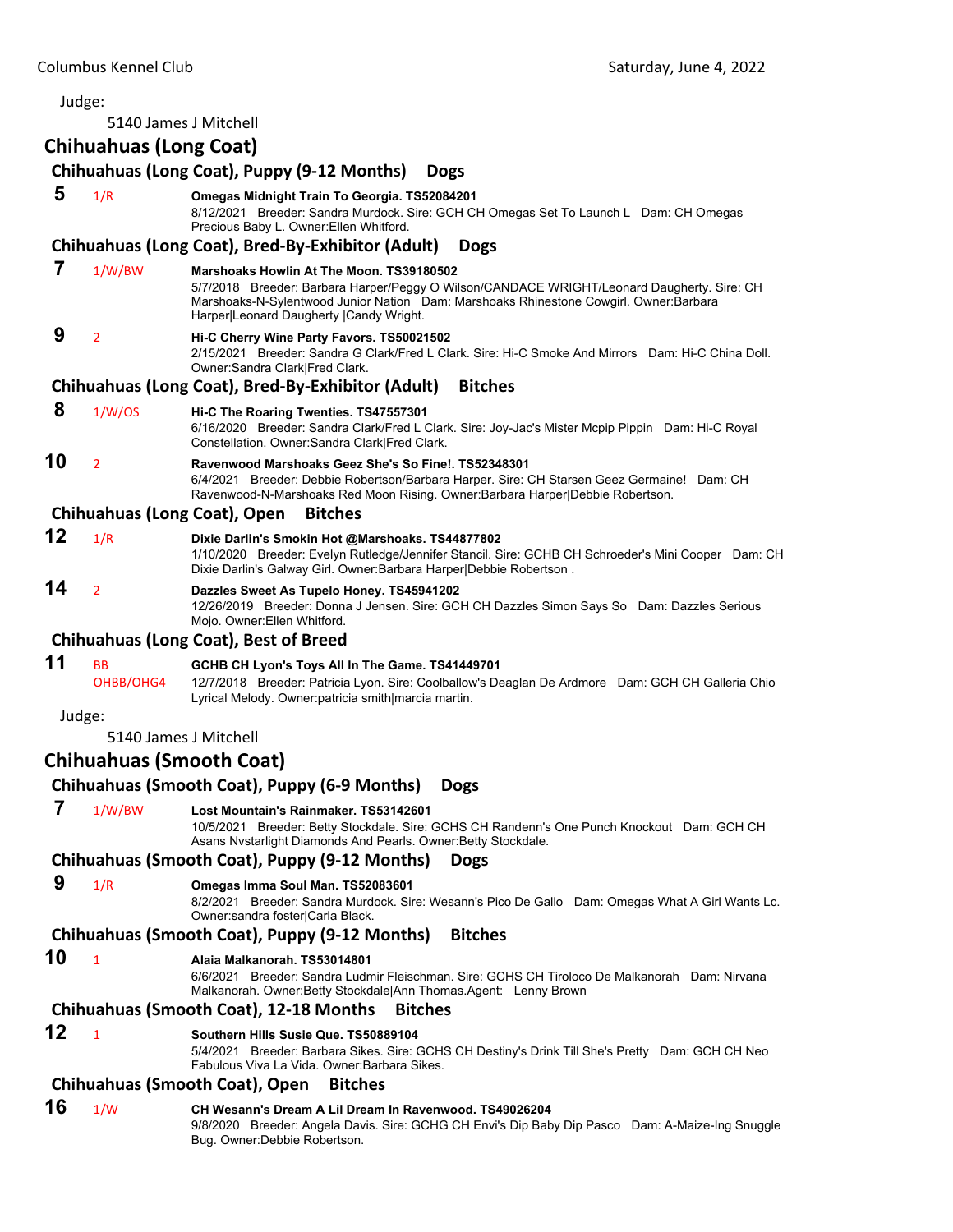Judge:

5140 James J Mitchell

## Chihuahuas (Long Coat)

### Chihuahuas (Long Coat), Puppy (9-12 Months) Dogs

**5** 1/R **Omegas Midnight Train To Georgia. TS52084201**
8/12/2021 Breeder: Sandra Murdock. Sire: GCH CH Omegas Set To Launch L Dam: CH Omegas Precious Baby L. Owner:Ellen Whitford.

### Chihuahuas (Long Coat), Bred-By-Exhibitor (Adult) Dogs

**7** 1/W/BW **Marshoaks Howlin At The Moon. TS39180502**
5/7/2018 Breeder: Barbara Harper/Peggy O Wilson/CANDACE WRIGHT/Leonard Daugherty. Sire: CH Marshoaks-N-Sylentwood Junior Nation Dam: Marshoaks Rhinestone Cowgirl. Owner:Barbara Harper|Leonard Daugherty |Candy Wright.

**9** 2 **Hi-C Cherry Wine Party Favors. TS50021502**
2/15/2021 Breeder: Sandra G Clark/Fred L Clark. Sire: Hi-C Smoke And Mirrors Dam: Hi-C China Doll. Owner:Sandra Clark|Fred Clark.

### Chihuahuas (Long Coat), Bred-By-Exhibitor (Adult) Bitches

**8** 1/W/OS **Hi-C The Roaring Twenties. TS47557301**
6/16/2020 Breeder: Sandra Clark/Fred L Clark. Sire: Joy-Jac's Mister Mcpip Pippin Dam: Hi-C Royal Constellation. Owner:Sandra Clark|Fred Clark.

**10** 2 **Ravenwood Marshoaks Geez She's So Fine!. TS52348301**
6/4/2021 Breeder: Debbie Robertson/Barbara Harper. Sire: CH Starsen Geez Germaine! Dam: CH Ravenwood-N-Marshoaks Red Moon Rising. Owner:Barbara Harper|Debbie Robertson.

### Chihuahuas (Long Coat), Open Bitches

**12** 1/R **Dixie Darlin's Smokin Hot @Marshoaks. TS44877802**
1/10/2020 Breeder: Evelyn Rutledge/Jennifer Stancil. Sire: GCHB CH Schroeder's Mini Cooper Dam: CH Dixie Darlin's Galway Girl. Owner:Barbara Harper|Debbie Robertson .

**14** 2 **Dazzles Sweet As Tupelo Honey. TS45941202**
12/26/2019 Breeder: Donna J Jensen. Sire: GCH CH Dazzles Simon Says So Dam: Dazzles Serious Mojo. Owner:Ellen Whitford.

### Chihuahuas (Long Coat), Best of Breed

**11** BB OHBB/OHG4 **GCHB CH Lyon's Toys All In The Game. TS41449701**
12/7/2018 Breeder: Patricia Lyon. Sire: Coolballow's Deaglan De Ardmore Dam: GCH CH Galleria Chio Lyrical Melody. Owner:patricia smith|marcia martin.

Judge:

5140 James J Mitchell

## Chihuahuas (Smooth Coat)

### Chihuahuas (Smooth Coat), Puppy (6-9 Months) Dogs

**7** 1/W/BW **Lost Mountain's Rainmaker. TS53142601**
10/5/2021 Breeder: Betty Stockdale. Sire: GCHS CH Randenn's One Punch Knockout Dam: GCH CH Asans Nvstarlight Diamonds And Pearls. Owner:Betty Stockdale.

### Chihuahuas (Smooth Coat), Puppy (9-12 Months) Dogs

**9** 1/R **Omegas Imma Soul Man. TS52083601**
8/2/2021 Breeder: Sandra Murdock. Sire: Wesann's Pico De Gallo Dam: Omegas What A Girl Wants Lc. Owner:sandra foster|Carla Black.

### Chihuahuas (Smooth Coat), Puppy (9-12 Months) Bitches

**10** 1 **Alaia Malkanorah. TS53014801**
6/6/2021 Breeder: Sandra Ludmir Fleischman. Sire: GCHS CH Tiroloco De Malkanorah Dam: Nirvana Malkanorah. Owner:Betty Stockdale|Ann Thomas.Agent: Lenny Brown

### Chihuahuas (Smooth Coat), 12-18 Months Bitches

**12** 1 **Southern Hills Susie Que. TS50889104**
5/4/2021 Breeder: Barbara Sikes. Sire: GCHS CH Destiny's Drink Till She's Pretty Dam: GCH CH Neo Fabulous Viva La Vida. Owner:Barbara Sikes.

### Chihuahuas (Smooth Coat), Open Bitches

**16** 1/W **CH Wesann's Dream A Lil Dream In Ravenwood. TS49026204**
9/8/2020 Breeder: Angela Davis. Sire: GCHG CH Envi's Dip Baby Dip Pasco Dam: A-Maize-Ing Snuggle Bug. Owner:Debbie Robertson.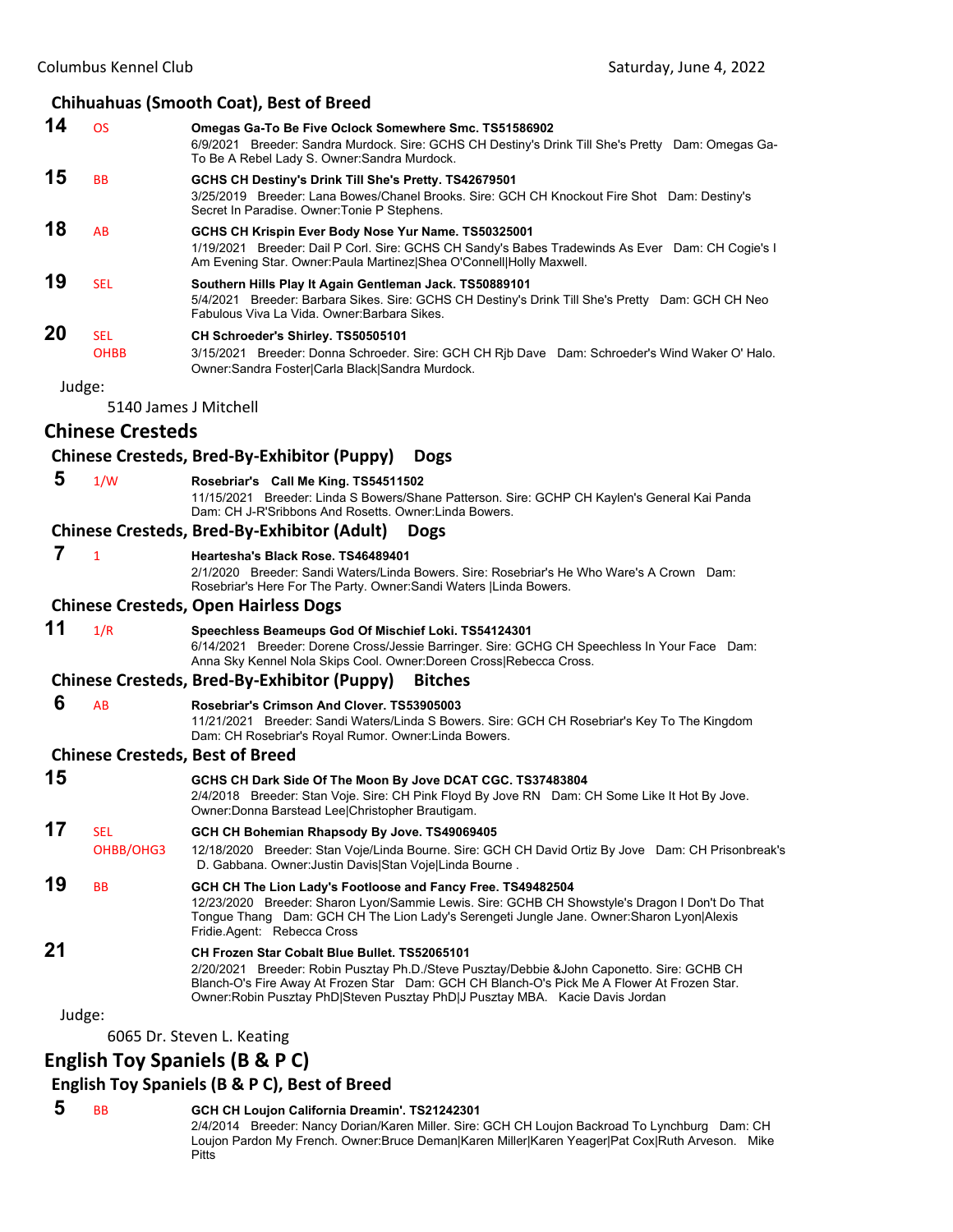### Chihuahuas (Smooth Coat), Best of Breed

**14** OS **Omegas Ga-To Be Five Oclock Somewhere Smc. TS51586902**
6/9/2021 Breeder: Sandra Murdock. Sire: GCHS CH Destiny's Drink Till She's Pretty Dam: Omegas Ga-To Be A Rebel Lady S. Owner:Sandra Murdock.

**15** BB **GCHS CH Destiny's Drink Till She's Pretty. TS42679501**
3/25/2019 Breeder: Lana Bowes/Chanel Brooks. Sire: GCH CH Knockout Fire Shot Dam: Destiny's Secret In Paradise. Owner:Tonie P Stephens.

**18** AB **GCHS CH Krispin Ever Body Nose Yur Name. TS50325001**
1/19/2021 Breeder: Dail P Corl. Sire: GCHS CH Sandy's Babes Tradewinds As Ever Dam: CH Cogie's I Am Evening Star. Owner:Paula Martinez|Shea O'Connell|Holly Maxwell.

**19** SEL **Southern Hills Play It Again Gentleman Jack. TS50889101**
5/4/2021 Breeder: Barbara Sikes. Sire: GCHS CH Destiny's Drink Till She's Pretty Dam: GCH CH Neo Fabulous Viva La Vida. Owner:Barbara Sikes.

**20** SEL OHBB **CH Schroeder's Shirley. TS50505101**
3/15/2021 Breeder: Donna Schroeder. Sire: GCH CH Rjb Dave Dam: Schroeder's Wind Waker O' Halo. Owner:Sandra Foster|Carla Black|Sandra Murdock.

Judge:

5140 James J Mitchell

## Chinese Cresteds

### Chinese Cresteds, Bred-By-Exhibitor (Puppy) Dogs

**5** 1/W **Rosebriar's Call Me King. TS54511502**
11/15/2021 Breeder: Linda S Bowers/Shane Patterson. Sire: GCHP CH Kaylen's General Kai Panda Dam: CH J-R'Sribbons And Rosetts. Owner:Linda Bowers.

### Chinese Cresteds, Bred-By-Exhibitor (Adult) Dogs

**7** 1 **Heartesha's Black Rose. TS46489401**
2/1/2020 Breeder: Sandi Waters/Linda Bowers. Sire: Rosebriar's He Who Ware's A Crown Dam: Rosebriar's Here For The Party. Owner:Sandi Waters |Linda Bowers.

### Chinese Cresteds, Open Hairless Dogs

**11** 1/R **Speechless Beameups God Of Mischief Loki. TS54124301**
6/14/2021 Breeder: Dorene Cross/Jessie Barringer. Sire: GCHG CH Speechless In Your Face Dam: Anna Sky Kennel Nola Skips Cool. Owner:Doreen Cross|Rebecca Cross.

### Chinese Cresteds, Bred-By-Exhibitor (Puppy) Bitches

**6** AB **Rosebriar's Crimson And Clover. TS53905003**
11/21/2021 Breeder: Sandi Waters/Linda S Bowers. Sire: GCH CH Rosebriar's Key To The Kingdom Dam: CH Rosebriar's Royal Rumor. Owner:Linda Bowers.

### Chinese Cresteds, Best of Breed

**15** **GCHS CH Dark Side Of The Moon By Jove DCAT CGC. TS37483804**
2/4/2018 Breeder: Stan Voje. Sire: CH Pink Floyd By Jove RN Dam: CH Some Like It Hot By Jove. Owner:Donna Barstead Lee|Christopher Brautigam.

**17** SEL OHBB/OHG3 **GCH CH Bohemian Rhapsody By Jove. TS49069405**
12/18/2020 Breeder: Stan Voje/Linda Bourne. Sire: GCH CH David Ortiz By Jove Dam: CH Prisonbreak's D. Gabbana. Owner:Justin Davis|Stan Voje|Linda Bourne .

**19** BB **GCH CH The Lion Lady's Footloose and Fancy Free. TS49482504**
12/23/2020 Breeder: Sharon Lyon/Sammie Lewis. Sire: GCHB CH Showstyle's Dragon I Don't Do That Tongue Thang Dam: GCH CH The Lion Lady's Serengeti Jungle Jane. Owner:Sharon Lyon|Alexis Fridie.Agent: Rebecca Cross

**21** **CH Frozen Star Cobalt Blue Bullet. TS52065101**
2/20/2021 Breeder: Robin Pusztay Ph.D./Steve Pusztay/Debbie &John Caponetto. Sire: GCHB CH Blanch-O's Fire Away At Frozen Star Dam: GCH CH Blanch-O's Pick Me A Flower At Frozen Star. Owner:Robin Pusztay PhD|Steven Pusztay PhD|J Pusztay MBA. Kacie Davis Jordan

Judge:

6065 Dr. Steven L. Keating

## English Toy Spaniels (B & P C)

### English Toy Spaniels (B & P C), Best of Breed

**5** BB **GCH CH Loujon California Dreamin'. TS21242301**
2/4/2014 Breeder: Nancy Dorian/Karen Miller. Sire: GCH CH Loujon Backroad To Lynchburg Dam: CH Loujon Pardon My French. Owner:Bruce Deman|Karen Miller|Karen Yeager|Pat Cox|Ruth Arveson. Mike Pitts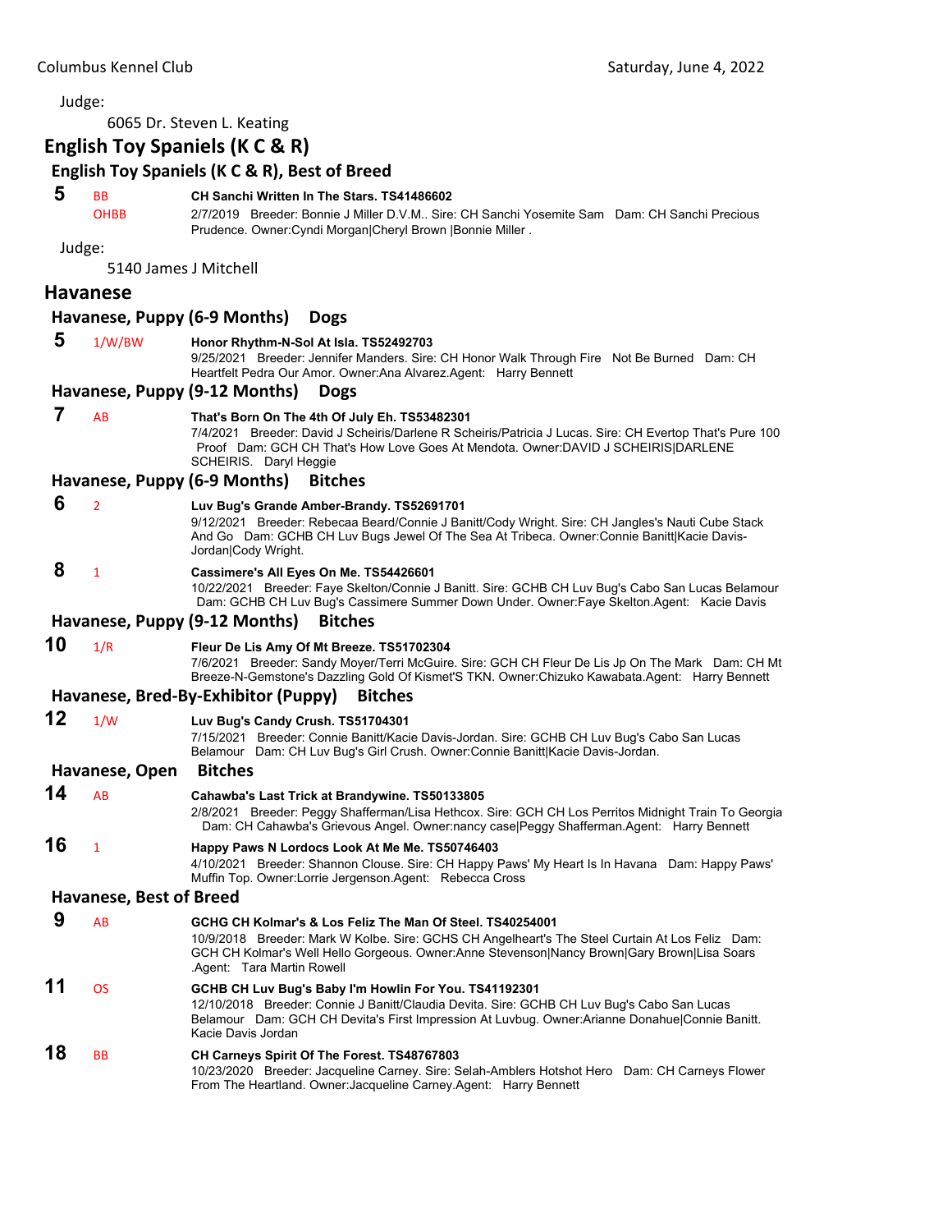Judge:

6065 Dr. Steven L. Keating

## English Toy Spaniels (K C & R)

### English Toy Spaniels (K C & R), Best of Breed

**5** BB OHBB **CH Sanchi Written In The Stars. TS41486602**
2/7/2019 Breeder: Bonnie J Miller D.V.M.. Sire: CH Sanchi Yosemite Sam Dam: CH Sanchi Precious Prudence. Owner:Cyndi Morgan|Cheryl Brown |Bonnie Miller .

Judge:

5140 James J Mitchell

## Havanese

### Havanese, Puppy (6-9 Months) Dogs

**5** 1/W/BW **Honor Rhythm-N-Sol At Isla. TS52492703**
9/25/2021 Breeder: Jennifer Manders. Sire: CH Honor Walk Through Fire Not Be Burned Dam: CH Heartfelt Pedra Our Amor. Owner:Ana Alvarez.Agent: Harry Bennett

### Havanese, Puppy (9-12 Months) Dogs

**7** AB **That's Born On The 4th Of July Eh. TS53482301**
7/4/2021 Breeder: David J Scheiris/Darlene R Scheiris/Patricia J Lucas. Sire: CH Evertop That's Pure 100 Proof Dam: GCHB CH That's How Love Goes At Mendota. Owner:DAVID J SCHEIRIS|DARLENE SCHEIRIS. Daryl Heggie

### Havanese, Puppy (6-9 Months) Bitches

**6** 2 **Luv Bug's Grande Amber-Brandy. TS52691701**
9/12/2021 Breeder: Rebecaa Beard/Connie J Banitt/Cody Wright. Sire: CH Jangles's Nauti Cube Stack And Go Dam: GCHB CH Luv Bugs Jewel Of The Sea At Tribeca. Owner:Connie Banitt|Kacie Davis-Jordan|Cody Wright.

**8** 1 **Cassimere's All Eyes On Me. TS54426601**
10/22/2021 Breeder: Faye Skelton/Connie J Banitt. Sire: GCHB CH Luv Bug's Cabo San Lucas Belamour Dam: GCHB CH Luv Bug's Cassimere Summer Down Under. Owner:Faye Skelton.Agent: Kacie Davis

### Havanese, Puppy (9-12 Months) Bitches

**10** 1/R **Fleur De Lis Amy Of Mt Breeze. TS51702304**
7/6/2021 Breeder: Sandy Moyer/Terri McGuire. Sire: GCH CH Fleur De Lis Jp On The Mark Dam: CH Mt Breeze-N-Gemstone's Dazzling Gold Of Kismet'S TKN. Owner:Chizuko Kawabata.Agent: Harry Bennett

### Havanese, Bred-By-Exhibitor (Puppy) Bitches

**12** 1/W **Luv Bug's Candy Crush. TS51704301**
7/15/2021 Breeder: Connie Banitt/Kacie Davis-Jordan. Sire: GCHB CH Luv Bug's Cabo San Lucas Belamour Dam: CH Luv Bug's Girl Crush. Owner:Connie Banitt|Kacie Davis-Jordan.

### Havanese, Open Bitches

**14** AB **Cahawba's Last Trick at Brandywine. TS50133805**
2/8/2021 Breeder: Peggy Shafferman/Lisa Hethcox. Sire: GCH CH Los Perritos Midnight Train To Georgia Dam: CH Cahawba's Grievous Angel. Owner:nancy case|Peggy Shafferman.Agent: Harry Bennett

**16** 1 **Happy Paws N Lordocs Look At Me Me. TS50746403**
4/10/2021 Breeder: Shannon Clouse. Sire: CH Happy Paws' My Heart Is In Havana Dam: Happy Paws' Muffin Top. Owner:Lorrie Jergenson.Agent: Rebecca Cross

### Havanese, Best of Breed

**9** AB **GCHG CH Kolmar's & Los Feliz The Man Of Steel. TS40254001**
10/9/2018 Breeder: Mark W Kolbe. Sire: GCHS CH Angelheart's The Steel Curtain At Los Feliz Dam: GCH CH Kolmar's Well Hello Gorgeous. Owner:Anne Stevenson|Nancy Brown|Gary Brown|Lisa Soars .Agent: Tara Martin Rowell

**11** OS **GCHB CH Luv Bug's Baby I'm Howlin For You. TS41192301**
12/10/2018 Breeder: Connie J Banitt/Claudia Devita. Sire: GCHB CH Luv Bug's Cabo San Lucas Belamour Dam: GCH CH Devita's First Impression At Luvbug. Owner:Arianne Donahue|Connie Banitt. Kacie Davis Jordan

**18** BB **CH Carneys Spirit Of The Forest. TS48767803**
10/23/2020 Breeder: Jacqueline Carney. Sire: Selah-Amblers Hotshot Hero Dam: CH Carneys Flower From The Heartland. Owner:Jacqueline Carney.Agent: Harry Bennett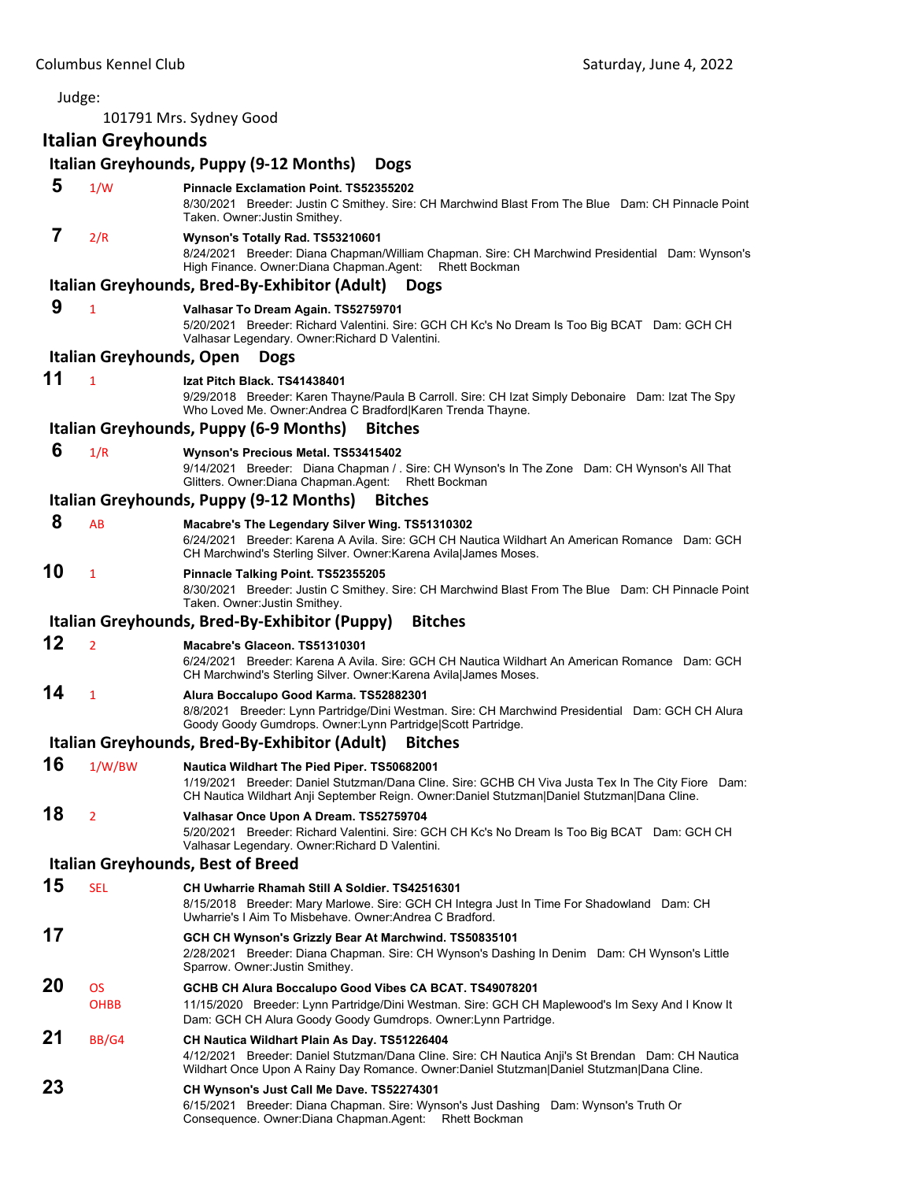Judge:

101791 Mrs. Sydney Good

## Italian Greyhounds

### Italian Greyhounds, Puppy (9-12 Months) Dogs

**5** 1/W **Pinnacle Exclamation Point. TS52355202**
8/30/2021 Breeder: Justin C Smithey. Sire: CH Marchwind Blast From The Blue Dam: CH Pinnacle Point Taken. Owner:Justin Smithey.

**7** 2/R **Wynson's Totally Rad. TS53210601**
8/24/2021 Breeder: Diana Chapman/William Chapman. Sire: CH Marchwind Presidential Dam: Wynson's High Finance. Owner:Diana Chapman.Agent: Rhett Bockman

### Italian Greyhounds, Bred-By-Exhibitor (Adult) Dogs

**9** 1 **Valhasar To Dream Again. TS52759701**
5/20/2021 Breeder: Richard Valentini. Sire: GCH CH Kc's No Dream Is Too Big BCAT Dam: GCH CH Valhasar Legendary. Owner:Richard D Valentini.

### Italian Greyhounds, Open Dogs

**11** 1 **Izat Pitch Black. TS41438401**
9/29/2018 Breeder: Karen Thayne/Paula B Carroll. Sire: CH Izat Simply Debonaire Dam: Izat The Spy Who Loved Me. Owner:Andrea C Bradford|Karen Trenda Thayne.

### Italian Greyhounds, Puppy (6-9 Months) Bitches

**6** 1/R **Wynson's Precious Metal. TS53415402**
9/14/2021 Breeder: Diana Chapman / . Sire: CH Wynson's In The Zone Dam: CH Wynson's All That Glitters. Owner:Diana Chapman.Agent: Rhett Bockman

### Italian Greyhounds, Puppy (9-12 Months) Bitches

**8** AB **Macabre's The Legendary Silver Wing. TS51310302**
6/24/2021 Breeder: Karena A Avila. Sire: GCH CH Nautica Wildhart An American Romance Dam: GCH CH Marchwind's Sterling Silver. Owner:Karena Avila|James Moses.

**10** 1 **Pinnacle Talking Point. TS52355205**
8/30/2021 Breeder: Justin C Smithey. Sire: CH Marchwind Blast From The Blue Dam: CH Pinnacle Point Taken. Owner:Justin Smithey.

### Italian Greyhounds, Bred-By-Exhibitor (Puppy) Bitches

**12** 2 **Macabre's Glaceon. TS51310301**
6/24/2021 Breeder: Karena A Avila. Sire: GCH CH Nautica Wildhart An American Romance Dam: GCH CH Marchwind's Sterling Silver. Owner:Karena Avila|James Moses.

**14** 1 **Alura Boccalupo Good Karma. TS52882301**
8/8/2021 Breeder: Lynn Partridge/Dini Westman. Sire: CH Marchwind Presidential Dam: GCH CH Alura Goody Goody Gumdrops. Owner:Lynn Partridge|Scott Partridge.

### Italian Greyhounds, Bred-By-Exhibitor (Adult) Bitches

**16** 1/W/BW **Nautica Wildhart The Pied Piper. TS50682001**
1/19/2021 Breeder: Daniel Stutzman/Dana Cline. Sire: GCHB CH Viva Justa Tex In The City Fiore Dam: CH Nautica Wildhart Anji September Reign. Owner:Daniel Stutzman|Daniel Stutzman|Dana Cline.

**18** 2 **Valhasar Once Upon A Dream. TS52759704**
5/20/2021 Breeder: Richard Valentini. Sire: GCH CH Kc's No Dream Is Too Big BCAT Dam: GCH CH Valhasar Legendary. Owner:Richard D Valentini.

### Italian Greyhounds, Best of Breed

**15** SEL **CH Uwharrie Rhamah Still A Soldier. TS42516301**
8/15/2018 Breeder: Mary Marlowe. Sire: GCH CH Integra Just In Time For Shadowland Dam: CH Uwharrie's I Aim To Misbehave. Owner:Andrea C Bradford.

**17** **GCH CH Wynson's Grizzly Bear At Marchwind. TS50835101**
2/28/2021 Breeder: Diana Chapman. Sire: CH Wynson's Dashing In Denim Dam: CH Wynson's Little Sparrow. Owner:Justin Smithey.

**20** OS OHBB **GCHB CH Alura Boccalupo Good Vibes CA BCAT. TS49078201**
11/15/2020 Breeder: Lynn Partridge/Dini Westman. Sire: GCH CH Maplewood's Im Sexy And I Know It Dam: GCH CH Alura Goody Goody Gumdrops. Owner:Lynn Partridge.

**21** BB/G4 **CH Nautica Wildhart Plain As Day. TS51226404**
4/12/2021 Breeder: Daniel Stutzman/Dana Cline. Sire: CH Nautica Anji's St Brendan Dam: CH Nautica Wildhart Once Upon A Rainy Day Romance. Owner:Daniel Stutzman|Daniel Stutzman|Dana Cline.

**23** **CH Wynson's Just Call Me Dave. TS52274301**
6/15/2021 Breeder: Diana Chapman. Sire: Wynson's Just Dashing Dam: Wynson's Truth Or Consequence. Owner:Diana Chapman.Agent: Rhett Bockman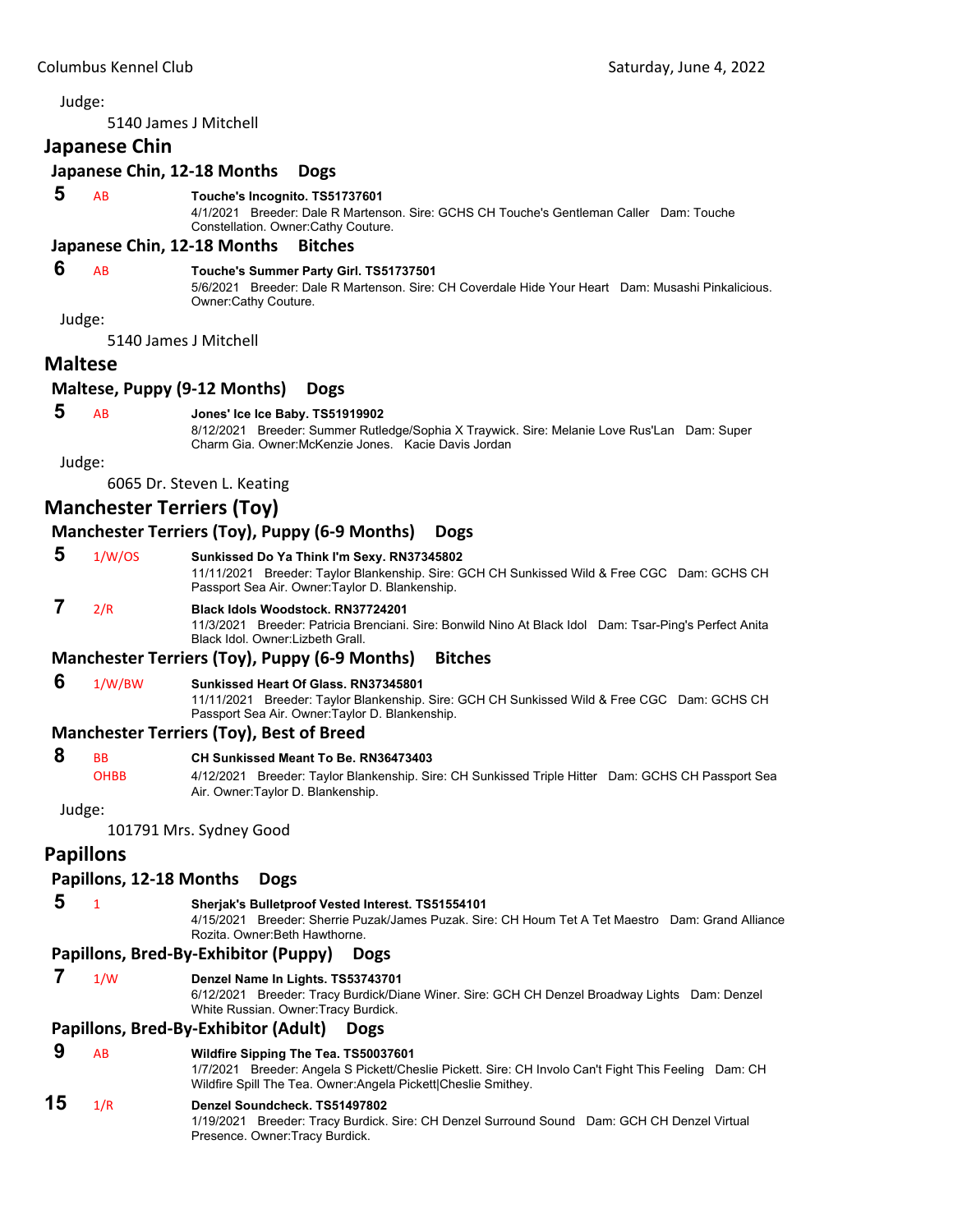Judge:

5140 James J Mitchell

## Japanese Chin

### Japanese Chin, 12-18 Months Dogs

**5** AB **Touche's Incognito. TS51737601**
4/1/2021 Breeder: Dale R Martenson. Sire: GCHS CH Touche's Gentleman Caller Dam: Touche Constellation. Owner:Cathy Couture.

### Japanese Chin, 12-18 Months Bitches

**6** AB **Touche's Summer Party Girl. TS51737501**
5/6/2021 Breeder: Dale R Martenson. Sire: CH Coverdale Hide Your Heart Dam: Musashi Pinkalicious. Owner:Cathy Couture.

Judge:

5140 James J Mitchell

## Maltese

### Maltese, Puppy (9-12 Months) Dogs

**5** AB **Jones' Ice Ice Baby. TS51919902**
8/12/2021 Breeder: Summer Rutledge/Sophia X Traywick. Sire: Melanie Love Rus'Lan Dam: Super Charm Gia. Owner:McKenzie Jones. Kacie Davis Jordan

Judge:

6065 Dr. Steven L. Keating

## Manchester Terriers (Toy)

### Manchester Terriers (Toy), Puppy (6-9 Months) Dogs

**5** 1/W/OS **Sunkissed Do Ya Think I'm Sexy. RN37345802**
11/11/2021 Breeder: Taylor Blankenship. Sire: GCH CH Sunkissed Wild & Free CGC Dam: GCHS CH Passport Sea Air. Owner:Taylor D. Blankenship.

**7** 2/R **Black Idols Woodstock. RN37724201**
11/3/2021 Breeder: Patricia Brenciani. Sire: Bonwild Nino At Black Idol Dam: Tsar-Ping's Perfect Anita Black Idol. Owner:Lizbeth Grall.

### Manchester Terriers (Toy), Puppy (6-9 Months) Bitches

**6** 1/W/BW **Sunkissed Heart Of Glass. RN37345801**
11/11/2021 Breeder: Taylor Blankenship. Sire: GCH CH Sunkissed Wild & Free CGC Dam: GCHS CH Passport Sea Air. Owner:Taylor D. Blankenship.

### Manchester Terriers (Toy), Best of Breed

**8** BB OHBB **CH Sunkissed Meant To Be. RN36473403**
4/12/2021 Breeder: Taylor Blankenship. Sire: CH Sunkissed Triple Hitter Dam: GCHS CH Passport Sea Air. Owner:Taylor D. Blankenship.

Judge:

101791 Mrs. Sydney Good

## Papillons

### Papillons, 12-18 Months Dogs

**5** 1 **Sherjak's Bulletproof Vested Interest. TS51554101**
4/15/2021 Breeder: Sherrie Puzak/James Puzak. Sire: CH Houm Tet A Tet Maestro Dam: Grand Alliance Rozita. Owner:Beth Hawthorne.

### Papillons, Bred-By-Exhibitor (Puppy) Dogs

**7** 1/W **Denzel Name In Lights. TS53743701**
6/12/2021 Breeder: Tracy Burdick/Diane Winer. Sire: GCH CH Denzel Broadway Lights Dam: Denzel White Russian. Owner:Tracy Burdick.

### Papillons, Bred-By-Exhibitor (Adult) Dogs

**9** AB **Wildfire Sipping The Tea. TS50037601**
1/7/2021 Breeder: Angela S Pickett/Cheslie Pickett. Sire: CH Involo Can't Fight This Feeling Dam: CH Wildfire Spill The Tea. Owner:Angela Pickett|Cheslie Smithey.

**15** 1/R **Denzel Soundcheck. TS51497802**
1/19/2021 Breeder: Tracy Burdick. Sire: CH Denzel Surround Sound Dam: GCH CH Denzel Virtual Presence. Owner:Tracy Burdick.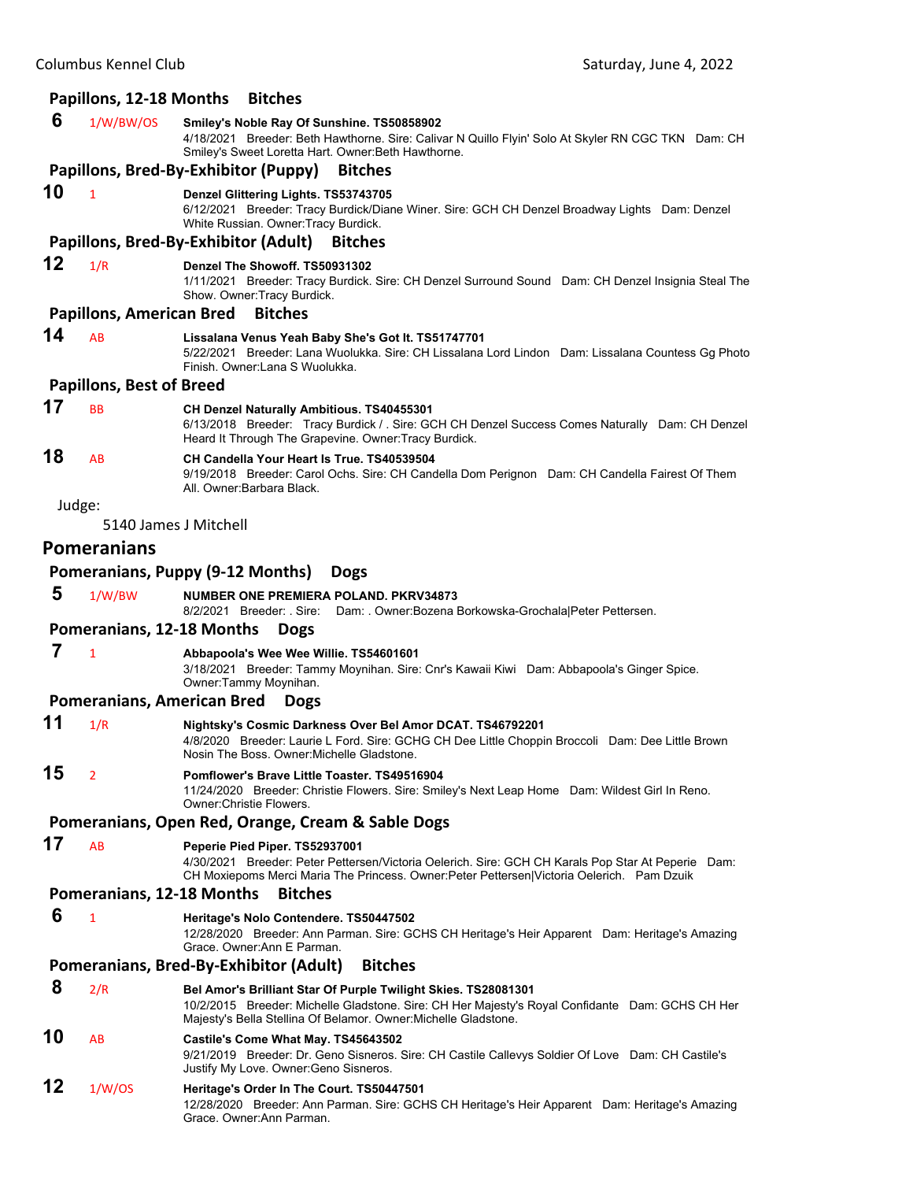### Papillons, 12-18 Months Bitches

**6** 1/W/BW/OS **Smiley's Noble Ray Of Sunshine. TS50858902**
4/18/2021 Breeder: Beth Hawthorne. Sire: Calivar N Quillo Flyin' Solo At Skyler RN CGC TKN Dam: CH Smiley's Sweet Loretta Hart. Owner:Beth Hawthorne.

### Papillons, Bred-By-Exhibitor (Puppy) Bitches

**10** 1 **Denzel Glittering Lights. TS53743705**
6/12/2021 Breeder: Tracy Burdick/Diane Winer. Sire: GCH CH Denzel Broadway Lights Dam: Denzel White Russian. Owner:Tracy Burdick.

### Papillons, Bred-By-Exhibitor (Adult) Bitches

**12** 1/R **Denzel The Showoff. TS50931302**
1/11/2021 Breeder: Tracy Burdick. Sire: CH Denzel Surround Sound Dam: CH Denzel Insignia Steal The Show. Owner:Tracy Burdick.

### Papillons, American Bred Bitches

**14** AB **Lissalana Venus Yeah Baby She's Got It. TS51747701**
5/22/2021 Breeder: Lana Wuolukka. Sire: CH Lissalana Lord Lindon Dam: Lissalana Countess Gg Photo Finish. Owner:Lana S Wuolukka.

### Papillons, Best of Breed

**17** BB **CH Denzel Naturally Ambitious. TS40455301**
6/13/2018 Breeder: Tracy Burdick / . Sire: GCH CH Denzel Success Comes Naturally Dam: CH Denzel Heard It Through The Grapevine. Owner:Tracy Burdick.

**18** AB **CH Candella Your Heart Is True. TS40539504**
9/19/2018 Breeder: Carol Ochs. Sire: CH Candella Dom Perignon Dam: CH Candella Fairest Of Them All. Owner:Barbara Black.

Judge:

5140 James J Mitchell

## Pomeranians

### Pomeranians, Puppy (9-12 Months) Dogs

**5** 1/W/BW **NUMBER ONE PREMIERA POLAND. PKRV34873**
8/2/2021 Breeder: . Sire: Dam: . Owner:Bozena Borkowska-Grochala|Peter Pettersen.

### Pomeranians, 12-18 Months Dogs

**7** 1 **Abbapoola's Wee Wee Willie. TS54601601**
3/18/2021 Breeder: Tammy Moynihan. Sire: Cnr's Kawaii Kiwi Dam: Abbapoola's Ginger Spice. Owner:Tammy Moynihan.

### Pomeranians, American Bred Dogs

**11** 1/R **Nightsky's Cosmic Darkness Over Bel Amor DCAT. TS46792201**
4/8/2020 Breeder: Laurie L Ford. Sire: GCHG CH Dee Little Choppin Broccoli Dam: Dee Little Brown Nosin The Boss. Owner:Michelle Gladstone.

**15** 2 **Pomflower's Brave Little Toaster. TS49516904**
11/24/2020 Breeder: Christie Flowers. Sire: Smiley's Next Leap Home Dam: Wildest Girl In Reno. Owner:Christie Flowers.

### Pomeranians, Open Red, Orange, Cream & Sable Dogs

**17** AB **Peperie Pied Piper. TS52937001**
4/30/2021 Breeder: Peter Pettersen/Victoria Oelerich. Sire: GCH CH Karals Pop Star At Peperie Dam: CH Moxiepoms Merci Maria The Princess. Owner:Peter Pettersen|Victoria Oelerich. Pam Dzuik

### Pomeranians, 12-18 Months Bitches

**6** 1 **Heritage's Nolo Contendere. TS50447502**
12/28/2020 Breeder: Ann Parman. Sire: GCHS CH Heritage's Heir Apparent Dam: Heritage's Amazing Grace. Owner:Ann E Parman.

### Pomeranians, Bred-By-Exhibitor (Adult) Bitches

**8** 2/R **Bel Amor's Brilliant Star Of Purple Twilight Skies. TS28081301**
10/2/2015 Breeder: Michelle Gladstone. Sire: CH Her Majesty's Royal Confidante Dam: GCHS CH Her Majesty's Bella Stellina Of Belamor. Owner:Michelle Gladstone.

**10** AB **Castile's Come What May. TS45643502**
9/21/2019 Breeder: Dr. Geno Sisneros. Sire: CH Castile Callevys Soldier Of Love Dam: CH Castile's Justify My Love. Owner:Geno Sisneros.

**12** 1/W/OS **Heritage's Order In The Court. TS50447501**
12/28/2020 Breeder: Ann Parman. Sire: GCHS CH Heritage's Heir Apparent Dam: Heritage's Amazing Grace. Owner:Ann Parman.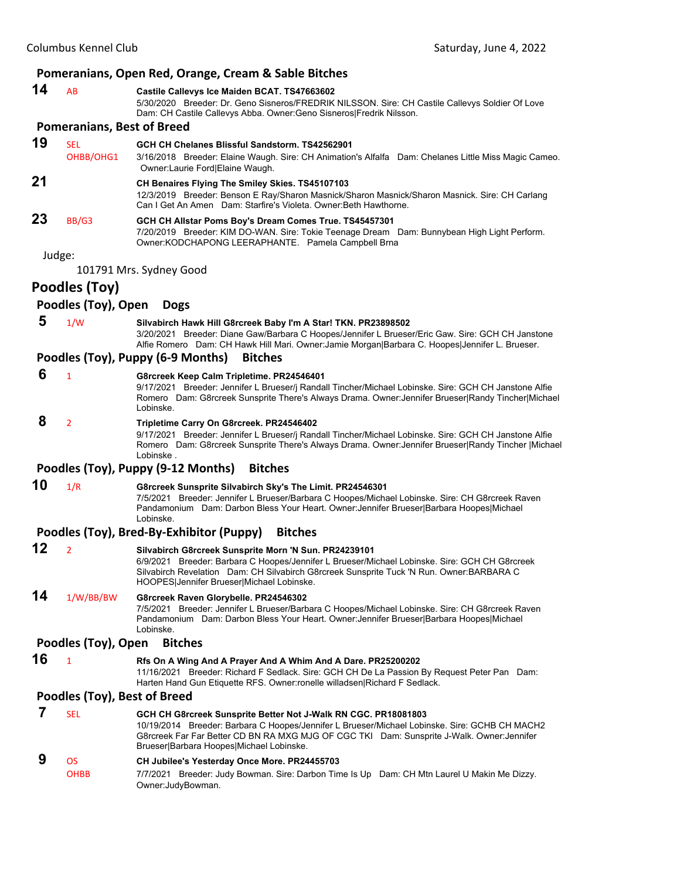### Pomeranians, Open Red, Orange, Cream & Sable Bitches

**14** AB **Castile Callevys Ice Maiden BCAT. TS47663602**
5/30/2020 Breeder: Dr. Geno Sisneros/FREDRIK NILSSON. Sire: CH Castile Callevys Soldier Of Love Dam: CH Castile Callevys Abba. Owner:Geno Sisneros|Fredrik Nilsson.

### Pomeranians, Best of Breed

**19** SEL OHBB/OHG1 **GCH CH Chelanes Blissful Sandstorm. TS42562901**
3/16/2018 Breeder: Elaine Waugh. Sire: CH Animation's Alfalfa Dam: Chelanes Little Miss Magic Cameo. Owner:Laurie Ford|Elaine Waugh.

**21** **CH Benaires Flying The Smiley Skies. TS45107103**
12/3/2019 Breeder: Benson E Ray/Sharon Masnick/Sharon Masnick/Sharon Masnick. Sire: CH Carlang Can I Get An Amen Dam: Starfire's Violeta. Owner:Beth Hawthorne.

**23** BB/G3 **GCH CH Allstar Poms Boy's Dream Comes True. TS45457301**
7/20/2019 Breeder: KIM DO-WAN. Sire: Tokie Teenage Dream Dam: Bunnybean High Light Perform. Owner:KODCHAPONG LEERAPHANTE. Pamela Campbell Brna

Judge:

101791 Mrs. Sydney Good

## Poodles (Toy)

### Poodles (Toy), Open Dogs

**5** 1/W **Silvabirch Hawk Hill G8rcreek Baby I'm A Star! TKN. PR23898502**
3/20/2021 Breeder: Diane Gaw/Barbara C Hoopes/Jennifer L Brueser/Eric Gaw. Sire: GCH CH Janstone Alfie Romero Dam: CH Hawk Hill Mari. Owner:Jamie Morgan|Barbara C. Hoopes|Jennifer L. Brueser.

### Poodles (Toy), Puppy (6-9 Months) Bitches

**6** 1 **G8rcreek Keep Calm Tripletime. PR24546401**
9/17/2021 Breeder: Jennifer L Brueser/j Randall Tincher/Michael Lobinske. Sire: GCH CH Janstone Alfie Romero Dam: G8rcreek Sunsprite There's Always Drama. Owner:Jennifer Brueser|Randy Tincher|Michael Lobinske.

**8** 2 **Tripletime Carry On G8rcreek. PR24546402**
9/17/2021 Breeder: Jennifer L Brueser/j Randall Tincher/Michael Lobinske. Sire: GCH CH Janstone Alfie Romero Dam: G8rcreek Sunsprite There's Always Drama. Owner:Jennifer Brueser|Randy Tincher |Michael Lobinske .

### Poodles (Toy), Puppy (9-12 Months) Bitches

**10** 1/R **G8rcreek Sunsprite Silvabirch Sky's The Limit. PR24546301**
7/5/2021 Breeder: Jennifer L Brueser/Barbara C Hoopes/Michael Lobinske. Sire: CH G8rcreek Raven Pandamonium Dam: Darbon Bless Your Heart. Owner:Jennifer Brueser|Barbara Hoopes|Michael Lobinske.

### Poodles (Toy), Bred-By-Exhibitor (Puppy) Bitches

**12** 2 **Silvabirch G8rcreek Sunsprite Morn 'N Sun. PR24239101**
6/9/2021 Breeder: Barbara C Hoopes/Jennifer L Brueser/Michael Lobinske. Sire: GCH CH G8rcreek Silvabirch Revelation Dam: CH Silvabirch G8rcreek Sunsprite Tuck 'N Run. Owner:BARBARA C HOOPES|Jennifer Brueser|Michael Lobinske.

**14** 1/W/BB/BW **G8rcreek Raven Glorybelle. PR24546302**
7/5/2021 Breeder: Jennifer L Brueser/Barbara C Hoopes/Michael Lobinske. Sire: CH G8rcreek Raven Pandamonium Dam: Darbon Bless Your Heart. Owner:Jennifer Brueser|Barbara Hoopes|Michael Lobinske.

### Poodles (Toy), Open Bitches

**16** 1 **Rfs On A Wing And A Prayer And A Whim And A Dare. PR25200202**
11/16/2021 Breeder: Richard F Sedlack. Sire: GCH CH De La Passion By Request Peter Pan Dam: Harten Hand Gun Etiquette RFS. Owner:ronelle willadsen|Richard F Sedlack.

### Poodles (Toy), Best of Breed

**7** SEL **GCH CH G8rcreek Sunsprite Better Not J-Walk RN CGC. PR18081803**
10/19/2014 Breeder: Barbara C Hoopes/Jennifer L Brueser/Michael Lobinske. Sire: GCHB CH MACH2 G8rcreek Far Far Better CD BN RA MXG MJG OF CGC TKI Dam: Sunsprite J-Walk. Owner:Jennifer Brueser|Barbara Hoopes|Michael Lobinske.

**9** OS OHBB **CH Jubilee's Yesterday Once More. PR24455703**
7/7/2021 Breeder: Judy Bowman. Sire: Darbon Time Is Up Dam: CH Mtn Laurel U Makin Me Dizzy. Owner:JudyBowman.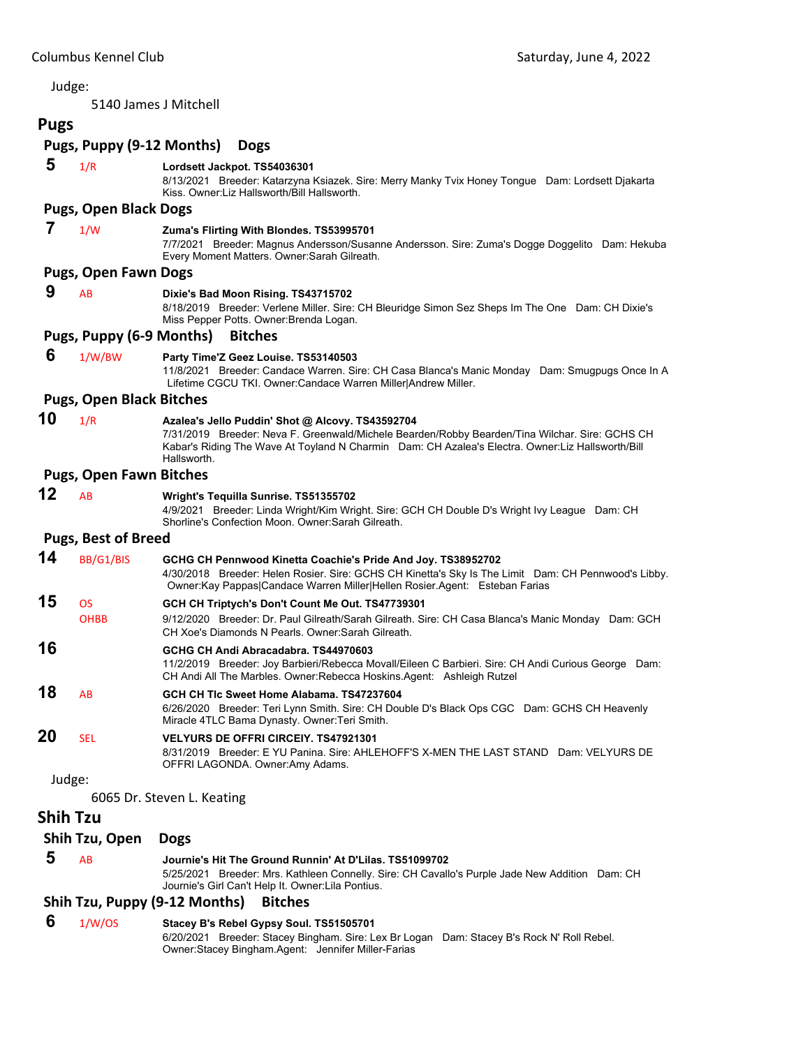Judge:

5140 James J Mitchell

## Pugs

### Pugs, Puppy (9-12 Months) Dogs

**5** 1/R **Lordsett Jackpot. TS54036301**
8/13/2021 Breeder: Katarzyna Ksiazek. Sire: Merry Manky Tvix Honey Tongue Dam: Lordsett Djakarta Kiss. Owner:Liz Hallsworth/Bill Hallsworth.

### Pugs, Open Black Dogs

**7** 1/W **Zuma's Flirting With Blondes. TS53995701**
7/7/2021 Breeder: Magnus Andersson/Susanne Andersson. Sire: Zuma's Dogge Doggelito Dam: Hekuba Every Moment Matters. Owner:Sarah Gilreath.

### Pugs, Open Fawn Dogs

**9** AB **Dixie's Bad Moon Rising. TS43715702**
8/18/2019 Breeder: Verlene Miller. Sire: CH Bleuridge Simon Sez Sheps Im The One Dam: CH Dixie's Miss Pepper Potts. Owner:Brenda Logan.

### Pugs, Puppy (6-9 Months) Bitches

**6** 1/W/BW **Party Time'Z Geez Louise. TS53140503**
11/8/2021 Breeder: Candace Warren. Sire: CH Casa Blanca's Manic Monday Dam: Smugpugs Once In A Lifetime CGCU TKI. Owner:Candace Warren Miller|Andrew Miller.

### Pugs, Open Black Bitches

**10** 1/R **Azalea's Jello Puddin' Shot @ Alcovy. TS43592704**
7/31/2019 Breeder: Neva F. Greenwald/Michele Bearden/Robby Bearden/Tina Wilchar. Sire: GCHS CH Kabar's Riding The Wave At Toyland N Charmin Dam: CH Azalea's Electra. Owner:Liz Hallsworth/Bill Hallsworth.

### Pugs, Open Fawn Bitches

**12** AB **Wright's Tequilla Sunrise. TS51355702**
4/9/2021 Breeder: Linda Wright/Kim Wright. Sire: GCH CH Double D's Wright Ivy League Dam: CH Shorline's Confection Moon. Owner:Sarah Gilreath.

### Pugs, Best of Breed

**14** BB/G1/BIS **GCHG CH Pennwood Kinetta Coachie's Pride And Joy. TS38952702**
4/30/2018 Breeder: Helen Rosier. Sire: GCHS CH Kinetta's Sky Is The Limit Dam: CH Pennwood's Libby. Owner:Kay Pappas|Candace Warren Miller|Hellen Rosier.Agent: Esteban Farias

**15** OS OHBB **GCH CH Triptych's Don't Count Me Out. TS47739301**
9/12/2020 Breeder: Dr. Paul Gilreath/Sarah Gilreath. Sire: CH Casa Blanca's Manic Monday Dam: GCH CH Xoe's Diamonds N Pearls. Owner:Sarah Gilreath.

**16** **GCHG CH Andi Abracadabra. TS44970603**
11/2/2019 Breeder: Joy Barbieri/Rebecca Movall/Eileen C Barbieri. Sire: CH Andi Curious George Dam: CH Andi All The Marbles. Owner:Rebecca Hoskins.Agent: Ashleigh Rutzel

**18** AB **GCH CH Tlc Sweet Home Alabama. TS47237604**
6/26/2020 Breeder: Teri Lynn Smith. Sire: CH Double D's Black Ops CGC Dam: GCHS CH Heavenly Miracle 4TLC Bama Dynasty. Owner:Teri Smith.

**20** SEL **VELYURS DE OFFRI CIRCEIY. TS47921301**
8/31/2019 Breeder: E YU Panina. Sire: AHLEHOFF'S X-MEN THE LAST STAND Dam: VELYURS DE OFFRI LAGONDA. Owner:Amy Adams.

Judge:

6065 Dr. Steven L. Keating

## Shih Tzu

### Shih Tzu, Open Dogs

**5** AB **Journie's Hit The Ground Runnin' At D'Lilas. TS51099702**
5/25/2021 Breeder: Mrs. Kathleen Connelly. Sire: CH Cavallo's Purple Jade New Addition Dam: CH Journie's Girl Can't Help It. Owner:Lila Pontius.

### Shih Tzu, Puppy (9-12 Months) Bitches

**6** 1/W/OS **Stacey B's Rebel Gypsy Soul. TS51505701**
6/20/2021 Breeder: Stacey Bingham. Sire: Lex Br Logan Dam: Stacey B's Rock N' Roll Rebel. Owner:Stacey Bingham.Agent: Jennifer Miller-Farias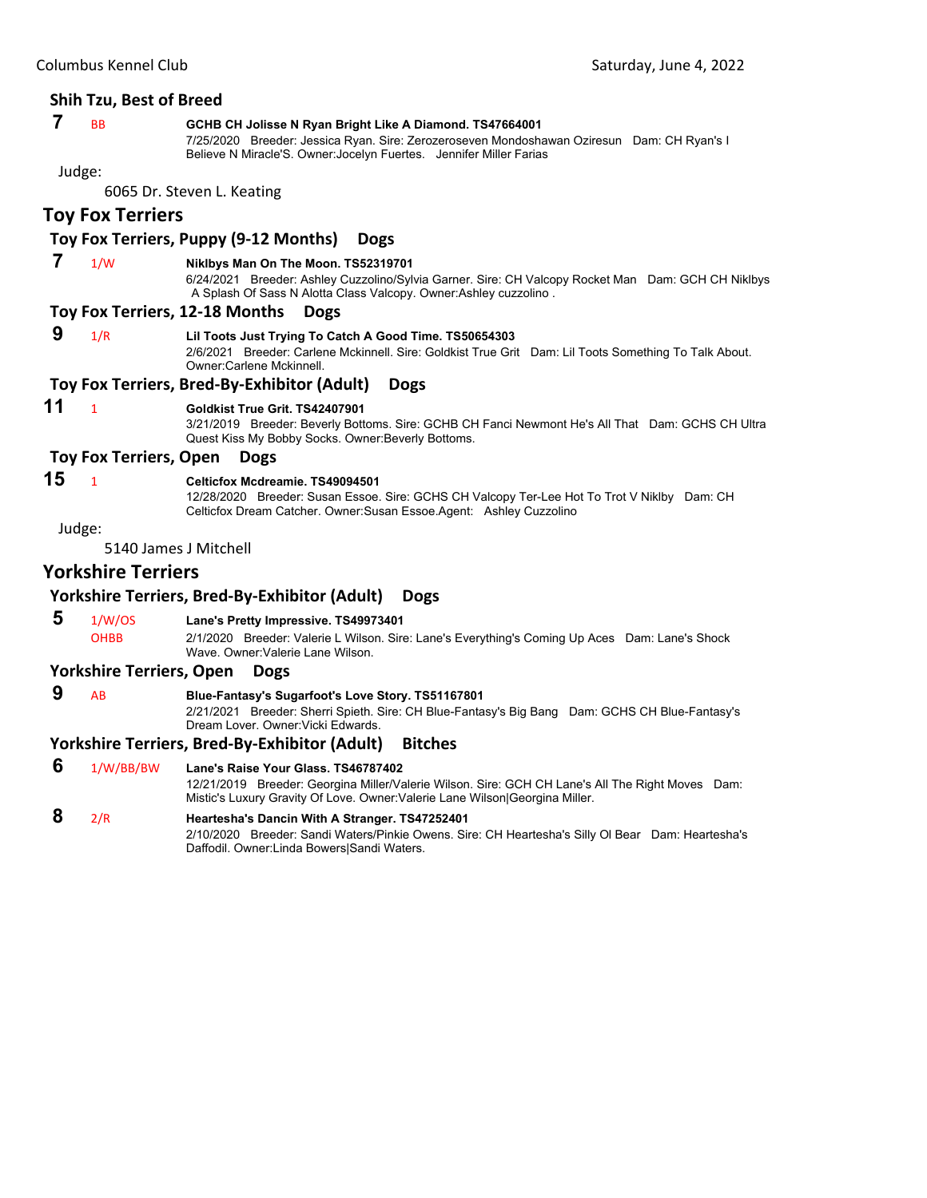### Shih Tzu, Best of Breed

**7** BB **GCHB CH Jolisse N Ryan Bright Like A Diamond. TS47664001**
7/25/2020 Breeder: Jessica Ryan. Sire: Zerozeroseven Mondoshawan Oziresun Dam: CH Ryan's I Believe N Miracle'S. Owner:Jocelyn Fuertes. Jennifer Miller Farias

Judge:

6065 Dr. Steven L. Keating

## Toy Fox Terriers

### Toy Fox Terriers, Puppy (9-12 Months) Dogs

**7** 1/W **Niklbys Man On The Moon. TS52319701**
6/24/2021 Breeder: Ashley Cuzzolino/Sylvia Garner. Sire: CH Valcopy Rocket Man Dam: GCH CH Niklbys A Splash Of Sass N Alotta Class Valcopy. Owner:Ashley cuzzolino .

### Toy Fox Terriers, 12-18 Months Dogs

**9** 1/R **Lil Toots Just Trying To Catch A Good Time. TS50654303**
2/6/2021 Breeder: Carlene Mckinnell. Sire: Goldkist True Grit Dam: Lil Toots Something To Talk About. Owner:Carlene Mckinnell.

### Toy Fox Terriers, Bred-By-Exhibitor (Adult) Dogs

**11** 1 **Goldkist True Grit. TS42407901**
3/21/2019 Breeder: Beverly Bottoms. Sire: GCHB CH Fanci Newmont He's All That Dam: GCHS CH Ultra Quest Kiss My Bobby Socks. Owner:Beverly Bottoms.

### Toy Fox Terriers, Open Dogs

**15** 1 **Celticfox Mcdreamie. TS49094501**
12/28/2020 Breeder: Susan Essoe. Sire: GCHS CH Valcopy Ter-Lee Hot To Trot V Niklby Dam: CH Celticfox Dream Catcher. Owner:Susan Essoe.Agent: Ashley Cuzzolino

Judge:

5140 James J Mitchell

## Yorkshire Terriers

### Yorkshire Terriers, Bred-By-Exhibitor (Adult) Dogs

**5** 1/W/OS OHBB **Lane's Pretty Impressive. TS49973401**
2/1/2020 Breeder: Valerie L Wilson. Sire: Lane's Everything's Coming Up Aces Dam: Lane's Shock Wave. Owner:Valerie Lane Wilson.

### Yorkshire Terriers, Open Dogs

**9** AB **Blue-Fantasy's Sugarfoot's Love Story. TS51167801**
2/21/2021 Breeder: Sherri Spieth. Sire: CH Blue-Fantasy's Big Bang Dam: GCHS CH Blue-Fantasy's Dream Lover. Owner:Vicki Edwards.

### Yorkshire Terriers, Bred-By-Exhibitor (Adult) Bitches

**6** 1/W/BB/BW **Lane's Raise Your Glass. TS46787402**
12/21/2019 Breeder: Georgina Miller/Valerie Wilson. Sire: GCH CH Lane's All The Right Moves Dam: Mistic's Luxury Gravity Of Love. Owner:Valerie Lane Wilson|Georgina Miller.

**8** 2/R **Heartesha's Dancin With A Stranger. TS47252401**
2/10/2020 Breeder: Sandi Waters/Pinkie Owens. Sire: CH Heartesha's Silly Ol Bear Dam: Heartesha's Daffodil. Owner:Linda Bowers|Sandi Waters.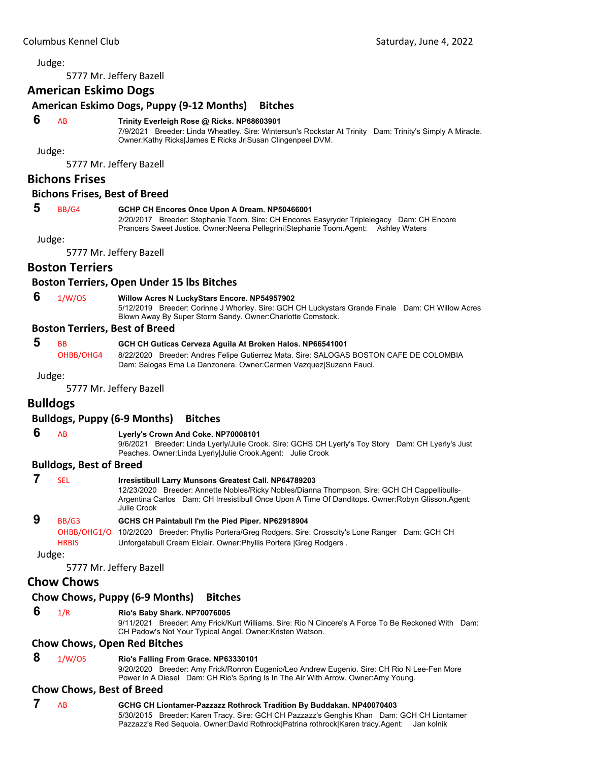Judge:

5777 Mr. Jeffery Bazell

## American Eskimo Dogs

### American Eskimo Dogs, Puppy (9-12 Months) Bitches

**6** AB **Trinity Everleigh Rose @ Ricks. NP68603901**
7/9/2021 Breeder: Linda Wheatley. Sire: Wintersun's Rockstar At Trinity Dam: Trinity's Simply A Miracle. Owner:Kathy Ricks|James E Ricks Jr|Susan Clingenpeel DVM.

Judge:

5777 Mr. Jeffery Bazell

## Bichons Frises

### Bichons Frises, Best of Breed

**5** BB/G4 **GCHP CH Encores Once Upon A Dream. NP50466001**
2/20/2017 Breeder: Stephanie Toom. Sire: CH Encores Easyryder Triplelegacy Dam: CH Encore Prancers Sweet Justice. Owner:Neena Pellegrini|Stephanie Toom.Agent: Ashley Waters

Judge:

5777 Mr. Jeffery Bazell

## Boston Terriers

### Boston Terriers, Open Under 15 lbs Bitches

**6** 1/W/OS **Willow Acres N LuckyStars Encore. NP54957902**
5/12/2019 Breeder: Corinne J Whorley. Sire: GCH CH Luckystars Grande Finale Dam: CH Willow Acres Blown Away By Super Storm Sandy. Owner:Charlotte Comstock.

### Boston Terriers, Best of Breed

**5** BB OHBB/OHG4 **GCH CH Guticas Cerveza Aguila At Broken Halos. NP66541001**
8/22/2020 Breeder: Andres Felipe Gutierrez Mata. Sire: SALOGAS BOSTON CAFE DE COLOMBIA Dam: Salogas Ema La Danzonera. Owner:Carmen Vazquez|Suzann Fauci.

Judge:

5777 Mr. Jeffery Bazell

## Bulldogs

### Bulldogs, Puppy (6-9 Months) Bitches

**6** AB **Lyerly's Crown And Coke. NP70008101**
9/6/2021 Breeder: Linda Lyerly/Julie Crook. Sire: GCHS CH Lyerly's Toy Story Dam: CH Lyerly's Just Peaches. Owner:Linda Lyerly|Julie Crook.Agent: Julie Crook

### Bulldogs, Best of Breed

**7** SEL **Irresistibull Larry Munsons Greatest Call. NP64789203**
12/23/2020 Breeder: Annette Nobles/Ricky Nobles/Dianna Thompson. Sire: GCH CH Cappellibulls-Argentina Carlos Dam: CH Irresistibull Once Upon A Time Of Danditops. Owner:Robyn Glisson.Agent: Julie Crook

**9** BB/G3 OHBB/OHG1/O HRBIS **GCHS CH Paintabull I'm the Pied Piper. NP62918904**
10/2/2020 Breeder: Phyllis Portera/Greg Rodgers. Sire: Crosscity's Lone Ranger Dam: GCH CH Unforgetabull Cream Elclair. Owner:Phyllis Portera |Greg Rodgers .

Judge:

5777 Mr. Jeffery Bazell

## Chow Chows

### Chow Chows, Puppy (6-9 Months) Bitches

**6** 1/R **Rio's Baby Shark. NP70076005**
9/11/2021 Breeder: Amy Frick/Kurt Williams. Sire: Rio N Cincere's A Force To Be Reckoned With Dam: CH Padow's Not Your Typical Angel. Owner:Kristen Watson.

### Chow Chows, Open Red Bitches

**8** 1/W/OS **Rio's Falling From Grace. NP63330101**
9/20/2020 Breeder: Amy Frick/Ronron Eugenio/Leo Andrew Eugenio. Sire: CH Rio N Lee-Fen More Power In A Diesel Dam: CH Rio's Spring Is In The Air With Arrow. Owner:Amy Young.

### Chow Chows, Best of Breed

**7** AB **GCHG CH Liontamer-Pazzazz Rothrock Tradition By Buddakan. NP40070403**
5/30/2015 Breeder: Karen Tracy. Sire: GCH CH Pazzazz's Genghis Khan Dam: GCH CH Liontamer Pazzazz's Red Sequoia. Owner:David Rothrock|Patrina rothrock|Karen tracy.Agent: Jan kolnik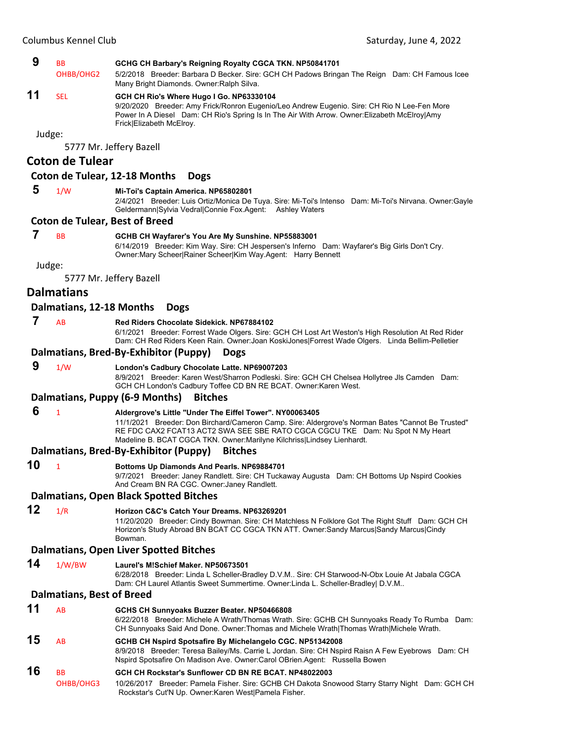**9** BB OHBB/OHG2 **GCHG CH Barbary's Reigning Royalty CGCA TKN. NP50841701**
5/2/2018 Breeder: Barbara D Becker. Sire: GCH CH Padows Bringan The Reign Dam: CH Famous Icee Many Bright Diamonds. Owner:Ralph Silva.

**11** SEL **GCH CH Rio's Where Hugo I Go. NP63330104**
9/20/2020 Breeder: Amy Frick/Ronron Eugenio/Leo Andrew Eugenio. Sire: CH Rio N Lee-Fen More Power In A Diesel Dam: CH Rio's Spring Is In The Air With Arrow. Owner:Elizabeth McElroy|Amy Frick|Elizabeth McElroy.

Judge:

5777 Mr. Jeffery Bazell

## Coton de Tulear

### Coton de Tulear, 12-18 Months Dogs

**5** 1/W **Mi-Toi's Captain America. NP65802801**
2/4/2021 Breeder: Luis Ortiz/Monica De Tuya. Sire: Mi-Toi's Intenso Dam: Mi-Toi's Nirvana. Owner:Gayle Geldermann|Sylvia Vedral|Connie Fox.Agent: Ashley Waters

### Coton de Tulear, Best of Breed

**7** BB **GCHB CH Wayfarer's You Are My Sunshine. NP55883001**
6/14/2019 Breeder: Kim Way. Sire: CH Jespersen's Inferno Dam: Wayfarer's Big Girls Don't Cry. Owner:Mary Scheer|Rainer Scheer|Kim Way.Agent: Harry Bennett

Judge:

5777 Mr. Jeffery Bazell

## Dalmatians

### Dalmatians, 12-18 Months Dogs

**7** AB **Red Riders Chocolate Sidekick. NP67884102**
6/1/2021 Breeder: Forrest Wade Olgers. Sire: GCH CH Lost Art Weston's High Resolution At Red Rider Dam: CH Red Riders Keen Rain. Owner:Joan KoskiJones|Forrest Wade Olgers. Linda Bellim-Pelletier

### Dalmatians, Bred-By-Exhibitor (Puppy) Dogs

**9** 1/W **London's Cadbury Chocolate Latte. NP69007203**
8/9/2021 Breeder: Karen West/Sharron Podleski. Sire: GCH CH Chelsea Hollytree Jls Camden Dam: GCH CH London's Cadbury Toffee CD BN RE BCAT. Owner:Karen West.

### Dalmatians, Puppy (6-9 Months) Bitches

**6** 1 **Aldergrove's Little "Under The Eiffel Tower". NY00063405**
11/1/2021 Breeder: Don Birchard/Cameron Camp. Sire: Aldergrove's Norman Bates "Cannot Be Trusted" RE FDC CAX2 FCAT13 ACT2 SWA SEE SBE RATO CGCA CGCU TKE Dam: Nu Spot N My Heart Madeline B. BCAT CGCA TKN. Owner:Marilyne Kilchriss|Lindsey Lienhardt.

### Dalmatians, Bred-By-Exhibitor (Puppy) Bitches

**10** 1 **Bottoms Up Diamonds And Pearls. NP69884701**
9/7/2021 Breeder: Janey Randlett. Sire: CH Tuckaway Augusta Dam: CH Bottoms Up Nspird Cookies And Cream BN RA CGC. Owner:Janey Randlett.

### Dalmatians, Open Black Spotted Bitches

**12** 1/R **Horizon C&C's Catch Your Dreams. NP63269201**
11/20/2020 Breeder: Cindy Bowman. Sire: CH Matchless N Folklore Got The Right Stuff Dam: GCH CH Horizon's Study Abroad BN BCAT CC CGCA TKN ATT. Owner:Sandy Marcus|Sandy Marcus|Cindy Bowman.

### Dalmatians, Open Liver Spotted Bitches

**14** 1/W/BW **Laurel's M!Schief Maker. NP50673501**
6/28/2018 Breeder: Linda L Scheller-Bradley D.V.M.. Sire: CH Starwood-N-Obx Louie At Jabala CGCA Dam: CH Laurel Atlantis Sweet Summertime. Owner:Linda L. Scheller-Bradley| D.V.M..

### Dalmatians, Best of Breed

**11** AB **GCHS CH Sunnyoaks Buzzer Beater. NP50466808**
6/22/2018 Breeder: Michele A Wrath/Thomas Wrath. Sire: GCHB CH Sunnyoaks Ready To Rumba Dam: CH Sunnyoaks Said And Done. Owner:Thomas and Michele Wrath|Thomas Wrath|Michele Wrath.

**15** AB **GCHB CH Nspird Spotsafire By Michelangelo CGC. NP51342008**
8/9/2018 Breeder: Teresa Bailey/Ms. Carrie L Jordan. Sire: CH Nspird Raisn A Few Eyebrows Dam: CH Nspird Spotsafire On Madison Ave. Owner:Carol OBrien.Agent: Russella Bowen

**16** BB OHBB/OHG3 **GCH CH Rockstar's Sunflower CD BN RE BCAT. NP48022003**
10/26/2017 Breeder: Pamela Fisher. Sire: GCHB CH Dakota Snowood Starry Starry Night Dam: GCH CH Rockstar's Cut'N Up. Owner:Karen West|Pamela Fisher.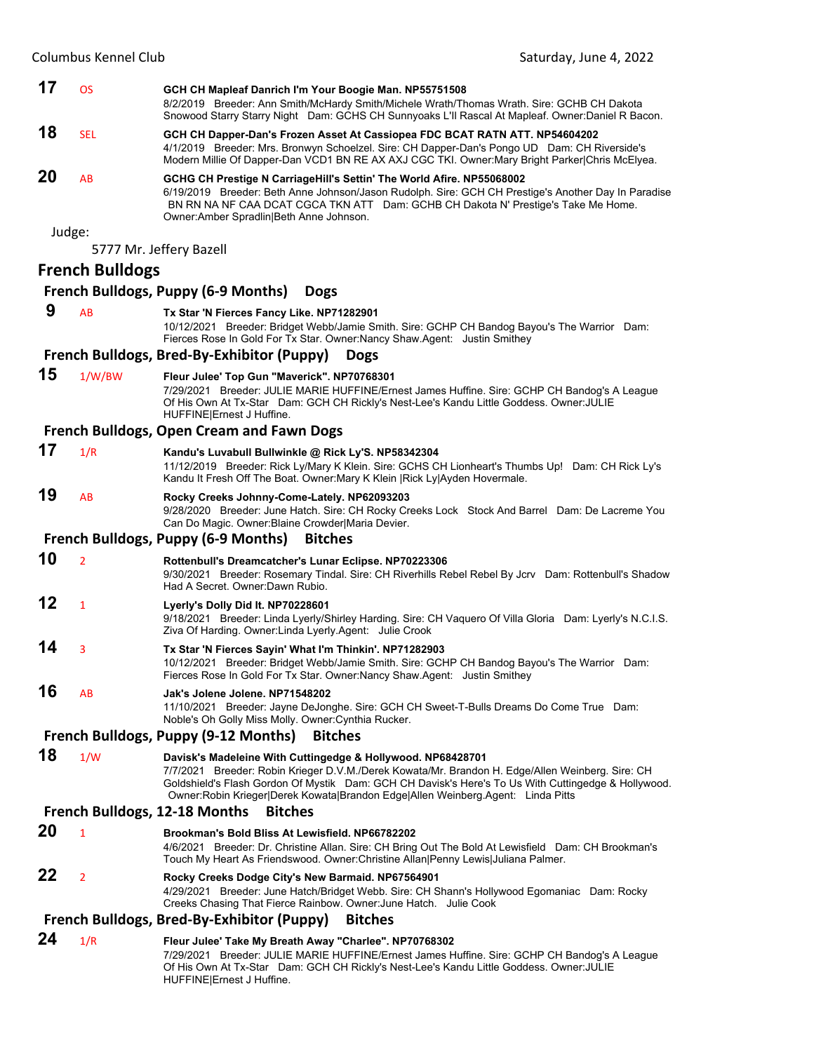**17** OS **GCH CH Mapleaf Danrich I'm Your Boogie Man. NP55751508**
8/2/2019 Breeder: Ann Smith/McHardy Smith/Michele Wrath/Thomas Wrath. Sire: GCHB CH Dakota Snowood Starry Starry Night Dam: GCHS CH Sunnyoaks L'll Rascal At Mapleaf. Owner:Daniel R Bacon.

**18** SEL **GCH CH Dapper-Dan's Frozen Asset At Cassiopea FDC BCAT RATN ATT. NP54604202**
4/1/2019 Breeder: Mrs. Bronwyn Schoelzel. Sire: CH Dapper-Dan's Pongo UD Dam: CH Riverside's Modern Millie Of Dapper-Dan VCD1 BN RE AX AXJ CGC TKI. Owner:Mary Bright Parker|Chris McElyea.

**20** AB **GCHG CH Prestige N CarriageHill's Settin' The World Afire. NP55068002**
6/19/2019 Breeder: Beth Anne Johnson/Jason Rudolph. Sire: GCH CH Prestige's Another Day In Paradise BN RN NA NF CAA DCAT CGCA TKN ATT Dam: GCHB CH Dakota N' Prestige's Take Me Home. Owner:Amber Spradlin|Beth Anne Johnson.

Judge:

5777 Mr. Jeffery Bazell

## French Bulldogs

### French Bulldogs, Puppy (6-9 Months) Dogs

**9** AB **Tx Star 'N Fierces Fancy Like. NP71282901**
10/12/2021 Breeder: Bridget Webb/Jamie Smith. Sire: GCHP CH Bandog Bayou's The Warrior Dam: Fierces Rose In Gold For Tx Star. Owner:Nancy Shaw.Agent: Justin Smithey

### French Bulldogs, Bred-By-Exhibitor (Puppy) Dogs

**15** 1/W/BW **Fleur Julee' Top Gun "Maverick". NP70768301**
7/29/2021 Breeder: JULIE MARIE HUFFINE/Ernest James Huffine. Sire: GCHP CH Bandog's A League Of His Own At Tx-Star Dam: GCH CH Rickly's Nest-Lee's Kandu Little Goddess. Owner:JULIE HUFFINE|Ernest J Huffine.

### French Bulldogs, Open Cream and Fawn Dogs

**17** 1/R **Kandu's Luvabull Bullwinkle @ Rick Ly'S. NP58342304**
11/12/2019 Breeder: Rick Ly/Mary K Klein. Sire: GCHS CH Lionheart's Thumbs Up! Dam: CH Rick Ly's Kandu It Fresh Off The Boat. Owner:Mary K Klein |Rick Ly|Ayden Hovermale.

**19** AB **Rocky Creeks Johnny-Come-Lately. NP62093203**
9/28/2020 Breeder: June Hatch. Sire: CH Rocky Creeks Lock Stock And Barrel Dam: De Lacreme You Can Do Magic. Owner:Blaine Crowder|Maria Devier.

### French Bulldogs, Puppy (6-9 Months) Bitches

**10** 2 **Rottenbull's Dreamcatcher's Lunar Eclipse. NP70223306**
9/30/2021 Breeder: Rosemary Tindal. Sire: CH Riverhills Rebel Rebel By Jcrv Dam: Rottenbull's Shadow Had A Secret. Owner:Dawn Rubio.

**12** 1 **Lyerly's Dolly Did It. NP70228601**
9/18/2021 Breeder: Linda Lyerly/Shirley Harding. Sire: CH Vaquero Of Villa Gloria Dam: Lyerly's N.C.I.S. Ziva Of Harding. Owner:Linda Lyerly.Agent: Julie Crook

**14** 3 **Tx Star 'N Fierces Sayin' What I'm Thinkin'. NP71282903**
10/12/2021 Breeder: Bridget Webb/Jamie Smith. Sire: GCHP CH Bandog Bayou's The Warrior Dam: Fierces Rose In Gold For Tx Star. Owner:Nancy Shaw.Agent: Justin Smithey

**16** AB **Jak's Jolene Jolene. NP71548202**
11/10/2021 Breeder: Jayne DeJonghe. Sire: GCH CH Sweet-T-Bulls Dreams Do Come True Dam: Noble's Oh Golly Miss Molly. Owner:Cynthia Rucker.

### French Bulldogs, Puppy (9-12 Months) Bitches

**18** 1/W **Davisk's Madeleine With Cuttingedge & Hollywood. NP68428701**
7/7/2021 Breeder: Robin Krieger D.V.M./Derek Kowata/Mr. Brandon H. Edge/Allen Weinberg. Sire: CH Goldshield's Flash Gordon Of Mystik Dam: GCH CH Davisk's Here's To Us With Cuttingedge & Hollywood. Owner:Robin Krieger|Derek Kowata|Brandon Edge|Allen Weinberg.Agent: Linda Pitts

### French Bulldogs, 12-18 Months Bitches

**20** 1 **Brookman's Bold Bliss At Lewisfield. NP66782202**
4/6/2021 Breeder: Dr. Christine Allan. Sire: CH Bring Out The Bold At Lewisfield Dam: CH Brookman's Touch My Heart As Friendswood. Owner:Christine Allan|Penny Lewis|Juliana Palmer.

**22** 2 **Rocky Creeks Dodge City's New Barmaid. NP67564901**
4/29/2021 Breeder: June Hatch/Bridget Webb. Sire: CH Shann's Hollywood Egomaniac Dam: Rocky Creeks Chasing That Fierce Rainbow. Owner:June Hatch. Julie Cook

### French Bulldogs, Bred-By-Exhibitor (Puppy) Bitches

**24** 1/R **Fleur Julee' Take My Breath Away "Charlee". NP70768302**
7/29/2021 Breeder: JULIE MARIE HUFFINE/Ernest James Huffine. Sire: GCHP CH Bandog's A League Of His Own At Tx-Star Dam: GCH CH Rickly's Nest-Lee's Kandu Little Goddess. Owner:JULIE HUFFINE|Ernest J Huffine.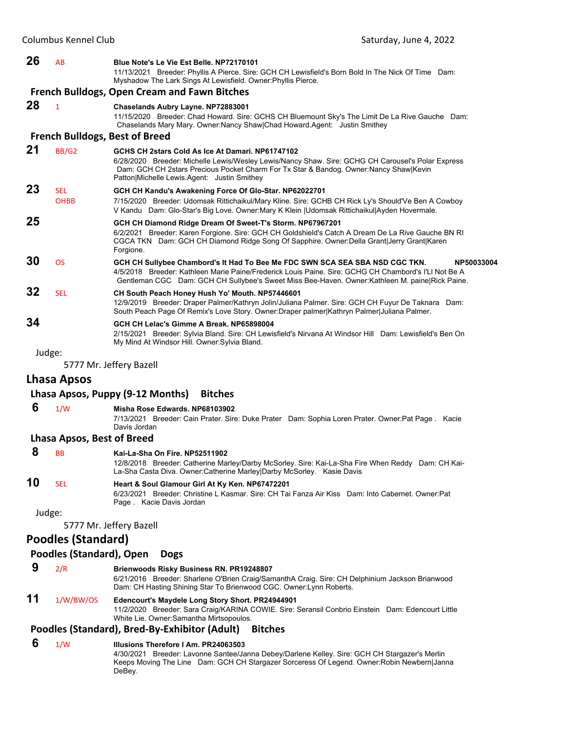**26** AB **Blue Note's Le Vie Est Belle. NP72170101**
11/13/2021 Breeder: Phyllis A Pierce. Sire: GCH CH Lewisfield's Born Bold In The Nick Of Time Dam: Myshadow The Lark Sings At Lewisfield. Owner:Phyllis Pierce.

### French Bulldogs, Open Cream and Fawn Bitches

**28** 1 **Chaselands Aubry Layne. NP72883001**
11/15/2020 Breeder: Chad Howard. Sire: GCHS CH Bluemount Sky's The Limit De La Rive Gauche Dam: Chaselands Mary Mary. Owner:Nancy Shaw|Chad Howard.Agent: Justin Smithey

### French Bulldogs, Best of Breed

**21** BB/G2 **GCHS CH 2stars Cold As Ice At Damari. NP61747102**
6/28/2020 Breeder: Michelle Lewis/Wesley Lewis/Nancy Shaw. Sire: GCHG CH Carousel's Polar Express Dam: GCH CH 2stars Precious Pocket Charm For Tx Star & Bandog. Owner:Nancy Shaw|Kevin Patton|Michelle Lewis.Agent: Justin Smithey

**23** SEL OHBB **GCH CH Kandu's Awakening Force Of Glo-Star. NP62022701**
7/15/2020 Breeder: Udomsak Rittichaikul/Mary Kline. Sire: GCHB CH Rick Ly's Should'Ve Ben A Cowboy V Kandu Dam: Glo-Star's Big Love. Owner:Mary K Klein |Udomsak Rittichaikul|Ayden Hovermale.

**25** **GCH CH Diamond Ridge Dream Of Sweet-T's Storm. NP67967201**
6/2/2021 Breeder: Karen Forgione. Sire: GCH CH Goldshield's Catch A Dream De La Rive Gauche BN RI CGCA TKN Dam: GCH CH Diamond Ridge Song Of Sapphire. Owner:Della Grant|Jerry Grant|Karen Forgione.

**30** OS **GCH CH Sullybee Chambord's It Had To Bee Me FDC SWN SCA SEA SBA NSD CGC TKN. NP50033004**
4/5/2018 Breeder: Kathleen Marie Paine/Frederick Louis Paine. Sire: GCHG CH Chambord's I'Ll Not Be A Gentleman CGC Dam: GCH CH Sullybee's Sweet Miss Bee-Haven. Owner:Kathleen M. paine|Rick Paine.

**32** SEL **CH South Peach Honey Hush Yo' Mouth. NP57446601**
12/9/2019 Breeder: Draper Palmer/Kathryn Jolin/Juliana Palmer. Sire: GCH CH Fuyur De Taknara Dam: South Peach Page Of Remix's Love Story. Owner:Draper palmer|Kathryn Palmer|Juliana Palmer.

**34** **GCH CH Lelac's Gimme A Break. NP65898004**
2/15/2021 Breeder: Sylvia Bland. Sire: CH Lewisfield's Nirvana At Windsor Hill Dam: Lewisfield's Ben On My Mind At Windsor Hill. Owner:Sylvia Bland.

Judge:
5777 Mr. Jeffery Bazell

## Lhasa Apsos

### Lhasa Apsos, Puppy (9-12 Months) Bitches

**6** 1/W **Misha Rose Edwards. NP68103902**
7/13/2021 Breeder: Cain Prater. Sire: Duke Prater Dam: Sophia Loren Prater. Owner:Pat Page . Kacie Davis Jordan

### Lhasa Apsos, Best of Breed

**8** BB **Kai-La-Sha On Fire. NP52511902**
12/8/2018 Breeder: Catherine Marley/Darby McSorley. Sire: Kai-La-Sha Fire When Reddy Dam: CH Kai-La-Sha Casta Diva. Owner:Catherine Marley|Darby McSorley. Kasie Davis

**10** SEL **Heart & Soul Glamour Girl At Ky Ken. NP67472201**
6/23/2021 Breeder: Christine L Kasmar. Sire: CH Tai Fanza Air Kiss Dam: Into Cabernet. Owner:Pat Page . Kacie Davis Jordan

Judge:
5777 Mr. Jeffery Bazell

## Poodles (Standard)

### Poodles (Standard), Open Dogs

**9** 2/R **Brienwoods Risky Business RN. PR19248807**
6/21/2016 Breeder: Sharlene O'Brien Craig/SamanthA Craig. Sire: CH Delphinium Jackson Brianwood Dam: CH Hasting Shining Star To Brienwood CGC. Owner:Lynn Roberts.

**11** 1/W/BW/OS **Edencourt's Maydele Long Story Short. PR24944901**
11/2/2020 Breeder: Sara Craig/KARINA COWIE. Sire: Seransil Conbrio Einstein Dam: Edencourt Little White Lie. Owner:Samantha Mirtsopoulos.

### Poodles (Standard), Bred-By-Exhibitor (Adult) Bitches

**6** 1/W **Illusions Therefore I Am. PR24063502**
4/30/2021 Breeder: Lavonne Santee/Janna Debey/Darlene Kelley. Sire: GCH CH Stargazer's Merlin Keeps Moving The Line Dam: GCH CH Stargazer Sorceress Of Legend. Owner:Robin Newbern|Janna DeBey.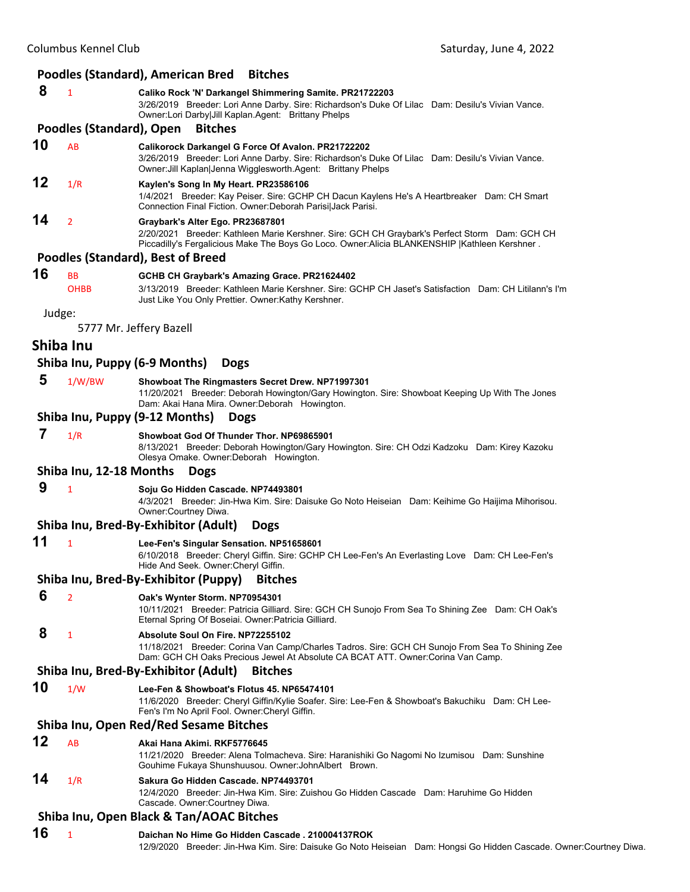### Poodles (Standard), American Bred Bitches

**8** 1 **Caliko Rock 'N' Darkangel Shimmering Samite. PR21722203**
3/26/2019 Breeder: Lori Anne Darby. Sire: Richardson's Duke Of Lilac Dam: Desilu's Vivian Vance. Owner:Lori Darby|Jill Kaplan.Agent: Brittany Phelps

### Poodles (Standard), Open Bitches

**10** AB **Calikorock Darkangel G Force Of Avalon. PR21722202**
3/26/2019 Breeder: Lori Anne Darby. Sire: Richardson's Duke Of Lilac Dam: Desilu's Vivian Vance. Owner:Jill Kaplan|Jenna Wigglesworth.Agent: Brittany Phelps

**12** 1/R **Kaylen's Song In My Heart. PR23586106**
1/4/2021 Breeder: Kay Peiser. Sire: GCHP CH Dacun Kaylens He's A Heartbreaker Dam: CH Smart Connection Final Fiction. Owner:Deborah Parisi|Jack Parisi.

**14** 2 **Graybark's Alter Ego. PR23687801**
2/20/2021 Breeder: Kathleen Marie Kershner. Sire: GCH CH Graybark's Perfect Storm Dam: GCH CH Piccadilly's Fergalicious Make The Boys Go Loco. Owner:Alicia BLANKENSHIP |Kathleen Kershner .

### Poodles (Standard), Best of Breed

**16** BB OHBB **GCHB CH Graybark's Amazing Grace. PR21624402**
3/13/2019 Breeder: Kathleen Marie Kershner. Sire: GCHP CH Jaset's Satisfaction Dam: CH Litilann's I'm Just Like You Only Prettier. Owner:Kathy Kershner.

Judge:

5777 Mr. Jeffery Bazell

## Shiba Inu

### Shiba Inu, Puppy (6-9 Months) Dogs

**5** 1/W/BW **Showboat The Ringmasters Secret Drew. NP71997301**
11/20/2021 Breeder: Deborah Howington/Gary Howington. Sire: Showboat Keeping Up With The Jones Dam: Akai Hana Mira. Owner:Deborah Howington.

### Shiba Inu, Puppy (9-12 Months) Dogs

**7** 1/R **Showboat God Of Thunder Thor. NP69865901**
8/13/2021 Breeder: Deborah Howington/Gary Howington. Sire: CH Odzi Kadzoku Dam: Kirey Kazoku Olesya Omake. Owner:Deborah Howington.

### Shiba Inu, 12-18 Months Dogs

**9** 1 **Soju Go Hidden Cascade. NP74493801**
4/3/2021 Breeder: Jin-Hwa Kim. Sire: Daisuke Go Noto Heiseian Dam: Keihime Go Haijima Mihorisou. Owner:Courtney Diwa.

### Shiba Inu, Bred-By-Exhibitor (Adult) Dogs

**11** 1 **Lee-Fen's Singular Sensation. NP51658601**
6/10/2018 Breeder: Cheryl Giffin. Sire: GCHP CH Lee-Fen's An Everlasting Love Dam: CH Lee-Fen's Hide And Seek. Owner:Cheryl Giffin.

### Shiba Inu, Bred-By-Exhibitor (Puppy) Bitches

**6** 2 **Oak's Wynter Storm. NP70954301**
10/11/2021 Breeder: Patricia Gilliard. Sire: GCH CH Sunojo From Sea To Shining Zee Dam: CH Oak's Eternal Spring Of Boseiai. Owner:Patricia Gilliard.

**8** 1 **Absolute Soul On Fire. NP72255102**
11/18/2021 Breeder: Corina Van Camp/Charles Tadros. Sire: GCH CH Sunojo From Sea To Shining Zee Dam: GCH CH Oaks Precious Jewel At Absolute CA BCAT ATT. Owner:Corina Van Camp.

### Shiba Inu, Bred-By-Exhibitor (Adult) Bitches

**10** 1/W **Lee-Fen & Showboat's Flotus 45. NP65474101**
11/6/2020 Breeder: Cheryl Giffin/Kylie Soafer. Sire: Lee-Fen & Showboat's Bakuchiku Dam: CH Lee-Fen's I'm No April Fool. Owner:Cheryl Giffin.

### Shiba Inu, Open Red/Red Sesame Bitches

**12** AB **Akai Hana Akimi. RKF5776645**
11/21/2020 Breeder: Alena Tolmacheva. Sire: Haranishiki Go Nagomi No Izumisou Dam: Sunshine Gouhime Fukaya Shunshuusou. Owner:JohnAlbert Brown.

**14** 1/R **Sakura Go Hidden Cascade. NP74493701**
12/4/2020 Breeder: Jin-Hwa Kim. Sire: Zuishou Go Hidden Cascade Dam: Haruhime Go Hidden Cascade. Owner:Courtney Diwa.

### Shiba Inu, Open Black & Tan/AOAC Bitches

**16** 1 **Daichan No Hime Go Hidden Cascade . 210004137ROK**
12/9/2020 Breeder: Jin-Hwa Kim. Sire: Daisuke Go Noto Heiseian Dam: Hongsi Go Hidden Cascade. Owner:Courtney Diwa.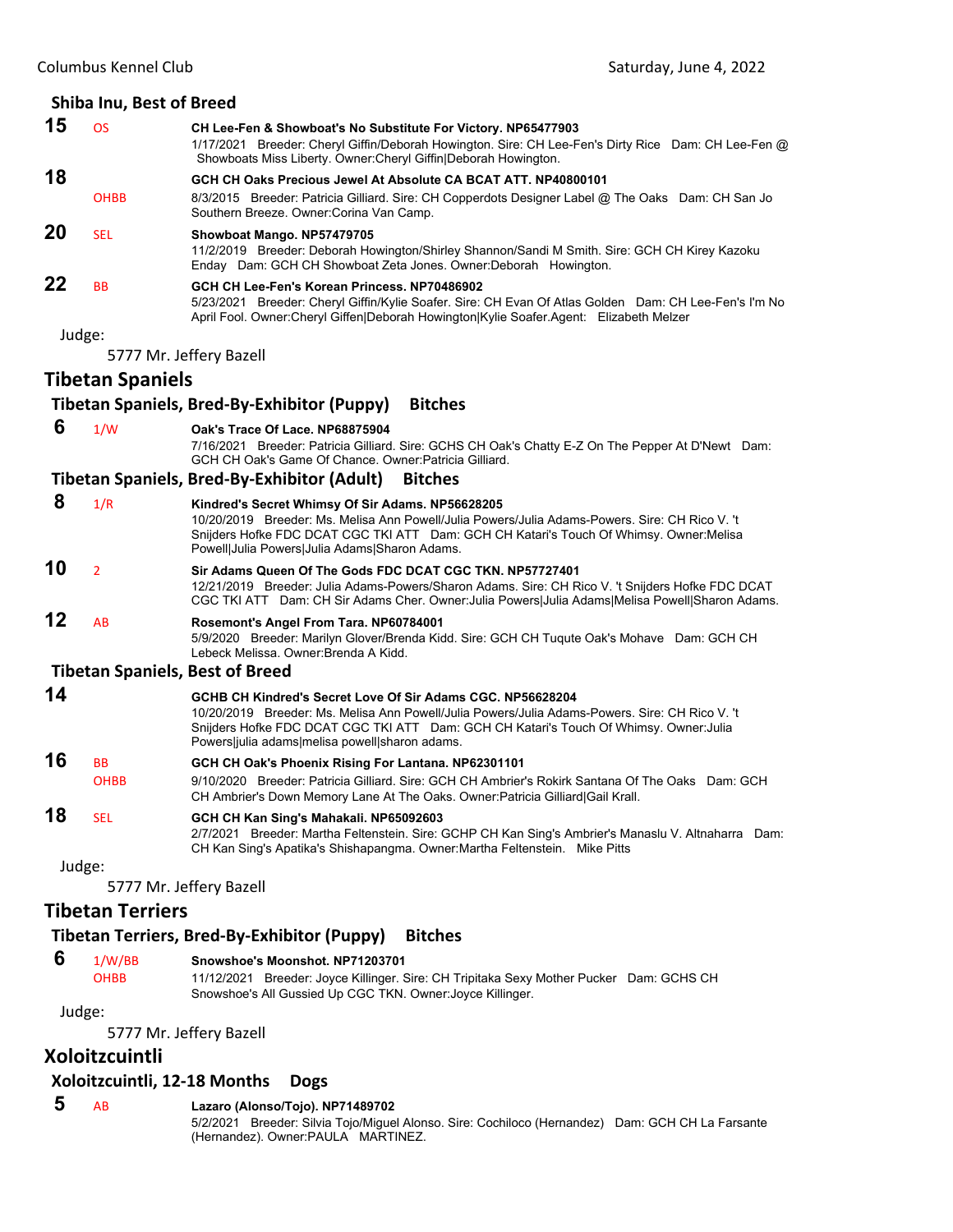### Shiba Inu, Best of Breed

**15** OS **CH Lee-Fen & Showboat's No Substitute For Victory. NP65477903**
1/17/2021 Breeder: Cheryl Giffin/Deborah Howington. Sire: CH Lee-Fen's Dirty Rice Dam: CH Lee-Fen @ Showboats Miss Liberty. Owner:Cheryl Giffin|Deborah Howington.

**18** OHBB **GCH CH Oaks Precious Jewel At Absolute CA BCAT ATT. NP40800101**
8/3/2015 Breeder: Patricia Gilliard. Sire: CH Copperdots Designer Label @ The Oaks Dam: CH San Jo Southern Breeze. Owner:Corina Van Camp.

**20** SEL **Showboat Mango. NP57479705**
11/2/2019 Breeder: Deborah Howington/Shirley Shannon/Sandi M Smith. Sire: GCH CH Kirey Kazoku Enday Dam: GCH CH Showboat Zeta Jones. Owner:Deborah Howington.

**22** BB **GCH CH Lee-Fen's Korean Princess. NP70486902**
5/23/2021 Breeder: Cheryl Giffin/Kylie Soafer. Sire: CH Evan Of Atlas Golden Dam: CH Lee-Fen's I'm No April Fool. Owner:Cheryl Giffen|Deborah Howington|Kylie Soafer.Agent: Elizabeth Melzer

Judge:

5777 Mr. Jeffery Bazell

## Tibetan Spaniels

### Tibetan Spaniels, Bred-By-Exhibitor (Puppy) Bitches

**6** 1/W **Oak's Trace Of Lace. NP68875904**
7/16/2021 Breeder: Patricia Gilliard. Sire: GCHS CH Oak's Chatty E-Z On The Pepper At D'Newt Dam: GCH CH Oak's Game Of Chance. Owner:Patricia Gilliard.

### Tibetan Spaniels, Bred-By-Exhibitor (Adult) Bitches

**8** 1/R **Kindred's Secret Whimsy Of Sir Adams. NP56628205**
10/20/2019 Breeder: Ms. Melisa Ann Powell/Julia Powers/Julia Adams-Powers. Sire: CH Rico V. 't Snijders Hofke FDC DCAT CGC TKI ATT Dam: GCH CH Katari's Touch Of Whimsy. Owner:Melisa Powell|Julia Powers|Julia Adams|Sharon Adams.

**10** 2 **Sir Adams Queen Of The Gods FDC DCAT CGC TKN. NP57727401**
12/21/2019 Breeder: Julia Adams-Powers/Sharon Adams. Sire: CH Rico V. 't Snijders Hofke FDC DCAT CGC TKI ATT Dam: CH Sir Adams Cher. Owner:Julia Powers|Julia Adams|Melisa Powell|Sharon Adams.

**12** AB **Rosemont's Angel From Tara. NP60784001**
5/9/2020 Breeder: Marilyn Glover/Brenda Kidd. Sire: GCH CH Tuqute Oak's Mohave Dam: GCH CH Lebeck Melissa. Owner:Brenda A Kidd.

### Tibetan Spaniels, Best of Breed

**14** **GCHB CH Kindred's Secret Love Of Sir Adams CGC. NP56628204**
10/20/2019 Breeder: Ms. Melisa Ann Powell/Julia Powers/Julia Adams-Powers. Sire: CH Rico V. 't Snijders Hofke FDC DCAT CGC TKI ATT Dam: GCH CH Katari's Touch Of Whimsy. Owner:Julia Powers|julia adams|melisa powell|sharon adams.

**16** BB OHBB **GCH CH Oak's Phoenix Rising For Lantana. NP62301101**
9/10/2020 Breeder: Patricia Gilliard. Sire: GCH CH Ambrier's Rokirk Santana Of The Oaks Dam: GCH CH Ambrier's Down Memory Lane At The Oaks. Owner:Patricia Gilliard|Gail Krall.

**18** SEL **GCH CH Kan Sing's Mahakali. NP65092603**
2/7/2021 Breeder: Martha Feltenstein. Sire: GCHP CH Kan Sing's Ambrier's Manaslu V. Altnaharra Dam: CH Kan Sing's Apatika's Shishapangma. Owner:Martha Feltenstein. Mike Pitts

Judge:

5777 Mr. Jeffery Bazell

## Tibetan Terriers

### Tibetan Terriers, Bred-By-Exhibitor (Puppy) Bitches

**6** 1/W/BB OHBB **Snowshoe's Moonshot. NP71203701**
11/12/2021 Breeder: Joyce Killinger. Sire: CH Tripitaka Sexy Mother Pucker Dam: GCHS CH Snowshoe's All Gussied Up CGC TKN. Owner:Joyce Killinger.

Judge:

5777 Mr. Jeffery Bazell

## Xoloitzcuintli

### Xoloitzcuintli, 12-18 Months Dogs

**5** AB **Lazaro (Alonso/Tojo). NP71489702**
5/2/2021 Breeder: Silvia Tojo/Miguel Alonso. Sire: Cochiloco (Hernandez) Dam: GCH CH La Farsante (Hernandez). Owner:PAULA MARTINEZ.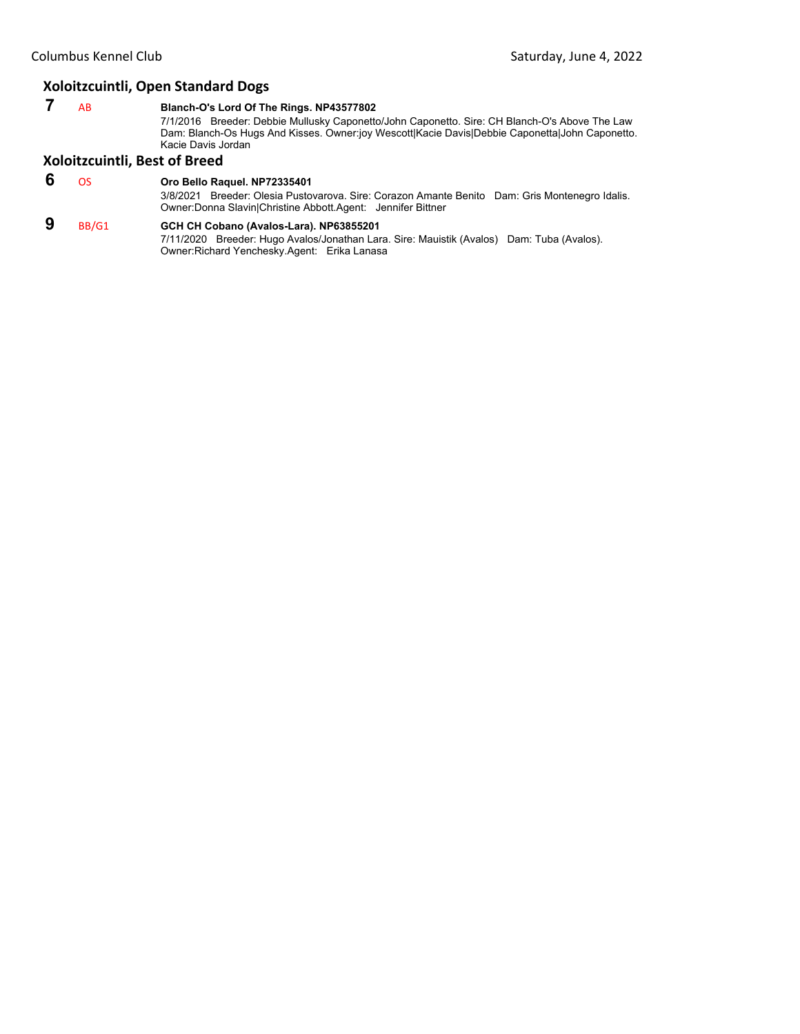## Xoloitzcuintli, Open Standard Dogs

**7** AB **Blanch-O's Lord Of The Rings. NP43577802**
7/1/2016 Breeder: Debbie Mullusky Caponetto/John Caponetto. Sire: CH Blanch-O's Above The Law Dam: Blanch-Os Hugs And Kisses. Owner:joy Wescott|Kacie Davis|Debbie Caponetta|John Caponetto. Kacie Davis Jordan

## Xoloitzcuintli, Best of Breed

**6** OS **Oro Bello Raquel. NP72335401**
3/8/2021 Breeder: Olesia Pustovarova. Sire: Corazon Amante Benito Dam: Gris Montenegro Idalis. Owner:Donna Slavin|Christine Abbott.Agent: Jennifer Bittner

**9** BB/G1 **GCH CH Cobano (Avalos-Lara). NP63855201**
7/11/2020 Breeder: Hugo Avalos/Jonathan Lara. Sire: Mauistik (Avalos) Dam: Tuba (Avalos). Owner:Richard Yenchesky.Agent: Erika Lanasa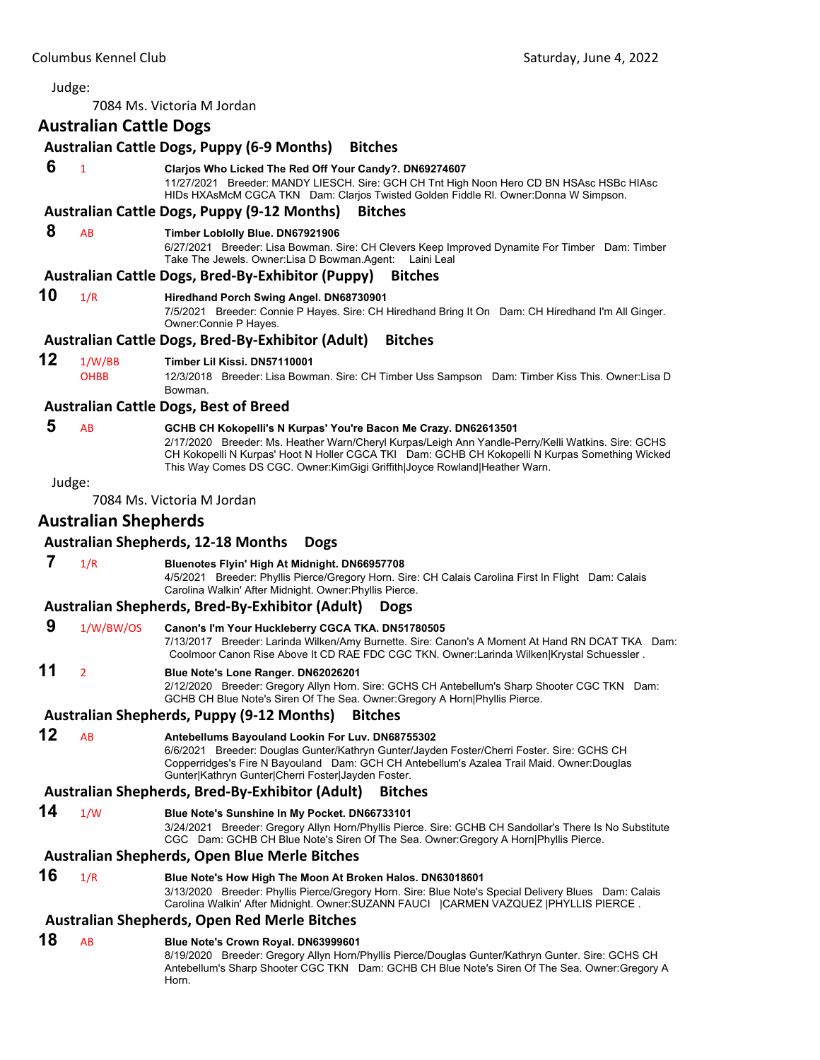Judge:

7084 Ms. Victoria M Jordan

## Australian Cattle Dogs

### Australian Cattle Dogs, Puppy (6-9 Months) Bitches

**6** 1 **Clarjos Who Licked The Red Off Your Candy?. DN69274607**
11/27/2021 Breeder: MANDY LIESCH. Sire: GCH CH Tnt High Noon Hero CD BN HSAsc HSBc HIAsc HIDs HXAsMcM CGCA TKN Dam: Clarjos Twisted Golden Fiddle RI. Owner:Donna W Simpson.

### Australian Cattle Dogs, Puppy (9-12 Months) Bitches

**8** AB **Timber Loblolly Blue. DN67921906**
6/27/2021 Breeder: Lisa Bowman. Sire: CH Clevers Keep Improved Dynamite For Timber Dam: Timber Take The Jewels. Owner:Lisa D Bowman.Agent: Laini Leal

### Australian Cattle Dogs, Bred-By-Exhibitor (Puppy) Bitches

**10** 1/R **Hiredhand Porch Swing Angel. DN68730901**
7/5/2021 Breeder: Connie P Hayes. Sire: CH Hiredhand Bring It On Dam: CH Hiredhand I'm All Ginger. Owner:Connie P Hayes.

### Australian Cattle Dogs, Bred-By-Exhibitor (Adult) Bitches

**12** 1/W/BB OHBB **Timber Lil Kissi. DN57110001**
12/3/2018 Breeder: Lisa Bowman. Sire: CH Timber Uss Sampson Dam: Timber Kiss This. Owner:Lisa D Bowman.

### Australian Cattle Dogs, Best of Breed

**5** AB **GCHB CH Kokopelli's N Kurpas' You're Bacon Me Crazy. DN62613501**
2/17/2020 Breeder: Ms. Heather Warn/Cheryl Kurpas/Leigh Ann Yandle-Perry/Kelli Watkins. Sire: GCHS CH Kokopelli N Kurpas' Hoot N Holler CGCA TKI Dam: GCHB CH Kokopelli N Kurpas Something Wicked This Way Comes DS CGC. Owner:KimGigi Griffith|Joyce Rowland|Heather Warn.

Judge:

7084 Ms. Victoria M Jordan

## Australian Shepherds

### Australian Shepherds, 12-18 Months Dogs

**7** 1/R **Bluenotes Flyin' High At Midnight. DN66957708**
4/5/2021 Breeder: Phyllis Pierce/Gregory Horn. Sire: CH Calais Carolina First In Flight Dam: Calais Carolina Walkin' After Midnight. Owner:Phyllis Pierce.

### Australian Shepherds, Bred-By-Exhibitor (Adult) Dogs

**9** 1/W/BW/OS **Canon's I'm Your Huckleberry CGCA TKA. DN51780505**
7/13/2017 Breeder: Larinda Wilken/Amy Burnette. Sire: Canon's A Moment At Hand RN DCAT TKA Dam: Coolmoor Canon Rise Above It CD RAE FDC CGC TKN. Owner:Larinda Wilken|Krystal Schuessler .

**11** 2 **Blue Note's Lone Ranger. DN62026201**
2/12/2020 Breeder: Gregory Allyn Horn. Sire: GCHS CH Antebellum's Sharp Shooter CGC TKN Dam: GCHB CH Blue Note's Siren Of The Sea. Owner:Gregory A Horn|Phyllis Pierce.

### Australian Shepherds, Puppy (9-12 Months) Bitches

**12** AB **Antebellums Bayouland Lookin For Luv. DN68755302**
6/6/2021 Breeder: Douglas Gunter/Kathryn Gunter/Jayden Foster/Cherri Foster. Sire: GCHS CH Copperridges's Fire N Bayouland Dam: GCH CH Antebellum's Azalea Trail Maid. Owner:Douglas Gunter|Kathryn Gunter|Cherri Foster|Jayden Foster.

### Australian Shepherds, Bred-By-Exhibitor (Adult) Bitches

**14** 1/W **Blue Note's Sunshine In My Pocket. DN66733101**
3/24/2021 Breeder: Gregory Allyn Horn/Phyllis Pierce. Sire: GCHB CH Sandollar's There Is No Substitute CGC Dam: GCHB CH Blue Note's Siren Of The Sea. Owner:Gregory A Horn|Phyllis Pierce.

### Australian Shepherds, Open Blue Merle Bitches

**16** 1/R **Blue Note's How High The Moon At Broken Halos. DN63018601**
3/13/2020 Breeder: Phyllis Pierce/Gregory Horn. Sire: Blue Note's Special Delivery Blues Dam: Calais Carolina Walkin' After Midnight. Owner:SUZANN FAUCI |CARMEN VAZQUEZ |PHYLLIS PIERCE .

### Australian Shepherds, Open Red Merle Bitches

**18** AB **Blue Note's Crown Royal. DN63999601**
8/19/2020 Breeder: Gregory Allyn Horn/Phyllis Pierce/Douglas Gunter/Kathryn Gunter. Sire: GCHS CH Antebellum's Sharp Shooter CGC TKN Dam: GCHB CH Blue Note's Siren Of The Sea. Owner:Gregory A Horn.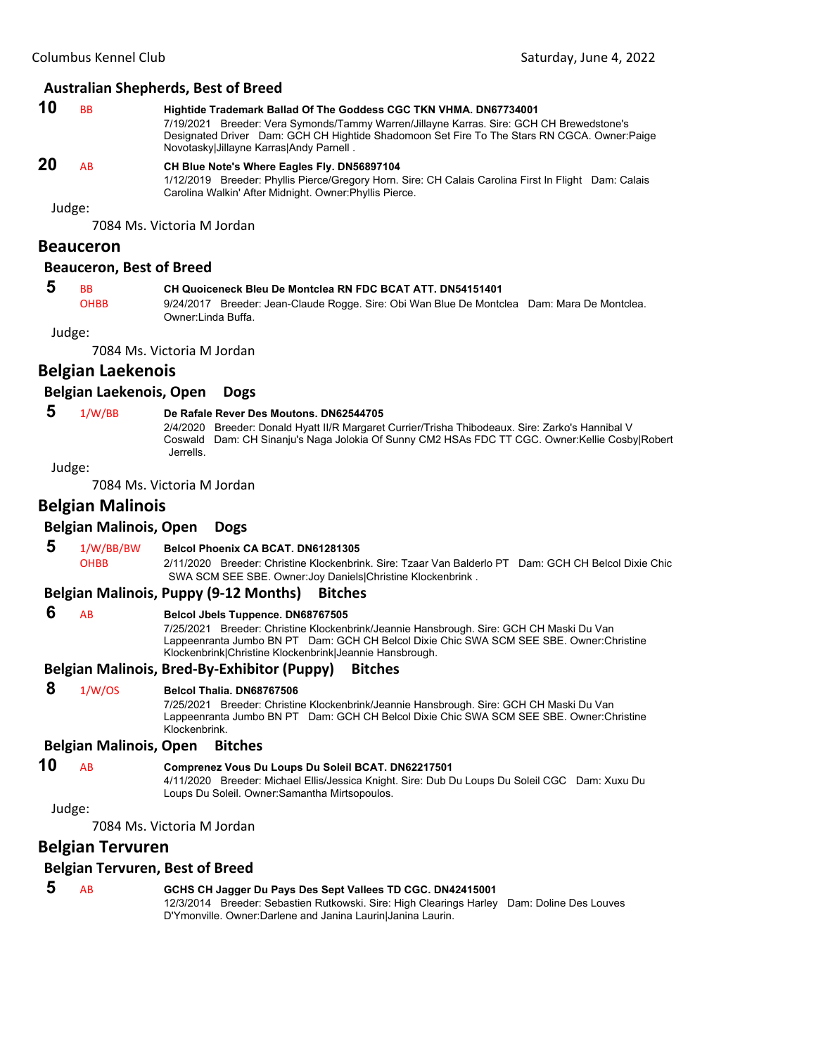### Australian Shepherds, Best of Breed

**10** BB **Hightide Trademark Ballad Of The Goddess CGC TKN VHMA. DN67734001**
7/19/2021 Breeder: Vera Symonds/Tammy Warren/Jillayne Karras. Sire: GCH CH Brewedstone's Designated Driver Dam: GCH CH Hightide Shadomoon Set Fire To The Stars RN CGCA. Owner:Paige Novotasky|Jillayne Karras|Andy Parnell .

**20** AB **CH Blue Note's Where Eagles Fly. DN56897104**
1/12/2019 Breeder: Phyllis Pierce/Gregory Horn. Sire: CH Calais Carolina First In Flight Dam: Calais Carolina Walkin' After Midnight. Owner:Phyllis Pierce.

Judge:

7084 Ms. Victoria M Jordan

## Beauceron

### Beauceron, Best of Breed

**5** BB OHBB **CH Quoiceneck Bleu De Montclea RN FDC BCAT ATT. DN54151401**
9/24/2017 Breeder: Jean-Claude Rogge. Sire: Obi Wan Blue De Montclea Dam: Mara De Montclea. Owner:Linda Buffa.

Judge:

7084 Ms. Victoria M Jordan

## Belgian Laekenois

### Belgian Laekenois, Open Dogs

**5** 1/W/BB **De Rafale Rever Des Moutons. DN62544705**
2/4/2020 Breeder: Donald Hyatt II/R Margaret Currier/Trisha Thibodeaux. Sire: Zarko's Hannibal V Coswald Dam: CH Sinanju's Naga Jolokia Of Sunny CM2 HSAs FDC TT CGC. Owner:Kellie Cosby|Robert Jerrells.

Judge:

7084 Ms. Victoria M Jordan

## Belgian Malinois

### Belgian Malinois, Open Dogs

**5** 1/W/BB/BW OHBB **Belcol Phoenix CA BCAT. DN61281305**
2/11/2020 Breeder: Christine Klockenbrink. Sire: Tzaar Van Balderlo PT Dam: GCH CH Belcol Dixie Chic SWA SCM SEE SBE. Owner:Joy Daniels|Christine Klockenbrink .

### Belgian Malinois, Puppy (9-12 Months) Bitches

**6** AB **Belcol Jbels Tuppence. DN68767505**
7/25/2021 Breeder: Christine Klockenbrink/Jeannie Hansbrough. Sire: GCH CH Maski Du Van Lappeenranta Jumbo BN PT Dam: GCH CH Belcol Dixie Chic SWA SCM SEE SBE. Owner:Christine Klockenbrink|Christine Klockenbrink|Jeannie Hansbrough.

### Belgian Malinois, Bred-By-Exhibitor (Puppy) Bitches

**8** 1/W/OS **Belcol Thalia. DN68767506**
7/25/2021 Breeder: Christine Klockenbrink/Jeannie Hansbrough. Sire: GCH CH Maski Du Van Lappeenranta Jumbo BN PT Dam: GCH CH Belcol Dixie Chic SWA SCM SEE SBE. Owner:Christine Klockenbrink.

### Belgian Malinois, Open Bitches

**10** AB **Comprenez Vous Du Loups Du Soleil BCAT. DN62217501**
4/11/2020 Breeder: Michael Ellis/Jessica Knight. Sire: Dub Du Loups Du Soleil CGC Dam: Xuxu Du Loups Du Soleil. Owner:Samantha Mirtsopoulos.

Judge:

7084 Ms. Victoria M Jordan

## Belgian Tervuren

### Belgian Tervuren, Best of Breed

**5** AB **GCHS CH Jagger Du Pays Des Sept Vallees TD CGC. DN42415001**
12/3/2014 Breeder: Sebastien Rutkowski. Sire: High Clearings Harley Dam: Doline Des Louves D'Ymonville. Owner:Darlene and Janina Laurin|Janina Laurin.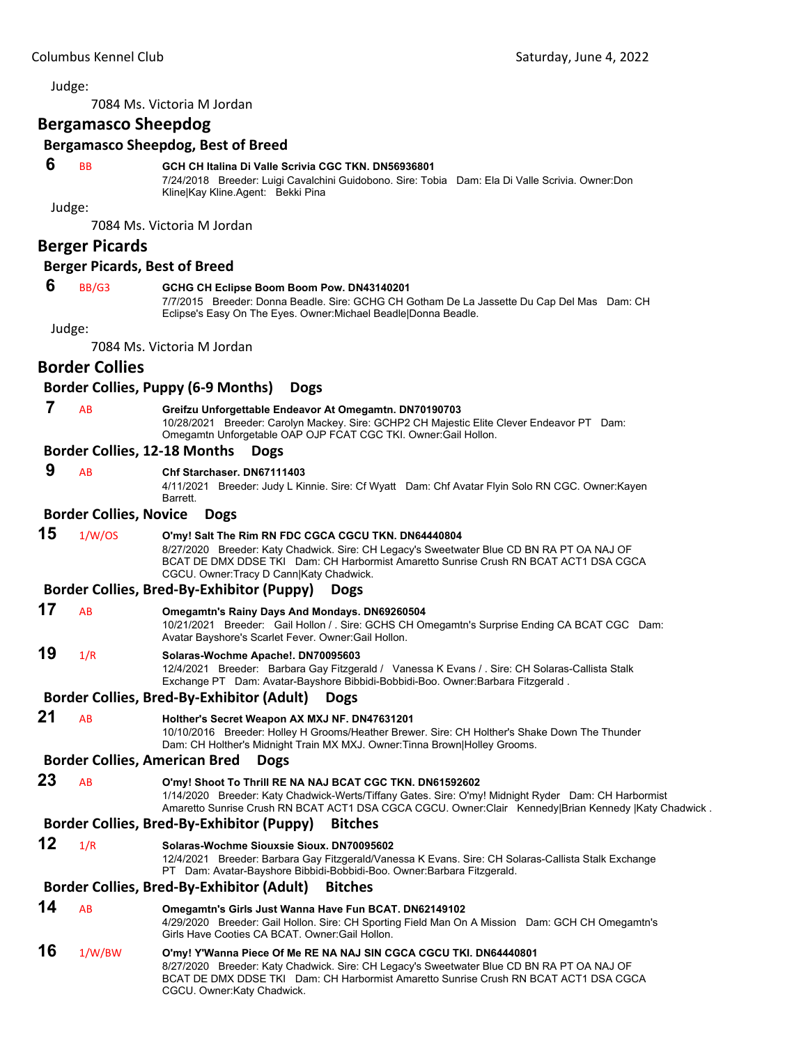Judge:

7084 Ms. Victoria M Jordan

## Bergamasco Sheepdog

### Bergamasco Sheepdog, Best of Breed

**6** BB **GCH CH Italina Di Valle Scrivia CGC TKN. DN56936801**
7/24/2018 Breeder: Luigi Cavalchini Guidobono. Sire: Tobia Dam: Ela Di Valle Scrivia. Owner:Don Kline|Kay Kline.Agent: Bekki Pina

Judge:

7084 Ms. Victoria M Jordan

## Berger Picards

### Berger Picards, Best of Breed

**6** BB/G3 **GCHG CH Eclipse Boom Boom Pow. DN43140201**
7/7/2015 Breeder: Donna Beadle. Sire: GCHG CH Gotham De La Jassette Du Cap Del Mas Dam: CH Eclipse's Easy On The Eyes. Owner:Michael Beadle|Donna Beadle.

Judge:

7084 Ms. Victoria M Jordan

## Border Collies

### Border Collies, Puppy (6-9 Months) Dogs

**7** AB **Greifzu Unforgettable Endeavor At Omegamtn. DN70190703**
10/28/2021 Breeder: Carolyn Mackey. Sire: GCHP2 CH Majestic Elite Clever Endeavor PT Dam: Omegamtn Unforgetable OAP OJP FCAT CGC TKI. Owner:Gail Hollon.

### Border Collies, 12-18 Months Dogs

**9** AB **Chf Starchaser. DN67111403**
4/11/2021 Breeder: Judy L Kinnie. Sire: Cf Wyatt Dam: Chf Avatar Flyin Solo RN CGC. Owner:Kayen Barrett.

### Border Collies, Novice Dogs

**15** 1/W/OS **O'my! Salt The Rim RN FDC CGCA CGCU TKN. DN64440804**
8/27/2020 Breeder: Katy Chadwick. Sire: CH Legacy's Sweetwater Blue CD BN RA PT OA NAJ OF BCAT DE DMX DDSE TKI Dam: CH Harbormist Amaretto Sunrise Crush RN BCAT ACT1 DSA CGCA CGCU. Owner:Tracy D Cann|Katy Chadwick.

### Border Collies, Bred-By-Exhibitor (Puppy) Dogs

**17** AB **Omegamtn's Rainy Days And Mondays. DN69260504**
10/21/2021 Breeder: Gail Hollon / . Sire: GCHS CH Omegamtn's Surprise Ending CA BCAT CGC Dam: Avatar Bayshore's Scarlet Fever. Owner:Gail Hollon.

**19** 1/R **Solaras-Wochme Apache!. DN70095603**
12/4/2021 Breeder: Barbara Gay Fitzgerald / Vanessa K Evans / . Sire: CH Solaras-Callista Stalk Exchange PT Dam: Avatar-Bayshore Bibbidi-Bobbidi-Boo. Owner:Barbara Fitzgerald .

### Border Collies, Bred-By-Exhibitor (Adult) Dogs

**21** AB **Holther's Secret Weapon AX MXJ NF. DN47631201**
10/10/2016 Breeder: Holley H Grooms/Heather Brewer. Sire: CH Holther's Shake Down The Thunder Dam: CH Holther's Midnight Train MX MXJ. Owner:Tinna Brown|Holley Grooms.

### Border Collies, American Bred Dogs

**23** AB **O'my! Shoot To Thrill RE NA NAJ BCAT CGC TKN. DN61592602**
1/14/2020 Breeder: Katy Chadwick-Werts/Tiffany Gates. Sire: O'my! Midnight Ryder Dam: CH Harbormist Amaretto Sunrise Crush RN BCAT ACT1 DSA CGCA CGCU. Owner:Clair Kennedy|Brian Kennedy |Katy Chadwick .

### Border Collies, Bred-By-Exhibitor (Puppy) Bitches

**12** 1/R **Solaras-Wochme Siouxsie Sioux. DN70095602**
12/4/2021 Breeder: Barbara Gay Fitzgerald/Vanessa K Evans. Sire: CH Solaras-Callista Stalk Exchange PT Dam: Avatar-Bayshore Bibbidi-Bobbidi-Boo. Owner:Barbara Fitzgerald.

### Border Collies, Bred-By-Exhibitor (Adult) Bitches

**14** AB **Omegamtn's Girls Just Wanna Have Fun BCAT. DN62149102**
4/29/2020 Breeder: Gail Hollon. Sire: CH Sporting Field Man On A Mission Dam: GCH CH Omegamtn's Girls Have Cooties CA BCAT. Owner:Gail Hollon.

**16** 1/W/BW **O'my! Y'Wanna Piece Of Me RE NA NAJ SIN CGCA CGCU TKI. DN64440801**
8/27/2020 Breeder: Katy Chadwick. Sire: CH Legacy's Sweetwater Blue CD BN RA PT OA NAJ OF BCAT DE DMX DDSE TKI Dam: CH Harbormist Amaretto Sunrise Crush RN BCAT ACT1 DSA CGCA CGCU. Owner:Katy Chadwick.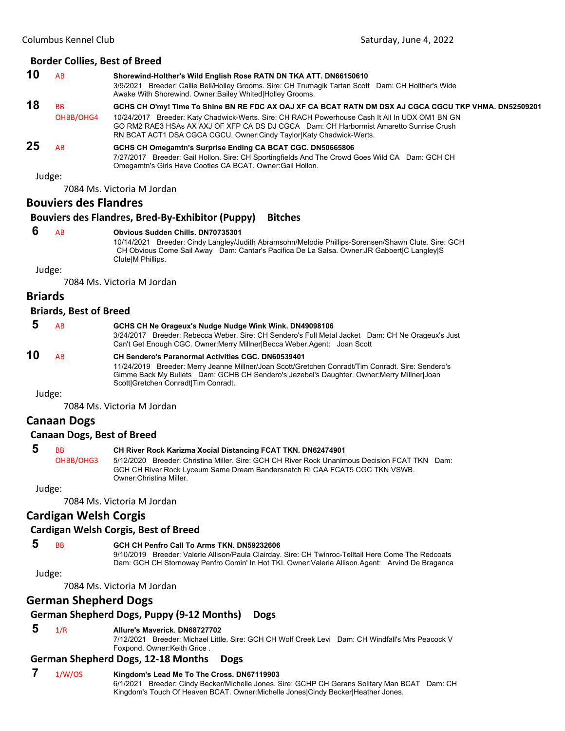### Border Collies, Best of Breed

**10** AB **Shorewind-Holther's Wild English Rose RATN DN TKA ATT. DN66150610**
3/9/2021 Breeder: Callie Bell/Holley Grooms. Sire: CH Trumagik Tartan Scott Dam: CH Holther's Wide Awake With Shorewind. Owner:Bailey Whited|Holley Grooms.

**18** BB OHBB/OHG4 **GCHS CH O'my! Time To Shine BN RE FDC AX OAJ XF CA BCAT RATN DM DSX AJ CGCA CGCU TKP VHMA. DN52509201**
10/24/2017 Breeder: Katy Chadwick-Werts. Sire: CH RACH Powerhouse Cash It All In UDX OM1 BN GN GO RM2 RAE3 HSAs AX AXJ OF XFP CA DS DJ CGCA Dam: CH Harbormist Amaretto Sunrise Crush RN BCAT ACT1 DSA CGCA CGCU. Owner:Cindy Taylor|Katy Chadwick-Werts.

**25** AB **GCHS CH Omegamtn's Surprise Ending CA BCAT CGC. DN50665806**
7/27/2017 Breeder: Gail Hollon. Sire: CH Sportingfields And The Crowd Goes Wild CA Dam: GCH CH Omegamtn's Girls Have Cooties CA BCAT. Owner:Gail Hollon.

Judge:
7084 Ms. Victoria M Jordan

## Bouviers des Flandres

### Bouviers des Flandres, Bred-By-Exhibitor (Puppy) Bitches

**6** AB **Obvious Sudden Chills. DN70735301**
10/14/2021 Breeder: Cindy Langley/Judith Abramsohn/Melodie Phillips-Sorensen/Shawn Clute. Sire: GCH CH Obvious Come Sail Away Dam: Cantar's Pacifica De La Salsa. Owner:JR Gabbert|C Langley|S Clute|M Phillips.

Judge:
7084 Ms. Victoria M Jordan

## Briards

### Briards, Best of Breed

**5** AB **GCHS CH Ne Orageux's Nudge Nudge Wink Wink. DN49098106**
3/24/2017 Breeder: Rebecca Weber. Sire: CH Sendero's Full Metal Jacket Dam: CH Ne Orageux's Just Can't Get Enough CGC. Owner:Merry Millner|Becca Weber.Agent: Joan Scott

**10** AB **CH Sendero's Paranormal Activities CGC. DN60539401**
11/24/2019 Breeder: Merry Jeanne Millner/Joan Scott/Gretchen Conradt/Tim Conradt. Sire: Sendero's Gimme Back My Bullets Dam: GCHB CH Sendero's Jezebel's Daughter. Owner:Merry Millner|Joan Scott|Gretchen Conradt|Tim Conradt.

Judge:
7084 Ms. Victoria M Jordan

## Canaan Dogs

### Canaan Dogs, Best of Breed

**5** BB OHBB/OHG3 **CH River Rock Karizma Xocial Distancing FCAT TKN. DN62474901**
5/12/2020 Breeder: Christina Miller. Sire: GCH CH River Rock Unanimous Decision FCAT TKN Dam: GCH CH River Rock Lyceum Same Dream Bandersnatch RI CAA FCAT5 CGC TKN VSWB. Owner:Christina Miller.

Judge:
7084 Ms. Victoria M Jordan

## Cardigan Welsh Corgis

### Cardigan Welsh Corgis, Best of Breed

**5** BB **GCH CH Penfro Call To Arms TKN. DN59232606**
9/10/2019 Breeder: Valerie Allison/Paula Clairday. Sire: CH Twinroc-Telltail Here Come The Redcoats Dam: GCH CH Stornoway Penfro Comin' In Hot TKI. Owner:Valerie Allison.Agent: Arvind De Braganca

Judge:
7084 Ms. Victoria M Jordan

## German Shepherd Dogs

### German Shepherd Dogs, Puppy (9-12 Months) Dogs

**5** 1/R **Allure's Maverick. DN68727702**
7/12/2021 Breeder: Michael Little. Sire: GCH CH Wolf Creek Levi Dam: CH Windfall's Mrs Peacock V Foxpond. Owner:Keith Grice .

### German Shepherd Dogs, 12-18 Months Dogs

**7** 1/W/OS **Kingdom's Lead Me To The Cross. DN67119903**
6/1/2021 Breeder: Cindy Becker/Michelle Jones. Sire: GCHP CH Gerans Solitary Man BCAT Dam: CH Kingdom's Touch Of Heaven BCAT. Owner:Michelle Jones|Cindy Becker|Heather Jones.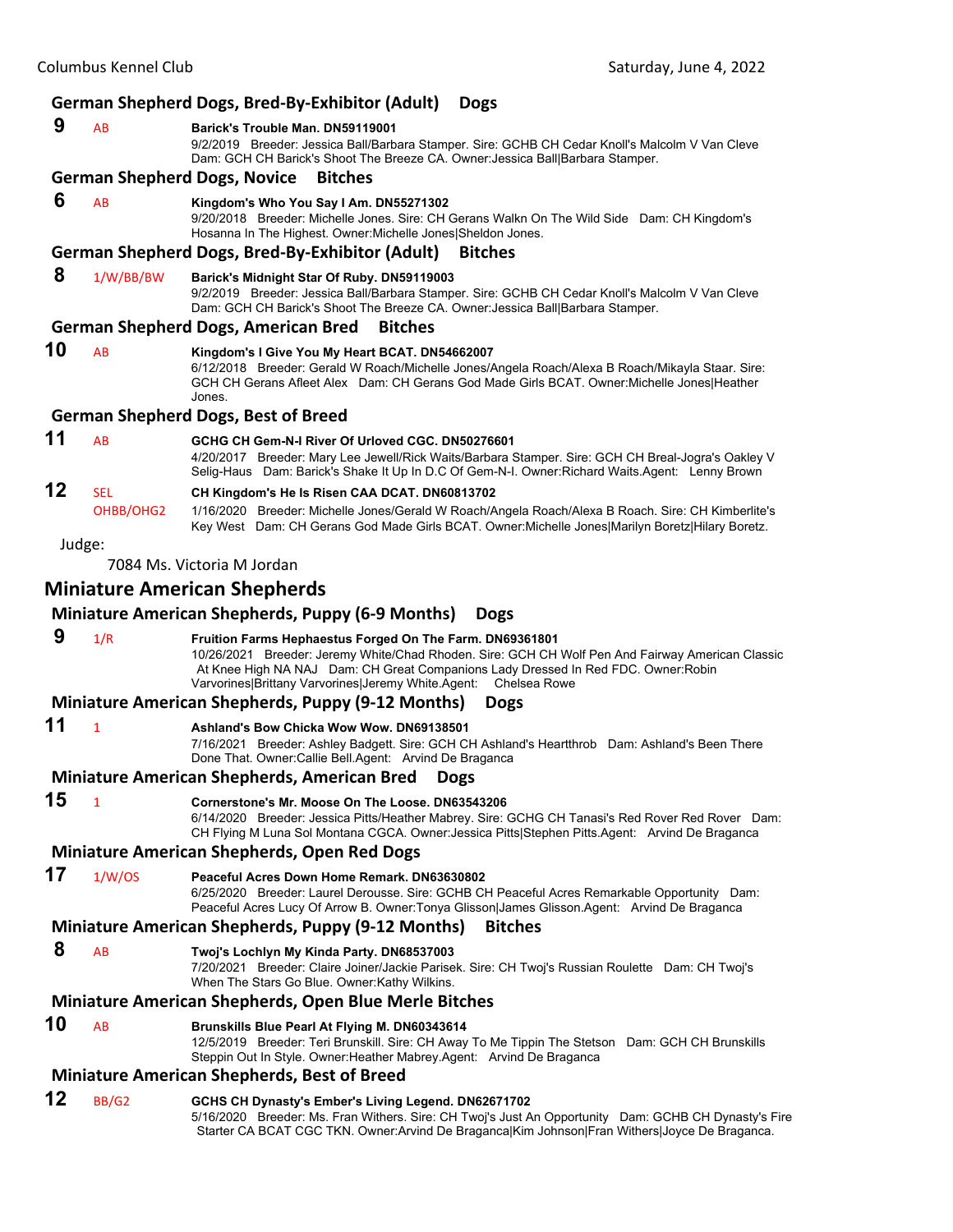### German Shepherd Dogs, Bred-By-Exhibitor (Adult) Dogs

**9** AB **Barick's Trouble Man. DN59119001**
9/2/2019 Breeder: Jessica Ball/Barbara Stamper. Sire: GCHB CH Cedar Knoll's Malcolm V Van Cleve Dam: GCH CH Barick's Shoot The Breeze CA. Owner:Jessica Ball|Barbara Stamper.

### German Shepherd Dogs, Novice Bitches

**6** AB **Kingdom's Who You Say I Am. DN55271302**
9/20/2018 Breeder: Michelle Jones. Sire: CH Gerans Walkn On The Wild Side Dam: CH Kingdom's Hosanna In The Highest. Owner:Michelle Jones|Sheldon Jones.

### German Shepherd Dogs, Bred-By-Exhibitor (Adult) Bitches

**8** 1/W/BB/BW **Barick's Midnight Star Of Ruby. DN59119003**
9/2/2019 Breeder: Jessica Ball/Barbara Stamper. Sire: GCHB CH Cedar Knoll's Malcolm V Van Cleve Dam: GCH CH Barick's Shoot The Breeze CA. Owner:Jessica Ball|Barbara Stamper.

### German Shepherd Dogs, American Bred Bitches

**10** AB **Kingdom's I Give You My Heart BCAT. DN54662007**
6/12/2018 Breeder: Gerald W Roach/Michelle Jones/Angela Roach/Alexa B Roach/Mikayla Staar. Sire: GCH CH Gerans Afleet Alex Dam: CH Gerans God Made Girls BCAT. Owner:Michelle Jones|Heather Jones.

### German Shepherd Dogs, Best of Breed

**11** AB **GCHG CH Gem-N-I River Of Urloved CGC. DN50276601**
4/20/2017 Breeder: Mary Lee Jewell/Rick Waits/Barbara Stamper. Sire: GCH CH Breal-Jogra's Oakley V Selig-Haus Dam: Barick's Shake It Up In D.C Of Gem-N-I. Owner:Richard Waits.Agent: Lenny Brown

**12** SEL OHBB/OHG2 **CH Kingdom's He Is Risen CAA DCAT. DN60813702**
1/16/2020 Breeder: Michelle Jones/Gerald W Roach/Angela Roach/Alexa B Roach. Sire: CH Kimberlite's Key West Dam: CH Gerans God Made Girls BCAT. Owner:Michelle Jones|Marilyn Boretz|Hilary Boretz.

Judge:

7084 Ms. Victoria M Jordan

## Miniature American Shepherds

### Miniature American Shepherds, Puppy (6-9 Months) Dogs

**9** 1/R **Fruition Farms Hephaestus Forged On The Farm. DN69361801**
10/26/2021 Breeder: Jeremy White/Chad Rhoden. Sire: GCH CH Wolf Pen And Fairway American Classic At Knee High NA NAJ Dam: CH Great Companions Lady Dressed In Red FDC. Owner:Robin Varvorines|Brittany Varvorines|Jeremy White.Agent: Chelsea Rowe

### Miniature American Shepherds, Puppy (9-12 Months) Dogs

**11** 1 **Ashland's Bow Chicka Wow Wow. DN69138501**
7/16/2021 Breeder: Ashley Badgett. Sire: GCH CH Ashland's Heartthrob Dam: Ashland's Been There Done That. Owner:Callie Bell.Agent: Arvind De Braganca

### Miniature American Shepherds, American Bred Dogs

**15** 1 **Cornerstone's Mr. Moose On The Loose. DN63543206**
6/14/2020 Breeder: Jessica Pitts/Heather Mabrey. Sire: GCHG CH Tanasi's Red Rover Red Rover Dam: CH Flying M Luna Sol Montana CGCA. Owner:Jessica Pitts|Stephen Pitts.Agent: Arvind De Braganca

### Miniature American Shepherds, Open Red Dogs

**17** 1/W/OS **Peaceful Acres Down Home Remark. DN63630802**
6/25/2020 Breeder: Laurel Derousse. Sire: GCHB CH Peaceful Acres Remarkable Opportunity Dam: Peaceful Acres Lucy Of Arrow B. Owner:Tonya Glisson|James Glisson.Agent: Arvind De Braganca

### Miniature American Shepherds, Puppy (9-12 Months) Bitches

**8** AB **Twoj's Lochlyn My Kinda Party. DN68537003**
7/20/2021 Breeder: Claire Joiner/Jackie Parisek. Sire: CH Twoj's Russian Roulette Dam: CH Twoj's When The Stars Go Blue. Owner:Kathy Wilkins.

### Miniature American Shepherds, Open Blue Merle Bitches

**10** AB **Brunskills Blue Pearl At Flying M. DN60343614**
12/5/2019 Breeder: Teri Brunskill. Sire: CH Away To Me Tippin The Stetson Dam: GCH CH Brunskills Steppin Out In Style. Owner:Heather Mabrey.Agent: Arvind De Braganca

### Miniature American Shepherds, Best of Breed

**12** BB/G2 **GCHS CH Dynasty's Ember's Living Legend. DN62671702**
5/16/2020 Breeder: Ms. Fran Withers. Sire: CH Twoj's Just An Opportunity Dam: GCHB CH Dynasty's Fire Starter CA BCAT CGC TKN. Owner:Arvind De Braganca|Kim Johnson|Fran Withers|Joyce De Braganca.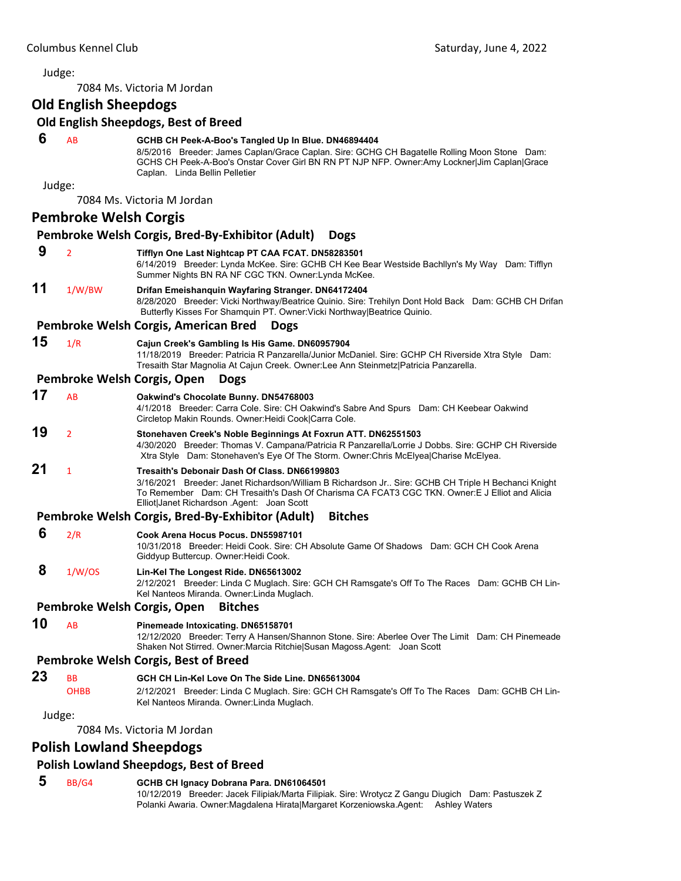Judge:

7084 Ms. Victoria M Jordan

## Old English Sheepdogs

### Old English Sheepdogs, Best of Breed

**6** AB **GCHB CH Peek-A-Boo's Tangled Up In Blue. DN46894404**
8/5/2016 Breeder: James Caplan/Grace Caplan. Sire: GCHG CH Bagatelle Rolling Moon Stone Dam: GCHS CH Peek-A-Boo's Onstar Cover Girl BN RN PT NJP NFP. Owner:Amy Lockner|Jim Caplan|Grace Caplan. Linda Bellin Pelletier

Judge:

7084 Ms. Victoria M Jordan

## Pembroke Welsh Corgis

### Pembroke Welsh Corgis, Bred-By-Exhibitor (Adult) Dogs

**9** 2 **Tifflyn One Last Nightcap PT CAA FCAT. DN58283501**
6/14/2019 Breeder: Lynda McKee. Sire: GCHB CH Kee Bear Westside Bachllyn's My Way Dam: Tifflyn Summer Nights BN RA NF CGC TKN. Owner:Lynda McKee.

**11** 1/W/BW **Drifan Emeishanquin Wayfaring Stranger. DN64172404**
8/28/2020 Breeder: Vicki Northway/Beatrice Quinio. Sire: Trehilyn Dont Hold Back Dam: GCHB CH Drifan Butterfly Kisses For Shamquin PT. Owner:Vicki Northway|Beatrice Quinio.

### Pembroke Welsh Corgis, American Bred Dogs

**15** 1/R **Cajun Creek's Gambling Is His Game. DN60957904**
11/18/2019 Breeder: Patricia R Panzarella/Junior McDaniel. Sire: GCHP CH Riverside Xtra Style Dam: Tresaith Star Magnolia At Cajun Creek. Owner:Lee Ann Steinmetz|Patricia Panzarella.

### Pembroke Welsh Corgis, Open Dogs

**17** AB **Oakwind's Chocolate Bunny. DN54768003**
4/1/2018 Breeder: Carra Cole. Sire: CH Oakwind's Sabre And Spurs Dam: CH Keebear Oakwind Circletop Makin Rounds. Owner:Heidi Cook|Carra Cole.

**19** 2 **Stonehaven Creek's Noble Beginnings At Foxrun ATT. DN62551503**
4/30/2020 Breeder: Thomas V. Campana/Patricia R Panzarella/Lorrie J Dobbs. Sire: GCHP CH Riverside Xtra Style Dam: Stonehaven's Eye Of The Storm. Owner:Chris McElyea|Charise McElyea.

**21** 1 **Tresaith's Debonair Dash Of Class. DN66199803**
3/16/2021 Breeder: Janet Richardson/William B Richardson Jr.. Sire: GCHB CH Triple H Bechanci Knight To Remember Dam: CH Tresaith's Dash Of Charisma CA FCAT3 CGC TKN. Owner:E J Elliot and Alicia Elliot|Janet Richardson .Agent: Joan Scott

### Pembroke Welsh Corgis, Bred-By-Exhibitor (Adult) Bitches

**6** 2/R **Cook Arena Hocus Pocus. DN55987101**
10/31/2018 Breeder: Heidi Cook. Sire: CH Absolute Game Of Shadows Dam: GCH CH Cook Arena Giddyup Buttercup. Owner:Heidi Cook.

**8** 1/W/OS **Lin-Kel The Longest Ride. DN65613002**
2/12/2021 Breeder: Linda C Muglach. Sire: GCH CH Ramsgate's Off To The Races Dam: GCHB CH Lin-Kel Nanteos Miranda. Owner:Linda Muglach.

### Pembroke Welsh Corgis, Open Bitches

**10** AB **Pinemeade Intoxicating. DN65158701**
12/12/2020 Breeder: Terry A Hansen/Shannon Stone. Sire: Aberlee Over The Limit Dam: CH Pinemeade Shaken Not Stirred. Owner:Marcia Ritchie|Susan Magoss.Agent: Joan Scott

### Pembroke Welsh Corgis, Best of Breed

**23** BB OHBB **GCH CH Lin-Kel Love On The Side Line. DN65613004**
2/12/2021 Breeder: Linda C Muglach. Sire: GCH CH Ramsgate's Off To The Races Dam: GCHB CH Lin-Kel Nanteos Miranda. Owner:Linda Muglach.

Judge:

7084 Ms. Victoria M Jordan

## Polish Lowland Sheepdogs

### Polish Lowland Sheepdogs, Best of Breed

**5** BB/G4 **GCHB CH Ignacy Dobrana Para. DN61064501**
10/12/2019 Breeder: Jacek Filipiak/Marta Filipiak. Sire: Wrotycz Z Gangu Diugich Dam: Pastuszek Z Polanki Awaria. Owner:Magdalena Hirata|Margaret Korzeniowska.Agent: Ashley Waters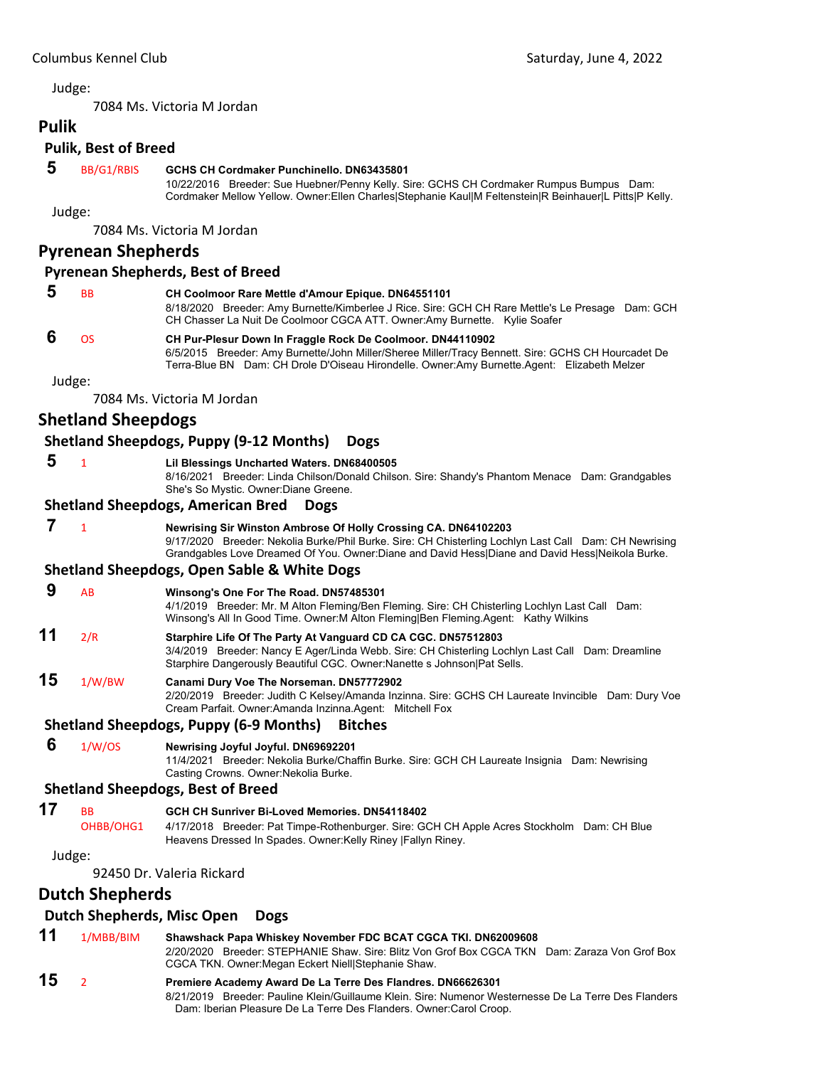Judge:

7084 Ms. Victoria M Jordan

## Pulik

### Pulik, Best of Breed

**5** BB/G1/RBIS **GCHS CH Cordmaker Punchinello. DN63435801**
10/22/2016 Breeder: Sue Huebner/Penny Kelly. Sire: GCHS CH Cordmaker Rumpus Bumpus Dam: Cordmaker Mellow Yellow. Owner:Ellen Charles|Stephanie Kaul|M Feltenstein|R Beinhauer|L Pitts|P Kelly.

Judge:

7084 Ms. Victoria M Jordan

## Pyrenean Shepherds

### Pyrenean Shepherds, Best of Breed

**5** BB **CH Coolmoor Rare Mettle d'Amour Epique. DN64551101**
8/18/2020 Breeder: Amy Burnette/Kimberlee J Rice. Sire: GCH CH Rare Mettle's Le Presage Dam: GCH CH Chasser La Nuit De Coolmoor CGCA ATT. Owner:Amy Burnette. Kylie Soafer

**6** OS **CH Pur-Plesur Down In Fraggle Rock De Coolmoor. DN44110902**
6/5/2015 Breeder: Amy Burnette/John Miller/Sheree Miller/Tracy Bennett. Sire: GCHS CH Hourcadet De Terra-Blue BN Dam: CH Drole D'Oiseau Hirondelle. Owner:Amy Burnette.Agent: Elizabeth Melzer

Judge:

7084 Ms. Victoria M Jordan

## Shetland Sheepdogs

### Shetland Sheepdogs, Puppy (9-12 Months) Dogs

**5** 1 **Lil Blessings Uncharted Waters. DN68400505**
8/16/2021 Breeder: Linda Chilson/Donald Chilson. Sire: Shandy's Phantom Menace Dam: Grandgables She's So Mystic. Owner:Diane Greene.

### Shetland Sheepdogs, American Bred Dogs

**7** 1 **Newrising Sir Winston Ambrose Of Holly Crossing CA. DN64102203**
9/17/2020 Breeder: Nekolia Burke/Phil Burke. Sire: CH Chisterling Lochlyn Last Call Dam: CH Newrising Grandgables Love Dreamed Of You. Owner:Diane and David Hess|Diane and David Hess|Neikola Burke.

### Shetland Sheepdogs, Open Sable & White Dogs

**9** AB **Winsong's One For The Road. DN57485301**
4/1/2019 Breeder: Mr. M Alton Fleming/Ben Fleming. Sire: CH Chisterling Lochlyn Last Call Dam: Winsong's All In Good Time. Owner:M Alton Fleming|Ben Fleming.Agent: Kathy Wilkins

**11** 2/R **Starphire Life Of The Party At Vanguard CD CA CGC. DN57512803**
3/4/2019 Breeder: Nancy E Ager/Linda Webb. Sire: CH Chisterling Lochlyn Last Call Dam: Dreamline Starphire Dangerously Beautiful CGC. Owner:Nanette s Johnson|Pat Sells.

**15** 1/W/BW **Canami Dury Voe The Norseman. DN57772902**
2/20/2019 Breeder: Judith C Kelsey/Amanda Inzinna. Sire: GCHS CH Laureate Invincible Dam: Dury Voe Cream Parfait. Owner:Amanda Inzinna.Agent: Mitchell Fox

### Shetland Sheepdogs, Puppy (6-9 Months) Bitches

**6** 1/W/OS **Newrising Joyful Joyful. DN69692201**
11/4/2021 Breeder: Nekolia Burke/Chaffin Burke. Sire: GCH CH Laureate Insignia Dam: Newrising Casting Crowns. Owner:Nekolia Burke.

### Shetland Sheepdogs, Best of Breed

**17** BB OHBB/OHG1 **GCH CH Sunriver Bi-Loved Memories. DN54118402**
4/17/2018 Breeder: Pat Timpe-Rothenburger. Sire: GCH CH Apple Acres Stockholm Dam: CH Blue Heavens Dressed In Spades. Owner:Kelly Riney |Fallyn Riney.

Judge:

92450 Dr. Valeria Rickard

## Dutch Shepherds

### Dutch Shepherds, Misc Open Dogs

**11** 1/MBB/BIM **Shawshack Papa Whiskey November FDC BCAT CGCA TKI. DN62009608**
2/20/2020 Breeder: STEPHANIE Shaw. Sire: Blitz Von Grof Box CGCA TKN Dam: Zaraza Von Grof Box CGCA TKN. Owner:Megan Eckert Niell|Stephanie Shaw.

**15** 2 **Premiere Academy Award De La Terre Des Flandres. DN66626301**
8/21/2019 Breeder: Pauline Klein/Guillaume Klein. Sire: Numenor Westernesse De La Terre Des Flanders Dam: Iberian Pleasure De La Terre Des Flanders. Owner:Carol Croop.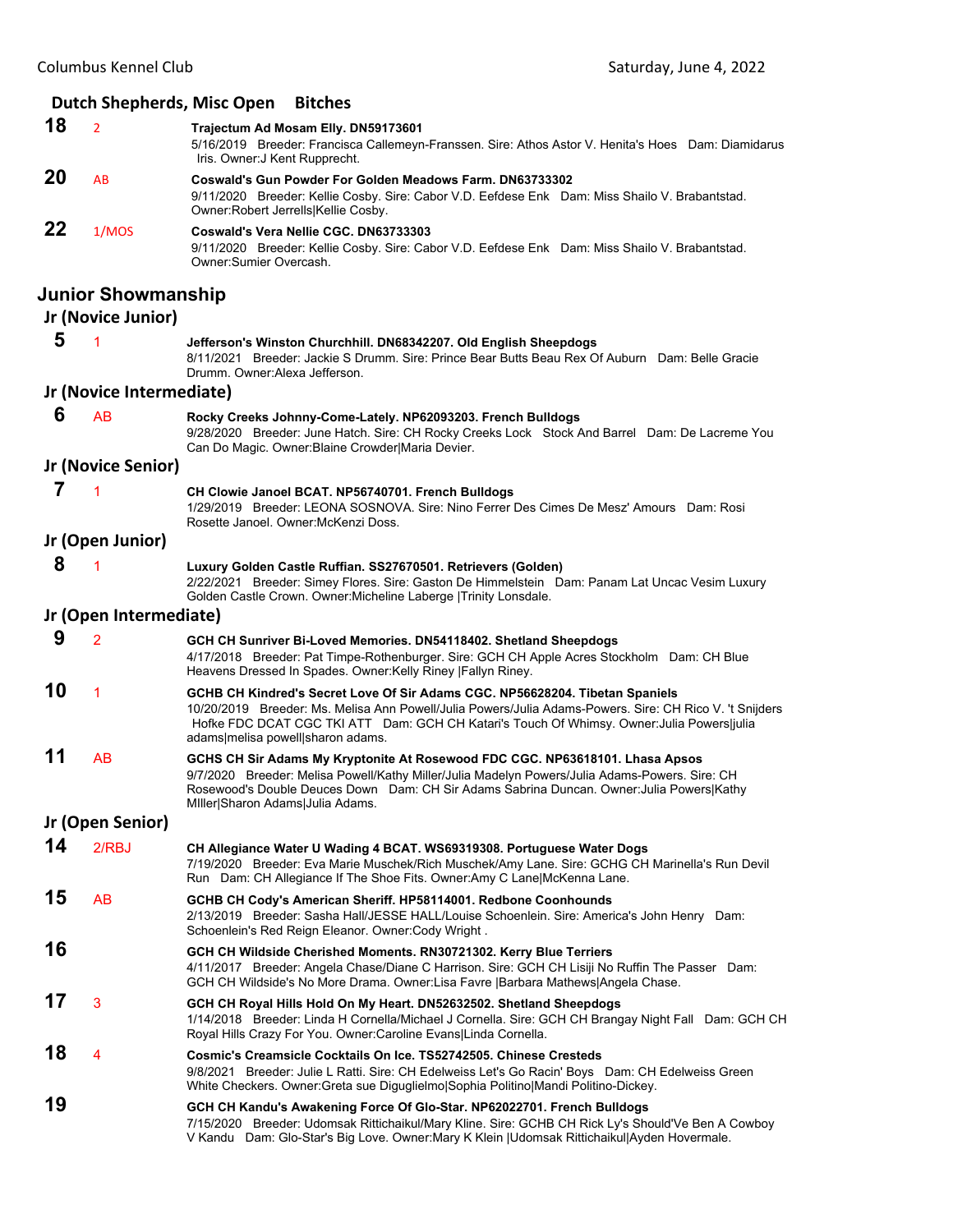## Dutch Shepherds, Misc Open Bitches

**18** 2 **Trajectum Ad Mosam Elly. DN59173601**
5/16/2019 Breeder: Francisca Callemeyn-Franssen. Sire: Athos Astor V. Henita's Hoes Dam: Diamidarus Iris. Owner:J Kent Rupprecht.

**20** AB **Coswald's Gun Powder For Golden Meadows Farm. DN63733302**
9/11/2020 Breeder: Kellie Cosby. Sire: Cabor V.D. Eefdese Enk Dam: Miss Shailo V. Brabantstad. Owner:Robert Jerrells|Kellie Cosby.

**22** 1/MOS **Coswald's Vera Nellie CGC. DN63733303**
9/11/2020 Breeder: Kellie Cosby. Sire: Cabor V.D. Eefdese Enk Dam: Miss Shailo V. Brabantstad. Owner:Sumier Overcash.

# Junior Showmanship

### Jr (Novice Junior)

**5** 1 **Jefferson's Winston Churchhill. DN68342207. Old English Sheepdogs**
8/11/2021 Breeder: Jackie S Drumm. Sire: Prince Bear Butts Beau Rex Of Auburn Dam: Belle Gracie Drumm. Owner:Alexa Jefferson.

### Jr (Novice Intermediate)

**6** AB **Rocky Creeks Johnny-Come-Lately. NP62093203. French Bulldogs**
9/28/2020 Breeder: June Hatch. Sire: CH Rocky Creeks Lock Stock And Barrel Dam: De Lacreme You Can Do Magic. Owner:Blaine Crowder|Maria Devier.

### Jr (Novice Senior)

**7** 1 **CH Clowie Janoel BCAT. NP56740701. French Bulldogs**
1/29/2019 Breeder: LEONA SOSNOVA. Sire: Nino Ferrer Des Cimes De Mesz' Amours Dam: Rosi Rosette Janoel. Owner:McKenzi Doss.

### Jr (Open Junior)

**8** 1 **Luxury Golden Castle Ruffian. SS27670501. Retrievers (Golden)**
2/22/2021 Breeder: Simey Flores. Sire: Gaston De Himmelstein Dam: Panam Lat Uncac Vesim Luxury Golden Castle Crown. Owner:Micheline Laberge |Trinity Lonsdale.

### Jr (Open Intermediate)

**9** 2 **GCH CH Sunriver Bi-Loved Memories. DN54118402. Shetland Sheepdogs**
4/17/2018 Breeder: Pat Timpe-Rothenburger. Sire: GCH CH Apple Acres Stockholm Dam: CH Blue Heavens Dressed In Spades. Owner:Kelly Riney |Fallyn Riney.

**10** 1 **GCHB CH Kindred's Secret Love Of Sir Adams CGC. NP56628204. Tibetan Spaniels**
10/20/2019 Breeder: Ms. Melisa Ann Powell/Julia Powers/Julia Adams-Powers. Sire: CH Rico V. 't Snijders Hofke FDC DCAT CGC TKI ATT Dam: GCH CH Katari's Touch Of Whimsy. Owner:Julia Powers|julia adams|melisa powell|sharon adams.

**11** AB **GCHS CH Sir Adams My Kryptonite At Rosewood FDC CGC. NP63618101. Lhasa Apsos**
9/7/2020 Breeder: Melisa Powell/Kathy Miller/Julia Madelyn Powers/Julia Adams-Powers. Sire: CH Rosewood's Double Deuces Down Dam: CH Sir Adams Sabrina Duncan. Owner:Julia Powers|Kathy MIller|Sharon Adams|Julia Adams.

### Jr (Open Senior)

**14** 2/RBJ **CH Allegiance Water U Wading 4 BCAT. WS69319308. Portuguese Water Dogs**
7/19/2020 Breeder: Eva Marie Muschek/Rich Muschek/Amy Lane. Sire: GCHG CH Marinella's Run Devil Run Dam: CH Allegiance If The Shoe Fits. Owner:Amy C Lane|McKenna Lane.

**15** AB **GCHB CH Cody's American Sheriff. HP58114001. Redbone Coonhounds**
2/13/2019 Breeder: Sasha Hall/JESSE HALL/Louise Schoenlein. Sire: America's John Henry Dam: Schoenlein's Red Reign Eleanor. Owner:Cody Wright .

**16** **GCH CH Wildside Cherished Moments. RN30721302. Kerry Blue Terriers**
4/11/2017 Breeder: Angela Chase/Diane C Harrison. Sire: GCH CH Lisiji No Ruffin The Passer Dam: GCH CH Wildside's No More Drama. Owner:Lisa Favre |Barbara Mathews|Angela Chase.

**17** 3 **GCH CH Royal Hills Hold On My Heart. DN52632502. Shetland Sheepdogs**
1/14/2018 Breeder: Linda H Cornella/Michael J Cornella. Sire: GCH CH Brangay Night Fall Dam: GCH CH Royal Hills Crazy For You. Owner:Caroline Evans|Linda Cornella.

**18** 4 **Cosmic's Creamsicle Cocktails On Ice. TS52742505. Chinese Cresteds**
9/8/2021 Breeder: Julie L Ratti. Sire: CH Edelweiss Let's Go Racin' Boys Dam: CH Edelweiss Green White Checkers. Owner:Greta sue Diguglielmo|Sophia Politino|Mandi Politino-Dickey.

**19** **GCH CH Kandu's Awakening Force Of Glo-Star. NP62022701. French Bulldogs**
7/15/2020 Breeder: Udomsak Rittichaikul/Mary Kline. Sire: GCHB CH Rick Ly's Should'Ve Ben A Cowboy V Kandu Dam: Glo-Star's Big Love. Owner:Mary K Klein |Udomsak Rittichaikul|Ayden Hovermale.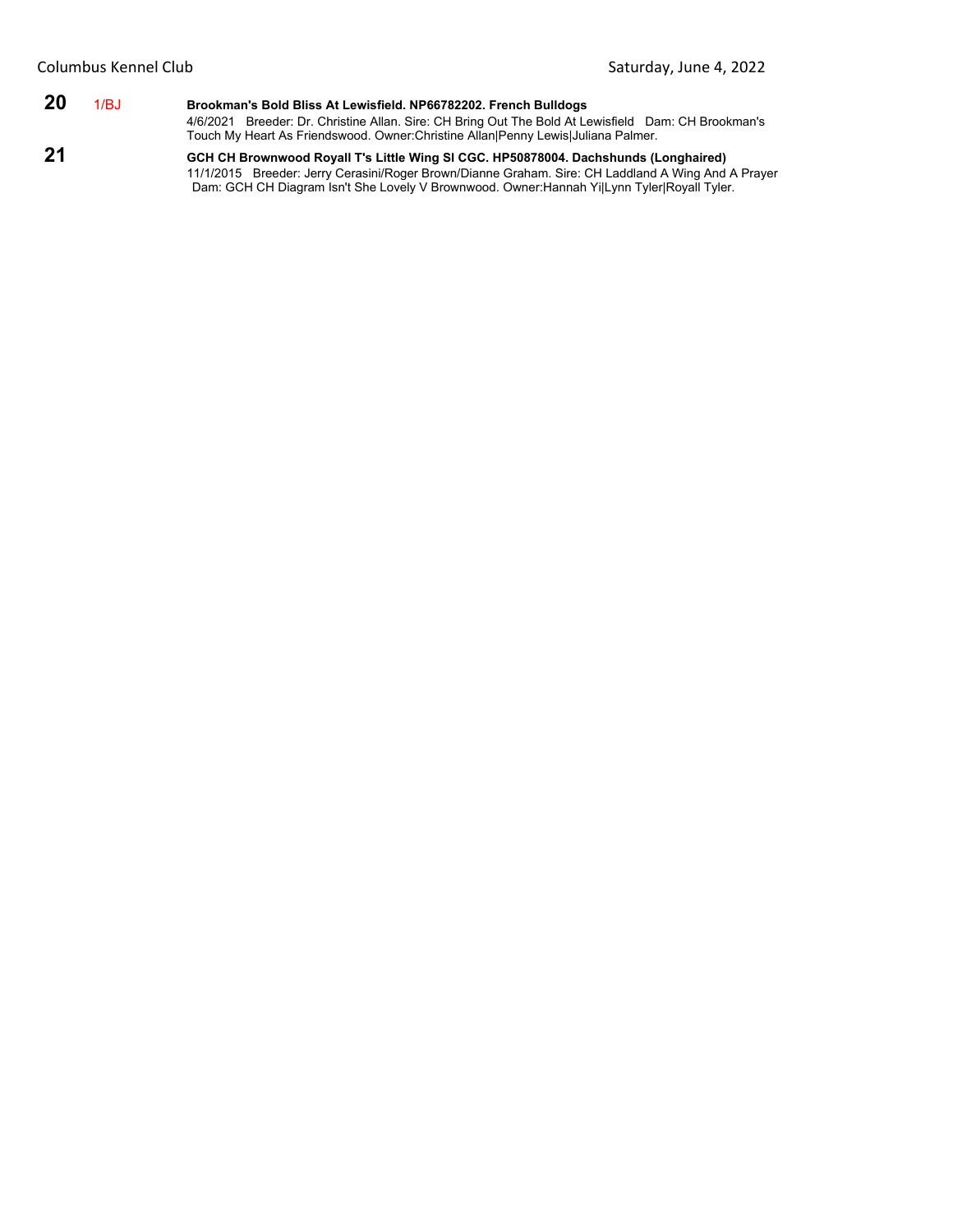**20** 1/BJ **Brookman's Bold Bliss At Lewisfield. NP66782202. French Bulldogs**
4/6/2021 Breeder: Dr. Christine Allan. Sire: CH Bring Out The Bold At Lewisfield Dam: CH Brookman's Touch My Heart As Friendswood. Owner:Christine Allan|Penny Lewis|Juliana Palmer.

**21** **GCH CH Brownwood Royall T's Little Wing SI CGC. HP50878004. Dachshunds (Longhaired)**
11/1/2015 Breeder: Jerry Cerasini/Roger Brown/Dianne Graham. Sire: CH Laddland A Wing And A Prayer Dam: GCH CH Diagram Isn't She Lovely V Brownwood. Owner:Hannah Yi|Lynn Tyler|Royall Tyler.